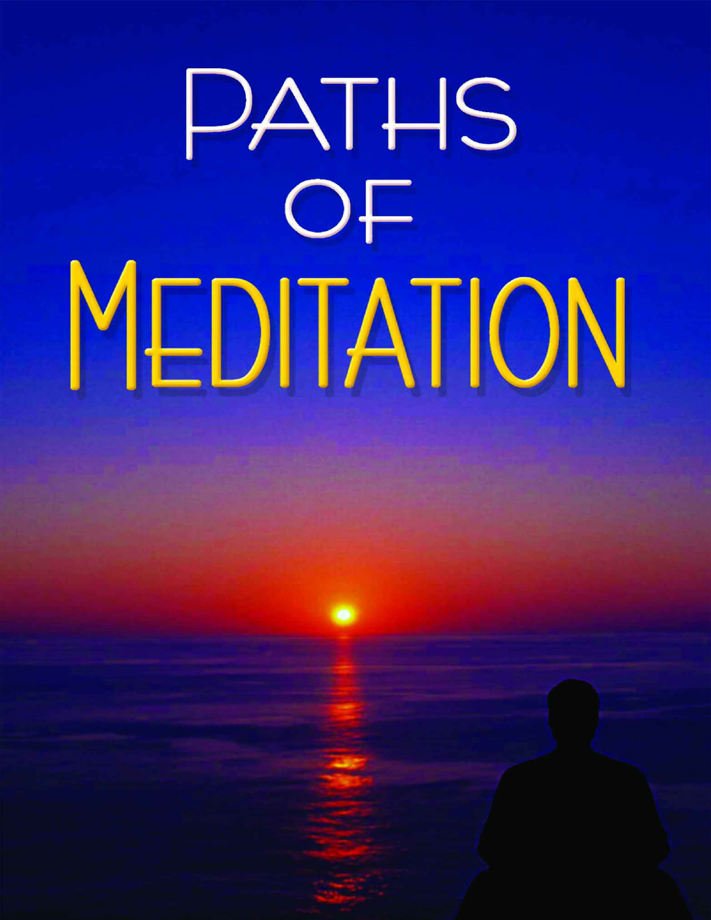# Paths of Meditation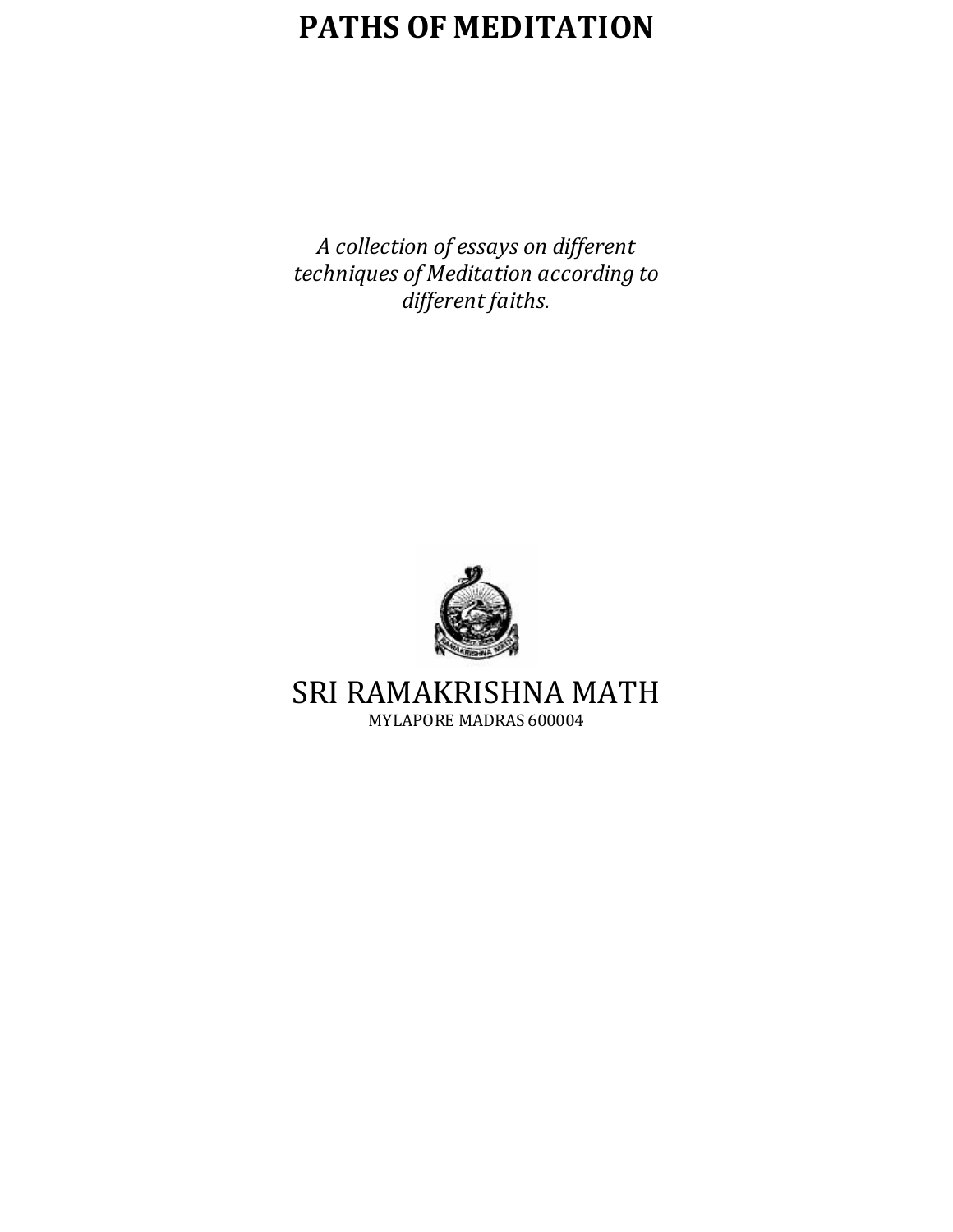# PATHS OF MEDITATION

*A collection of essays on different techniques of Meditation according to different faiths.*

SRI RAMAKRISHNA MATH

MYLAPORE MADRAS 600004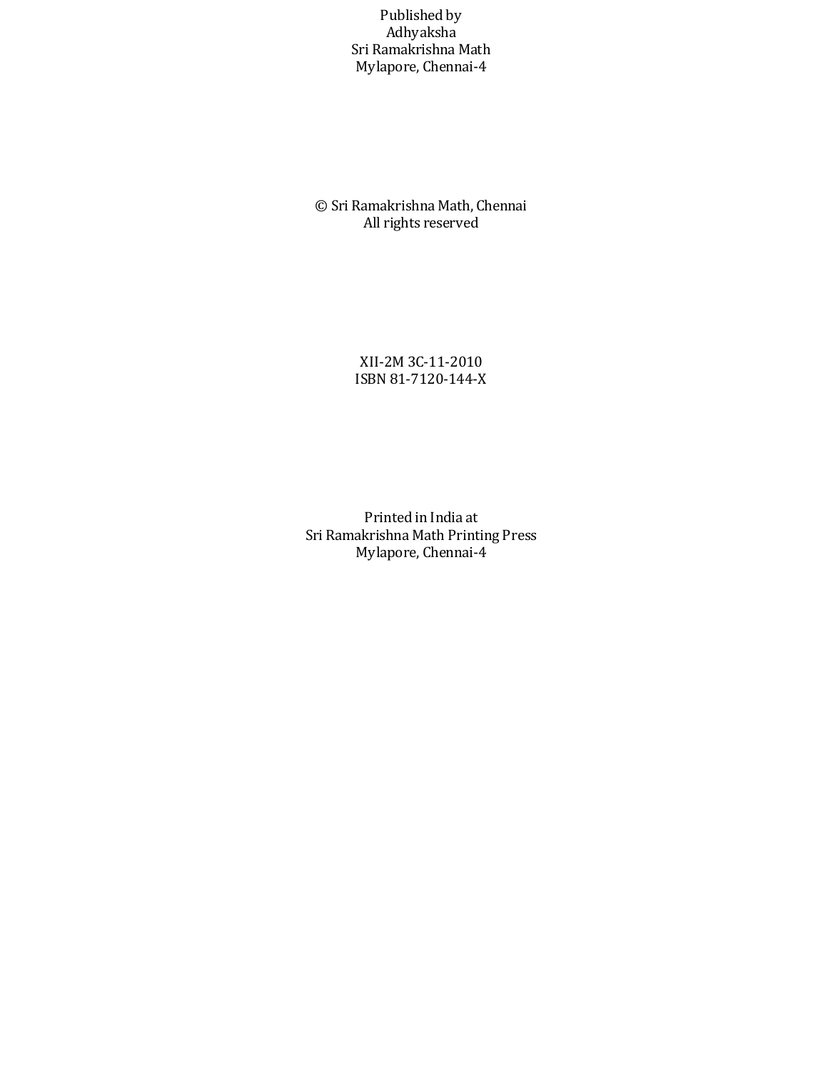Published by
Adhyaksha
Sri Ramakrishna Math
Mylapore, Chennai-4

© Sri Ramakrishna Math, Chennai
All rights reserved

XII-2M 3C-11-2010
ISBN 81-7120-144-X

Printed in India at
Sri Ramakrishna Math Printing Press
Mylapore, Chennai-4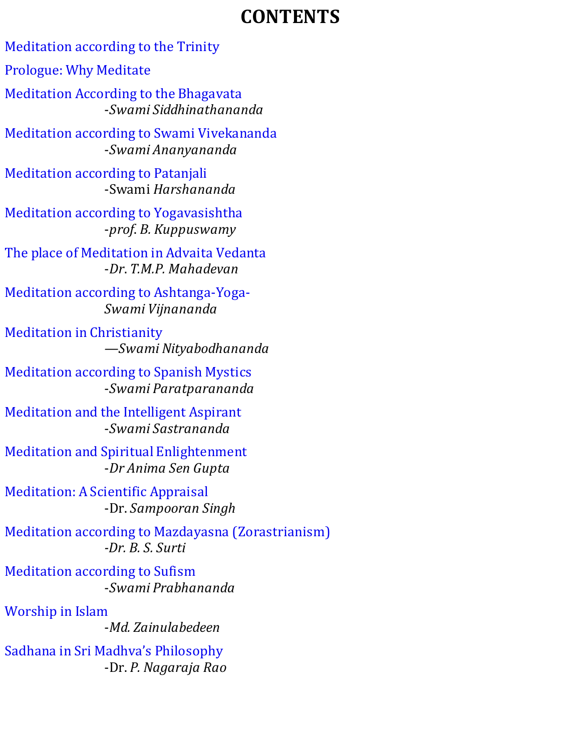# CONTENTS

Meditation according to the Trinity

Prologue: Why Meditate

Meditation According to the Bhagavata
*-Swami Siddhinathananda*

Meditation according to Swami Vivekananda
*-Swami Ananyananda*

Meditation according to Patanjali
-Swami *Harshananda*

Meditation according to Yogavasishtha
*-prof. B. Kuppuswamy*

The place of Meditation in Advaita Vedanta
*-Dr. T.M.P. Mahadevan*

Meditation according to Ashtanga-Yoga-
*Swami Vijnananda*

Meditation in Christianity
*—Swami Nityabodhananda*

Meditation according to Spanish Mystics
*-Swami Paratparananda*

Meditation and the Intelligent Aspirant
*-Swami Sastrananda*

Meditation and Spiritual Enlightenment
*-Dr Anima Sen Gupta*

Meditation: A Scientific Appraisal
-Dr. *Sampooran Singh*

Meditation according to Mazdayasna (Zorastrianism)
*-Dr. B. S. Surti*

Meditation according to Sufism
*-Swami Prabhananda*

Worship in Islam
*-Md. Zainulabedeen*

Sadhana in Sri Madhva's Philosophy
-Dr. *P. Nagaraja Rao*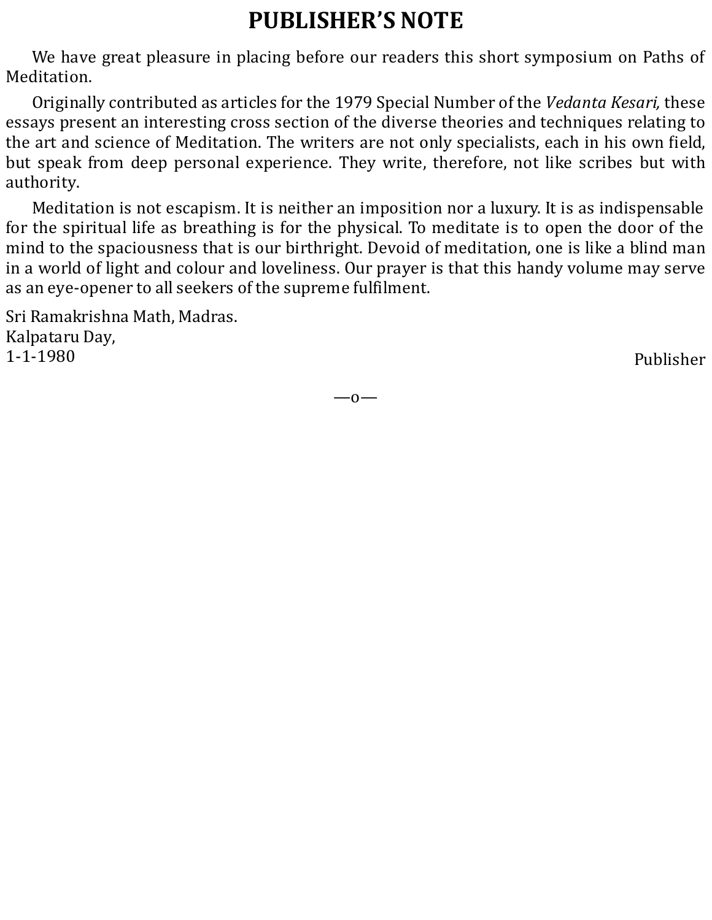# PUBLISHER'S NOTE

We have great pleasure in placing before our readers this short symposium on Paths of Meditation.

Originally contributed as articles for the 1979 Special Number of the *Vedanta Kesari,* these essays present an interesting cross section of the diverse theories and techniques relating to the art and science of Meditation. The writers are not only specialists, each in his own field, but speak from deep personal experience. They write, therefore, not like scribes but with authority.

Meditation is not escapism. It is neither an imposition nor a luxury. It is as indispensable for the spiritual life as breathing is for the physical. To meditate is to open the door of the mind to the spaciousness that is our birthright. Devoid of meditation, one is like a blind man in a world of light and colour and loveliness. Our prayer is that this handy volume may serve as an eye-opener to all seekers of the supreme fulfilment.

Sri Ramakrishna Math, Madras.
Kalpataru Day,
1-1-1980

Publisher

—o—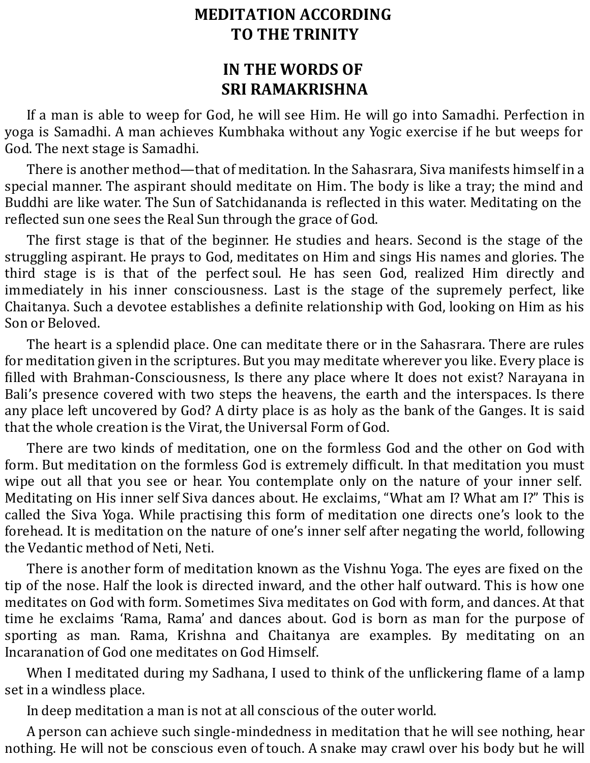# MEDITATION ACCORDING TO THE TRINITY

## IN THE WORDS OF SRI RAMAKRISHNA

If a man is able to weep for God, he will see Him. He will go into Samadhi. Perfection in yoga is Samadhi. A man achieves Kumbhaka without any Yogic exercise if he but weeps for God. The next stage is Samadhi.

There is another method—that of meditation. In the Sahasrara, Siva manifests himself in a special manner. The aspirant should meditate on Him. The body is like a tray; the mind and Buddhi are like water. The Sun of Satchidananda is reflected in this water. Meditating on the reflected sun one sees the Real Sun through the grace of God.

The first stage is that of the beginner. He studies and hears. Second is the stage of the struggling aspirant. He prays to God, meditates on Him and sings His names and glories. The third stage is is that of the perfect soul. He has seen God, realized Him directly and immediately in his inner consciousness. Last is the stage of the supremely perfect, like Chaitanya. Such a devotee establishes a definite relationship with God, looking on Him as his Son or Beloved.

The heart is a splendid place. One can meditate there or in the Sahasrara. There are rules for meditation given in the scriptures. But you may meditate wherever you like. Every place is filled with Brahman-Consciousness, Is there any place where It does not exist? Narayana in Bali's presence covered with two steps the heavens, the earth and the interspaces. Is there any place left uncovered by God? A dirty place is as holy as the bank of the Ganges. It is said that the whole creation is the Virat, the Universal Form of God.

There are two kinds of meditation, one on the formless God and the other on God with form. But meditation on the formless God is extremely difficult. In that meditation you must wipe out all that you see or hear. You contemplate only on the nature of your inner self. Meditating on His inner self Siva dances about. He exclaims, "What am I? What am I?" This is called the Siva Yoga. While practising this form of meditation one directs one's look to the forehead. It is meditation on the nature of one's inner self after negating the world, following the Vedantic method of Neti, Neti.

There is another form of meditation known as the Vishnu Yoga. The eyes are fixed on the tip of the nose. Half the look is directed inward, and the other half outward. This is how one meditates on God with form. Sometimes Siva meditates on God with form, and dances. At that time he exclaims 'Rama, Rama' and dances about. God is born as man for the purpose of sporting as man. Rama, Krishna and Chaitanya are examples. By meditating on an Incaranation of God one meditates on God Himself.

When I meditated during my Sadhana, I used to think of the unflickering flame of a lamp set in a windless place.

In deep meditation a man is not at all conscious of the outer world.

A person can achieve such single-mindedness in meditation that he will see nothing, hear nothing. He will not be conscious even of touch. A snake may crawl over his body but he will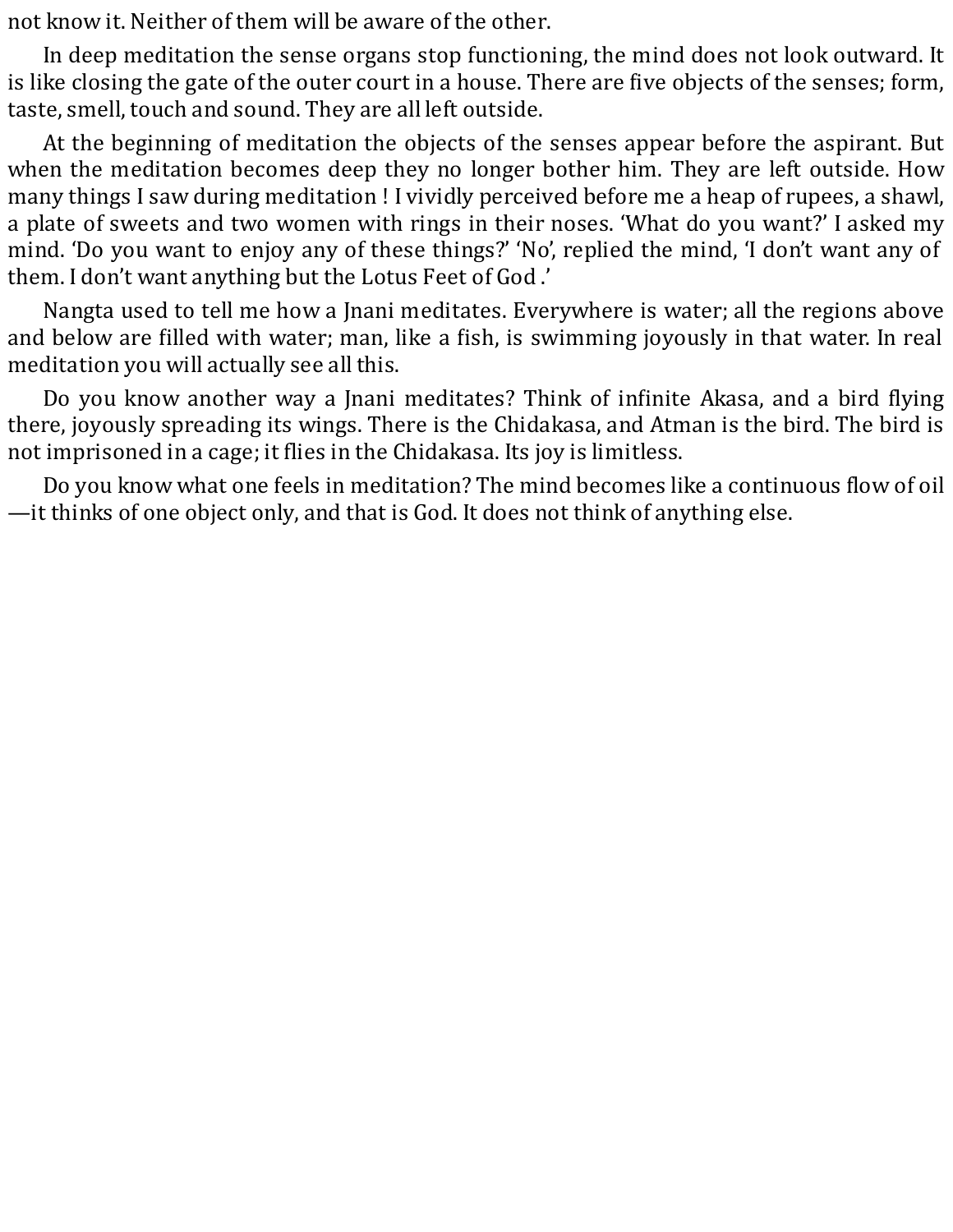not know it. Neither of them will be aware of the other.

In deep meditation the sense organs stop functioning, the mind does not look outward. It is like closing the gate of the outer court in a house. There are five objects of the senses; form, taste, smell, touch and sound. They are all left outside.

At the beginning of meditation the objects of the senses appear before the aspirant. But when the meditation becomes deep they no longer bother him. They are left outside. How many things I saw during meditation ! I vividly perceived before me a heap of rupees, a shawl, a plate of sweets and two women with rings in their noses. 'What do you want?' I asked my mind. 'Do you want to enjoy any of these things?' 'No', replied the mind, 'I don't want any of them. I don't want anything but the Lotus Feet of God .'

Nangta used to tell me how a Jnani meditates. Everywhere is water; all the regions above and below are filled with water; man, like a fish, is swimming joyously in that water. In real meditation you will actually see all this.

Do you know another way a Jnani meditates? Think of infinite Akasa, and a bird flying there, joyously spreading its wings. There is the Chidakasa, and Atman is the bird. The bird is not imprisoned in a cage; it flies in the Chidakasa. Its joy is limitless.

Do you know what one feels in meditation? The mind becomes like a continuous flow of oil—it thinks of one object only, and that is God. It does not think of anything else.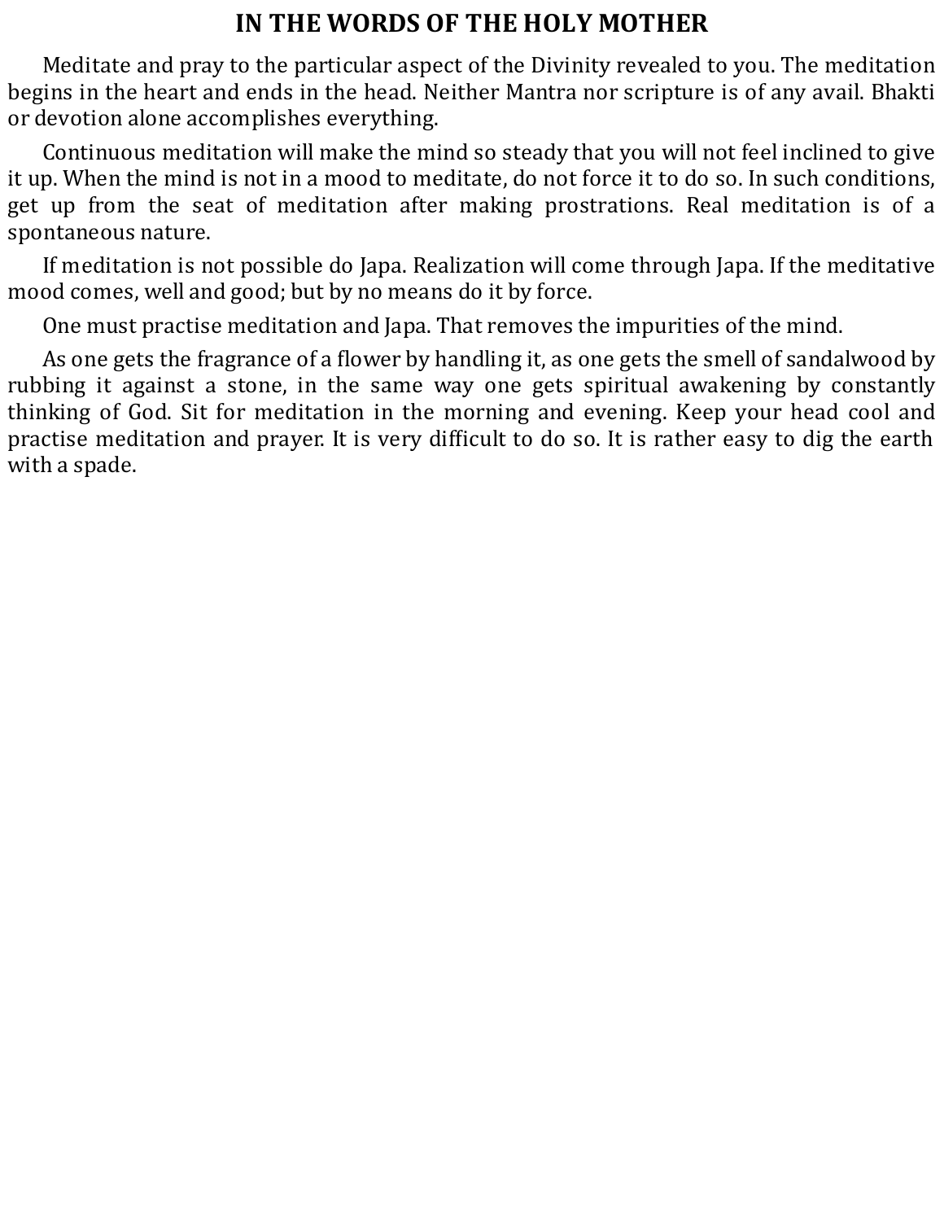# IN THE WORDS OF THE HOLY MOTHER

Meditate and pray to the particular aspect of the Divinity revealed to you. The meditation begins in the heart and ends in the head. Neither Mantra nor scripture is of any avail. Bhakti or devotion alone accomplishes everything.

Continuous meditation will make the mind so steady that you will not feel inclined to give it up. When the mind is not in a mood to meditate, do not force it to do so. In such conditions, get up from the seat of meditation after making prostrations. Real meditation is of a spontaneous nature.

If meditation is not possible do Japa. Realization will come through Japa. If the meditative mood comes, well and good; but by no means do it by force.

One must practise meditation and Japa. That removes the impurities of the mind.

As one gets the fragrance of a flower by handling it, as one gets the smell of sandalwood by rubbing it against a stone, in the same way one gets spiritual awakening by constantly thinking of God. Sit for meditation in the morning and evening. Keep your head cool and practise meditation and prayer. It is very difficult to do so. It is rather easy to dig the earth with a spade.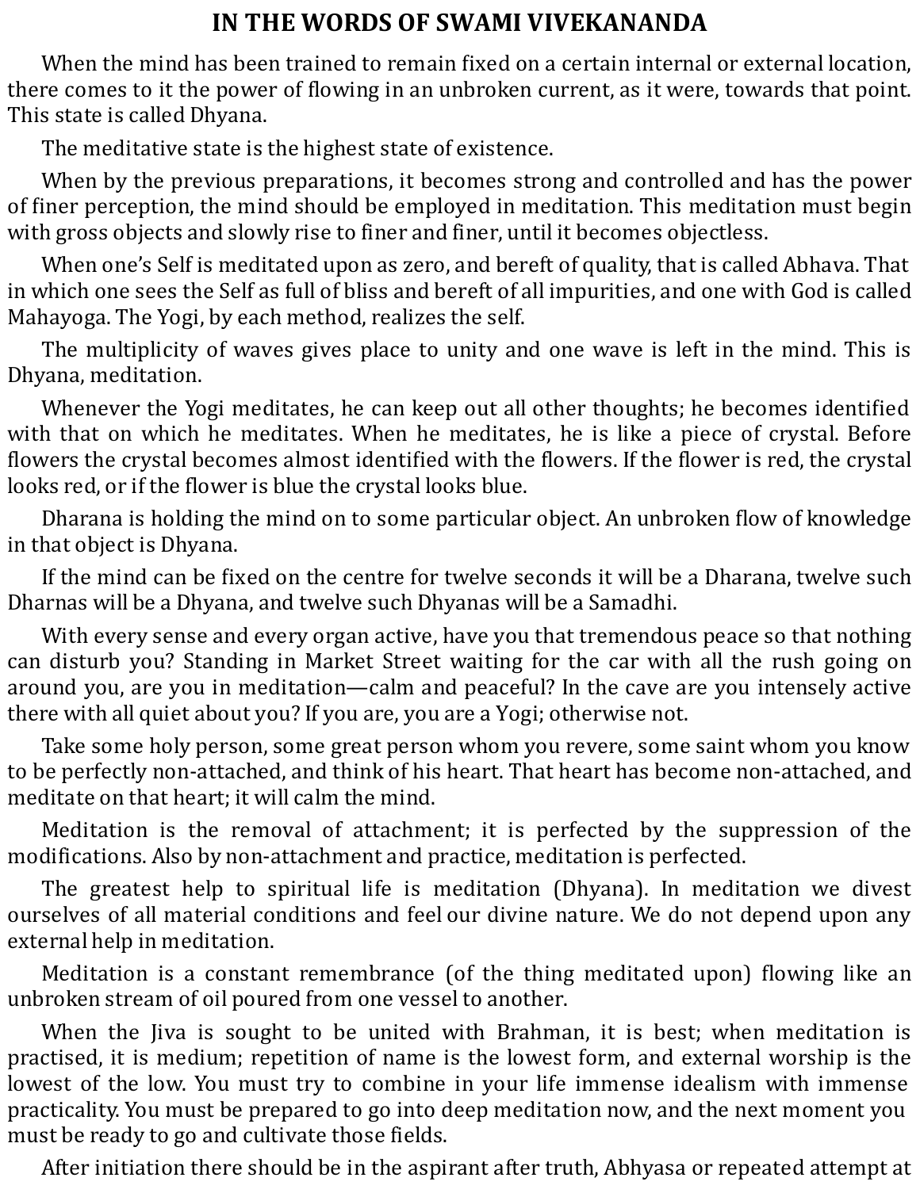# IN THE WORDS OF SWAMI VIVEKANANDA

When the mind has been trained to remain fixed on a certain internal or external location, there comes to it the power of flowing in an unbroken current, as it were, towards that point. This state is called Dhyana.

The meditative state is the highest state of existence.

When by the previous preparations, it becomes strong and controlled and has the power of finer perception, the mind should be employed in meditation. This meditation must begin with gross objects and slowly rise to finer and finer, until it becomes objectless.

When one's Self is meditated upon as zero, and bereft of quality, that is called Abhava. That in which one sees the Self as full of bliss and bereft of all impurities, and one with God is called Mahayoga. The Yogi, by each method, realizes the self.

The multiplicity of waves gives place to unity and one wave is left in the mind. This is Dhyana, meditation.

Whenever the Yogi meditates, he can keep out all other thoughts; he becomes identified with that on which he meditates. When he meditates, he is like a piece of crystal. Before flowers the crystal becomes almost identified with the flowers. If the flower is red, the crystal looks red, or if the flower is blue the crystal looks blue.

Dharana is holding the mind on to some particular object. An unbroken flow of knowledge in that object is Dhyana.

If the mind can be fixed on the centre for twelve seconds it will be a Dharana, twelve such Dharnas will be a Dhyana, and twelve such Dhyanas will be a Samadhi.

With every sense and every organ active, have you that tremendous peace so that nothing can disturb you? Standing in Market Street waiting for the car with all the rush going on around you, are you in meditation—calm and peaceful? In the cave are you intensely active there with all quiet about you? If you are, you are a Yogi; otherwise not.

Take some holy person, some great person whom you revere, some saint whom you know to be perfectly non-attached, and think of his heart. That heart has become non-attached, and meditate on that heart; it will calm the mind.

Meditation is the removal of attachment; it is perfected by the suppression of the modifications. Also by non-attachment and practice, meditation is perfected.

The greatest help to spiritual life is meditation (Dhyana). In meditation we divest ourselves of all material conditions and feel our divine nature. We do not depend upon any external help in meditation.

Meditation is a constant remembrance (of the thing meditated upon) flowing like an unbroken stream of oil poured from one vessel to another.

When the Jiva is sought to be united with Brahman, it is best; when meditation is practised, it is medium; repetition of name is the lowest form, and external worship is the lowest of the low. You must try to combine in your life immense idealism with immense practicality. You must be prepared to go into deep meditation now, and the next moment you must be ready to go and cultivate those fields.

After initiation there should be in the aspirant after truth, Abhyasa or repeated attempt at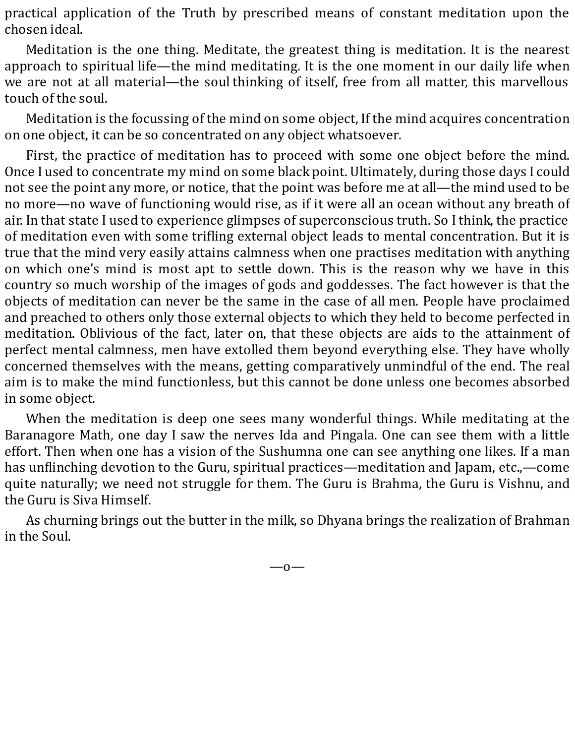practical application of the Truth by prescribed means of constant meditation upon the chosen ideal.

Meditation is the one thing. Meditate, the greatest thing is meditation. It is the nearest approach to spiritual life—the mind meditating. It is the one moment in our daily life when we are not at all material—the soul thinking of itself, free from all matter, this marvellous touch of the soul.

Meditation is the focussing of the mind on some object, If the mind acquires concentration on one object, it can be so concentrated on any object whatsoever.

First, the practice of meditation has to proceed with some one object before the mind. Once I used to concentrate my mind on some black point. Ultimately, during those days I could not see the point any more, or notice, that the point was before me at all—the mind used to be no more—no wave of functioning would rise, as if it were all an ocean without any breath of air. In that state I used to experience glimpses of superconscious truth. So I think, the practice of meditation even with some trifling external object leads to mental concentration. But it is true that the mind very easily attains calmness when one practises meditation with anything on which one's mind is most apt to settle down. This is the reason why we have in this country so much worship of the images of gods and goddesses. The fact however is that the objects of meditation can never be the same in the case of all men. People have proclaimed and preached to others only those external objects to which they held to become perfected in meditation. Oblivious of the fact, later on, that these objects are aids to the attainment of perfect mental calmness, men have extolled them beyond everything else. They have wholly concerned themselves with the means, getting comparatively unmindful of the end. The real aim is to make the mind functionless, but this cannot be done unless one becomes absorbed in some object.

When the meditation is deep one sees many wonderful things. While meditating at the Baranagore Math, one day I saw the nerves Ida and Pingala. One can see them with a little effort. Then when one has a vision of the Sushumna one can see anything one likes. If a man has unflinching devotion to the Guru, spiritual practices—meditation and Japam, etc.,—come quite naturally; we need not struggle for them. The Guru is Brahma, the Guru is Vishnu, and the Guru is Siva Himself.

As churning brings out the butter in the milk, so Dhyana brings the realization of Brahman in the Soul.

—o—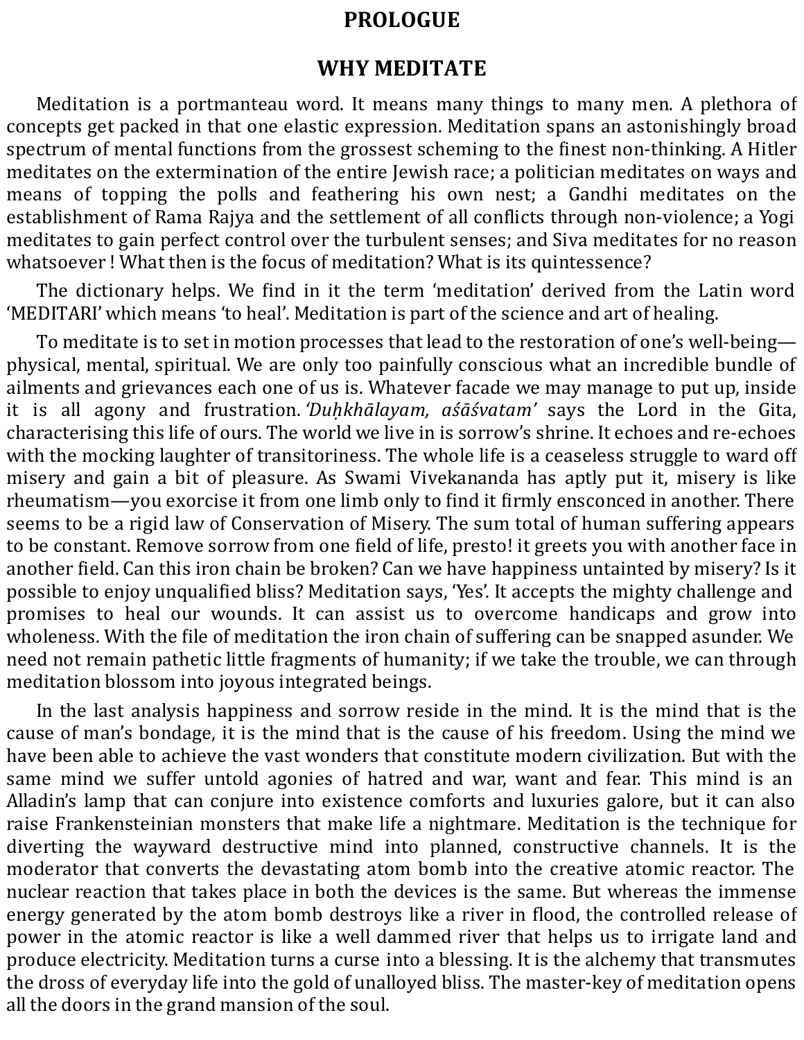# PROLOGUE

## WHY MEDITATE

Meditation is a portmanteau word. It means many things to many men. A plethora of concepts get packed in that one elastic expression. Meditation spans an astonishingly broad spectrum of mental functions from the grossest scheming to the finest non-thinking. A Hitler meditates on the extermination of the entire Jewish race; a politician meditates on ways and means of topping the polls and feathering his own nest; a Gandhi meditates on the establishment of Rama Rajya and the settlement of all conflicts through non-violence; a Yogi meditates to gain perfect control over the turbulent senses; and Siva meditates for no reason whatsoever ! What then is the focus of meditation? What is its quintessence?

The dictionary helps. We find in it the term 'meditation' derived from the Latin word 'MEDITARI' which means 'to heal'. Meditation is part of the science and art of healing.

To meditate is to set in motion processes that lead to the restoration of one's well-being—physical, mental, spiritual. We are only too painfully conscious what an incredible bundle of ailments and grievances each one of us is. Whatever facade we may manage to put up, inside it is all agony and frustration. *'Duḥkhālayam, aśāśvatam'* says the Lord in the Gita, characterising this life of ours. The world we live in is sorrow's shrine. It echoes and re-echoes with the mocking laughter of transitoriness. The whole life is a ceaseless struggle to ward off misery and gain a bit of pleasure. As Swami Vivekananda has aptly put it, misery is like rheumatism—you exorcise it from one limb only to find it firmly ensconced in another. There seems to be a rigid law of Conservation of Misery. The sum total of human suffering appears to be constant. Remove sorrow from one field of life, presto! it greets you with another face in another field. Can this iron chain be broken? Can we have happiness untainted by misery? Is it possible to enjoy unqualified bliss? Meditation says, 'Yes'. It accepts the mighty challenge and promises to heal our wounds. It can assist us to overcome handicaps and grow into wholeness. With the file of meditation the iron chain of suffering can be snapped asunder. We need not remain pathetic little fragments of humanity; if we take the trouble, we can through meditation blossom into joyous integrated beings.

In the last analysis happiness and sorrow reside in the mind. It is the mind that is the cause of man's bondage, it is the mind that is the cause of his freedom. Using the mind we have been able to achieve the vast wonders that constitute modern civilization. But with the same mind we suffer untold agonies of hatred and war, want and fear. This mind is an Alladin's lamp that can conjure into existence comforts and luxuries galore, but it can also raise Frankensteinian monsters that make life a nightmare. Meditation is the technique for diverting the wayward destructive mind into planned, constructive channels. It is the moderator that converts the devastating atom bomb into the creative atomic reactor. The nuclear reaction that takes place in both the devices is the same. But whereas the immense energy generated by the atom bomb destroys like a river in flood, the controlled release of power in the atomic reactor is like a well dammed river that helps us to irrigate land and produce electricity. Meditation turns a curse into a blessing. It is the alchemy that transmutes the dross of everyday life into the gold of unalloyed bliss. The master-key of meditation opens all the doors in the grand mansion of the soul.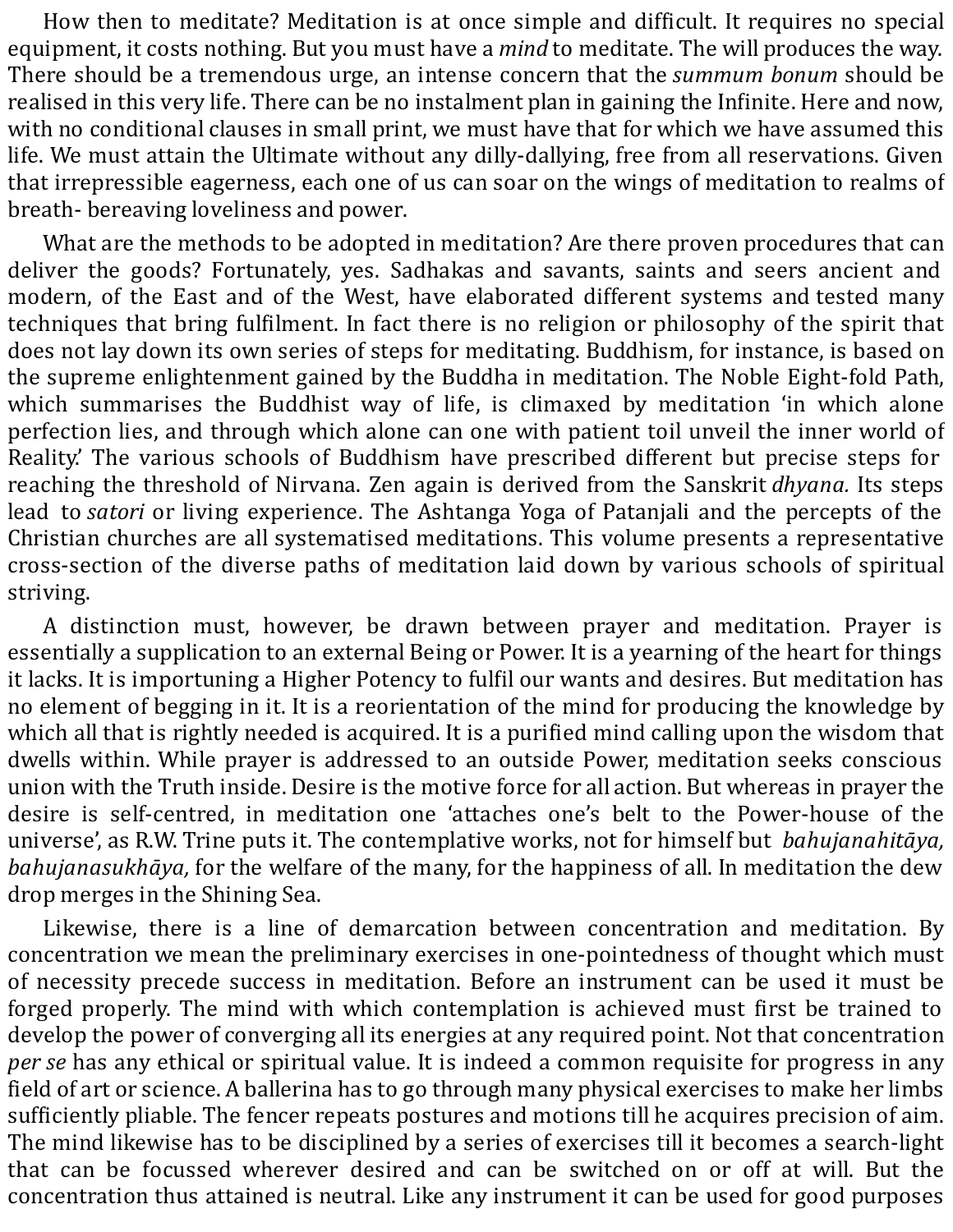How then to meditate? Meditation is at once simple and difficult. It requires no special equipment, it costs nothing. But you must have a *mind* to meditate. The will produces the way. There should be a tremendous urge, an intense concern that the *summum bonum* should be realised in this very life. There can be no instalment plan in gaining the Infinite. Here and now, with no conditional clauses in small print, we must have that for which we have assumed this life. We must attain the Ultimate without any dilly-dallying, free from all reservations. Given that irrepressible eagerness, each one of us can soar on the wings of meditation to realms of breath- bereaving loveliness and power.

What are the methods to be adopted in meditation? Are there proven procedures that can deliver the goods? Fortunately, yes. Sadhakas and savants, saints and seers ancient and modern, of the East and of the West, have elaborated different systems and tested many techniques that bring fulfilment. In fact there is no religion or philosophy of the spirit that does not lay down its own series of steps for meditating. Buddhism, for instance, is based on the supreme enlightenment gained by the Buddha in meditation. The Noble Eight-fold Path, which summarises the Buddhist way of life, is climaxed by meditation 'in which alone perfection lies, and through which alone can one with patient toil unveil the inner world of Reality.' The various schools of Buddhism have prescribed different but precise steps for reaching the threshold of Nirvana. Zen again is derived from the Sanskrit *dhyana.* Its steps lead to *satori* or living experience. The Ashtanga Yoga of Patanjali and the percepts of the Christian churches are all systematised meditations. This volume presents a representative cross-section of the diverse paths of meditation laid down by various schools of spiritual striving.

A distinction must, however, be drawn between prayer and meditation. Prayer is essentially a supplication to an external Being or Power. It is a yearning of the heart for things it lacks. It is importuning a Higher Potency to fulfil our wants and desires. But meditation has no element of begging in it. It is a reorientation of the mind for producing the knowledge by which all that is rightly needed is acquired. It is a purified mind calling upon the wisdom that dwells within. While prayer is addressed to an outside Power, meditation seeks conscious union with the Truth inside. Desire is the motive force for all action. But whereas in prayer the desire is self-centred, in meditation one 'attaches one's belt to the Power-house of the universe', as R.W. Trine puts it. The contemplative works, not for himself but *bahujanahitāya, bahujanasukhāya,* for the welfare of the many, for the happiness of all. In meditation the dew drop merges in the Shining Sea.

Likewise, there is a line of demarcation between concentration and meditation. By concentration we mean the preliminary exercises in one-pointedness of thought which must of necessity precede success in meditation. Before an instrument can be used it must be forged properly. The mind with which contemplation is achieved must first be trained to develop the power of converging all its energies at any required point. Not that concentration *per se* has any ethical or spiritual value. It is indeed a common requisite for progress in any field of art or science. A ballerina has to go through many physical exercises to make her limbs sufficiently pliable. The fencer repeats postures and motions till he acquires precision of aim. The mind likewise has to be disciplined by a series of exercises till it becomes a search-light that can be focussed wherever desired and can be switched on or off at will. But the concentration thus attained is neutral. Like any instrument it can be used for good purposes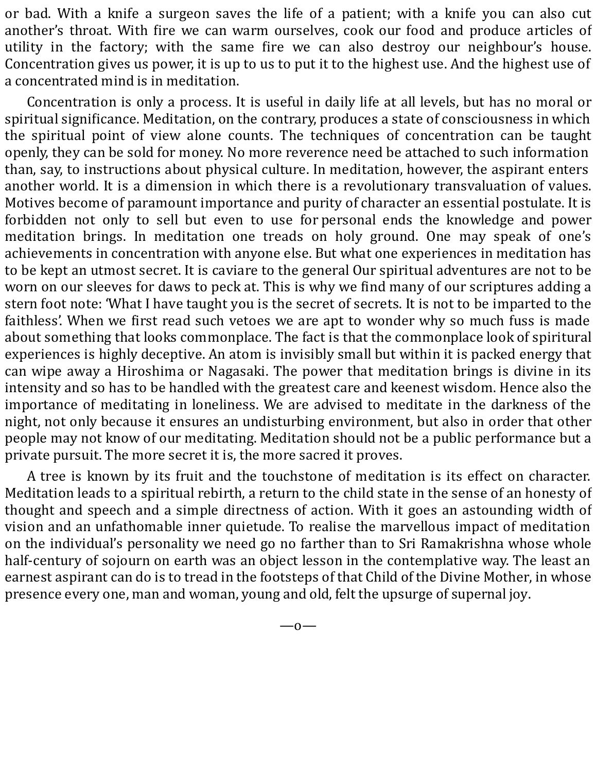or bad. With a knife a surgeon saves the life of a patient; with a knife you can also cut another's throat. With fire we can warm ourselves, cook our food and produce articles of utility in the factory; with the same fire we can also destroy our neighbour's house. Concentration gives us power, it is up to us to put it to the highest use. And the highest use of a concentrated mind is in meditation.

Concentration is only a process. It is useful in daily life at all levels, but has no moral or spiritual significance. Meditation, on the contrary, produces a state of consciousness in which the spiritual point of view alone counts. The techniques of concentration can be taught openly, they can be sold for money. No more reverence need be attached to such information than, say, to instructions about physical culture. In meditation, however, the aspirant enters another world. It is a dimension in which there is a revolutionary transvaluation of values. Motives become of paramount importance and purity of character an essential postulate. It is forbidden not only to sell but even to use for personal ends the knowledge and power meditation brings. In meditation one treads on holy ground. One may speak of one's achievements in concentration with anyone else. But what one experiences in meditation has to be kept an utmost secret. It is caviare to the general Our spiritual adventures are not to be worn on our sleeves for daws to peck at. This is why we find many of our scriptures adding a stern foot note: 'What I have taught you is the secret of secrets. It is not to be imparted to the faithless'. When we first read such vetoes we are apt to wonder why so much fuss is made about something that looks commonplace. The fact is that the commonplace look of spiritual experiences is highly deceptive. An atom is invisibly small but within it is packed energy that can wipe away a Hiroshima or Nagasaki. The power that meditation brings is divine in its intensity and so has to be handled with the greatest care and keenest wisdom. Hence also the importance of meditating in loneliness. We are advised to meditate in the darkness of the night, not only because it ensures an undisturbing environment, but also in order that other people may not know of our meditating. Meditation should not be a public performance but a private pursuit. The more secret it is, the more sacred it proves.

A tree is known by its fruit and the touchstone of meditation is its effect on character. Meditation leads to a spiritual rebirth, a return to the child state in the sense of an honesty of thought and speech and a simple directness of action. With it goes an astounding width of vision and an unfathomable inner quietude. To realise the marvellous impact of meditation on the individual's personality we need go no farther than to Sri Ramakrishna whose whole half-century of sojourn on earth was an object lesson in the contemplative way. The least an earnest aspirant can do is to tread in the footsteps of that Child of the Divine Mother, in whose presence every one, man and woman, young and old, felt the upsurge of supernal joy.

—o—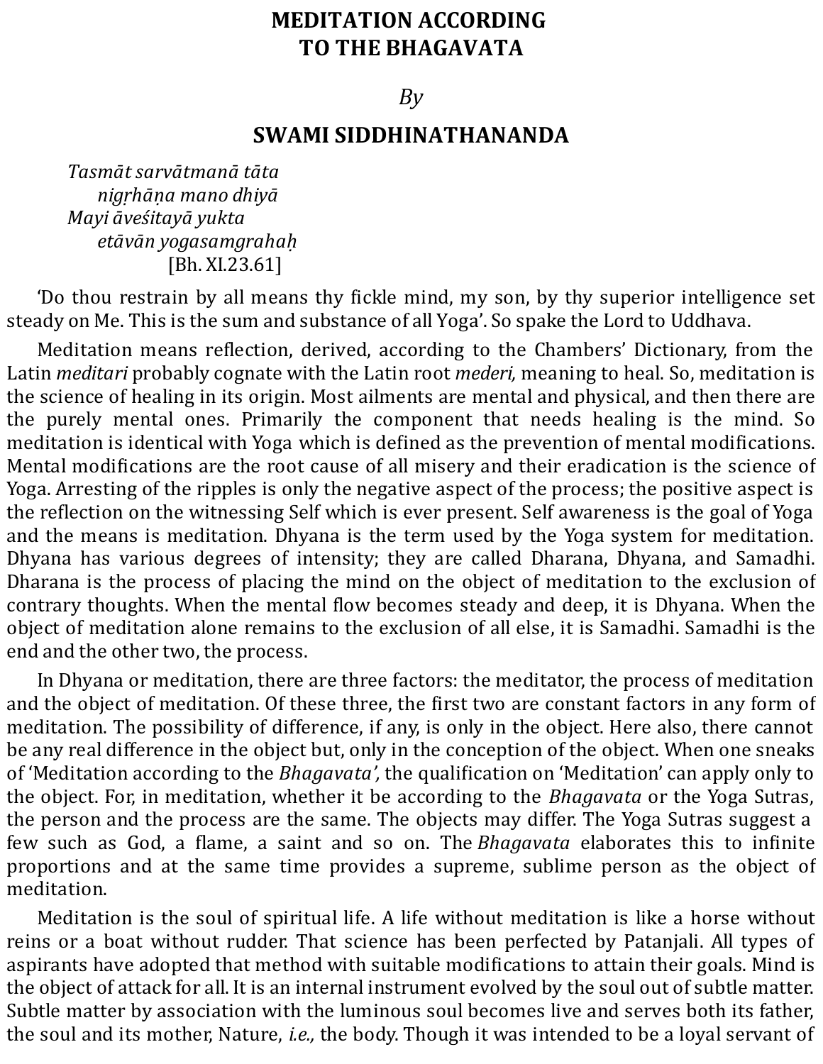# MEDITATION ACCORDING TO THE BHAGAVATA

*By*

## SWAMI SIDDHINATHANANDA

*Tasmāt sarvātmanā tāta*
*nigṛhāṇa mano dhiyā*
*Mayi āveśitayā yukta*
*etāvān yogasamgrahaḥ*
[Bh. XI.23.61]

'Do thou restrain by all means thy fickle mind, my son, by thy superior intelligence set steady on Me. This is the sum and substance of all Yoga'. So spake the Lord to Uddhava.

Meditation means reflection, derived, according to the Chambers' Dictionary, from the Latin *meditari* probably cognate with the Latin root *mederi,* meaning to heal. So, meditation is the science of healing in its origin. Most ailments are mental and physical, and then there are the purely mental ones. Primarily the component that needs healing is the mind. So meditation is identical with Yoga which is defined as the prevention of mental modifications. Mental modifications are the root cause of all misery and their eradication is the science of Yoga. Arresting of the ripples is only the negative aspect of the process; the positive aspect is the reflection on the witnessing Self which is ever present. Self awareness is the goal of Yoga and the means is meditation. Dhyana is the term used by the Yoga system for meditation. Dhyana has various degrees of intensity; they are called Dharana, Dhyana, and Samadhi. Dharana is the process of placing the mind on the object of meditation to the exclusion of contrary thoughts. When the mental flow becomes steady and deep, it is Dhyana. When the object of meditation alone remains to the exclusion of all else, it is Samadhi. Samadhi is the end and the other two, the process.

In Dhyana or meditation, there are three factors: the meditator, the process of meditation and the object of meditation. Of these three, the first two are constant factors in any form of meditation. The possibility of difference, if any, is only in the object. Here also, there cannot be any real difference in the object but, only in the conception of the object. When one sneaks of 'Meditation according to the *Bhagavata',* the qualification on 'Meditation' can apply only to the object. For, in meditation, whether it be according to the *Bhagavata* or the Yoga Sutras, the person and the process are the same. The objects may differ. The Yoga Sutras suggest a few such as God, a flame, a saint and so on. The *Bhagavata* elaborates this to infinite proportions and at the same time provides a supreme, sublime person as the object of meditation.

Meditation is the soul of spiritual life. A life without meditation is like a horse without reins or a boat without rudder. That science has been perfected by Patanjali. All types of aspirants have adopted that method with suitable modifications to attain their goals. Mind is the object of attack for all. It is an internal instrument evolved by the soul out of subtle matter. Subtle matter by association with the luminous soul becomes live and serves both its father, the soul and its mother, Nature, *i.e.,* the body. Though it was intended to be a loyal servant of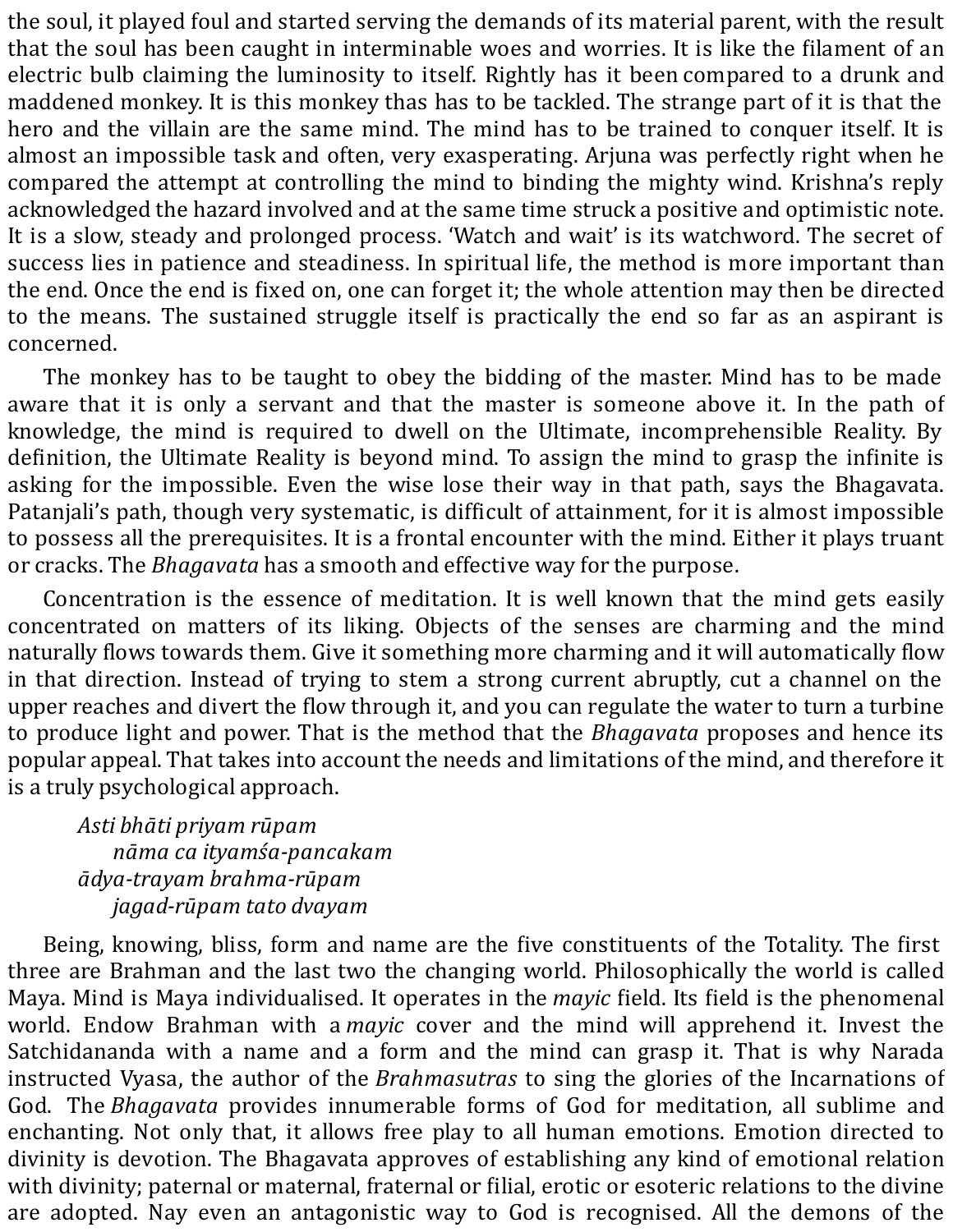the soul, it played foul and started serving the demands of its material parent, with the result that the soul has been caught in interminable woes and worries. It is like the filament of an electric bulb claiming the luminosity to itself. Rightly has it been compared to a drunk and maddened monkey. It is this monkey thas has to be tackled. The strange part of it is that the hero and the villain are the same mind. The mind has to be trained to conquer itself. It is almost an impossible task and often, very exasperating. Arjuna was perfectly right when he compared the attempt at controlling the mind to binding the mighty wind. Krishna's reply acknowledged the hazard involved and at the same time struck a positive and optimistic note. It is a slow, steady and prolonged process. 'Watch and wait' is its watchword. The secret of success lies in patience and steadiness. In spiritual life, the method is more important than the end. Once the end is fixed on, one can forget it; the whole attention may then be directed to the means. The sustained struggle itself is practically the end so far as an aspirant is concerned.

The monkey has to be taught to obey the bidding of the master. Mind has to be made aware that it is only a servant and that the master is someone above it. In the path of knowledge, the mind is required to dwell on the Ultimate, incomprehensible Reality. By definition, the Ultimate Reality is beyond mind. To assign the mind to grasp the infinite is asking for the impossible. Even the wise lose their way in that path, says the Bhagavata. Patanjali's path, though very systematic, is difficult of attainment, for it is almost impossible to possess all the prerequisites. It is a frontal encounter with the mind. Either it plays truant or cracks. The *Bhagavata* has a smooth and effective way for the purpose.

Concentration is the essence of meditation. It is well known that the mind gets easily concentrated on matters of its liking. Objects of the senses are charming and the mind naturally flows towards them. Give it something more charming and it will automatically flow in that direction. Instead of trying to stem a strong current abruptly, cut a channel on the upper reaches and divert the flow through it, and you can regulate the water to turn a turbine to produce light and power. That is the method that the *Bhagavata* proposes and hence its popular appeal. That takes into account the needs and limitations of the mind, and therefore it is a truly psychological approach.

*Asti bhāti priyam rūpam*
*nāma ca ityaṁśa-pancakam*
*ādya-trayam brahma-rūpam*
*jagad-rūpam tato dvayam*

Being, knowing, bliss, form and name are the five constituents of the Totality. The first three are Brahman and the last two the changing world. Philosophically the world is called Maya. Mind is Maya individualised. It operates in the *mayic* field. Its field is the phenomenal world. Endow Brahman with a *mayic* cover and the mind will apprehend it. Invest the Satchidananda with a name and a form and the mind can grasp it. That is why Narada instructed Vyasa, the author of the *Brahmasutras* to sing the glories of the Incarnations of God. The *Bhagavata* provides innumerable forms of God for meditation, all sublime and enchanting. Not only that, it allows free play to all human emotions. Emotion directed to divinity is devotion. The Bhagavata approves of establishing any kind of emotional relation with divinity; paternal or maternal, fraternal or filial, erotic or esoteric relations to the divine are adopted. Nay even an antagonistic way to God is recognised. All the demons of the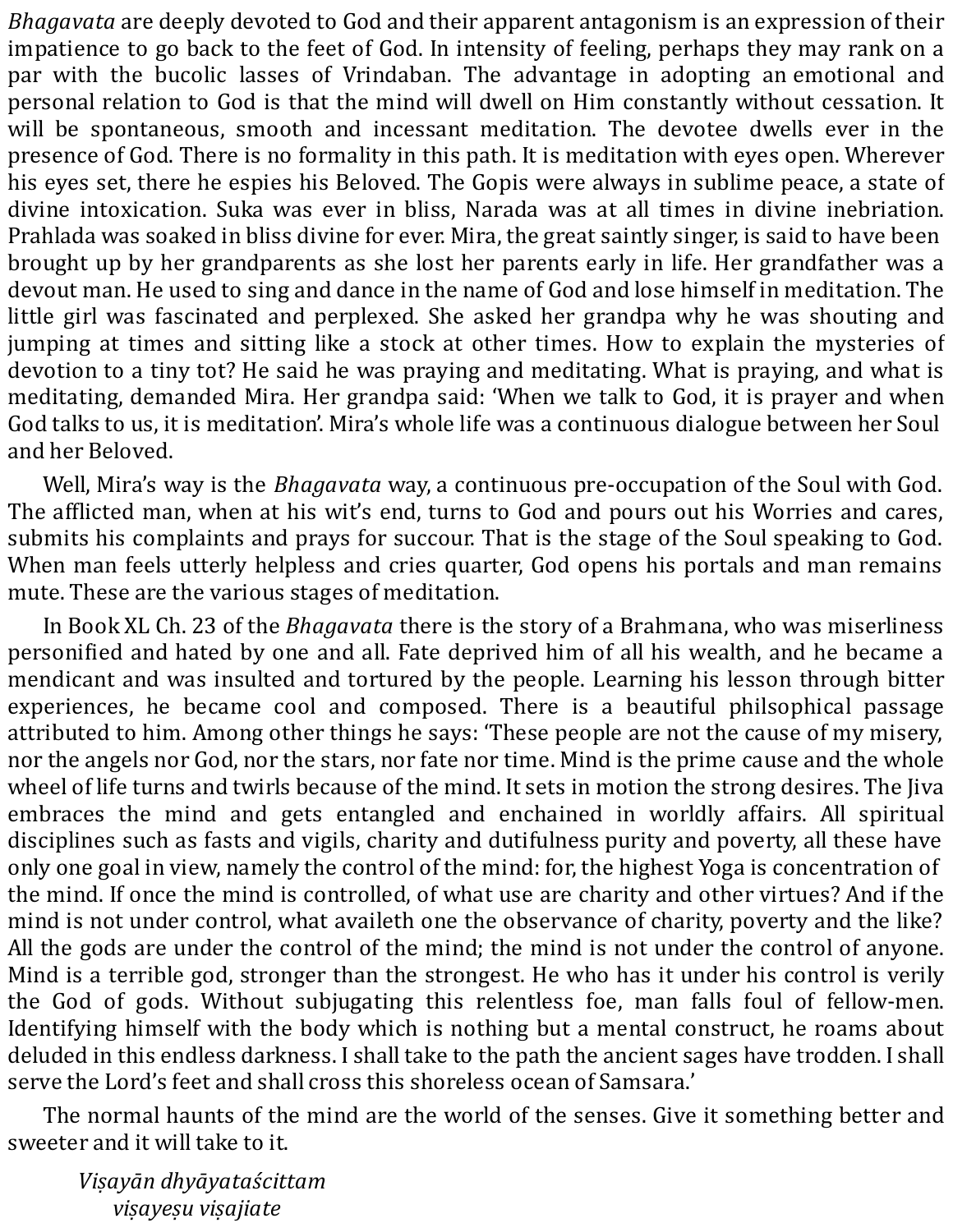*Bhagavata* are deeply devoted to God and their apparent antagonism is an expression of their impatience to go back to the feet of God. In intensity of feeling, perhaps they may rank on a par with the bucolic lasses of Vrindaban. The advantage in adopting an emotional and personal relation to God is that the mind will dwell on Him constantly without cessation. It will be spontaneous, smooth and incessant meditation. The devotee dwells ever in the presence of God. There is no formality in this path. It is meditation with eyes open. Wherever his eyes set, there he espies his Beloved. The Gopis were always in sublime peace, a state of divine intoxication. Suka was ever in bliss, Narada was at all times in divine inebriation. Prahlada was soaked in bliss divine for ever. Mira, the great saintly singer, is said to have been brought up by her grandparents as she lost her parents early in life. Her grandfather was a devout man. He used to sing and dance in the name of God and lose himself in meditation. The little girl was fascinated and perplexed. She asked her grandpa why he was shouting and jumping at times and sitting like a stock at other times. How to explain the mysteries of devotion to a tiny tot? He said he was praying and meditating. What is praying, and what is meditating, demanded Mira. Her grandpa said: 'When we talk to God, it is prayer and when God talks to us, it is meditation'. Mira's whole life was a continuous dialogue between her Soul and her Beloved.

Well, Mira's way is the *Bhagavata* way, a continuous pre-occupation of the Soul with God. The afflicted man, when at his wit's end, turns to God and pours out his Worries and cares, submits his complaints and prays for succour. That is the stage of the Soul speaking to God. When man feels utterly helpless and cries quarter, God opens his portals and man remains mute. These are the various stages of meditation.

In Book XL Ch. 23 of the *Bhagavata* there is the story of a Brahmana, who was miserliness personified and hated by one and all. Fate deprived him of all his wealth, and he became a mendicant and was insulted and tortured by the people. Learning his lesson through bitter experiences, he became cool and composed. There is a beautiful philosophical passage attributed to him. Among other things he says: 'These people are not the cause of my misery, nor the angels nor God, nor the stars, nor fate nor time. Mind is the prime cause and the whole wheel of life turns and twirls because of the mind. It sets in motion the strong desires. The Jiva embraces the mind and gets entangled and enchained in worldly affairs. All spiritual disciplines such as fasts and vigils, charity and dutifulness purity and poverty, all these have only one goal in view, namely the control of the mind: for, the highest Yoga is concentration of the mind. If once the mind is controlled, of what use are charity and other virtues? And if the mind is not under control, what availeth one the observance of charity, poverty and the like? All the gods are under the control of the mind; the mind is not under the control of anyone. Mind is a terrible god, stronger than the strongest. He who has it under his control is verily the God of gods. Without subjugating this relentless foe, man falls foul of fellow-men. Identifying himself with the body which is nothing but a mental construct, he roams about deluded in this endless darkness. I shall take to the path the ancient sages have trodden. I shall serve the Lord's feet and shall cross this shoreless ocean of Samsara.'

The normal haunts of the mind are the world of the senses. Give it something better and sweeter and it will take to it.

*Viṣayān dhyāyataścittam*
*viṣayeṣu viṣajiate*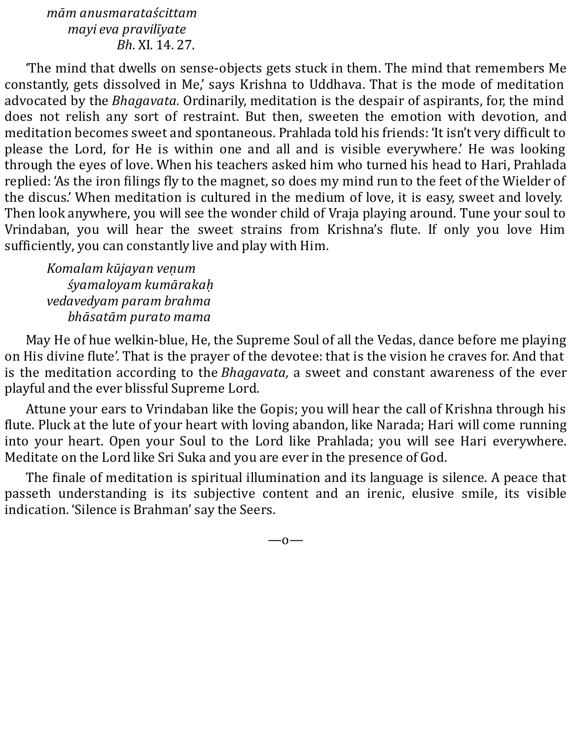*mām anusmarataścittam*
*mayi eva pravilīyate*
*Bh.* XI. 14. 27.

'The mind that dwells on sense-objects gets stuck in them. The mind that remembers Me constantly, gets dissolved in Me,' says Krishna to Uddhava. That is the mode of meditation advocated by the *Bhagavata.* Ordinarily, meditation is the despair of aspirants, for, the mind does not relish any sort of restraint. But then, sweeten the emotion with devotion, and meditation becomes sweet and spontaneous. Prahlada told his friends: 'It isn't very difficult to please the Lord, for He is within one and all and is visible everywhere.' He was looking through the eyes of love. When his teachers asked him who turned his head to Hari, Prahlada replied: 'As the iron filings fly to the magnet, so does my mind run to the feet of the Wielder of the discus.' When meditation is cultured in the medium of love, it is easy, sweet and lovely. Then look anywhere, you will see the wonder child of Vraja playing around. Tune your soul to Vrindaban, you will hear the sweet strains from Krishna's flute. If only you love Him sufficiently, you can constantly live and play with Him.

*Komalam kūjayan veṇum*
*śyamaloyam kumārakaḥ*
*vedavedyam param brahma*
*bhāsatām purato mama*

May He of hue welkin-blue, He, the Supreme Soul of all the Vedas, dance before me playing on His divine flute'. That is the prayer of the devotee: that is the vision he craves for. And that is the meditation according to the *Bhagavata,* a sweet and constant awareness of the ever playful and the ever blissful Supreme Lord.

Attune your ears to Vrindaban like the Gopis; you will hear the call of Krishna through his flute. Pluck at the lute of your heart with loving abandon, like Narada; Hari will come running into your heart. Open your Soul to the Lord like Prahlada; you will see Hari everywhere. Meditate on the Lord like Sri Suka and you are ever in the presence of God.

The finale of meditation is spiritual illumination and its language is silence. A peace that passeth understanding is its subjective content and an irenic, elusive smile, its visible indication. 'Silence is Brahman' say the Seers.

—o—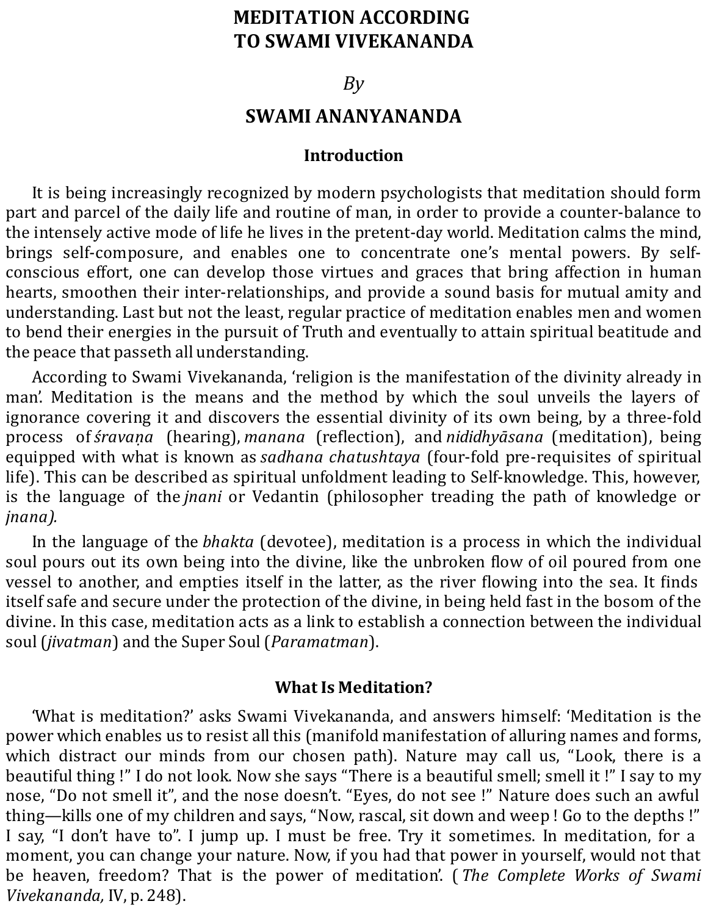# MEDITATION ACCORDING TO SWAMI VIVEKANANDA

*By*

## SWAMI ANANYANANDA

### Introduction

It is being increasingly recognized by modern psychologists that meditation should form part and parcel of the daily life and routine of man, in order to provide a counter-balance to the intensely active mode of life he lives in the pretent-day world. Meditation calms the mind, brings self-composure, and enables one to concentrate one's mental powers. By self-conscious effort, one can develop those virtues and graces that bring affection in human hearts, smoothen their inter-relationships, and provide a sound basis for mutual amity and understanding. Last but not the least, regular practice of meditation enables men and women to bend their energies in the pursuit of Truth and eventually to attain spiritual beatitude and the peace that passeth all understanding.

According to Swami Vivekananda, 'religion is the manifestation of the divinity already in man'. Meditation is the means and the method by which the soul unveils the layers of ignorance covering it and discovers the essential divinity of its own being, by a three-fold process of *śravaṇa* (hearing), *manana* (reflection), and *nididhyāsana* (meditation), being equipped with what is known as *sadhana chatushtaya* (four-fold pre-requisites of spiritual life). This can be described as spiritual unfoldment leading to Self-knowledge. This, however, is the language of the *jnani* or Vedantin (philosopher treading the path of knowledge or *jnana).*

In the language of the *bhakta* (devotee), meditation is a process in which the individual soul pours out its own being into the divine, like the unbroken flow of oil poured from one vessel to another, and empties itself in the latter, as the river flowing into the sea. It finds itself safe and secure under the protection of the divine, in being held fast in the bosom of the divine. In this case, meditation acts as a link to establish a connection between the individual soul (*jivatman*) and the Super Soul (*Paramatman*).

### What Is Meditation?

'What is meditation?' asks Swami Vivekananda, and answers himself: 'Meditation is the power which enables us to resist all this (manifold manifestation of alluring names and forms, which distract our minds from our chosen path). Nature may call us, "Look, there is a beautiful thing !" I do not look. Now she says "There is a beautiful smell; smell it !" I say to my nose, "Do not smell it", and the nose doesn't. "Eyes, do not see !" Nature does such an awful thing—kills one of my children and says, "Now, rascal, sit down and weep ! Go to the depths !" I say, "I don't have to". I jump up. I must be free. Try it sometimes. In meditation, for a moment, you can change your nature. Now, if you had that power in yourself, would not that be heaven, freedom? That is the power of meditation'. (*The Complete Works of Swami Vivekananda,* IV, p. 248).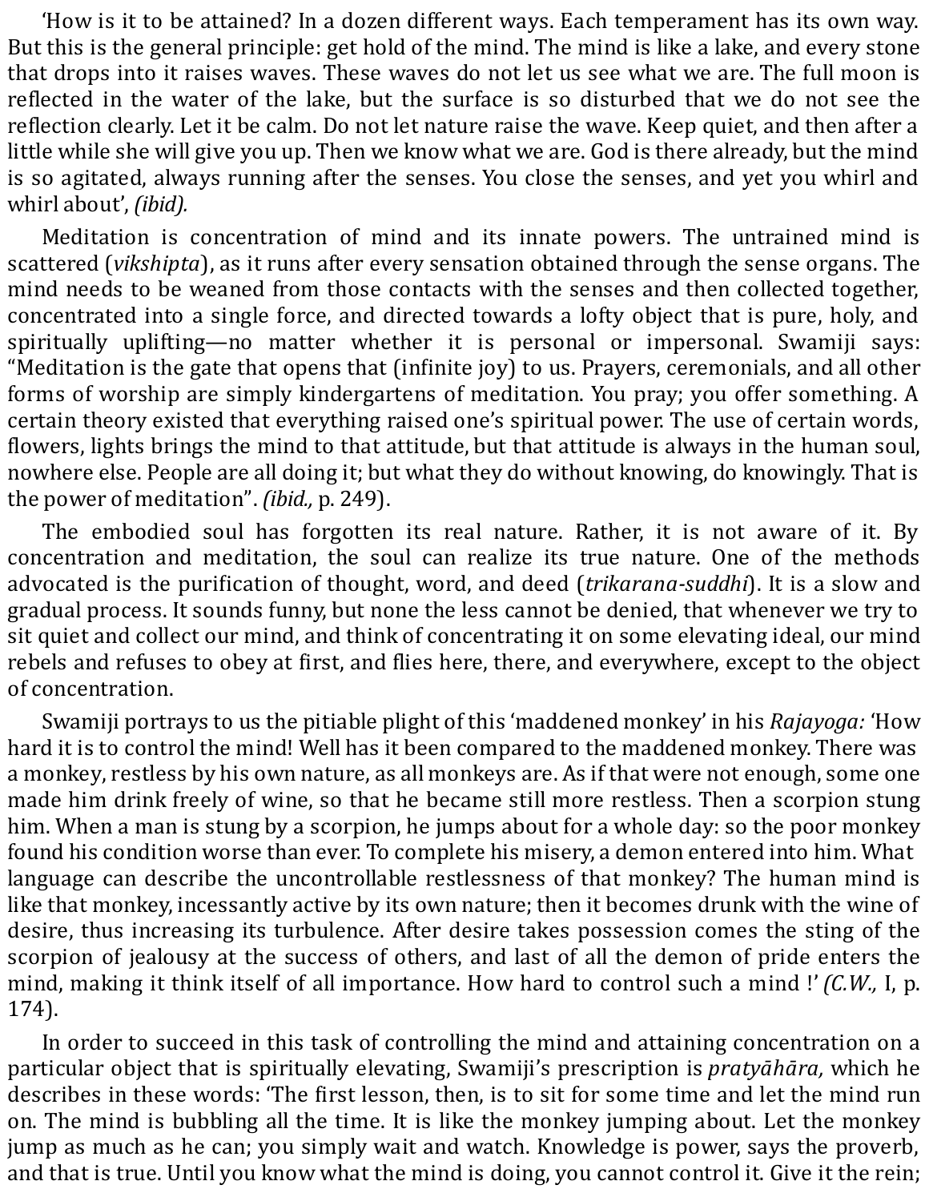'How is it to be attained? In a dozen different ways. Each temperament has its own way. But this is the general principle: get hold of the mind. The mind is like a lake, and every stone that drops into it raises waves. These waves do not let us see what we are. The full moon is reflected in the water of the lake, but the surface is so disturbed that we do not see the reflection clearly. Let it be calm. Do not let nature raise the wave. Keep quiet, and then after a little while she will give you up. Then we know what we are. God is there already, but the mind is so agitated, always running after the senses. You close the senses, and yet you whirl and whirl about', *(ibid).*

Meditation is concentration of mind and its innate powers. The untrained mind is scattered (*vikshipta*), as it runs after every sensation obtained through the sense organs. The mind needs to be weaned from those contacts with the senses and then collected together, concentrated into a single force, and directed towards a lofty object that is pure, holy, and spiritually uplifting—no matter whether it is personal or impersonal. Swamiji says: "Meditation is the gate that opens that (infinite joy) to us. Prayers, ceremonials, and all other forms of worship are simply kindergartens of meditation. You pray; you offer something. A certain theory existed that everything raised one's spiritual power. The use of certain words, flowers, lights brings the mind to that attitude, but that attitude is always in the human soul, nowhere else. People are all doing it; but what they do without knowing, do knowingly. That is the power of meditation". *(ibid.,* p. 249).

The embodied soul has forgotten its real nature. Rather, it is not aware of it. By concentration and meditation, the soul can realize its true nature. One of the methods advocated is the purification of thought, word, and deed (*trikarana-suddhi*). It is a slow and gradual process. It sounds funny, but none the less cannot be denied, that whenever we try to sit quiet and collect our mind, and think of concentrating it on some elevating ideal, our mind rebels and refuses to obey at first, and flies here, there, and everywhere, except to the object of concentration.

Swamiji portrays to us the pitiable plight of this 'maddened monkey' in his *Rajayoga:* 'How hard it is to control the mind! Well has it been compared to the maddened monkey. There was a monkey, restless by his own nature, as all monkeys are. As if that were not enough, some one made him drink freely of wine, so that he became still more restless. Then a scorpion stung him. When a man is stung by a scorpion, he jumps about for a whole day: so the poor monkey found his condition worse than ever. To complete his misery, a demon entered into him. What language can describe the uncontrollable restlessness of that monkey? The human mind is like that monkey, incessantly active by its own nature; then it becomes drunk with the wine of desire, thus increasing its turbulence. After desire takes possession comes the sting of the scorpion of jealousy at the success of others, and last of all the demon of pride enters the mind, making it think itself of all importance. How hard to control such a mind !' *(C.W.,* I, p. 174).

In order to succeed in this task of controlling the mind and attaining concentration on a particular object that is spiritually elevating, Swamiji's prescription is *pratyāhāra,* which he describes in these words: 'The first lesson, then, is to sit for some time and let the mind run on. The mind is bubbling all the time. It is like the monkey jumping about. Let the monkey jump as much as he can; you simply wait and watch. Knowledge is power, says the proverb, and that is true. Until you know what the mind is doing, you cannot control it. Give it the rein;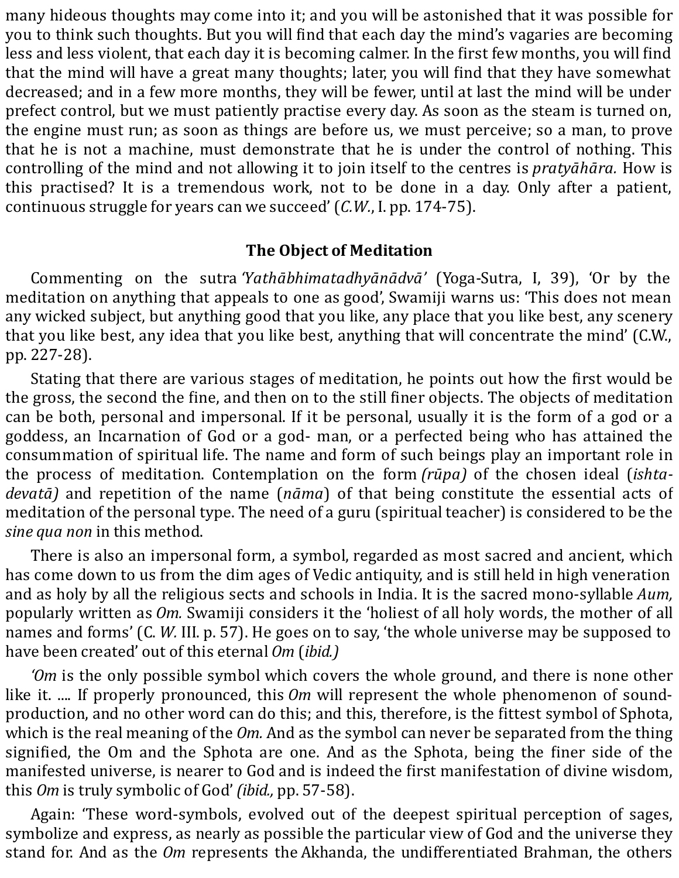many hideous thoughts may come into it; and you will be astonished that it was possible for you to think such thoughts. But you will find that each day the mind's vagaries are becoming less and less violent, that each day it is becoming calmer. In the first few months, you will find that the mind will have a great many thoughts; later, you will find that they have somewhat decreased; and in a few more months, they will be fewer, until at last the mind will be under prefect control, but we must patiently practise every day. As soon as the steam is turned on, the engine must run; as soon as things are before us, we must perceive; so a man, to prove that he is not a machine, must demonstrate that he is under the control of nothing. This controlling of the mind and not allowing it to join itself to the centres is *pratyāhāra.* How is this practised? It is a tremendous work, not to be done in a day. Only after a patient, continuous struggle for years can we succeed' (*C.W.*, I. pp. 174-75).

### The Object of Meditation

Commenting on the sutra *'Yathābhimatadhyānādvā'* (Yoga-Sutra, I, 39), 'Or by the meditation on anything that appeals to one as good', Swamiji warns us: 'This does not mean any wicked subject, but anything good that you like, any place that you like best, any scenery that you like best, any idea that you like best, anything that will concentrate the mind' (C.W., pp. 227-28).

Stating that there are various stages of meditation, he points out how the first would be the gross, the second the fine, and then on to the still finer objects. The objects of meditation can be both, personal and impersonal. If it be personal, usually it is the form of a god or a goddess, an Incarnation of God or a god- man, or a perfected being who has attained the consummation of spiritual life. The name and form of such beings play an important role in the process of meditation. Contemplation on the form *(rūpa)* of the chosen ideal (*ishta-devatā)* and repetition of the name (*nāma*) of that being constitute the essential acts of meditation of the personal type. The need of a guru (spiritual teacher) is considered to be the *sine qua non* in this method.

There is also an impersonal form, a symbol, regarded as most sacred and ancient, which has come down to us from the dim ages of Vedic antiquity, and is still held in high veneration and as holy by all the religious sects and schools in India. It is the sacred mono-syllable *Aum,* popularly written as *Om.* Swamiji considers it the 'holiest of all holy words, the mother of all names and forms' (C. *W.* III. p. 57). He goes on to say, 'the whole universe may be supposed to have been created' out of this eternal *Om* (*ibid.)*

*'Om* is the only possible symbol which covers the whole ground, and there is none other like it. .... If properly pronounced, this *Om* will represent the whole phenomenon of sound-production, and no other word can do this; and this, therefore, is the fittest symbol of Sphota, which is the real meaning of the *Om.* And as the symbol can never be separated from the thing signified, the Om and the Sphota are one. And as the Sphota, being the finer side of the manifested universe, is nearer to God and is indeed the first manifestation of divine wisdom, this *Om* is truly symbolic of God' *(ibid.,* pp. 57-58).

Again: 'These word-symbols, evolved out of the deepest spiritual perception of sages, symbolize and express, as nearly as possible the particular view of God and the universe they stand for. And as the *Om* represents the Akhanda, the undifferentiated Brahman, the others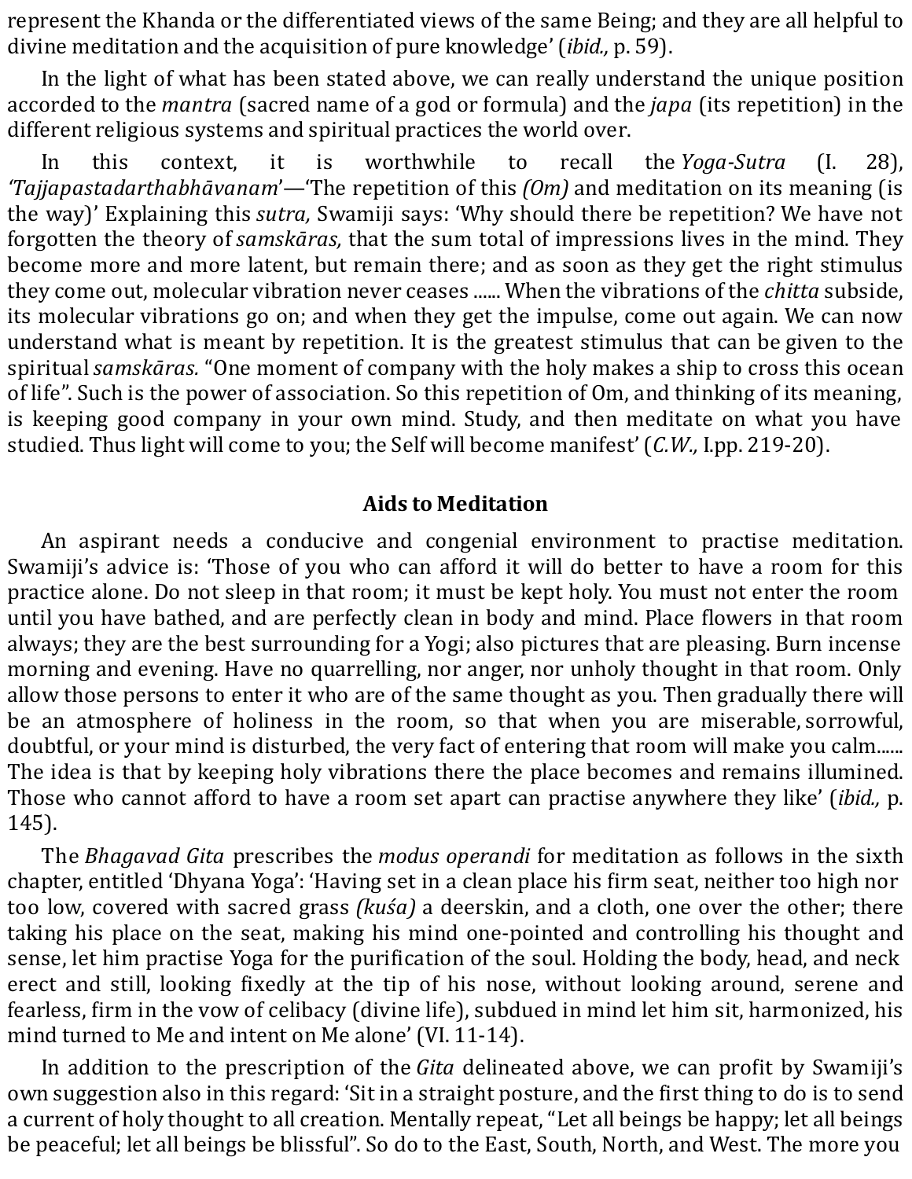represent the Khanda or the differentiated views of the same Being; and they are all helpful to divine meditation and the acquisition of pure knowledge' (*ibid.,* p. 59).

In the light of what has been stated above, we can really understand the unique position accorded to the *mantra* (sacred name of a god or formula) and the *japa* (its repetition) in the different religious systems and spiritual practices the world over.

In this context, it is worthwhile to recall the *Yoga-Sutra* (I. 28), *'Tajjapastadarthabhāvanam'*—'The repetition of this *(Om)* and meditation on its meaning (is the way)' Explaining this *sutra,* Swamiji says: 'Why should there be repetition? We have not forgotten the theory of *samskāras,* that the sum total of impressions lives in the mind. They become more and more latent, but remain there; and as soon as they get the right stimulus they come out, molecular vibration never ceases ...... When the vibrations of the *chitta* subside, its molecular vibrations go on; and when they get the impulse, come out again. We can now understand what is meant by repetition. It is the greatest stimulus that can be given to the spiritual *samskāras.* "One moment of company with the holy makes a ship to cross this ocean of life". Such is the power of association. So this repetition of Om, and thinking of its meaning, is keeping good company in your own mind. Study, and then meditate on what you have studied. Thus light will come to you; the Self will become manifest' (*C.W.,* I.pp. 219-20).

## Aids to Meditation

An aspirant needs a conducive and congenial environment to practise meditation. Swamiji's advice is: 'Those of you who can afford it will do better to have a room for this practice alone. Do not sleep in that room; it must be kept holy. You must not enter the room until you have bathed, and are perfectly clean in body and mind. Place flowers in that room always; they are the best surrounding for a Yogi; also pictures that are pleasing. Burn incense morning and evening. Have no quarrelling, nor anger, nor unholy thought in that room. Only allow those persons to enter it who are of the same thought as you. Then gradually there will be an atmosphere of holiness in the room, so that when you are miserable, sorrowful, doubtful, or your mind is disturbed, the very fact of entering that room will make you calm...... The idea is that by keeping holy vibrations there the place becomes and remains illumined. Those who cannot afford to have a room set apart can practise anywhere they like' (*ibid.,* p. 145).

The *Bhagavad Gita* prescribes the *modus operandi* for meditation as follows in the sixth chapter, entitled 'Dhyana Yoga': 'Having set in a clean place his firm seat, neither too high nor too low, covered with sacred grass *(kuśa)* a deerskin, and a cloth, one over the other; there taking his place on the seat, making his mind one-pointed and controlling his thought and sense, let him practise Yoga for the purification of the soul. Holding the body, head, and neck erect and still, looking fixedly at the tip of his nose, without looking around, serene and fearless, firm in the vow of celibacy (divine life), subdued in mind let him sit, harmonized, his mind turned to Me and intent on Me alone' (VI. 11-14).

In addition to the prescription of the *Gita* delineated above, we can profit by Swamiji's own suggestion also in this regard: 'Sit in a straight posture, and the first thing to do is to send a current of holy thought to all creation. Mentally repeat, "Let all beings be happy; let all beings be peaceful; let all beings be blissful". So do to the East, South, North, and West. The more you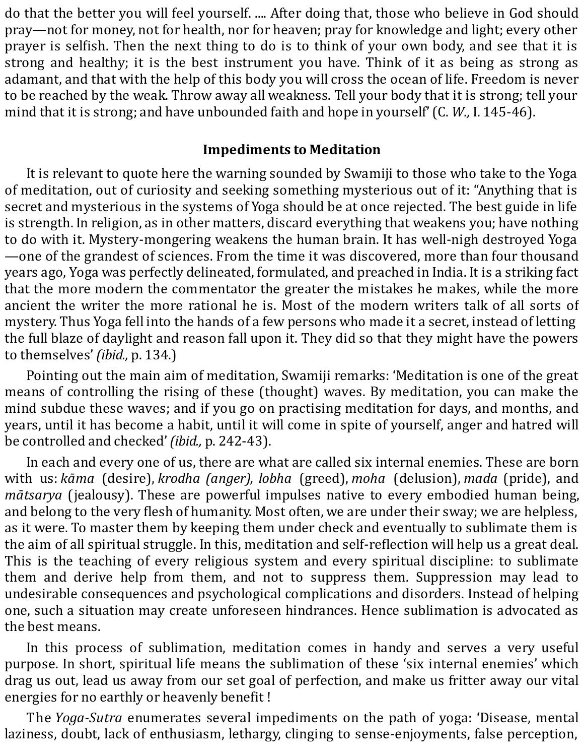do that the better you will feel yourself. .... After doing that, those who believe in God should pray—not for money, not for health, nor for heaven; pray for knowledge and light; every other prayer is selfish. Then the next thing to do is to think of your own body, and see that it is strong and healthy; it is the best instrument you have. Think of it as being as strong as adamant, and that with the help of this body you will cross the ocean of life. Freedom is never to be reached by the weak. Throw away all weakness. Tell your body that it is strong; tell your mind that it is strong; and have unbounded faith and hope in yourself' (C. *W.,* I. 145-46).

## Impediments to Meditation

It is relevant to quote here the warning sounded by Swamiji to those who take to the Yoga of meditation, out of curiosity and seeking something mysterious out of it: "Anything that is secret and mysterious in the systems of Yoga should be at once rejected. The best guide in life is strength. In religion, as in other matters, discard everything that weakens you; have nothing to do with it. Mystery-mongering weakens the human brain. It has well-nigh destroyed Yoga—one of the grandest of sciences. From the time it was discovered, more than four thousand years ago, Yoga was perfectly delineated, formulated, and preached in India. It is a striking fact that the more modern the commentator the greater the mistakes he makes, while the more ancient the writer the more rational he is. Most of the modern writers talk of all sorts of mystery. Thus Yoga fell into the hands of a few persons who made it a secret, instead of letting the full blaze of daylight and reason fall upon it. They did so that they might have the powers to themselves' *(ibid.,* p. 134.)

Pointing out the main aim of meditation, Swamiji remarks: 'Meditation is one of the great means of controlling the rising of these (thought) waves. By meditation, you can make the mind subdue these waves; and if you go on practising meditation for days, and months, and years, until it has become a habit, until it will come in spite of yourself, anger and hatred will be controlled and checked' *(ibid.,* p. 242-43).

In each and every one of us, there are what are called six internal enemies. These are born with us: *kāma* (desire), *krodha (anger), lobha* (greed), *moha* (delusion), *mada* (pride), and *mātsarya* (jealousy). These are powerful impulses native to every embodied human being, and belong to the very flesh of humanity. Most often, we are under their sway; we are helpless, as it were. To master them by keeping them under check and eventually to sublimate them is the aim of all spiritual struggle. In this, meditation and self-reflection will help us a great deal. This is the teaching of every religious system and every spiritual discipline: to sublimate them and derive help from them, and not to suppress them. Suppression may lead to undesirable consequences and psychological complications and disorders. Instead of helping one, such a situation may create unforeseen hindrances. Hence sublimation is advocated as the best means.

In this process of sublimation, meditation comes in handy and serves a very useful purpose. In short, spiritual life means the sublimation of these 'six internal enemies' which drag us out, lead us away from our set goal of perfection, and make us fritter away our vital energies for no earthly or heavenly benefit !

The *Yoga-Sutra* enumerates several impediments on the path of yoga: 'Disease, mental laziness, doubt, lack of enthusiasm, lethargy, clinging to sense-enjoyments, false perception,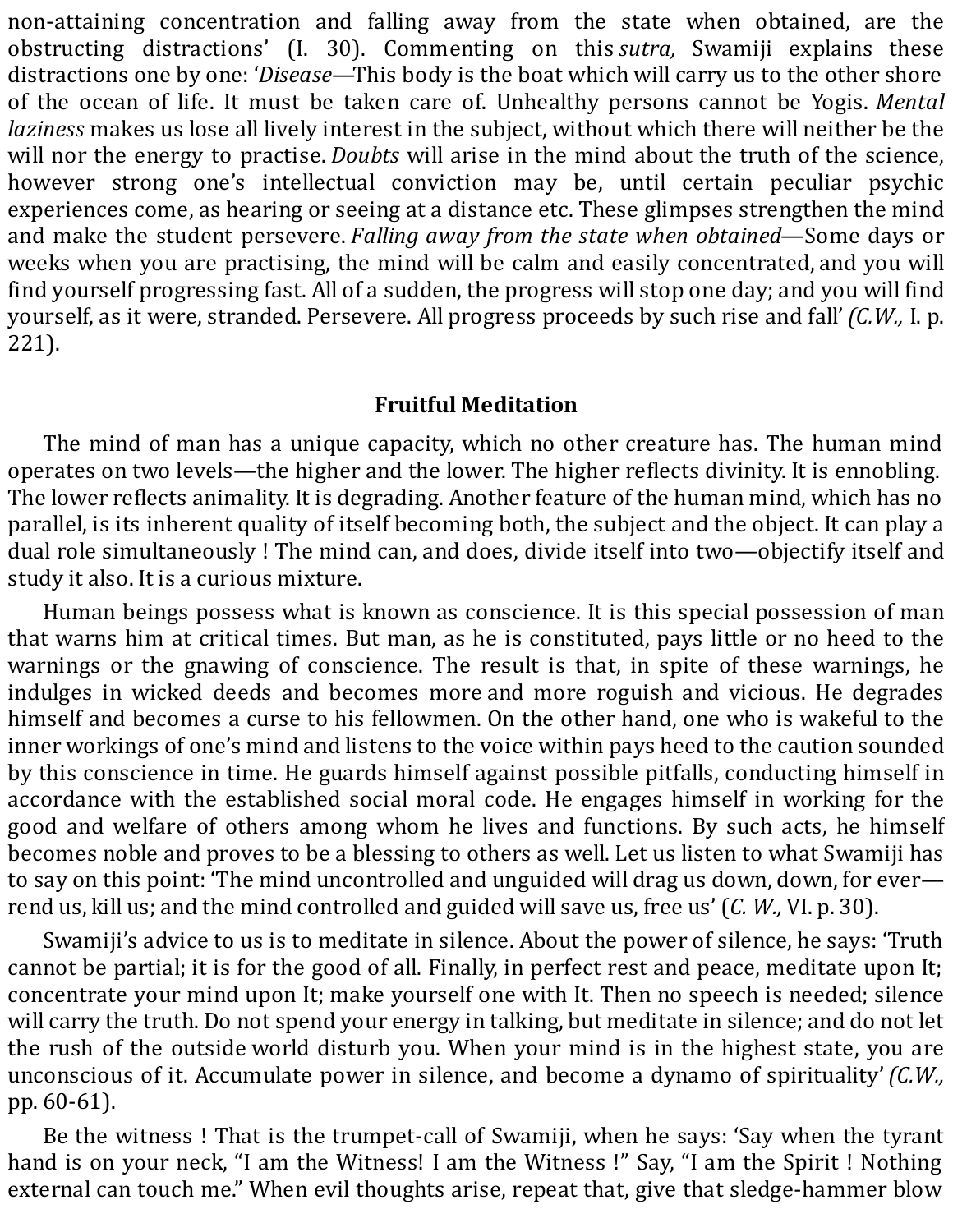non-attaining concentration and falling away from the state when obtained, are the obstructing distractions' (I. 30). Commenting on this *sutra,* Swamiji explains these distractions one by one: '*Disease*—This body is the boat which will carry us to the other shore of the ocean of life. It must be taken care of. Unhealthy persons cannot be Yogis. *Mental laziness* makes us lose all lively interest in the subject, without which there will neither be the will nor the energy to practise. *Doubts* will arise in the mind about the truth of the science, however strong one's intellectual conviction may be, until certain peculiar psychic experiences come, as hearing or seeing at a distance etc. These glimpses strengthen the mind and make the student persevere. *Falling away from the state when obtained*—Some days or weeks when you are practising, the mind will be calm and easily concentrated, and you will find yourself progressing fast. All of a sudden, the progress will stop one day; and you will find yourself, as it were, stranded. Persevere. All progress proceeds by such rise and fall' *(C.W.,* I. p. 221).

## Fruitful Meditation

The mind of man has a unique capacity, which no other creature has. The human mind operates on two levels—the higher and the lower. The higher reflects divinity. It is ennobling. The lower reflects animality. It is degrading. Another feature of the human mind, which has no parallel, is its inherent quality of itself becoming both, the subject and the object. It can play a dual role simultaneously ! The mind can, and does, divide itself into two—objectify itself and study it also. It is a curious mixture.

Human beings possess what is known as conscience. It is this special possession of man that warns him at critical times. But man, as he is constituted, pays little or no heed to the warnings or the gnawing of conscience. The result is that, in spite of these warnings, he indulges in wicked deeds and becomes more and more roguish and vicious. He degrades himself and becomes a curse to his fellowmen. On the other hand, one who is wakeful to the inner workings of one's mind and listens to the voice within pays heed to the caution sounded by this conscience in time. He guards himself against possible pitfalls, conducting himself in accordance with the established social moral code. He engages himself in working for the good and welfare of others among whom he lives and functions. By such acts, he himself becomes noble and proves to be a blessing to others as well. Let us listen to what Swamiji has to say on this point: 'The mind uncontrolled and unguided will drag us down, down, for ever—rend us, kill us; and the mind controlled and guided will save us, free us' (*C. W.,* VI. p. 30).

Swamiji's advice to us is to meditate in silence. About the power of silence, he says: 'Truth cannot be partial; it is for the good of all. Finally, in perfect rest and peace, meditate upon It; concentrate your mind upon It; make yourself one with It. Then no speech is needed; silence will carry the truth. Do not spend your energy in talking, but meditate in silence; and do not let the rush of the outside world disturb you. When your mind is in the highest state, you are unconscious of it. Accumulate power in silence, and become a dynamo of spirituality' *(C.W.,* pp. 60-61).

Be the witness ! That is the trumpet-call of Swamiji, when he says: 'Say when the tyrant hand is on your neck, "I am the Witness! I am the Witness !" Say, "I am the Spirit ! Nothing external can touch me." When evil thoughts arise, repeat that, give that sledge-hammer blow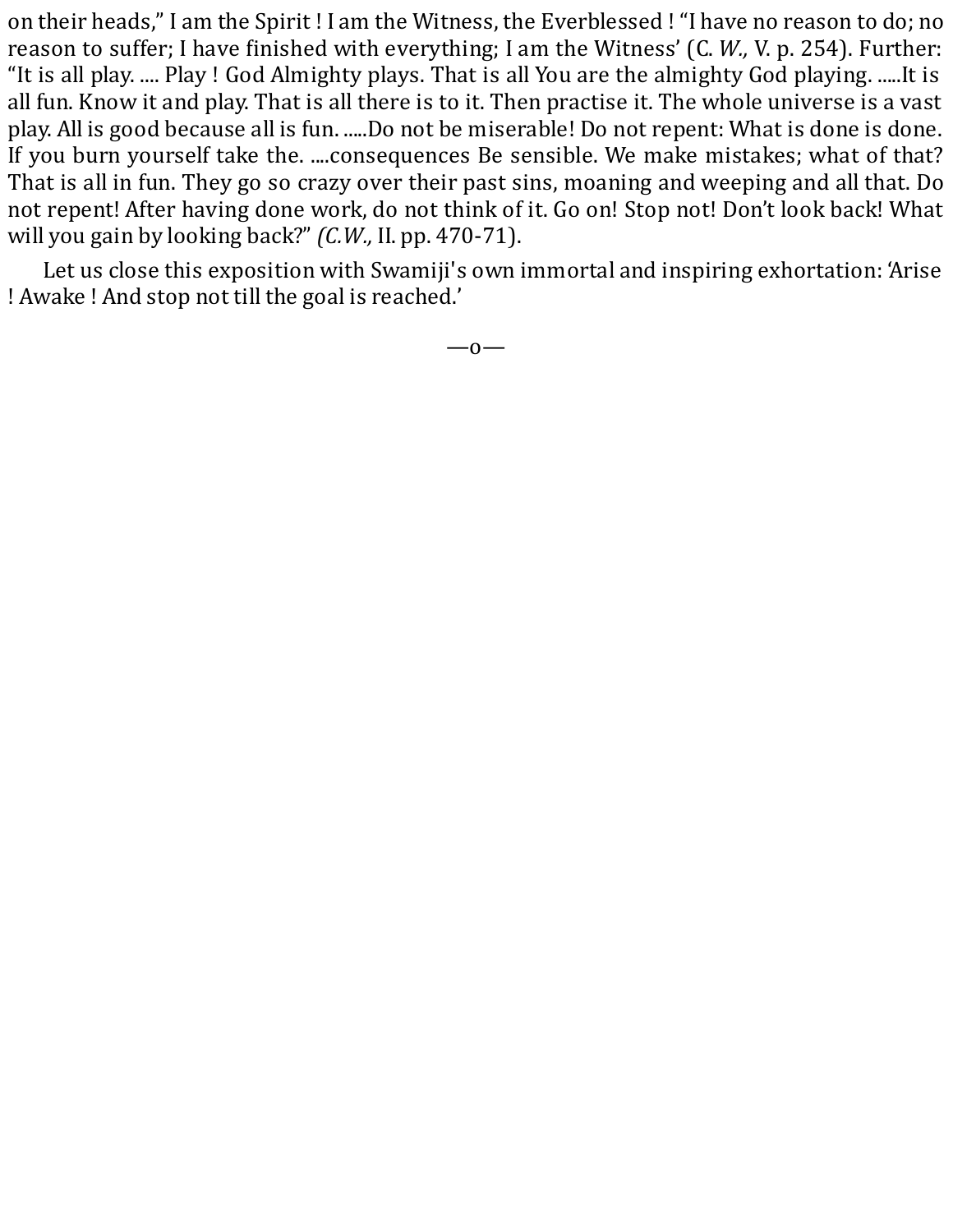on their heads," I am the Spirit ! I am the Witness, the Everblessed ! "I have no reason to do; no reason to suffer; I have finished with everything; I am the Witness' (C. *W.,* V. p. 254). Further: "It is all play. .... Play ! God Almighty plays. That is all You are the almighty God playing. .....It is all fun. Know it and play. That is all there is to it. Then practise it. The whole universe is a vast play. All is good because all is fun. .....Do not be miserable! Do not repent: What is done is done. If you burn yourself take the. ....consequences Be sensible. We make mistakes; what of that? That is all in fun. They go so crazy over their past sins, moaning and weeping and all that. Do not repent! After having done work, do not think of it. Go on! Stop not! Don't look back! What will you gain by looking back?" *(C.W.,* II. pp. 470-71).

Let us close this exposition with Swamiji's own immortal and inspiring exhortation: 'Arise ! Awake ! And stop not till the goal is reached.'

—o—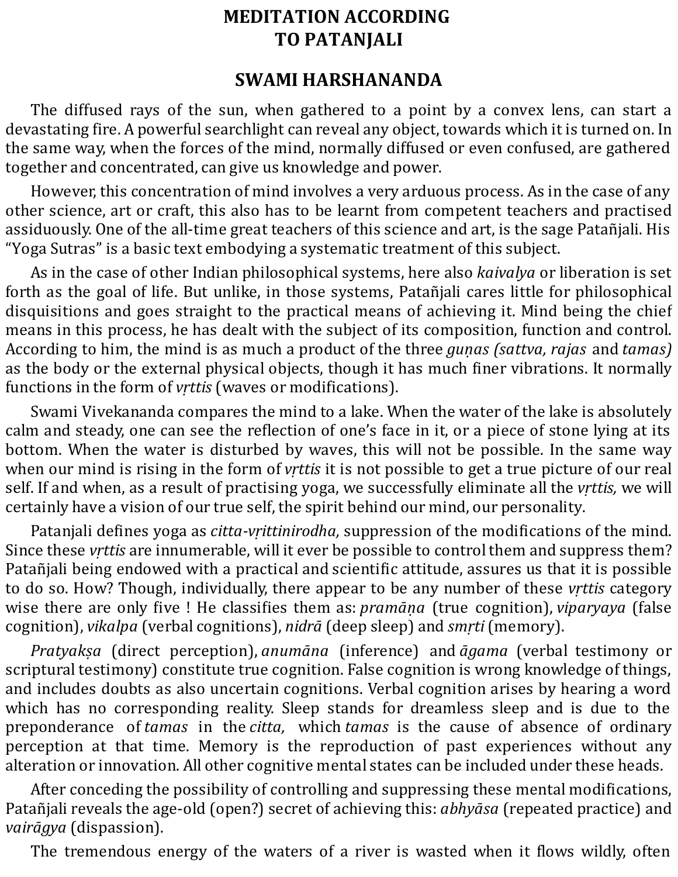# MEDITATION ACCORDING TO PATANJALI

## SWAMI HARSHANANDA

The diffused rays of the sun, when gathered to a point by a convex lens, can start a devastating fire. A powerful searchlight can reveal any object, towards which it is turned on. In the same way, when the forces of the mind, normally diffused or even confused, are gathered together and concentrated, can give us knowledge and power.

However, this concentration of mind involves a very arduous process. As in the case of any other science, art or craft, this also has to be learnt from competent teachers and practised assiduously. One of the all-time great teachers of this science and art, is the sage Patañjali. His "Yoga Sutras" is a basic text embodying a systematic treatment of this subject.

As in the case of other Indian philosophical systems, here also *kaivalya* or liberation is set forth as the goal of life. But unlike, in those systems, Patañjali cares little for philosophical disquisitions and goes straight to the practical means of achieving it. Mind being the chief means in this process, he has dealt with the subject of its composition, function and control. According to him, the mind is as much a product of the three *guṇas (sattva, rajas* and *tamas)* as the body or the external physical objects, though it has much finer vibrations. It normally functions in the form of *vṛttis* (waves or modifications).

Swami Vivekananda compares the mind to a lake. When the water of the lake is absolutely calm and steady, one can see the reflection of one's face in it, or a piece of stone lying at its bottom. When the water is disturbed by waves, this will not be possible. In the same way when our mind is rising in the form of *vṛttis* it is not possible to get a true picture of our real self. If and when, as a result of practising yoga, we successfully eliminate all the *vṛttis,* we will certainly have a vision of our true self, the spirit behind our mind, our personality.

Patanjali defines yoga as *citta-vṛittinirodha,* suppression of the modifications of the mind. Since these *vṛttis* are innumerable, will it ever be possible to control them and suppress them? Patañjali being endowed with a practical and scientific attitude, assures us that it is possible to do so. How? Though, individually, there appear to be any number of these *vṛttis* category wise there are only five ! He classifies them as: *pramāṇa* (true cognition), *viparyaya* (false cognition), *vikalpa* (verbal cognitions), *nidrā* (deep sleep) and *smṛti* (memory).

*Pratyakṣa* (direct perception), *anumāna* (inference) and *āgama* (verbal testimony or scriptural testimony) constitute true cognition. False cognition is wrong knowledge of things, and includes doubts as also uncertain cognitions. Verbal cognition arises by hearing a word which has no corresponding reality. Sleep stands for dreamless sleep and is due to the preponderance of *tamas* in the *citta,* which *tamas* is the cause of absence of ordinary perception at that time. Memory is the reproduction of past experiences without any alteration or innovation. All other cognitive mental states can be included under these heads.

After conceding the possibility of controlling and suppressing these mental modifications, Patañjali reveals the age-old (open?) secret of achieving this: *abhyāsa* (repeated practice) and *vairāgya* (dispassion).

The tremendous energy of the waters of a river is wasted when it flows wildly, often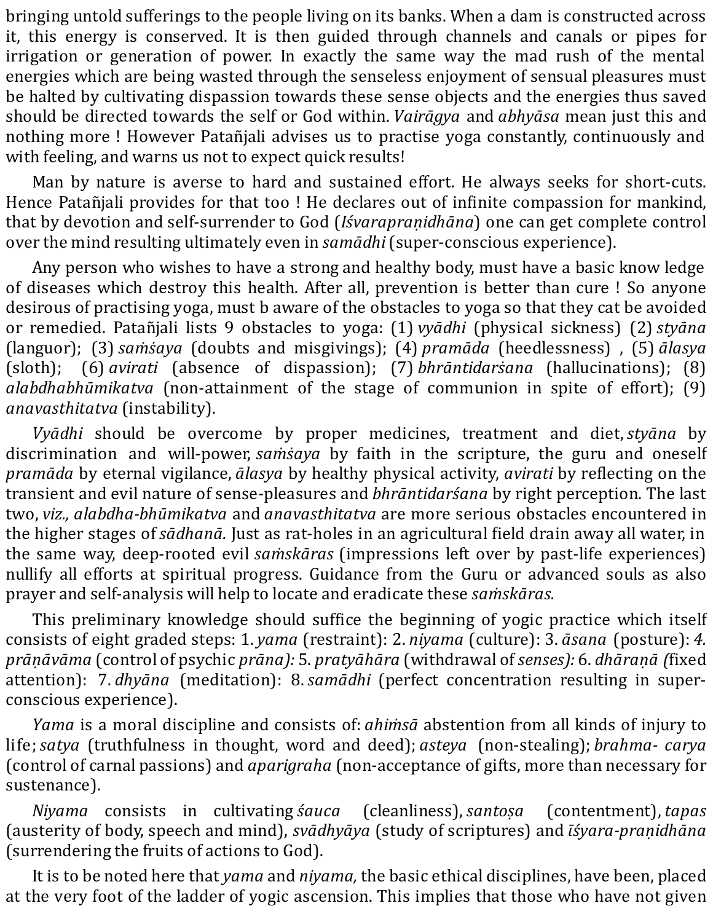bringing untold sufferings to the people living on its banks. When a dam is constructed across it, this energy is conserved. It is then guided through channels and canals or pipes for irrigation or generation of power. In exactly the same way the mad rush of the mental energies which are being wasted through the senseless enjoyment of sensual pleasures must be halted by cultivating dispassion towards these sense objects and the energies thus saved should be directed towards the self or God within. *Vairāgya* and *abhyāsa* mean just this and nothing more ! However Patañjali advises us to practise yoga constantly, continuously and with feeling, and warns us not to expect quick results!

Man by nature is averse to hard and sustained effort. He always seeks for short-cuts. Hence Patañjali provides for that too ! He declares out of infinite compassion for mankind, that by devotion and self-surrender to God (*Iśvarapraṇidhāna*) one can get complete control over the mind resulting ultimately even in *samādhi* (super-conscious experience).

Any person who wishes to have a strong and healthy body, must have a basic know ledge of diseases which destroy this health. After all, prevention is better than cure ! So anyone desirous of practising yoga, must b aware of the obstacles to yoga so that they cat be avoided or remedied. Patañjali lists 9 obstacles to yoga: (1) *vyādhi* (physical sickness) (2) *styāna* (languor); (3) *saṁśaya* (doubts and misgivings); (4) *pramāda* (heedlessness) , (5) *ālasya* (sloth); (6) *avirati* (absence of dispassion); (7) *bhrāntidarśana* (hallucinations); (8) *alabdhabhūmikatva* (non-attainment of the stage of communion in spite of effort); (9) *anavasthitatva* (instability).

*Vyādhi* should be overcome by proper medicines, treatment and diet, *styāna* by discrimination and will-power, *saṁśaya* by faith in the scripture, the guru and oneself *pramāda* by eternal vigilance, *ālasya* by healthy physical activity, *avirati* by reflecting on the transient and evil nature of sense-pleasures and *bhrāntidarśana* by right perception. The last two, *viz., alabdha-bhūmikatva* and *anavasthitatva* are more serious obstacles encountered in the higher stages of *sādhanā.* Just as rat-holes in an agricultural field drain away all water, in the same way, deep-rooted evil *saṁskāras* (impressions left over by past-life experiences) nullify all efforts at spiritual progress. Guidance from the Guru or advanced souls as also prayer and self-analysis will help to locate and eradicate these *saṁskāras.*

This preliminary knowledge should suffice the beginning of yogic practice which itself consists of eight graded steps: 1. *yama* (restraint): 2. *niyama* (culture): 3. *āsana* (posture): *4. prāṇāvāma* (control of psychic *prāna):* 5. *pratyāhāra* (withdrawal of *senses):* 6. *dhāraṇā (*fixed attention): 7. *dhyāna* (meditation): 8. *samādhi* (perfect concentration resulting in super-conscious experience).

*Yama* is a moral discipline and consists of: *ahiṁsā* abstention from all kinds of injury to life; *satya* (truthfulness in thought, word and deed); *asteya* (non-stealing); *brahma- carya* (control of carnal passions) and *aparigraha* (non-acceptance of gifts, more than necessary for sustenance).

*Niyama* consists in cultivating *śauca* (cleanliness), *santoṣa* (contentment), *tapas* (austerity of body, speech and mind), *svādhyāya* (study of scriptures) and *īśyara-praṇidhāna* (surrendering the fruits of actions to God).

It is to be noted here that *yama* and *niyama,* the basic ethical disciplines, have been, placed at the very foot of the ladder of yogic ascension. This implies that those who have not given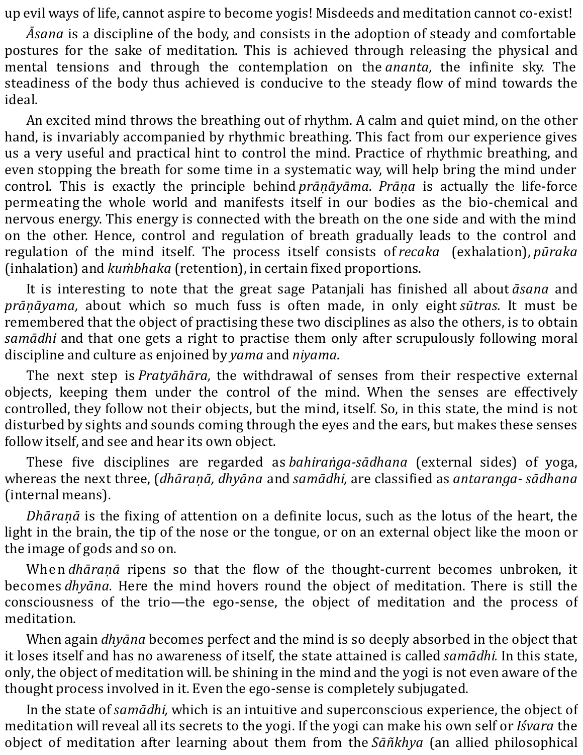up evil ways of life, cannot aspire to become yogis! Misdeeds and meditation cannot co-exist!

*Āsana* is a discipline of the body, and consists in the adoption of steady and comfortable postures for the sake of meditation. This is achieved through releasing the physical and mental tensions and through the contemplation on the *ananta,* the infinite sky. The steadiness of the body thus achieved is conducive to the steady flow of mind towards the ideal.

An excited mind throws the breathing out of rhythm. A calm and quiet mind, on the other hand, is invariably accompanied by rhythmic breathing. This fact from our experience gives us a very useful and practical hint to control the mind. Practice of rhythmic breathing, and even stopping the breath for some time in a systematic way, will help bring the mind under control. This is exactly the principle behind *prāṇāyāma. Prāṇa* is actually the life-force permeating the whole world and manifests itself in our bodies as the bio-chemical and nervous energy. This energy is connected with the breath on the one side and with the mind on the other. Hence, control and regulation of breath gradually leads to the control and regulation of the mind itself. The process itself consists of *recaka* (exhalation), *pūraka* (inhalation) and *kuṁbhaka* (retention), in certain fixed proportions.

It is interesting to note that the great sage Patanjali has finished all about *āsana* and *prāṇāyama,* about which so much fuss is often made, in only eight *sūtras.* It must be remembered that the object of practising these two disciplines as also the others, is to obtain *samādhi* and that one gets a right to practise them only after scrupulously following moral discipline and culture as enjoined by *yama* and *niyama.*

The next step is *Pratyāhāra,* the withdrawal of senses from their respective external objects, keeping them under the control of the mind. When the senses are effectively controlled, they follow not their objects, but the mind, itself. So, in this state, the mind is not disturbed by sights and sounds coming through the eyes and the ears, but makes these senses follow itself, and see and hear its own object.

These five disciplines are regarded as *bahiraṅga-sādhana* (external sides) of yoga, whereas the next three, (*dhāraṇā, dhyāna* and *samādhi,* are classified as *antaranga- sādhana* (internal means).

*Dhāraṇā* is the fixing of attention on a definite locus, such as the lotus of the heart, the light in the brain, the tip of the nose or the tongue, or on an external object like the moon or the image of gods and so on.

When *dhāraṇā* ripens so that the flow of the thought-current becomes unbroken, it becomes *dhyāna.* Here the mind hovers round the object of meditation. There is still the consciousness of the trio—the ego-sense, the object of meditation and the process of meditation.

When again *dhyāna* becomes perfect and the mind is so deeply absorbed in the object that it loses itself and has no awareness of itself, the state attained is called *samādhi.* In this state, only, the object of meditation will. be shining in the mind and the yogi is not even aware of the thought process involved in it. Even the ego-sense is completely subjugated.

In the state of *samādhi,* which is an intuitive and superconscious experience, the object of meditation will reveal all its secrets to the yogi. If the yogi can make his own self or *Iśvara* the object of meditation after learning about them from the *Sāñkhya* (an allied philosophical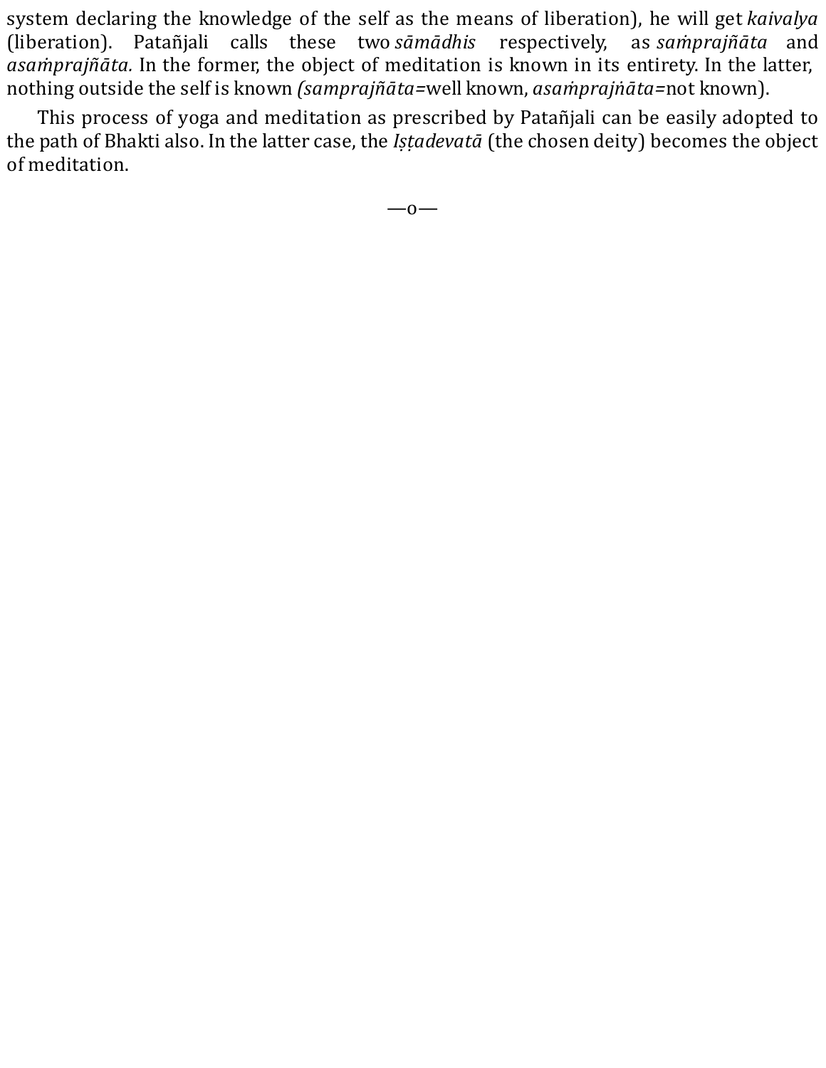system declaring the knowledge of the self as the means of liberation), he will get *kaivalya* (liberation). Patañjali calls these two *sāmādhis* respectively, as *saṁprajñāta* and *asaṁprajñāta.* In the former, the object of meditation is known in its entirety. In the latter, nothing outside the self is known *(samprajñāta*=well known, *asaṁprajṅāta*=not known).

This process of yoga and meditation as prescribed by Patañjali can be easily adopted to the path of Bhakti also. In the latter case, the *Iṣṭadevatā* (the chosen deity) becomes the object of meditation.

—o—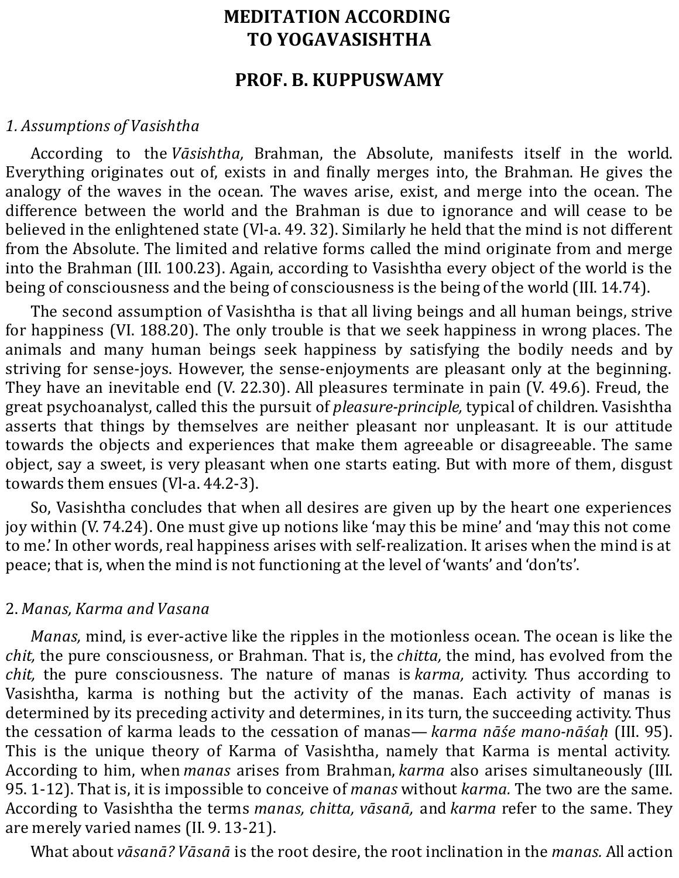# MEDITATION ACCORDING TO YOGAVASISHTHA

## PROF. B. KUPPUSWAMY

### *1. Assumptions of Vasishtha*

According to the *Vāsishtha,* Brahman, the Absolute, manifests itself in the world. Everything originates out of, exists in and finally merges into, the Brahman. He gives the analogy of the waves in the ocean. The waves arise, exist, and merge into the ocean. The difference between the world and the Brahman is due to ignorance and will cease to be believed in the enlightened state (Vl-a. 49. 32). Similarly he held that the mind is not different from the Absolute. The limited and relative forms called the mind originate from and merge into the Brahman (III. 100.23). Again, according to Vasishtha every object of the world is the being of consciousness and the being of consciousness is the being of the world (III. 14.74).

The second assumption of Vasishtha is that all living beings and all human beings, strive for happiness (VI. 188.20). The only trouble is that we seek happiness in wrong places. The animals and many human beings seek happiness by satisfying the bodily needs and by striving for sense-joys. However, the sense-enjoyments are pleasant only at the beginning. They have an inevitable end (V. 22.30). All pleasures terminate in pain (V. 49.6). Freud, the great psychoanalyst, called this the pursuit of *pleasure-principle,* typical of children. Vasishtha asserts that things by themselves are neither pleasant nor unpleasant. It is our attitude towards the objects and experiences that make them agreeable or disagreeable. The same object, say a sweet, is very pleasant when one starts eating. But with more of them, disgust towards them ensues (Vl-a. 44.2-3).

So, Vasishtha concludes that when all desires are given up by the heart one experiences joy within (V. 74.24). One must give up notions like 'may this be mine' and 'may this not come to me.' In other words, real happiness arises with self-realization. It arises when the mind is at peace; that is, when the mind is not functioning at the level of 'wants' and 'don'ts'.

### 2. *Manas, Karma and Vasana*

*Manas,* mind, is ever-active like the ripples in the motionless ocean. The ocean is like the *chit,* the pure consciousness, or Brahman. That is, the *chitta,* the mind, has evolved from the *chit,* the pure consciousness. The nature of manas is *karma,* activity. Thus according to Vasishtha, karma is nothing but the activity of the manas. Each activity of manas is determined by its preceding activity and determines, in its turn, the succeeding activity. Thus the cessation of karma leads to the cessation of manas— *karma nāśe mano-nāśaḥ* (III. 95). This is the unique theory of Karma of Vasishtha, namely that Karma is mental activity. According to him, when *manas* arises from Brahman, *karma* also arises simultaneously (III. 95. 1-12). That is, it is impossible to conceive of *manas* without *karma.* The two are the same. According to Vasishtha the terms *manas, chitta, vāsanā,* and *karma* refer to the same. They are merely varied names (II. 9. 13-21).

What about *vāsanā? Vāsanā* is the root desire, the root inclination in the *manas.* All action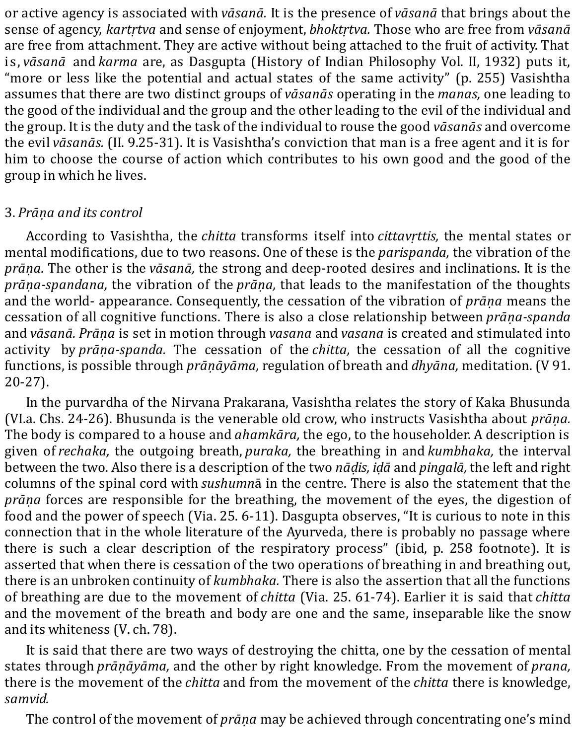or active agency is associated with *vāsanā.* It is the presence of *vāsanā* that brings about the sense of agency, *kartṛtva* and sense of enjoyment, *bhoktṛtva.* Those who are free from *vāsanā* are free from attachment. They are active without being attached to the fruit of activity. That is, *vāsanā* and *karma* are, as Dasgupta (History of Indian Philosophy Vol. II, 1932) puts it, "more or less like the potential and actual states of the same activity" (p. 255) Vasishtha assumes that there are two distinct groups of *vāsanās* operating in the *manas,* one leading to the good of the individual and the group and the other leading to the evil of the individual and the group. It is the duty and the task of the individual to rouse the good *vāsanās* and overcome the evil *vāsanās.* (II. 9.25-31). It is Vasishtha's conviction that man is a free agent and it is for him to choose the course of action which contributes to his own good and the good of the group in which he lives.

3. *Prāṇa and its control*

According to Vasishtha, the *chitta* transforms itself into *cittavṛttis,* the mental states or mental modifications, due to two reasons. One of these is the *parispanda,* the vibration of the *prāṇa.* The other is the *vāsanā,* the strong and deep-rooted desires and inclinations. It is the *prāṇa-spandana,* the vibration of the *prāṇa,* that leads to the manifestation of the thoughts and the world- appearance. Consequently, the cessation of the vibration of *prāṇa* means the cessation of all cognitive functions. There is also a close relationship between *prāṇa-spanda* and *vāsanā. Prāṇa* is set in motion through *vasana* and *vasana* is created and stimulated into activity by *prāṇa-spanda.* The cessation of the *chitta,* the cessation of all the cognitive functions, is possible through *prāṇāyāma,* regulation of breath and *dhyāna,* meditation. (V 91. 20-27).

In the purvardha of the Nirvana Prakarana, Vasishtha relates the story of Kaka Bhusunda (VI.a. Chs. 24-26). Bhusunda is the venerable old crow, who instructs Vasishtha about *prāṇa.* The body is compared to a house and *ahamkāra,* the ego, to the householder. A description is given of *rechaka,* the outgoing breath, *puraka,* the breathing in and *kumbhaka,* the interval between the two. Also there is a description of the two *nāḍis, iḍā* and *pingalā,* the left and right columns of the spinal cord with *sushumnā* in the centre. There is also the statement that the *prāṇa* forces are responsible for the breathing, the movement of the eyes, the digestion of food and the power of speech (Via. 25. 6-11). Dasgupta observes, "It is curious to note in this connection that in the whole literature of the Ayurveda, there is probably no passage where there is such a clear description of the respiratory process" (ibid, p. 258 footnote). It is asserted that when there is cessation of the two operations of breathing in and breathing out, there is an unbroken continuity of *kumbhaka.* There is also the assertion that all the functions of breathing are due to the movement of *chitta* (Via. 25. 61-74). Earlier it is said that *chitta* and the movement of the breath and body are one and the same, inseparable like the snow and its whiteness (V. ch. 78).

It is said that there are two ways of destroying the chitta, one by the cessation of mental states through *prāṇāyāma,* and the other by right knowledge. From the movement of *prana,* there is the movement of the *chitta* and from the movement of the *chitta* there is knowledge, *samvid.*

The control of the movement of *prāṇa* may be achieved through concentrating one's mind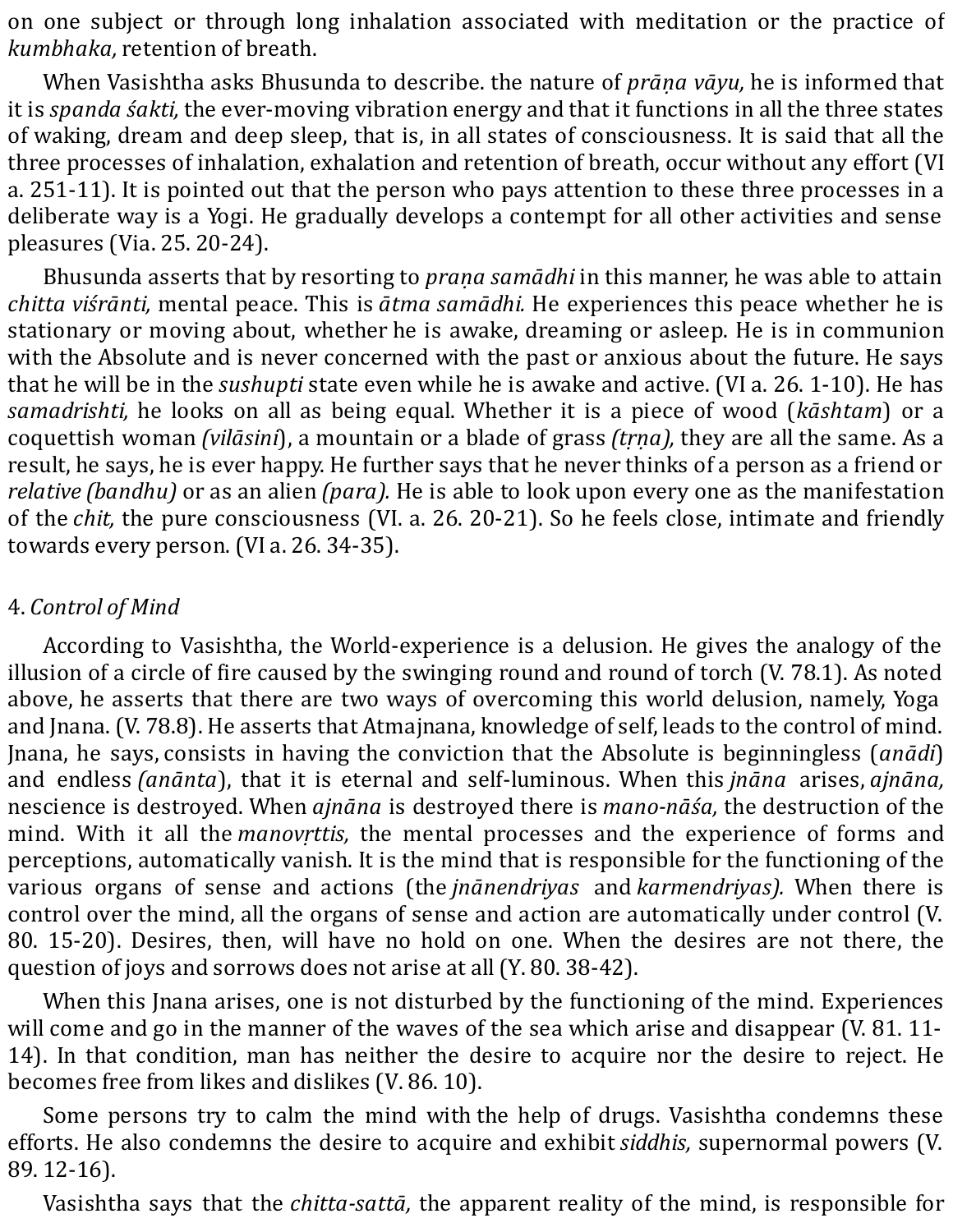on one subject or through long inhalation associated with meditation or the practice of *kumbhaka,* retention of breath.

When Vasishtha asks Bhusunda to describe. the nature of *prāṇa vāyu,* he is informed that it is *spanda śakti,* the ever-moving vibration energy and that it functions in all the three states of waking, dream and deep sleep, that is, in all states of consciousness. It is said that all the three processes of inhalation, exhalation and retention of breath, occur without any effort (VI a. 251-11). It is pointed out that the person who pays attention to these three processes in a deliberate way is a Yogi. He gradually develops a contempt for all other activities and sense pleasures (Via. 25. 20-24).

Bhusunda asserts that by resorting to *praṇa samādhi* in this manner, he was able to attain *chitta viśrānti,* mental peace. This is *ātma samādhi.* He experiences this peace whether he is stationary or moving about, whether he is awake, dreaming or asleep. He is in communion with the Absolute and is never concerned with the past or anxious about the future. He says that he will be in the *sushupti* state even while he is awake and active. (VI a. 26. 1-10). He has *samadrishti,* he looks on all as being equal. Whether it is a piece of wood (*kāshtam*) or a coquettish woman *(vilāsini*), a mountain or a blade of grass *(tṛṇa),* they are all the same. As a result, he says, he is ever happy. He further says that he never thinks of a person as a friend or *relative (bandhu)* or as an alien *(para).* He is able to look upon every one as the manifestation of the *chit,* the pure consciousness (VI. a. 26. 20-21). So he feels close, intimate and friendly towards every person. (VI a. 26. 34-35).

4. *Control of Mind*

According to Vasishtha, the World-experience is a delusion. He gives the analogy of the illusion of a circle of fire caused by the swinging round and round of torch (V. 78.1). As noted above, he asserts that there are two ways of overcoming this world delusion, namely, Yoga and Jnana. (V. 78.8). He asserts that Atmajnana, knowledge of self, leads to the control of mind. Jnana, he says, consists in having the conviction that the Absolute is beginningless (*anādi*) and endless *(anānta*), that it is eternal and self-luminous. When this *jnāna* arises, *ajnāna,* nescience is destroyed. When *ajnāna* is destroyed there is *mano-nāśa,* the destruction of the mind. With it all the *manovṛttis,* the mental processes and the experience of forms and perceptions, automatically vanish. It is the mind that is responsible for the functioning of the various organs of sense and actions (the *jnānendriyas* and *karmendriyas).* When there is control over the mind, all the organs of sense and action are automatically under control (V. 80. 15-20). Desires, then, will have no hold on one. When the desires are not there, the question of joys and sorrows does not arise at all (Y. 80. 38-42).

When this Jnana arises, one is not disturbed by the functioning of the mind. Experiences will come and go in the manner of the waves of the sea which arise and disappear (V. 81. 11-14). In that condition, man has neither the desire to acquire nor the desire to reject. He becomes free from likes and dislikes (V. 86. 10).

Some persons try to calm the mind with the help of drugs. Vasishtha condemns these efforts. He also condemns the desire to acquire and exhibit *siddhis,* supernormal powers (V. 89. 12-16).

Vasishtha says that the *chitta-sattā,* the apparent reality of the mind, is responsible for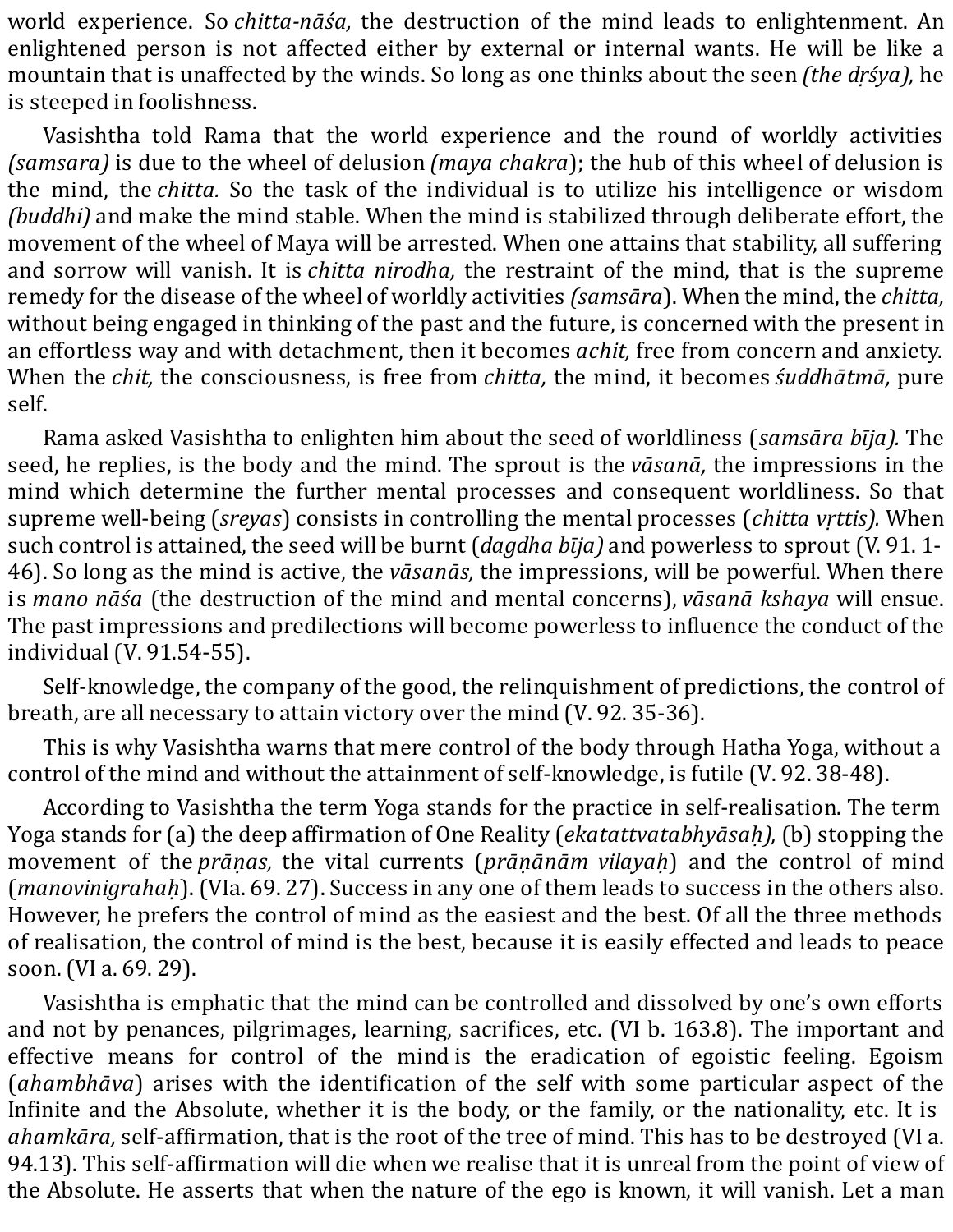world experience. So *chitta-nāśa,* the destruction of the mind leads to enlightenment. An enlightened person is not affected either by external or internal wants. He will be like a mountain that is unaffected by the winds. So long as one thinks about the seen *(the dṛśya),* he is steeped in foolishness.

Vasishtha told Rama that the world experience and the round of worldly activities *(samsara)* is due to the wheel of delusion *(maya chakra*); the hub of this wheel of delusion is the mind, the *chitta.* So the task of the individual is to utilize his intelligence or wisdom *(buddhi)* and make the mind stable. When the mind is stabilized through deliberate effort, the movement of the wheel of Maya will be arrested. When one attains that stability, all suffering and sorrow will vanish. It is *chitta nirodha,* the restraint of the mind, that is the supreme remedy for the disease of the wheel of worldly activities *(samsāra*). When the mind, the *chitta,* without being engaged in thinking of the past and the future, is concerned with the present in an effortless way and with detachment, then it becomes *achit,* free from concern and anxiety. When the *chit,* the consciousness, is free from *chitta,* the mind, it becomes *śuddhātmā,* pure self.

Rama asked Vasishtha to enlighten him about the seed of worldliness (*samsāra bīja).* The seed, he replies, is the body and the mind. The sprout is the *vāsanā,* the impressions in the mind which determine the further mental processes and consequent worldliness. So that supreme well-being (*sreyas*) consists in controlling the mental processes (*chitta vṛttis).* When such control is attained, the seed will be burnt (*dagdha bīja)* and powerless to sprout (V. 91. 1-46). So long as the mind is active, the *vāsanās,* the impressions, will be powerful. When there is *mano nāśa* (the destruction of the mind and mental concerns), *vāsanā kshaya* will ensue. The past impressions and predilections will become powerless to influence the conduct of the individual (V. 91.54-55).

Self-knowledge, the company of the good, the relinquishment of predictions, the control of breath, are all necessary to attain victory over the mind (V. 92. 35-36).

This is why Vasishtha warns that mere control of the body through Hatha Yoga, without a control of the mind and without the attainment of self-knowledge, is futile (V. 92. 38-48).

According to Vasishtha the term Yoga stands for the practice in self-realisation. The term Yoga stands for (a) the deep affirmation of One Reality (*ekatattvatabhyāsaḥ),* (b) stopping the movement of the *prāṇas,* the vital currents (*prāṇānām vilayaḥ*) and the control of mind (*manovinigrahaḥ*). (VIa. 69. 27). Success in any one of them leads to success in the others also. However, he prefers the control of mind as the easiest and the best. Of all the three methods of realisation, the control of mind is the best, because it is easily effected and leads to peace soon. (VI a. 69. 29).

Vasishtha is emphatic that the mind can be controlled and dissolved by one's own efforts and not by penances, pilgrimages, learning, sacrifices, etc. (VI b. 163.8). The important and effective means for control of the mind is the eradication of egoistic feeling. Egoism (*ahambhāva*) arises with the identification of the self with some particular aspect of the Infinite and the Absolute, whether it is the body, or the family, or the nationality, etc. It is *ahamkāra,* self-affirmation, that is the root of the tree of mind. This has to be destroyed (VI a. 94.13). This self-affirmation will die when we realise that it is unreal from the point of view of the Absolute. He asserts that when the nature of the ego is known, it will vanish. Let a man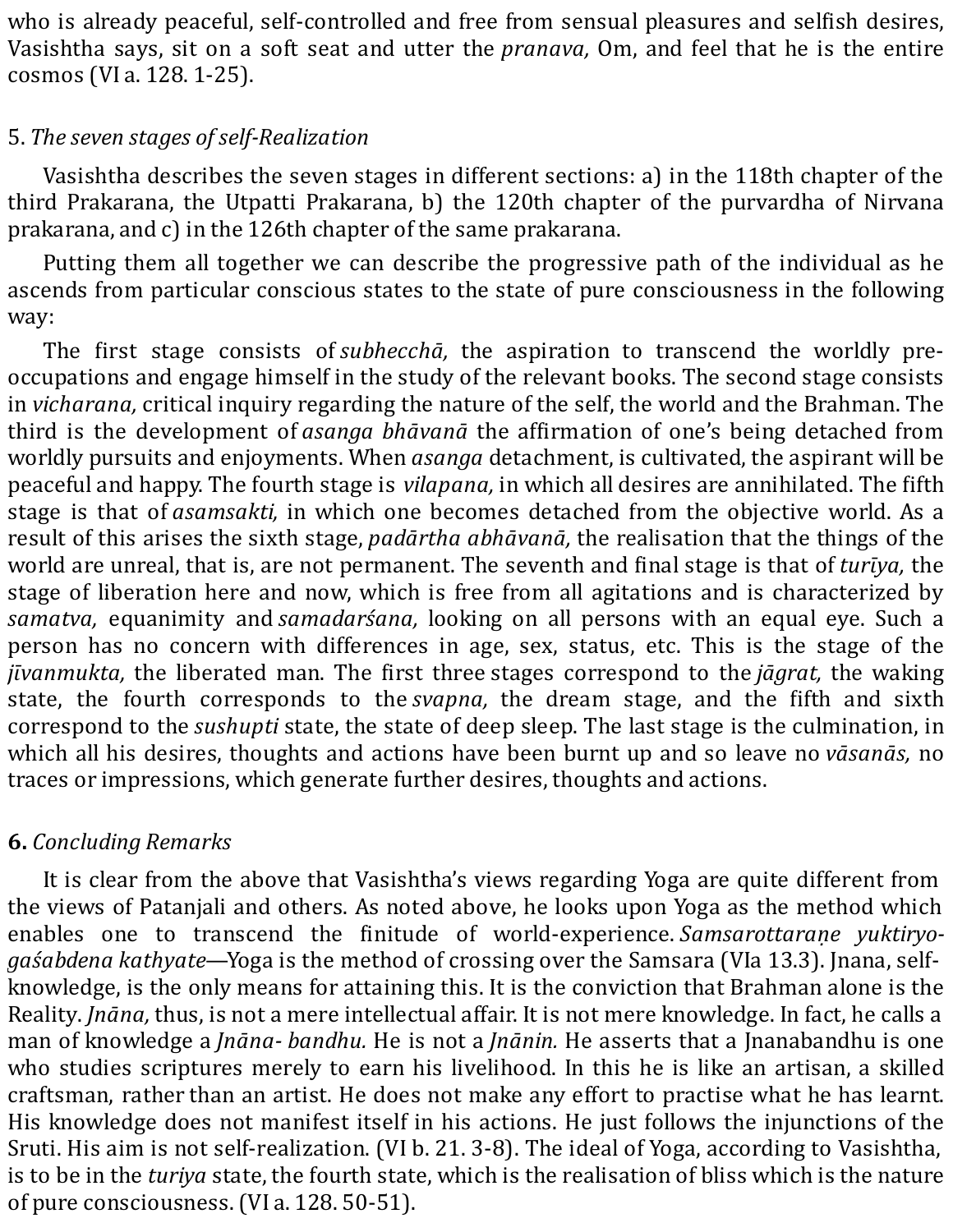who is already peaceful, self-controlled and free from sensual pleasures and selfish desires, Vasishtha says, sit on a soft seat and utter the *pranava,* Om, and feel that he is the entire cosmos (VI a. 128. 1-25).

### 5. *The seven stages of self-Realization*

Vasishtha describes the seven stages in different sections: a) in the 118th chapter of the third Prakarana, the Utpatti Prakarana, b) the 120th chapter of the purvardha of Nirvana prakarana, and c) in the 126th chapter of the same prakarana.

Putting them all together we can describe the progressive path of the individual as he ascends from particular conscious states to the state of pure consciousness in the following way:

The first stage consists of *subhecchā,* the aspiration to transcend the worldly pre-occupations and engage himself in the study of the relevant books. The second stage consists in *vicharana,* critical inquiry regarding the nature of the self, the world and the Brahman. The third is the development of *asanga bhāvanā* the affirmation of one's being detached from worldly pursuits and enjoyments. When *asanga* detachment, is cultivated, the aspirant will be peaceful and happy. The fourth stage is *vilapana,* in which all desires are annihilated. The fifth stage is that of *asamsakti,* in which one becomes detached from the objective world. As a result of this arises the sixth stage, *padārtha abhāvanā,* the realisation that the things of the world are unreal, that is, are not permanent. The seventh and final stage is that of *turīya,* the stage of liberation here and now, which is free from all agitations and is characterized by *samatva,* equanimity and *samadarśana,* looking on all persons with an equal eye. Such a person has no concern with differences in age, sex, status, etc. This is the stage of the *jīvanmukta,* the liberated man. The first three stages correspond to the *jāgrat,* the waking state, the fourth corresponds to the *svapna,* the dream stage, and the fifth and sixth correspond to the *sushupti* state, the state of deep sleep. The last stage is the culmination, in which all his desires, thoughts and actions have been burnt up and so leave no *vāsanās,* no traces or impressions, which generate further desires, thoughts and actions.

### **6.** *Concluding Remarks*

It is clear from the above that Vasishtha's views regarding Yoga are quite different from the views of Patanjali and others. As noted above, he looks upon Yoga as the method which enables one to transcend the finitude of world-experience. *Samsarottaraṇe yuktiryo-gaśabdena kathyate*—Yoga is the method of crossing over the Samsara (VIa 13.3). Jnana, self-knowledge, is the only means for attaining this. It is the conviction that Brahman alone is the Reality. *Jnāna,* thus, is not a mere intellectual affair. It is not mere knowledge. In fact, he calls a man of knowledge a *Jnāna- bandhu.* He is not a *Jnānin.* He asserts that a Jnanabandhu is one who studies scriptures merely to earn his livelihood. In this he is like an artisan, a skilled craftsman, rather than an artist. He does not make any effort to practise what he has learnt. His knowledge does not manifest itself in his actions. He just follows the injunctions of the Sruti. His aim is not self-realization. (VI b. 21. 3-8). The ideal of Yoga, according to Vasishtha, is to be in the *turiya* state, the fourth state, which is the realisation of bliss which is the nature of pure consciousness. (VI a. 128. 50-51).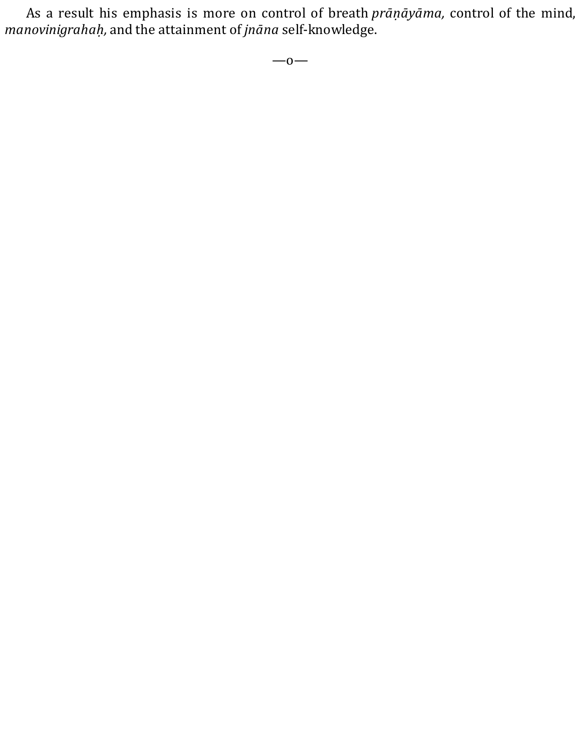As a result his emphasis is more on control of breath *prāṇāyāma,* control of the mind, *manovinigrahaḥ,* and the attainment of *jnāna* self-knowledge.

—o—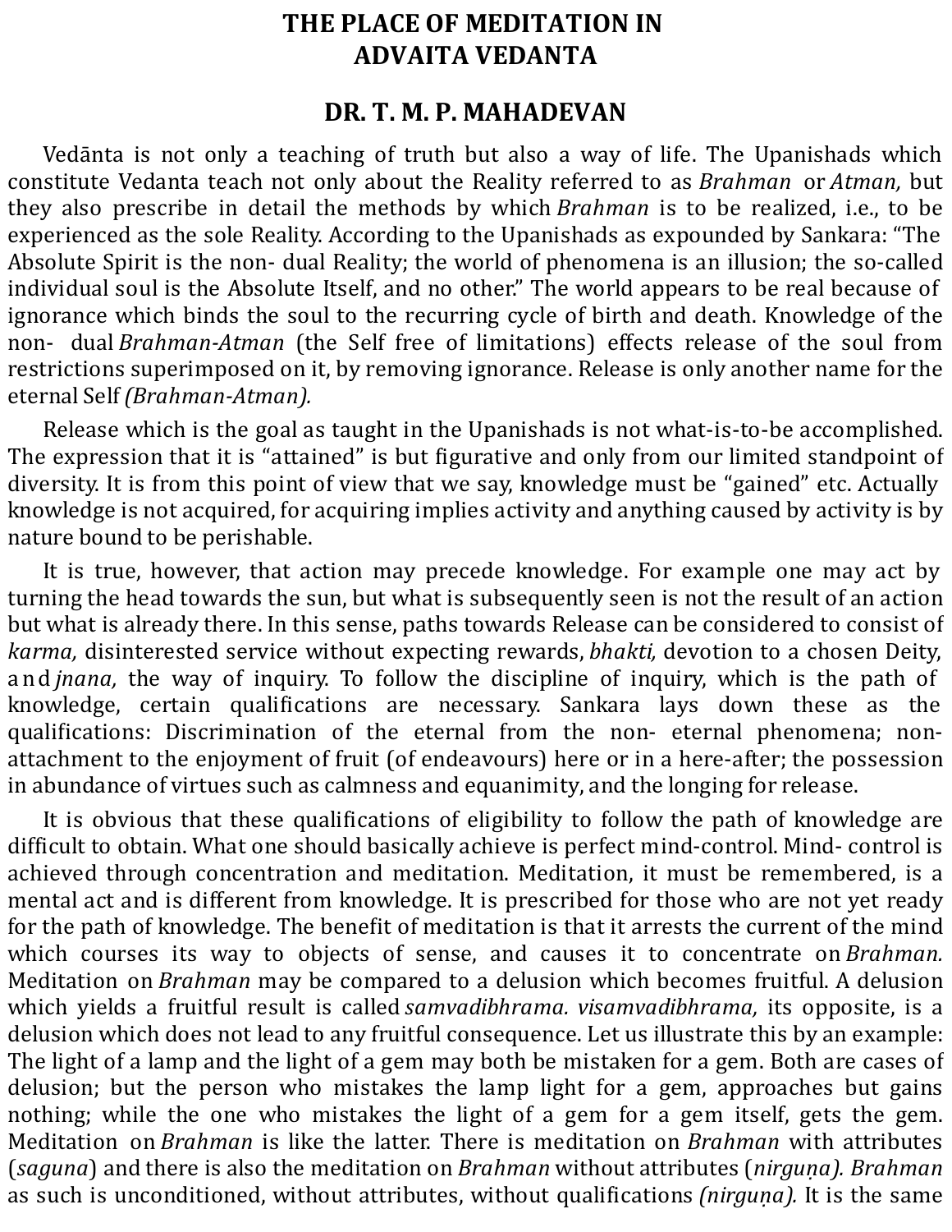# THE PLACE OF MEDITATION IN ADVAITA VEDANTA

## DR. T. M. P. MAHADEVAN

Vedānta is not only a teaching of truth but also a way of life. The Upanishads which constitute Vedanta teach not only about the Reality referred to as *Brahman* or *Atman,* but they also prescribe in detail the methods by which *Brahman* is to be realized, i.e., to be experienced as the sole Reality. According to the Upanishads as expounded by Sankara: "The Absolute Spirit is the non- dual Reality; the world of phenomena is an illusion; the so-called individual soul is the Absolute Itself, and no other." The world appears to be real because of ignorance which binds the soul to the recurring cycle of birth and death. Knowledge of the non- dual *Brahman-Atman* (the Self free of limitations) effects release of the soul from restrictions superimposed on it, by removing ignorance. Release is only another name for the eternal Self *(Brahman-Atman).*

Release which is the goal as taught in the Upanishads is not what-is-to-be accomplished. The expression that it is "attained" is but figurative and only from our limited standpoint of diversity. It is from this point of view that we say, knowledge must be "gained" etc. Actually knowledge is not acquired, for acquiring implies activity and anything caused by activity is by nature bound to be perishable.

It is true, however, that action may precede knowledge. For example one may act by turning the head towards the sun, but what is subsequently seen is not the result of an action but what is already there. In this sense, paths towards Release can be considered to consist of *karma,* disinterested service without expecting rewards, *bhakti,* devotion to a chosen Deity, and *jnana,* the way of inquiry. To follow the discipline of inquiry, which is the path of knowledge, certain qualifications are necessary. Sankara lays down these as the qualifications: Discrimination of the eternal from the non- eternal phenomena; non-attachment to the enjoyment of fruit (of endeavours) here or in a here-after; the possession in abundance of virtues such as calmness and equanimity, and the longing for release.

It is obvious that these qualifications of eligibility to follow the path of knowledge are difficult to obtain. What one should basically achieve is perfect mind-control. Mind- control is achieved through concentration and meditation. Meditation, it must be remembered, is a mental act and is different from knowledge. It is prescribed for those who are not yet ready for the path of knowledge. The benefit of meditation is that it arrests the current of the mind which courses its way to objects of sense, and causes it to concentrate on *Brahman.* Meditation on *Brahman* may be compared to a delusion which becomes fruitful. A delusion which yields a fruitful result is called *samvadibhrama. visamvadibhrama,* its opposite, is a delusion which does not lead to any fruitful consequence. Let us illustrate this by an example: The light of a lamp and the light of a gem may both be mistaken for a gem. Both are cases of delusion; but the person who mistakes the lamp light for a gem, approaches but gains nothing; while the one who mistakes the light of a gem for a gem itself, gets the gem. Meditation on *Brahman* is like the latter. There is meditation on *Brahman* with attributes (*saguna*) and there is also the meditation on *Brahman* without attributes (*nirguṇa). Brahman* as such is unconditioned, without attributes, without qualifications *(nirguṇa).* It is the same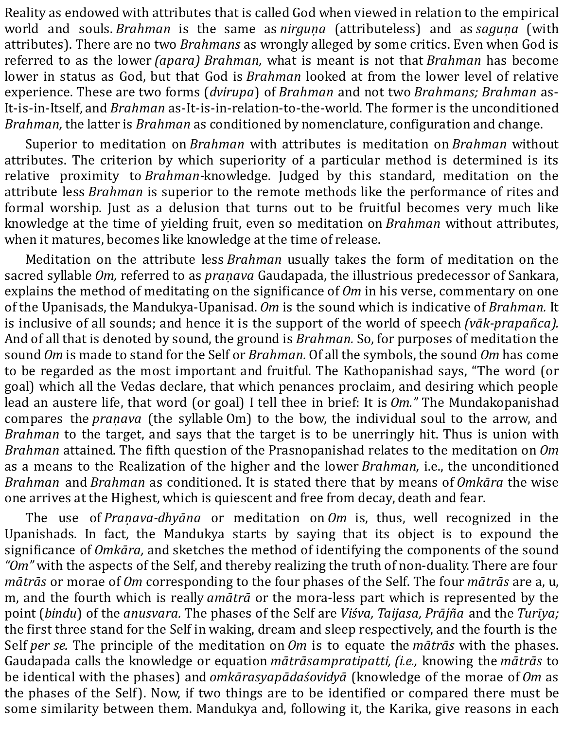Reality as endowed with attributes that is called God when viewed in relation to the empirical world and souls. *Brahman* is the same as *nirguṇa* (attributeless) and as *saguṇa* (with attributes). There are no two *Brahmans* as wrongly alleged by some critics. Even when God is referred to as the lower *(apara) Brahman,* what is meant is not that *Brahman* has become lower in status as God, but that God is *Brahman* looked at from the lower level of relative experience. These are two forms (*dvirupa*) of *Brahman* and not two *Brahmans; Brahman* as-It-is-in-Itself, and *Brahman* as-It-is-in-relation-to-the-world. The former is the unconditioned *Brahman,* the latter is *Brahman* as conditioned by nomenclature, configuration and change.

Superior to meditation on *Brahman* with attributes is meditation on *Brahman* without attributes. The criterion by which superiority of a particular method is determined is its relative proximity to *Brahman*-knowledge. Judged by this standard, meditation on the attribute less *Brahman* is superior to the remote methods like the performance of rites and formal worship. Just as a delusion that turns out to be fruitful becomes very much like knowledge at the time of yielding fruit, even so meditation on *Brahman* without attributes, when it matures, becomes like knowledge at the time of release.

Meditation on the attribute less *Brahman* usually takes the form of meditation on the sacred syllable *Om,* referred to as *praṇava* Gaudapada, the illustrious predecessor of Sankara, explains the method of meditating on the significance of *Om* in his verse, commentary on one of the Upanisads, the Mandukya-Upanisad. *Om* is the sound which is indicative of *Brahman.* It is inclusive of all sounds; and hence it is the support of the world of speech *(vāk-prapañca).* And of all that is denoted by sound, the ground is *Brahman.* So, for purposes of meditation the sound *Om* is made to stand for the Self or *Brahman.* Of all the symbols, the sound *Om* has come to be regarded as the most important and fruitful. The Kathopanishad says, "The word (or goal) which all the Vedas declare, that which penances proclaim, and desiring which people lead an austere life, that word (or goal) I tell thee in brief: It is *Om."* The Mundakopanishad compares the *praṇava* (the syllable Om) to the bow, the individual soul to the arrow, and *Brahman* to the target, and says that the target is to be unerringly hit. Thus is union with *Brahman* attained. The fifth question of the Prasnopanishad relates to the meditation on *Om* as a means to the Realization of the higher and the lower *Brahman,* i.e., the unconditioned *Brahman* and *Brahman* as conditioned. It is stated there that by means of *Omkāra* the wise one arrives at the Highest, which is quiescent and free from decay, death and fear.

The use of *Praṇava-dhyāna* or meditation on *Om* is, thus, well recognized in the Upanishads. In fact, the Mandukya starts by saying that its object is to expound the significance of *Omkāra,* and sketches the method of identifying the components of the sound *"Om"* with the aspects of the Self, and thereby realizing the truth of non-duality. There are four *mātrās* or morae of *Om* corresponding to the four phases of the Self. The four *mātrās* are a, u, m, and the fourth which is really *amātrā* or the mora-less part which is represented by the point (*bindu*) of the *anusvara.* The phases of the Self are *Viśva, Taijasa, Prājña* and the *Turīya;* the first three stand for the Self in waking, dream and sleep respectively, and the fourth is the Self *per se.* The principle of the meditation on *Om* is to equate the *mātrās* with the phases. Gaudapada calls the knowledge or equation *mātrāsampratipatti, (i.e.,* knowing the *mātrās* to be identical with the phases) and *omkārasyapādaśovidyā* (knowledge of the morae of *Om* as the phases of the Self). Now, if two things are to be identified or compared there must be some similarity between them. Mandukya and, following it, the Karika, give reasons in each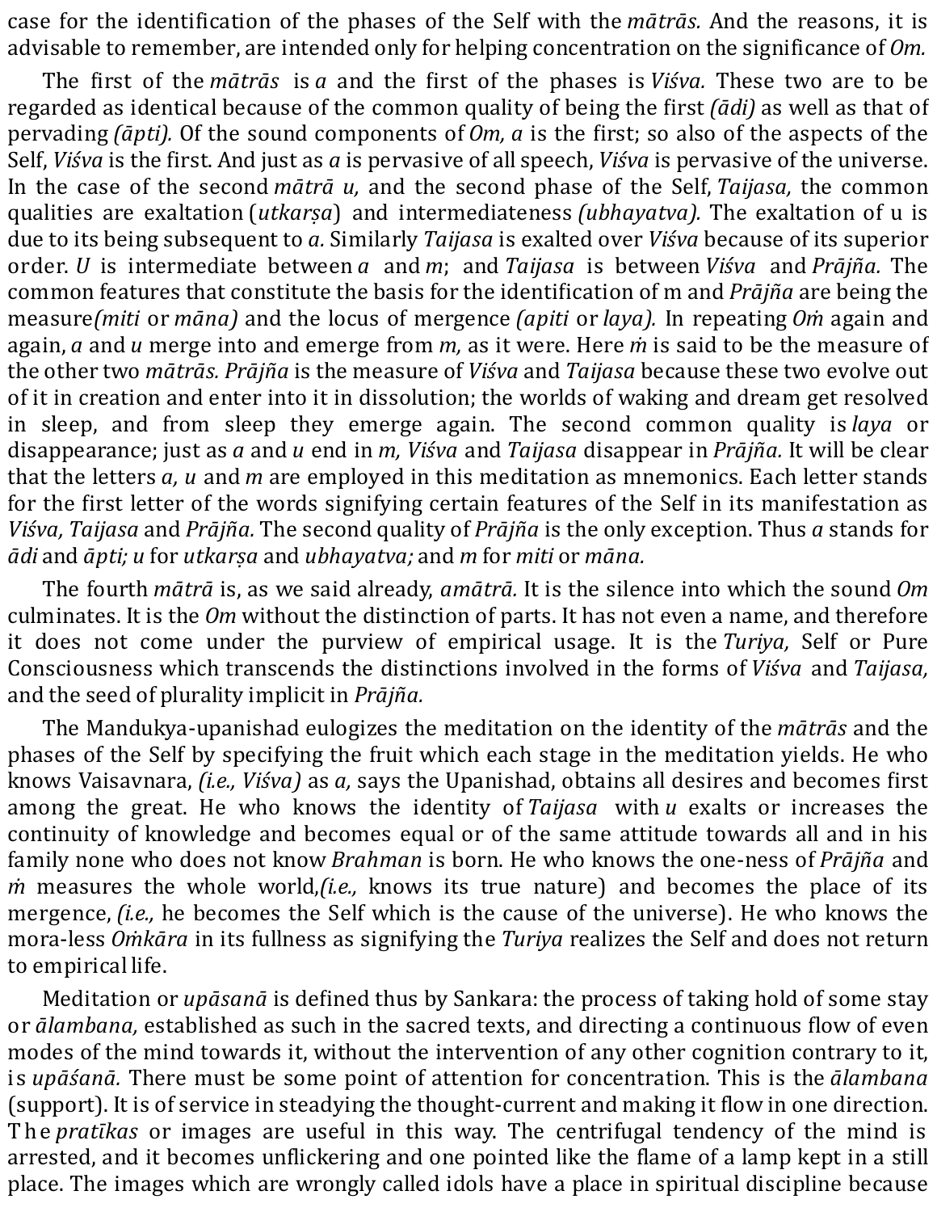case for the identification of the phases of the Self with the *mātrās.* And the reasons, it is advisable to remember, are intended only for helping concentration on the significance of *Om.*

The first of the *mātrās* is *a* and the first of the phases is *Viśva.* These two are to be regarded as identical because of the common quality of being the first *(ādi)* as well as that of pervading *(āpti).* Of the sound components of *Om, a* is the first; so also of the aspects of the Self, *Viśva* is the first. And just as *a* is pervasive of all speech, *Viśva* is pervasive of the universe. In the case of the second *mātrā u,* and the second phase of the Self, *Taijasa,* the common qualities are exaltation (*utkarṣa*) and intermediateness *(ubhayatva).* The exaltation of u is due to its being subsequent to *a.* Similarly *Taijasa* is exalted over *Viśva* because of its superior order. *U* is intermediate between *a* and *m*; and *Taijasa* is between *Viśva* and *Prājña.* The common features that constitute the basis for the identification of m and *Prājña* are being the measure*(miti* or *māna)* and the locus of mergence *(apiti* or *laya).* In repeating *Oṁ* again and again, *a* and *u* merge into and emerge from *m,* as it were. Here *ṁ* is said to be the measure of the other two *mātrās. Prājña* is the measure of *Viśva* and *Taijasa* because these two evolve out of it in creation and enter into it in dissolution; the worlds of waking and dream get resolved in sleep, and from sleep they emerge again. The second common quality is *laya* or disappearance; just as *a* and *u* end in *m, Viśva* and *Taijasa* disappear in *Prājña.* It will be clear that the letters *a, u* and *m* are employed in this meditation as mnemonics. Each letter stands for the first letter of the words signifying certain features of the Self in its manifestation as *Viśva, Taijasa* and *Prājña.* The second quality of *Prājña* is the only exception. Thus *a* stands for *ādi* and *āpti; u* for *utkarṣa* and *ubhayatva;* and *m* for *miti* or *māna.*

The fourth *mātrā* is, as we said already, *amātrā.* It is the silence into which the sound *Om* culminates. It is the *Om* without the distinction of parts. It has not even a name, and therefore it does not come under the purview of empirical usage. It is the *Turiya,* Self or Pure Consciousness which transcends the distinctions involved in the forms of *Viśva* and *Taijasa,* and the seed of plurality implicit in *Prājña.*

The Mandukya-upanishad eulogizes the meditation on the identity of the *mātrās* and the phases of the Self by specifying the fruit which each stage in the meditation yields. He who knows Vaisavnara, *(i.e., Viśva)* as *a,* says the Upanishad, obtains all desires and becomes first among the great. He who knows the identity of *Taijasa* with *u* exalts or increases the continuity of knowledge and becomes equal or of the same attitude towards all and in his family none who does not know *Brahman* is born. He who knows the one-ness of *Prājña* and *ṁ* measures the whole world,*(i.e.,* knows its true nature) and becomes the place of its mergence, *(i.e.,* he becomes the Self which is the cause of the universe). He who knows the mora-less *Oṁkāra* in its fullness as signifying the *Turiya* realizes the Self and does not return to empirical life.

Meditation or *upāsanā* is defined thus by Sankara: the process of taking hold of some stay or *ālambana,* established as such in the sacred texts, and directing a continuous flow of even modes of the mind towards it, without the intervention of any other cognition contrary to it, is *upāśanā.* There must be some point of attention for concentration. This is the *ālambana* (support). It is of service in steadying the thought-current and making it flow in one direction. The *pratīkas* or images are useful in this way. The centrifugal tendency of the mind is arrested, and it becomes unflickering and one pointed like the flame of a lamp kept in a still place. The images which are wrongly called idols have a place in spiritual discipline because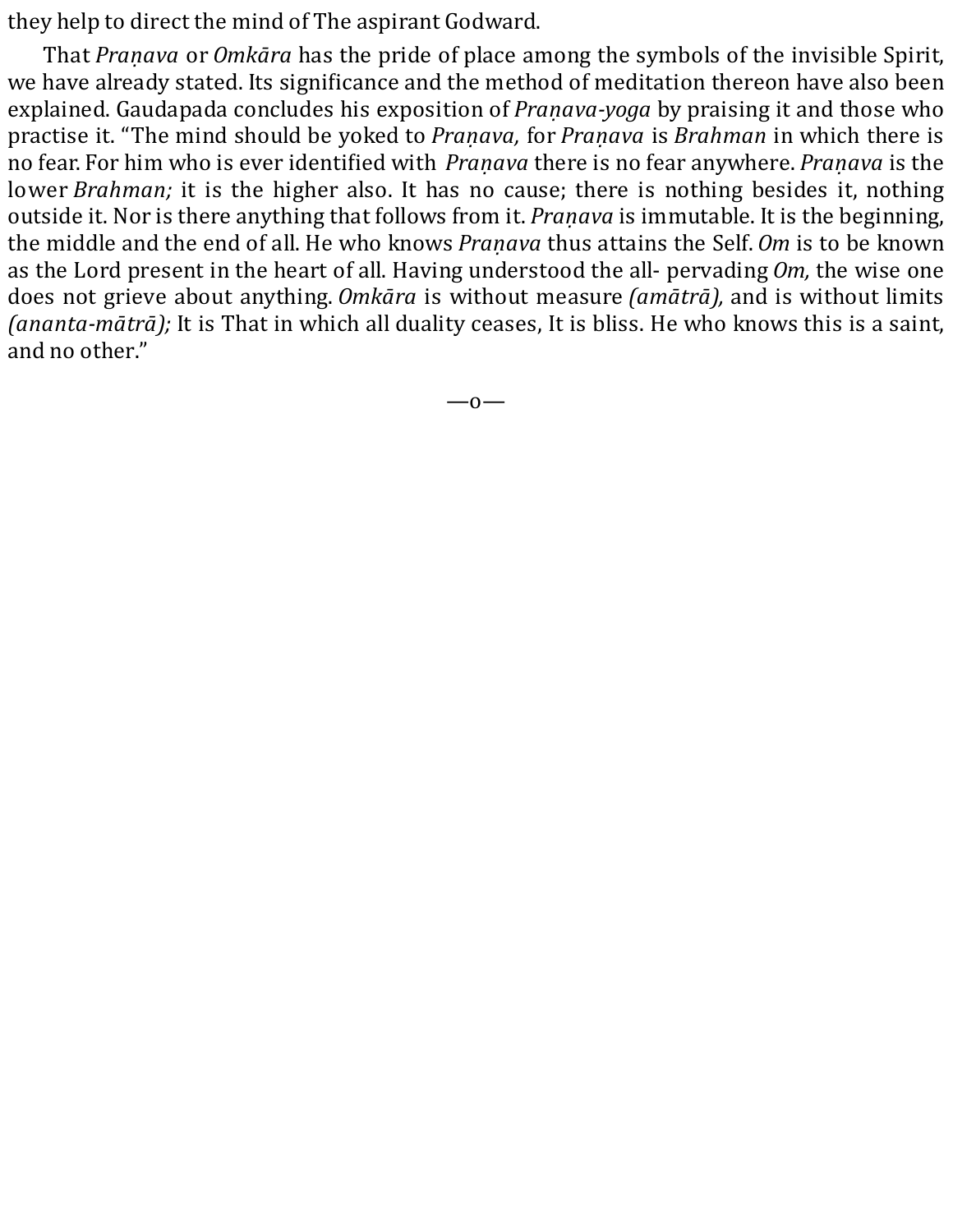they help to direct the mind of The aspirant Godward.

That *Praṇava* or *Omkāra* has the pride of place among the symbols of the invisible Spirit, we have already stated. Its significance and the method of meditation thereon have also been explained. Gaudapada concludes his exposition of *Praṇava-yoga* by praising it and those who practise it. "The mind should be yoked to *Praṇava,* for *Praṇava* is *Brahman* in which there is no fear. For him who is ever identified with *Praṇava* there is no fear anywhere. *Praṇava* is the lower *Brahman;* it is the higher also. It has no cause; there is nothing besides it, nothing outside it. Nor is there anything that follows from it. *Praṇava* is immutable. It is the beginning, the middle and the end of all. He who knows *Praṇava* thus attains the Self. *Om* is to be known as the Lord present in the heart of all. Having understood the all- pervading *Om,* the wise one does not grieve about anything. *Omkāra* is without measure *(amātrā),* and is without limits *(ananta-mātrā);* It is That in which all duality ceases, It is bliss. He who knows this is a saint, and no other."

—o—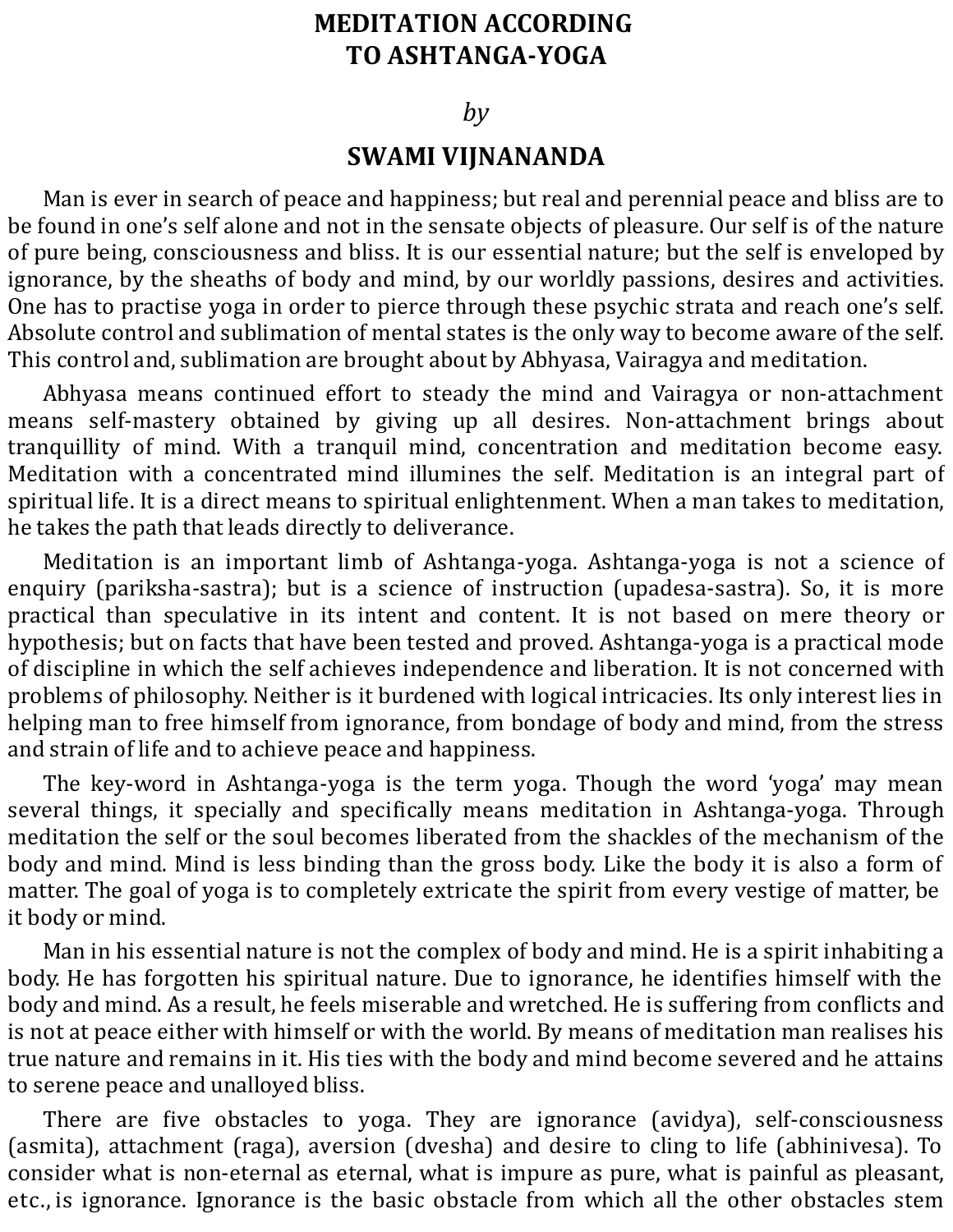# MEDITATION ACCORDING TO ASHTANGA-YOGA

*by*

## SWAMI VIJNANANDA

Man is ever in search of peace and happiness; but real and perennial peace and bliss are to be found in one's self alone and not in the sensate objects of pleasure. Our self is of the nature of pure being, consciousness and bliss. It is our essential nature; but the self is enveloped by ignorance, by the sheaths of body and mind, by our worldly passions, desires and activities. One has to practise yoga in order to pierce through these psychic strata and reach one's self. Absolute control and sublimation of mental states is the only way to become aware of the self. This control and, sublimation are brought about by Abhyasa, Vairagya and meditation.

Abhyasa means continued effort to steady the mind and Vairagya or non-attachment means self-mastery obtained by giving up all desires. Non-attachment brings about tranquillity of mind. With a tranquil mind, concentration and meditation become easy. Meditation with a concentrated mind illumines the self. Meditation is an integral part of spiritual life. It is a direct means to spiritual enlightenment. When a man takes to meditation, he takes the path that leads directly to deliverance.

Meditation is an important limb of Ashtanga-yoga. Ashtanga-yoga is not a science of enquiry (pariksha-sastra); but is a science of instruction (upadesa-sastra). So, it is more practical than speculative in its intent and content. It is not based on mere theory or hypothesis; but on facts that have been tested and proved. Ashtanga-yoga is a practical mode of discipline in which the self achieves independence and liberation. It is not concerned with problems of philosophy. Neither is it burdened with logical intricacies. Its only interest lies in helping man to free himself from ignorance, from bondage of body and mind, from the stress and strain of life and to achieve peace and happiness.

The key-word in Ashtanga-yoga is the term yoga. Though the word 'yoga' may mean several things, it specially and specifically means meditation in Ashtanga-yoga. Through meditation the self or the soul becomes liberated from the shackles of the mechanism of the body and mind. Mind is less binding than the gross body. Like the body it is also a form of matter. The goal of yoga is to completely extricate the spirit from every vestige of matter, be it body or mind.

Man in his essential nature is not the complex of body and mind. He is a spirit inhabiting a body. He has forgotten his spiritual nature. Due to ignorance, he identifies himself with the body and mind. As a result, he feels miserable and wretched. He is suffering from conflicts and is not at peace either with himself or with the world. By means of meditation man realises his true nature and remains in it. His ties with the body and mind become severed and he attains to serene peace and unalloyed bliss.

There are five obstacles to yoga. They are ignorance (avidya), self-consciousness (asmita), attachment (raga), aversion (dvesha) and desire to cling to life (abhinivesa). To consider what is non-eternal as eternal, what is impure as pure, what is painful as pleasant, etc., is ignorance. Ignorance is the basic obstacle from which all the other obstacles stem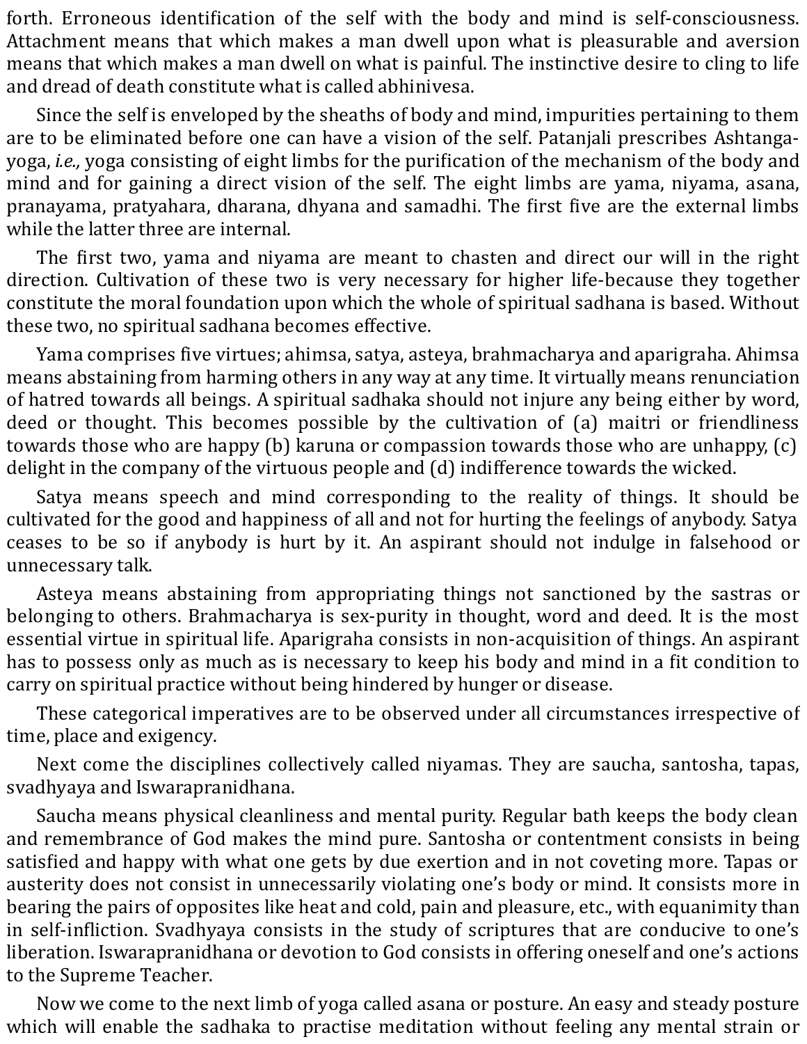forth. Erroneous identification of the self with the body and mind is self-consciousness. Attachment means that which makes a man dwell upon what is pleasurable and aversion means that which makes a man dwell on what is painful. The instinctive desire to cling to life and dread of death constitute what is called abhinivesa.

Since the self is enveloped by the sheaths of body and mind, impurities pertaining to them are to be eliminated before one can have a vision of the self. Patanjali prescribes Ashtanga-yoga, *i.e.,* yoga consisting of eight limbs for the purification of the mechanism of the body and mind and for gaining a direct vision of the self. The eight limbs are yama, niyama, asana, pranayama, pratyahara, dharana, dhyana and samadhi. The first five are the external limbs while the latter three are internal.

The first two, yama and niyama are meant to chasten and direct our will in the right direction. Cultivation of these two is very necessary for higher life-because they together constitute the moral foundation upon which the whole of spiritual sadhana is based. Without these two, no spiritual sadhana becomes effective.

Yama comprises five virtues; ahimsa, satya, asteya, brahmacharya and aparigraha. Ahimsa means abstaining from harming others in any way at any time. It virtually means renunciation of hatred towards all beings. A spiritual sadhaka should not injure any being either by word, deed or thought. This becomes possible by the cultivation of (a) maitri or friendliness towards those who are happy (b) karuna or compassion towards those who are unhappy, (c) delight in the company of the virtuous people and (d) indifference towards the wicked.

Satya means speech and mind corresponding to the reality of things. It should be cultivated for the good and happiness of all and not for hurting the feelings of anybody. Satya ceases to be so if anybody is hurt by it. An aspirant should not indulge in falsehood or unnecessary talk.

Asteya means abstaining from appropriating things not sanctioned by the sastras or belonging to others. Brahmacharya is sex-purity in thought, word and deed. It is the most essential virtue in spiritual life. Aparigraha consists in non-acquisition of things. An aspirant has to possess only as much as is necessary to keep his body and mind in a fit condition to carry on spiritual practice without being hindered by hunger or disease.

These categorical imperatives are to be observed under all circumstances irrespective of time, place and exigency.

Next come the disciplines collectively called niyamas. They are saucha, santosha, tapas, svadhyaya and Iswarapranidhana.

Saucha means physical cleanliness and mental purity. Regular bath keeps the body clean and remembrance of God makes the mind pure. Santosha or contentment consists in being satisfied and happy with what one gets by due exertion and in not coveting more. Tapas or austerity does not consist in unnecessarily violating one's body or mind. It consists more in bearing the pairs of opposites like heat and cold, pain and pleasure, etc., with equanimity than in self-infliction. Svadhyaya consists in the study of scriptures that are conducive to one's liberation. Iswarapranidhana or devotion to God consists in offering oneself and one's actions to the Supreme Teacher.

Now we come to the next limb of yoga called asana or posture. An easy and steady posture which will enable the sadhaka to practise meditation without feeling any mental strain or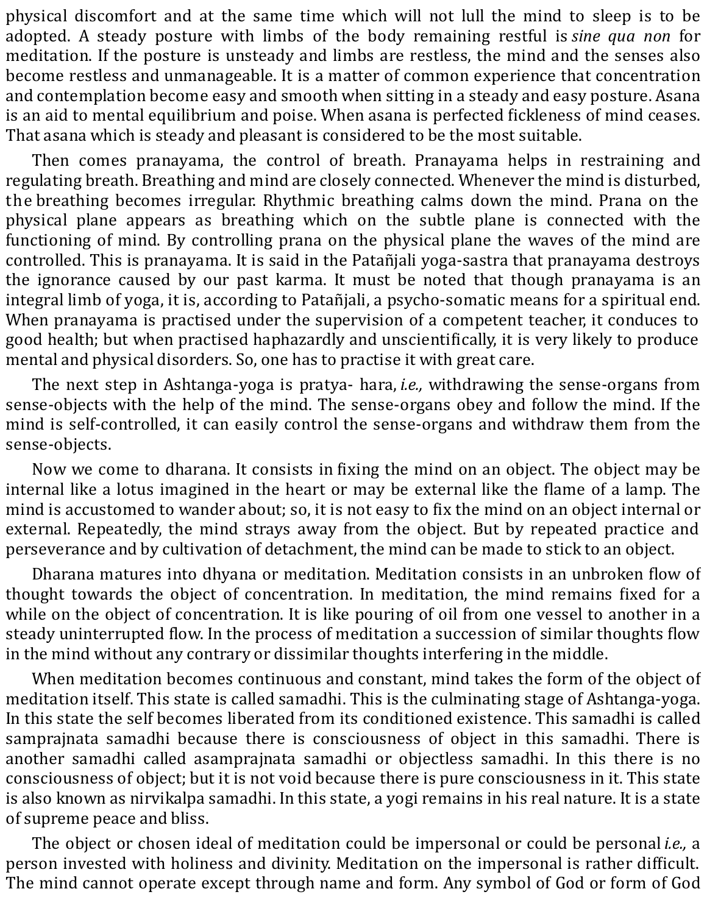physical discomfort and at the same time which will not lull the mind to sleep is to be adopted. A steady posture with limbs of the body remaining restful is *sine qua non* for meditation. If the posture is unsteady and limbs are restless, the mind and the senses also become restless and unmanageable. It is a matter of common experience that concentration and contemplation become easy and smooth when sitting in a steady and easy posture. Asana is an aid to mental equilibrium and poise. When asana is perfected fickleness of mind ceases. That asana which is steady and pleasant is considered to be the most suitable.

Then comes pranayama, the control of breath. Pranayama helps in restraining and regulating breath. Breathing and mind are closely connected. Whenever the mind is disturbed, the breathing becomes irregular. Rhythmic breathing calms down the mind. Prana on the physical plane appears as breathing which on the subtle plane is connected with the functioning of mind. By controlling prana on the physical plane the waves of the mind are controlled. This is pranayama. It is said in the Patañjali yoga-sastra that pranayama destroys the ignorance caused by our past karma. It must be noted that though pranayama is an integral limb of yoga, it is, according to Patañjali, a psycho-somatic means for a spiritual end. When pranayama is practised under the supervision of a competent teacher, it conduces to good health; but when practised haphazardly and unscientifically, it is very likely to produce mental and physical disorders. So, one has to practise it with great care.

The next step in Ashtanga-yoga is pratya- hara, *i.e.,* withdrawing the sense-organs from sense-objects with the help of the mind. The sense-organs obey and follow the mind. If the mind is self-controlled, it can easily control the sense-organs and withdraw them from the sense-objects.

Now we come to dharana. It consists in fixing the mind on an object. The object may be internal like a lotus imagined in the heart or may be external like the flame of a lamp. The mind is accustomed to wander about; so, it is not easy to fix the mind on an object internal or external. Repeatedly, the mind strays away from the object. But by repeated practice and perseverance and by cultivation of detachment, the mind can be made to stick to an object.

Dharana matures into dhyana or meditation. Meditation consists in an unbroken flow of thought towards the object of concentration. In meditation, the mind remains fixed for a while on the object of concentration. It is like pouring of oil from one vessel to another in a steady uninterrupted flow. In the process of meditation a succession of similar thoughts flow in the mind without any contrary or dissimilar thoughts interfering in the middle.

When meditation becomes continuous and constant, mind takes the form of the object of meditation itself. This state is called samadhi. This is the culminating stage of Ashtanga-yoga. In this state the self becomes liberated from its conditioned existence. This samadhi is called samprajnata samadhi because there is consciousness of object in this samadhi. There is another samadhi called asamprajnata samadhi or objectless samadhi. In this there is no consciousness of object; but it is not void because there is pure consciousness in it. This state is also known as nirvikalpa samadhi. In this state, a yogi remains in his real nature. It is a state of supreme peace and bliss.

The object or chosen ideal of meditation could be impersonal or could be personal *i.e.,* a person invested with holiness and divinity. Meditation on the impersonal is rather difficult. The mind cannot operate except through name and form. Any symbol of God or form of God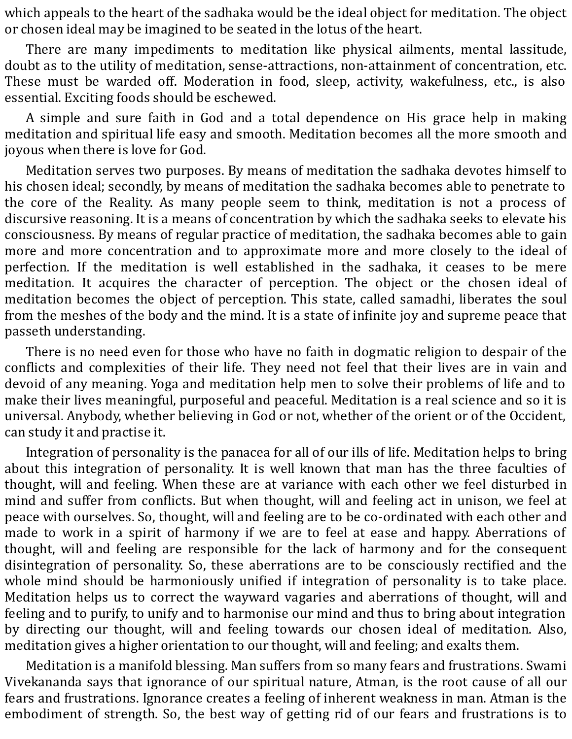which appeals to the heart of the sadhaka would be the ideal object for meditation. The object or chosen ideal may be imagined to be seated in the lotus of the heart.

There are many impediments to meditation like physical ailments, mental lassitude, doubt as to the utility of meditation, sense-attractions, non-attainment of concentration, etc. These must be warded off. Moderation in food, sleep, activity, wakefulness, etc., is also essential. Exciting foods should be eschewed.

A simple and sure faith in God and a total dependence on His grace help in making meditation and spiritual life easy and smooth. Meditation becomes all the more smooth and joyous when there is love for God.

Meditation serves two purposes. By means of meditation the sadhaka devotes himself to his chosen ideal; secondly, by means of meditation the sadhaka becomes able to penetrate to the core of the Reality. As many people seem to think, meditation is not a process of discursive reasoning. It is a means of concentration by which the sadhaka seeks to elevate his consciousness. By means of regular practice of meditation, the sadhaka becomes able to gain more and more concentration and to approximate more and more closely to the ideal of perfection. If the meditation is well established in the sadhaka, it ceases to be mere meditation. It acquires the character of perception. The object or the chosen ideal of meditation becomes the object of perception. This state, called samadhi, liberates the soul from the meshes of the body and the mind. It is a state of infinite joy and supreme peace that passeth understanding.

There is no need even for those who have no faith in dogmatic religion to despair of the conflicts and complexities of their life. They need not feel that their lives are in vain and devoid of any meaning. Yoga and meditation help men to solve their problems of life and to make their lives meaningful, purposeful and peaceful. Meditation is a real science and so it is universal. Anybody, whether believing in God or not, whether of the orient or of the Occident, can study it and practise it.

Integration of personality is the panacea for all of our ills of life. Meditation helps to bring about this integration of personality. It is well known that man has the three faculties of thought, will and feeling. When these are at variance with each other we feel disturbed in mind and suffer from conflicts. But when thought, will and feeling act in unison, we feel at peace with ourselves. So, thought, will and feeling are to be co-ordinated with each other and made to work in a spirit of harmony if we are to feel at ease and happy. Aberrations of thought, will and feeling are responsible for the lack of harmony and for the consequent disintegration of personality. So, these aberrations are to be consciously rectified and the whole mind should be harmoniously unified if integration of personality is to take place. Meditation helps us to correct the wayward vagaries and aberrations of thought, will and feeling and to purify, to unify and to harmonise our mind and thus to bring about integration by directing our thought, will and feeling towards our chosen ideal of meditation. Also, meditation gives a higher orientation to our thought, will and feeling; and exalts them.

Meditation is a manifold blessing. Man suffers from so many fears and frustrations. Swami Vivekananda says that ignorance of our spiritual nature, Atman, is the root cause of all our fears and frustrations. Ignorance creates a feeling of inherent weakness in man. Atman is the embodiment of strength. So, the best way of getting rid of our fears and frustrations is to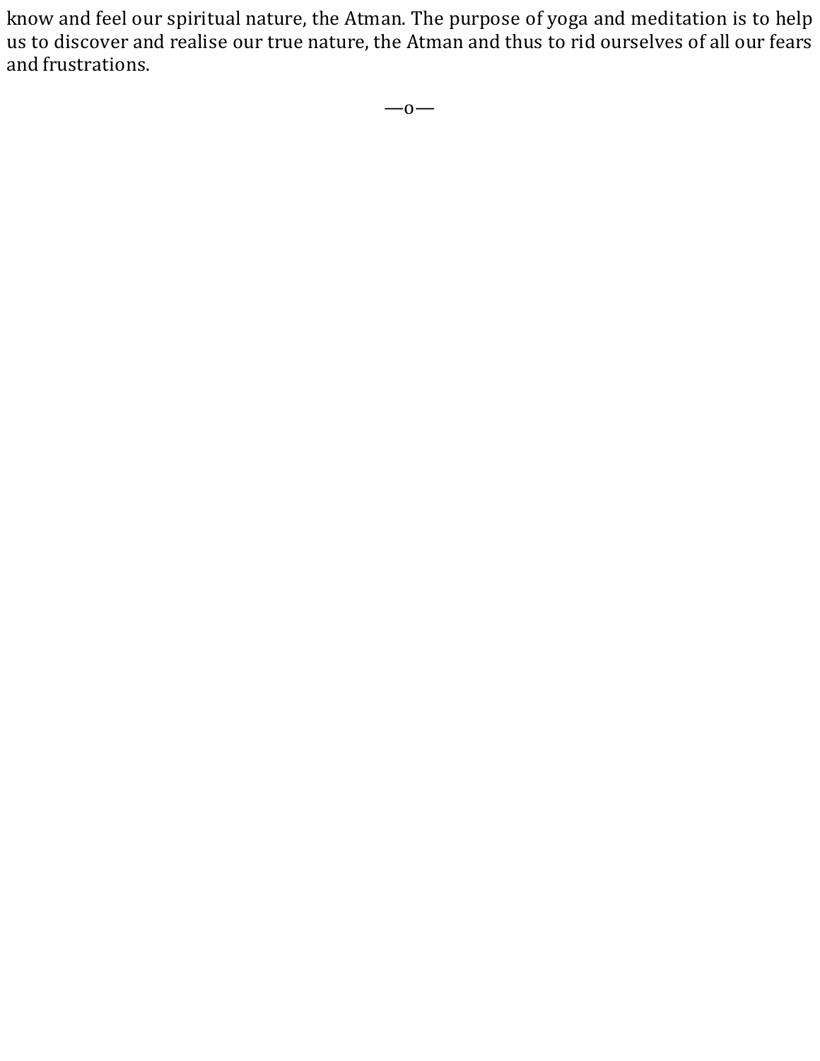know and feel our spiritual nature, the Atman. The purpose of yoga and meditation is to help us to discover and realise our true nature, the Atman and thus to rid ourselves of all our fears and frustrations.

—o—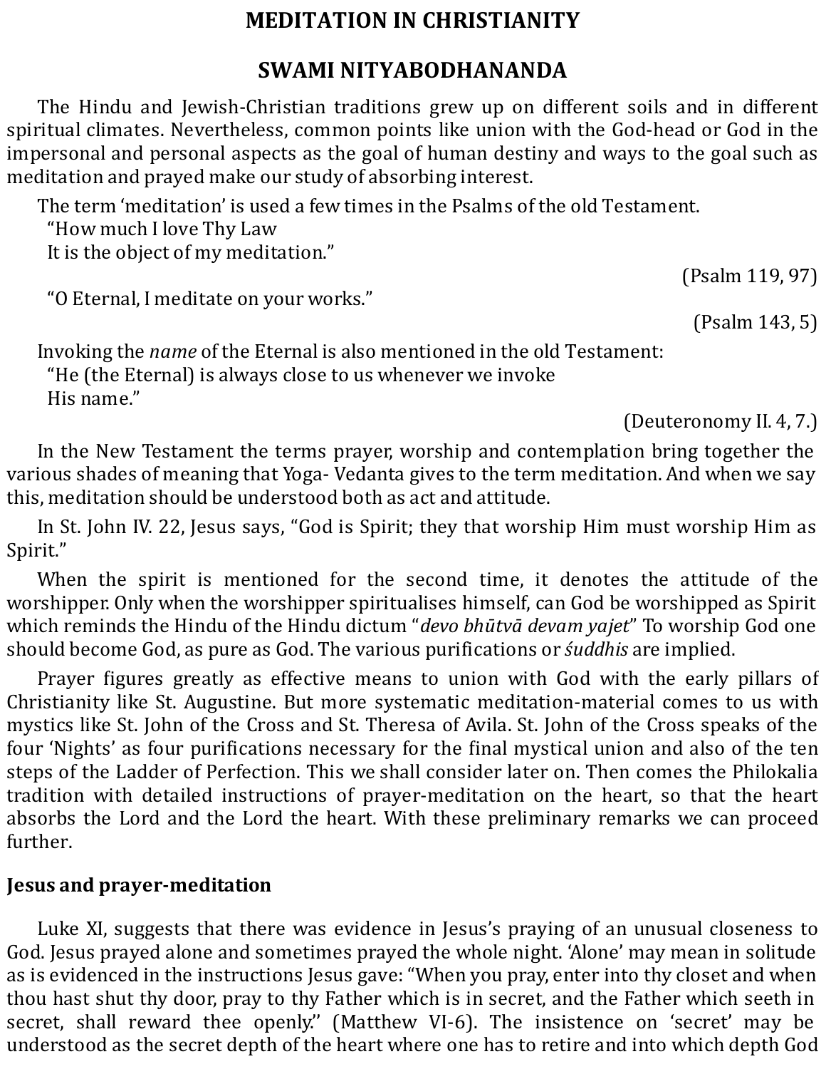# MEDITATION IN CHRISTIANITY

## SWAMI NITYABODHANANDA

The Hindu and Jewish-Christian traditions grew up on different soils and in different spiritual climates. Nevertheless, common points like union with the God-head or God in the impersonal and personal aspects as the goal of human destiny and ways to the goal such as meditation and prayed make our study of absorbing interest.

The term 'meditation' is used a few times in the Psalms of the old Testament.

"How much I love Thy Law
It is the object of my meditation."

(Psalm 119, 97)

"O Eternal, I meditate on your works."

(Psalm 143, 5)

Invoking the *name* of the Eternal is also mentioned in the old Testament:

"He (the Eternal) is always close to us whenever we invoke
His name."

(Deuteronomy II. 4, 7.)

In the New Testament the terms prayer, worship and contemplation bring together the various shades of meaning that Yoga- Vedanta gives to the term meditation. And when we say this, meditation should be understood both as act and attitude.

In St. John IV. 22, Jesus says, "God is Spirit; they that worship Him must worship Him as Spirit."

When the spirit is mentioned for the second time, it denotes the attitude of the worshipper. Only when the worshipper spiritualises himself, can God be worshipped as Spirit which reminds the Hindu of the Hindu dictum "*devo bhūtvā devam yajet*" To worship God one should become God, as pure as God. The various purifications or *śuddhis* are implied.

Prayer figures greatly as effective means to union with God with the early pillars of Christianity like St. Augustine. But more systematic meditation-material comes to us with mystics like St. John of the Cross and St. Theresa of Avila. St. John of the Cross speaks of the four 'Nights' as four purifications necessary for the final mystical union and also of the ten steps of the Ladder of Perfection. This we shall consider later on. Then comes the Philokalia tradition with detailed instructions of prayer-meditation on the heart, so that the heart absorbs the Lord and the Lord the heart. With these preliminary remarks we can proceed further.

### Jesus and prayer-meditation

Luke XI, suggests that there was evidence in Jesus's praying of an unusual closeness to God. Jesus prayed alone and sometimes prayed the whole night. 'Alone' may mean in solitude as is evidenced in the instructions Jesus gave: "When you pray, enter into thy closet and when thou hast shut thy door, pray to thy Father which is in secret, and the Father which seeth in secret, shall reward thee openly." (Matthew VI-6). The insistence on 'secret' may be understood as the secret depth of the heart where one has to retire and into which depth God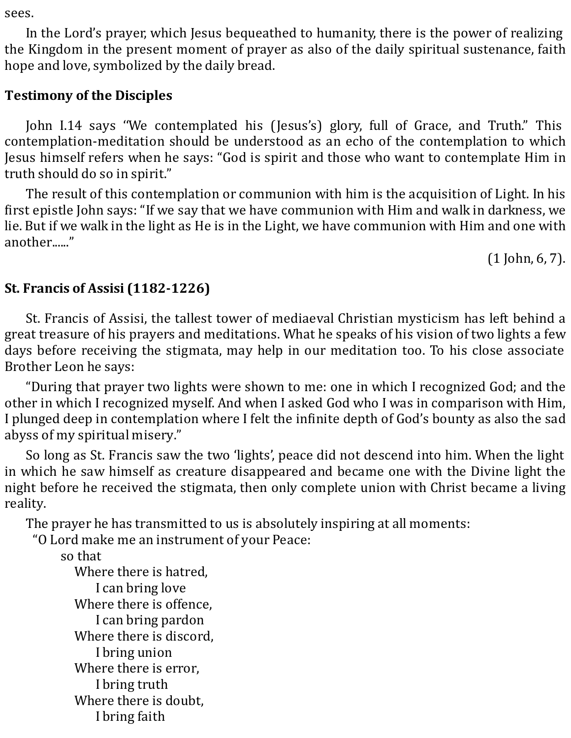sees.

In the Lord's prayer, which Jesus bequeathed to humanity, there is the power of realizing the Kingdom in the present moment of prayer as also of the daily spiritual sustenance, faith hope and love, symbolized by the daily bread.

### Testimony of the Disciples

John I.14 says "We contemplated his (Jesus's) glory, full of Grace, and Truth." This contemplation-meditation should be understood as an echo of the contemplation to which Jesus himself refers when he says: "God is spirit and those who want to contemplate Him in truth should do so in spirit."

The result of this contemplation or communion with him is the acquisition of Light. In his first epistle John says: "If we say that we have communion with Him and walk in darkness, we lie. But if we walk in the light as He is in the Light, we have communion with Him and one with another......"

(1 John, 6, 7).

### St. Francis of Assisi (1182-1226)

St. Francis of Assisi, the tallest tower of mediaeval Christian mysticism has left behind a great treasure of his prayers and meditations. What he speaks of his vision of two lights a few days before receiving the stigmata, may help in our meditation too. To his close associate Brother Leon he says:

"During that prayer two lights were shown to me: one in which I recognized God; and the other in which I recognized myself. And when I asked God who I was in comparison with Him, I plunged deep in contemplation where I felt the infinite depth of God's bounty as also the sad abyss of my spiritual misery."

So long as St. Francis saw the two 'lights', peace did not descend into him. When the light in which he saw himself as creature disappeared and became one with the Divine light the night before he received the stigmata, then only complete union with Christ became a living reality.

The prayer he has transmitted to us is absolutely inspiring at all moments:

"O Lord make me an instrument of your Peace:
so that
Where there is hatred,
I can bring love
Where there is offence,
I can bring pardon
Where there is discord,
I bring union
Where there is error,
I bring truth
Where there is doubt,
I bring faith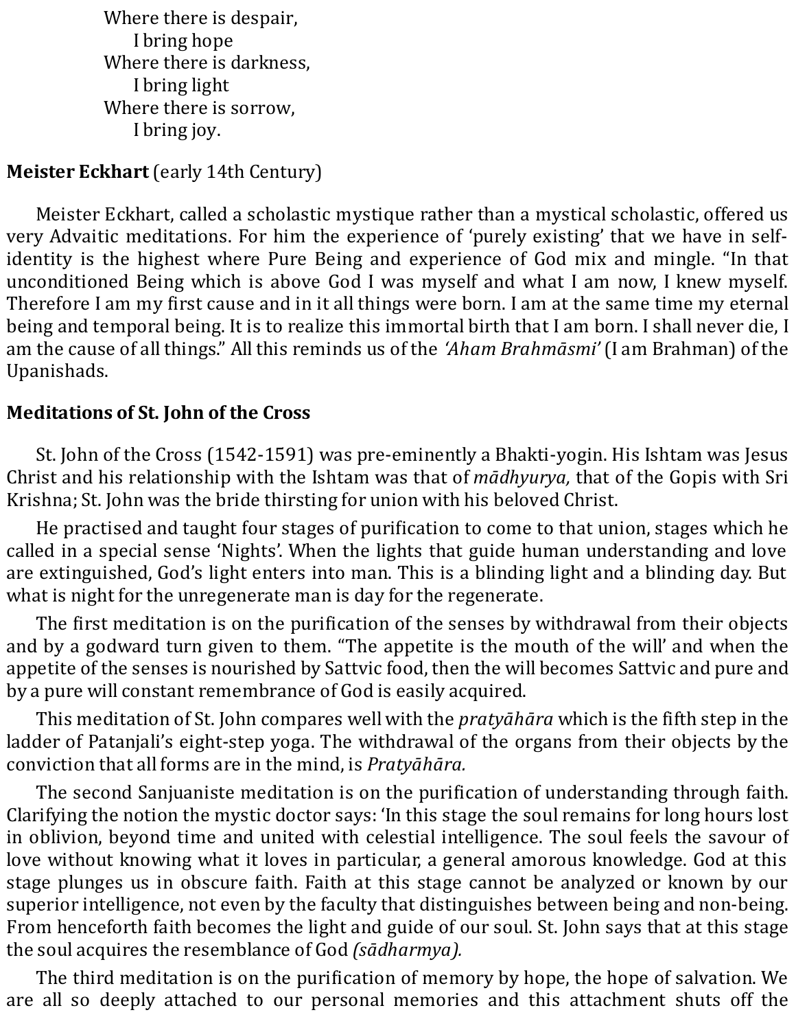Where there is despair,
  I bring hope
Where there is darkness,
  I bring light
Where there is sorrow,
  I bring joy.

**Meister Eckhart** (early 14th Century)

Meister Eckhart, called a scholastic mystique rather than a mystical scholastic, offered us very Advaitic meditations. For him the experience of 'purely existing' that we have in self-identity is the highest where Pure Being and experience of God mix and mingle. "In that unconditioned Being which is above God I was myself and what I am now, I knew myself. Therefore I am my first cause and in it all things were born. I am at the same time my eternal being and temporal being. It is to realize this immortal birth that I am born. I shall never die, I am the cause of all things." All this reminds us of the *'Aham Brahmāsmi'* (I am Brahman) of the Upanishads.

**Meditations of St. John of the Cross**

St. John of the Cross (1542-1591) was pre-eminently a Bhakti-yogin. His Ishtam was Jesus Christ and his relationship with the Ishtam was that of *mādhyurya,* that of the Gopis with Sri Krishna; St. John was the bride thirsting for union with his beloved Christ.

He practised and taught four stages of purification to come to that union, stages which he called in a special sense 'Nights'. When the lights that guide human understanding and love are extinguished, God's light enters into man. This is a blinding light and a blinding day. But what is night for the unregenerate man is day for the regenerate.

The first meditation is on the purification of the senses by withdrawal from their objects and by a godward turn given to them. "The appetite is the mouth of the will' and when the appetite of the senses is nourished by Sattvic food, then the will becomes Sattvic and pure and by a pure will constant remembrance of God is easily acquired.

This meditation of St. John compares well with the *pratyāhāra* which is the fifth step in the ladder of Patanjali's eight-step yoga. The withdrawal of the organs from their objects by the conviction that all forms are in the mind, is *Pratyāhāra.*

The second Sanjuaniste meditation is on the purification of understanding through faith. Clarifying the notion the mystic doctor says: 'In this stage the soul remains for long hours lost in oblivion, beyond time and united with celestial intelligence. The soul feels the savour of love without knowing what it loves in particular, a general amorous knowledge. God at this stage plunges us in obscure faith. Faith at this stage cannot be analyzed or known by our superior intelligence, not even by the faculty that distinguishes between being and non-being. From henceforth faith becomes the light and guide of our soul. St. John says that at this stage the soul acquires the resemblance of God *(sādharmya).*

The third meditation is on the purification of memory by hope, the hope of salvation. We are all so deeply attached to our personal memories and this attachment shuts off the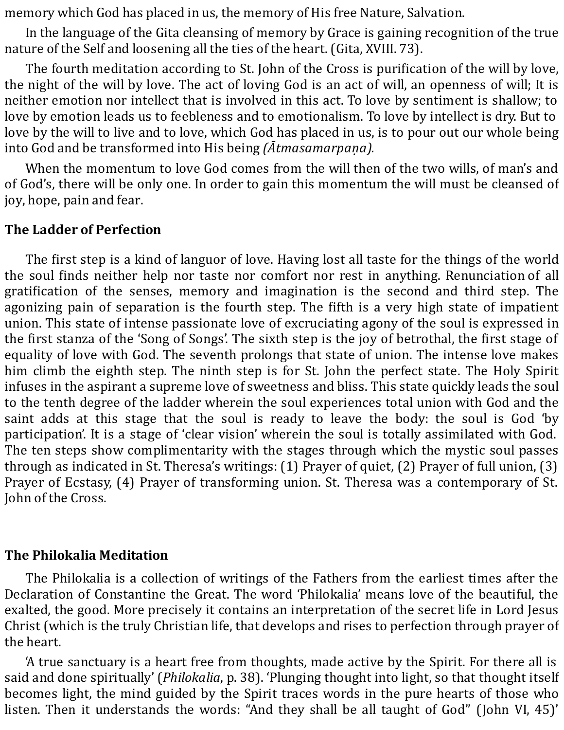memory which God has placed in us, the memory of His free Nature, Salvation.

In the language of the Gita cleansing of memory by Grace is gaining recognition of the true nature of the Self and loosening all the ties of the heart. (Gita, XVIII. 73).

The fourth meditation according to St. John of the Cross is purification of the will by love, the night of the will by love. The act of loving God is an act of will, an openness of will; It is neither emotion nor intellect that is involved in this act. To love by sentiment is shallow; to love by emotion leads us to feebleness and to emotionalism. To love by intellect is dry. But to love by the will to live and to love, which God has placed in us, is to pour out our whole being into God and be transformed into His being *(Ātmasamarpaṇa).*

When the momentum to love God comes from the will then of the two wills, of man's and of God's, there will be only one. In order to gain this momentum the will must be cleansed of joy, hope, pain and fear.

### The Ladder of Perfection

The first step is a kind of languor of love. Having lost all taste for the things of the world the soul finds neither help nor taste nor comfort nor rest in anything. Renunciation of all gratification of the senses, memory and imagination is the second and third step. The agonizing pain of separation is the fourth step. The fifth is a very high state of impatient union. This state of intense passionate love of excruciating agony of the soul is expressed in the first stanza of the 'Song of Songs'. The sixth step is the joy of betrothal, the first stage of equality of love with God. The seventh prolongs that state of union. The intense love makes him climb the eighth step. The ninth step is for St. John the perfect state. The Holy Spirit infuses in the aspirant a supreme love of sweetness and bliss. This state quickly leads the soul to the tenth degree of the ladder wherein the soul experiences total union with God and the saint adds at this stage that the soul is ready to leave the body: the soul is God 'by participation'. It is a stage of 'clear vision' wherein the soul is totally assimilated with God. The ten steps show complimentarity with the stages through which the mystic soul passes through as indicated in St. Theresa's writings: (1) Prayer of quiet, (2) Prayer of full union, (3) Prayer of Ecstasy, (4) Prayer of transforming union. St. Theresa was a contemporary of St. John of the Cross.

### The Philokalia Meditation

The Philokalia is a collection of writings of the Fathers from the earliest times after the Declaration of Constantine the Great. The word 'Philokalia' means love of the beautiful, the exalted, the good. More precisely it contains an interpretation of the secret life in Lord Jesus Christ (which is the truly Christian life, that develops and rises to perfection through prayer of the heart.

'A true sanctuary is a heart free from thoughts, made active by the Spirit. For there all is said and done spiritually' (*Philokalia*, p. 38). 'Plunging thought into light, so that thought itself becomes light, the mind guided by the Spirit traces words in the pure hearts of those who listen. Then it understands the words: "And they shall be all taught of God" (John VI, 45)'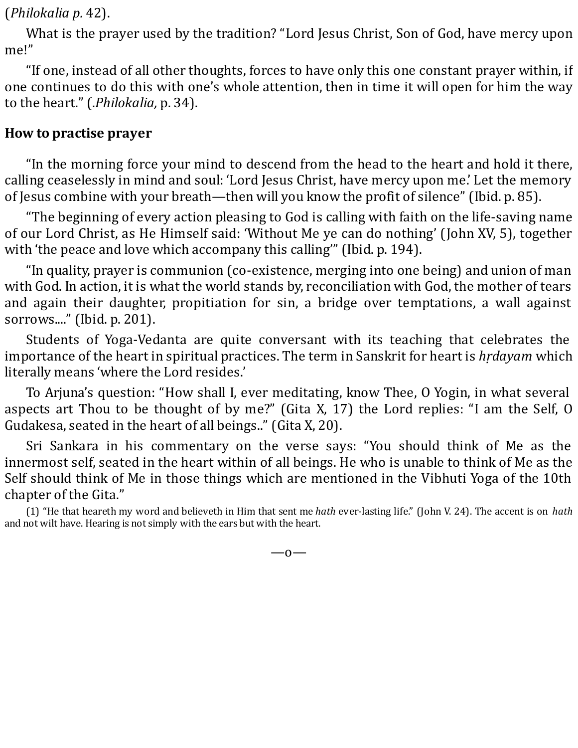(*Philokalia p.* 42).

What is the prayer used by the tradition? “Lord Jesus Christ, Son of God, have mercy upon me!”

“If one, instead of all other thoughts, forces to have only this one constant prayer within, if one continues to do this with one’s whole attention, then in time it will open for him the way to the heart.” (.*Philokalia,* p. 34).

## How to practise prayer

“In the morning force your mind to descend from the head to the heart and hold it there, calling ceaselessly in mind and soul: ‘Lord Jesus Christ, have mercy upon me.’ Let the memory of Jesus combine with your breath—then will you know the profit of silence” (Ibid. p. 85).

“The beginning of every action pleasing to God is calling with faith on the life-saving name of our Lord Christ, as He Himself said: ‘Without Me ye can do nothing’ (John XV, 5), together with ‘the peace and love which accompany this calling’” (Ibid. p. 194).

“In quality, prayer is communion (co-existence, merging into one being) and union of man with God. In action, it is what the world stands by, reconciliation with God, the mother of tears and again their daughter, propitiation for sin, a bridge over temptations, a wall against sorrows....” (Ibid. p. 201).

Students of Yoga-Vedanta are quite conversant with its teaching that celebrates the importance of the heart in spiritual practices. The term in Sanskrit for heart is *hṛdayam* which literally means ‘where the Lord resides.’

To Arjuna’s question: “How shall I, ever meditating, know Thee, O Yogin, in what several aspects art Thou to be thought of by me?” (Gita X, 17) the Lord replies: “I am the Self, O Gudakesa, seated in the heart of all beings..” (Gita X, 20).

Sri Sankara in his commentary on the verse says: “You should think of Me as the innermost self, seated in the heart within of all beings. He who is unable to think of Me as the Self should think of Me in those things which are mentioned in the Vibhuti Yoga of the 10th chapter of the Gita.”

(1) “He that heareth my word and believeth in Him that sent me *hath* ever-lasting life.” (John V. 24). The accent is on *hath* and not wilt have. Hearing is not simply with the ears but with the heart.

—o—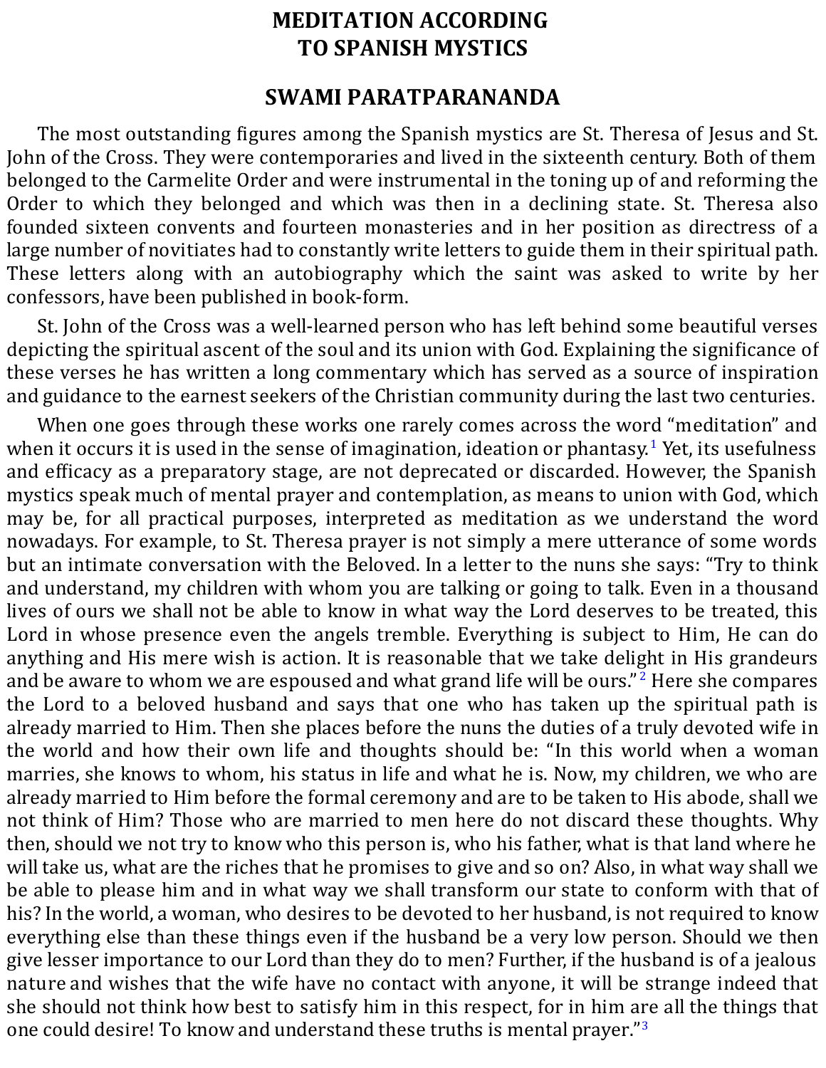# MEDITATION ACCORDING TO SPANISH MYSTICS

## SWAMI PARATPARANANDA

The most outstanding figures among the Spanish mystics are St. Theresa of Jesus and St. John of the Cross. They were contemporaries and lived in the sixteenth century. Both of them belonged to the Carmelite Order and were instrumental in the toning up of and reforming the Order to which they belonged and which was then in a declining state. St. Theresa also founded sixteen convents and fourteen monasteries and in her position as directress of a large number of novitiates had to constantly write letters to guide them in their spiritual path. These letters along with an autobiography which the saint was asked to write by her confessors, have been published in book-form.

St. John of the Cross was a well-learned person who has left behind some beautiful verses depicting the spiritual ascent of the soul and its union with God. Explaining the significance of these verses he has written a long commentary which has served as a source of inspiration and guidance to the earnest seekers of the Christian community during the last two centuries.

When one goes through these works one rarely comes across the word "meditation" and when it occurs it is used in the sense of imagination, ideation or phantasy.[1] Yet, its usefulness and efficacy as a preparatory stage, are not deprecated or discarded. However, the Spanish mystics speak much of mental prayer and contemplation, as means to union with God, which may be, for all practical purposes, interpreted as meditation as we understand the word nowadays. For example, to St. Theresa prayer is not simply a mere utterance of some words but an intimate conversation with the Beloved. In a letter to the nuns she says: "Try to think and understand, my children with whom you are talking or going to talk. Even in a thousand lives of ours we shall not be able to know in what way the Lord deserves to be treated, this Lord in whose presence even the angels tremble. Everything is subject to Him, He can do anything and His mere wish is action. It is reasonable that we take delight in His grandeurs and be aware to whom we are espoused and what grand life will be ours."[2] Here she compares the Lord to a beloved husband and says that one who has taken up the spiritual path is already married to Him. Then she places before the nuns the duties of a truly devoted wife in the world and how their own life and thoughts should be: "In this world when a woman marries, she knows to whom, his status in life and what he is. Now, my children, we who are already married to Him before the formal ceremony and are to be taken to His abode, shall we not think of Him? Those who are married to men here do not discard these thoughts. Why then, should we not try to know who this person is, who his father, what is that land where he will take us, what are the riches that he promises to give and so on? Also, in what way shall we be able to please him and in what way we shall transform our state to conform with that of his? In the world, a woman, who desires to be devoted to her husband, is not required to know everything else than these things even if the husband be a very low person. Should we then give lesser importance to our Lord than they do to men? Further, if the husband is of a jealous nature and wishes that the wife have no contact with anyone, it will be strange indeed that she should not think how best to satisfy him in this respect, for in him are all the things that one could desire! To know and understand these truths is mental prayer."[3]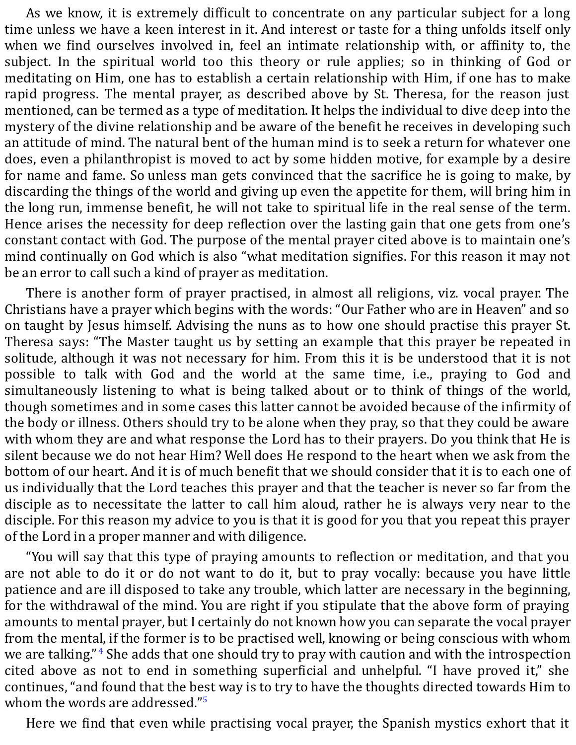As we know, it is extremely difficult to concentrate on any particular subject for a long time unless we have a keen interest in it. And interest or taste for a thing unfolds itself only when we find ourselves involved in, feel an intimate relationship with, or affinity to, the subject. In the spiritual world too this theory or rule applies; so in thinking of God or meditating on Him, one has to establish a certain relationship with Him, if one has to make rapid progress. The mental prayer, as described above by St. Theresa, for the reason just mentioned, can be termed as a type of meditation. It helps the individual to dive deep into the mystery of the divine relationship and be aware of the benefit he receives in developing such an attitude of mind. The natural bent of the human mind is to seek a return for whatever one does, even a philanthropist is moved to act by some hidden motive, for example by a desire for name and fame. So unless man gets convinced that the sacrifice he is going to make, by discarding the things of the world and giving up even the appetite for them, will bring him in the long run, immense benefit, he will not take to spiritual life in the real sense of the term. Hence arises the necessity for deep reflection over the lasting gain that one gets from one's constant contact with God. The purpose of the mental prayer cited above is to maintain one's mind continually on God which is also "what meditation signifies. For this reason it may not be an error to call such a kind of prayer as meditation.

There is another form of prayer practised, in almost all religions, viz. vocal prayer. The Christians have a prayer which begins with the words: "Our Father who are in Heaven" and so on taught by Jesus himself. Advising the nuns as to how one should practise this prayer St. Theresa says: "The Master taught us by setting an example that this prayer be repeated in solitude, although it was not necessary for him. From this it is be understood that it is not possible to talk with God and the world at the same time, i.e., praying to God and simultaneously listening to what is being talked about or to think of things of the world, though sometimes and in some cases this latter cannot be avoided because of the infirmity of the body or illness. Others should try to be alone when they pray, so that they could be aware with whom they are and what response the Lord has to their prayers. Do you think that He is silent because we do not hear Him? Well does He respond to the heart when we ask from the bottom of our heart. And it is of much benefit that we should consider that it is to each one of us individually that the Lord teaches this prayer and that the teacher is never so far from the disciple as to necessitate the latter to call him aloud, rather he is always very near to the disciple. For this reason my advice to you is that it is good for you that you repeat this prayer of the Lord in a proper manner and with diligence.

"You will say that this type of praying amounts to reflection or meditation, and that you are not able to do it or do not want to do it, but to pray vocally: because you have little patience and are ill disposed to take any trouble, which latter are necessary in the beginning, for the withdrawal of the mind. You are right if you stipulate that the above form of praying amounts to mental prayer, but I certainly do not known how you can separate the vocal prayer from the mental, if the former is to be practised well, knowing or being conscious with whom we are talking."[4] She adds that one should try to pray with caution and with the introspection cited above as not to end in something superficial and unhelpful. "I have proved it," she continues, "and found that the best way is to try to have the thoughts directed towards Him to whom the words are addressed."[5]

Here we find that even while practising vocal prayer, the Spanish mystics exhort that it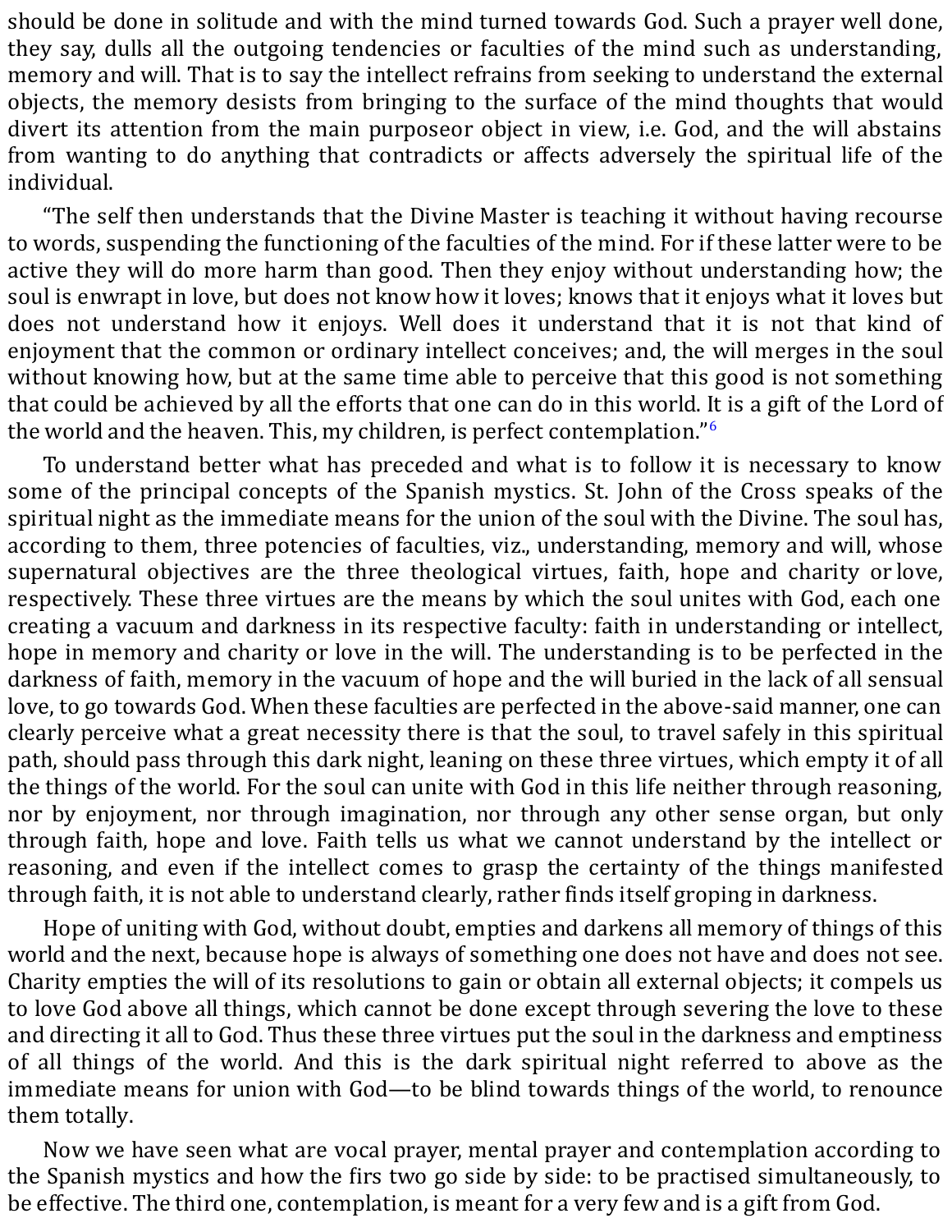should be done in solitude and with the mind turned towards God. Such a prayer well done, they say, dulls all the outgoing tendencies or faculties of the mind such as understanding, memory and will. That is to say the intellect refrains from seeking to understand the external objects, the memory desists from bringing to the surface of the mind thoughts that would divert its attention from the main purposeor object in view, i.e. God, and the will abstains from wanting to do anything that contradicts or affects adversely the spiritual life of the individual.

"The self then understands that the Divine Master is teaching it without having recourse to words, suspending the functioning of the faculties of the mind. For if these latter were to be active they will do more harm than good. Then they enjoy without understanding how; the soul is enwrapt in love, but does not know how it loves; knows that it enjoys what it loves but does not understand how it enjoys. Well does it understand that it is not that kind of enjoyment that the common or ordinary intellect conceives; and, the will merges in the soul without knowing how, but at the same time able to perceive that this good is not something that could be achieved by all the efforts that one can do in this world. It is a gift of the Lord of the world and the heaven. This, my children, is perfect contemplation."[6]

To understand better what has preceded and what is to follow it is necessary to know some of the principal concepts of the Spanish mystics. St. John of the Cross speaks of the spiritual night as the immediate means for the union of the soul with the Divine. The soul has, according to them, three potencies of faculties, viz., understanding, memory and will, whose supernatural objectives are the three theological virtues, faith, hope and charity or love, respectively. These three virtues are the means by which the soul unites with God, each one creating a vacuum and darkness in its respective faculty: faith in understanding or intellect, hope in memory and charity or love in the will. The understanding is to be perfected in the darkness of faith, memory in the vacuum of hope and the will buried in the lack of all sensual love, to go towards God. When these faculties are perfected in the above-said manner, one can clearly perceive what a great necessity there is that the soul, to travel safely in this spiritual path, should pass through this dark night, leaning on these three virtues, which empty it of all the things of the world. For the soul can unite with God in this life neither through reasoning, nor by enjoyment, nor through imagination, nor through any other sense organ, but only through faith, hope and love. Faith tells us what we cannot understand by the intellect or reasoning, and even if the intellect comes to grasp the certainty of the things manifested through faith, it is not able to understand clearly, rather finds itself groping in darkness.

Hope of uniting with God, without doubt, empties and darkens all memory of things of this world and the next, because hope is always of something one does not have and does not see. Charity empties the will of its resolutions to gain or obtain all external objects; it compels us to love God above all things, which cannot be done except through severing the love to these and directing it all to God. Thus these three virtues put the soul in the darkness and emptiness of all things of the world. And this is the dark spiritual night referred to above as the immediate means for union with God—to be blind towards things of the world, to renounce them totally.

Now we have seen what are vocal prayer, mental prayer and contemplation according to the Spanish mystics and how the firs two go side by side: to be practised simultaneously, to be effective. The third one, contemplation, is meant for a very few and is a gift from God.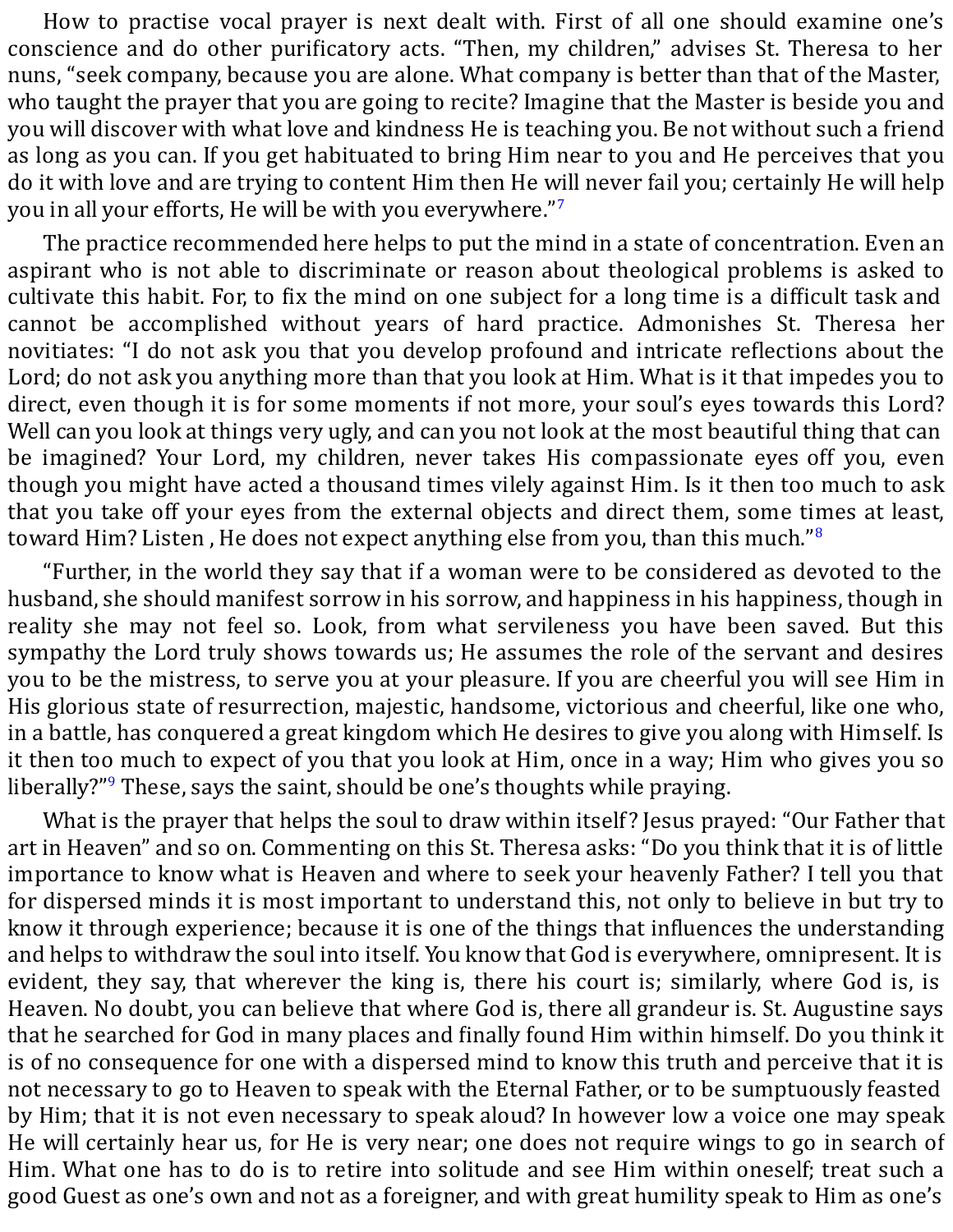How to practise vocal prayer is next dealt with. First of all one should examine one's conscience and do other purificatory acts. "Then, my children," advises St. Theresa to her nuns, "seek company, because you are alone. What company is better than that of the Master, who taught the prayer that you are going to recite? Imagine that the Master is beside you and you will discover with what love and kindness He is teaching you. Be not without such a friend as long as you can. If you get habituated to bring Him near to you and He perceives that you do it with love and are trying to content Him then He will never fail you; certainly He will help you in all your efforts, He will be with you everywhere."[7]

The practice recommended here helps to put the mind in a state of concentration. Even an aspirant who is not able to discriminate or reason about theological problems is asked to cultivate this habit. For, to fix the mind on one subject for a long time is a difficult task and cannot be accomplished without years of hard practice. Admonishes St. Theresa her novitiates: "I do not ask you that you develop profound and intricate reflections about the Lord; do not ask you anything more than that you look at Him. What is it that impedes you to direct, even though it is for some moments if not more, your soul's eyes towards this Lord? Well can you look at things very ugly, and can you not look at the most beautiful thing that can be imagined? Your Lord, my children, never takes His compassionate eyes off you, even though you might have acted a thousand times vilely against Him. Is it then too much to ask that you take off your eyes from the external objects and direct them, some times at least, toward Him? Listen , He does not expect anything else from you, than this much."[8]

"Further, in the world they say that if a woman were to be considered as devoted to the husband, she should manifest sorrow in his sorrow, and happiness in his happiness, though in reality she may not feel so. Look, from what servileness you have been saved. But this sympathy the Lord truly shows towards us; He assumes the role of the servant and desires you to be the mistress, to serve you at your pleasure. If you are cheerful you will see Him in His glorious state of resurrection, majestic, handsome, victorious and cheerful, like one who, in a battle, has conquered a great kingdom which He desires to give you along with Himself. Is it then too much to expect of you that you look at Him, once in a way; Him who gives you so liberally?"[9] These, says the saint, should be one's thoughts while praying.

What is the prayer that helps the soul to draw within itself? Jesus prayed: "Our Father that art in Heaven" and so on. Commenting on this St. Theresa asks: "Do you think that it is of little importance to know what is Heaven and where to seek your heavenly Father? I tell you that for dispersed minds it is most important to understand this, not only to believe in but try to know it through experience; because it is one of the things that influences the understanding and helps to withdraw the soul into itself. You know that God is everywhere, omnipresent. It is evident, they say, that wherever the king is, there his court is; similarly, where God is, is Heaven. No doubt, you can believe that where God is, there all grandeur is. St. Augustine says that he searched for God in many places and finally found Him within himself. Do you think it is of no consequence for one with a dispersed mind to know this truth and perceive that it is not necessary to go to Heaven to speak with the Eternal Father, or to be sumptuously feasted by Him; that it is not even necessary to speak aloud? In however low a voice one may speak He will certainly hear us, for He is very near; one does not require wings to go in search of Him. What one has to do is to retire into solitude and see Him within oneself; treat such a good Guest as one's own and not as a foreigner, and with great humility speak to Him as one's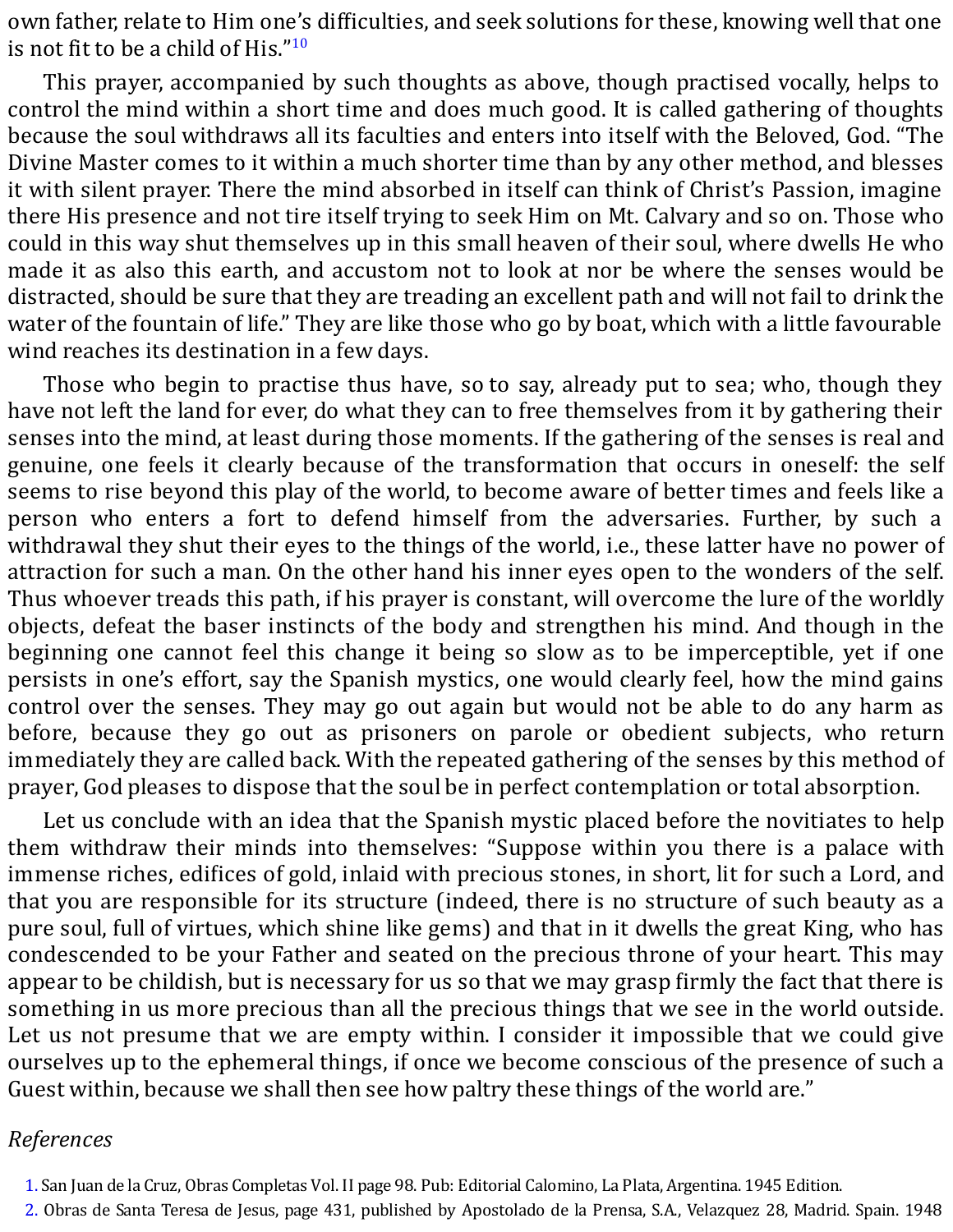own father, relate to Him one's difficulties, and seek solutions for these, knowing well that one is not fit to be a child of His."[10]

This prayer, accompanied by such thoughts as above, though practised vocally, helps to control the mind within a short time and does much good. It is called gathering of thoughts because the soul withdraws all its faculties and enters into itself with the Beloved, God. "The Divine Master comes to it within a much shorter time than by any other method, and blesses it with silent prayer. There the mind absorbed in itself can think of Christ's Passion, imagine there His presence and not tire itself trying to seek Him on Mt. Calvary and so on. Those who could in this way shut themselves up in this small heaven of their soul, where dwells He who made it as also this earth, and accustom not to look at nor be where the senses would be distracted, should be sure that they are treading an excellent path and will not fail to drink the water of the fountain of life." They are like those who go by boat, which with a little favourable wind reaches its destination in a few days.

Those who begin to practise thus have, so to say, already put to sea; who, though they have not left the land for ever, do what they can to free themselves from it by gathering their senses into the mind, at least during those moments. If the gathering of the senses is real and genuine, one feels it clearly because of the transformation that occurs in oneself: the self seems to rise beyond this play of the world, to become aware of better times and feels like a person who enters a fort to defend himself from the adversaries. Further, by such a withdrawal they shut their eyes to the things of the world, i.e., these latter have no power of attraction for such a man. On the other hand his inner eyes open to the wonders of the self. Thus whoever treads this path, if his prayer is constant, will overcome the lure of the worldly objects, defeat the baser instincts of the body and strengthen his mind. And though in the beginning one cannot feel this change it being so slow as to be imperceptible, yet if one persists in one's effort, say the Spanish mystics, one would clearly feel, how the mind gains control over the senses. They may go out again but would not be able to do any harm as before, because they go out as prisoners on parole or obedient subjects, who return immediately they are called back. With the repeated gathering of the senses by this method of prayer, God pleases to dispose that the soul be in perfect contemplation or total absorption.

Let us conclude with an idea that the Spanish mystic placed before the novitiates to help them withdraw their minds into themselves: "Suppose within you there is a palace with immense riches, edifices of gold, inlaid with precious stones, in short, lit for such a Lord, and that you are responsible for its structure (indeed, there is no structure of such beauty as a pure soul, full of virtues, which shine like gems) and that in it dwells the great King, who has condescended to be your Father and seated on the precious throne of your heart. This may appear to be childish, but is necessary for us so that we may grasp firmly the fact that there is something in us more precious than all the precious things that we see in the world outside. Let us not presume that we are empty within. I consider it impossible that we could give ourselves up to the ephemeral things, if once we become conscious of the presence of such a Guest within, because we shall then see how paltry these things of the world are."

*References*

1. San Juan de la Cruz, Obras Completas Vol. II page 98. Pub: Editorial Calomino, La Plata, Argentina. 1945 Edition.
2. Obras de Santa Teresa de Jesus, page 431, published by Apostolado de la Prensa, S.A., Velazquez 28, Madrid. Spain. 1948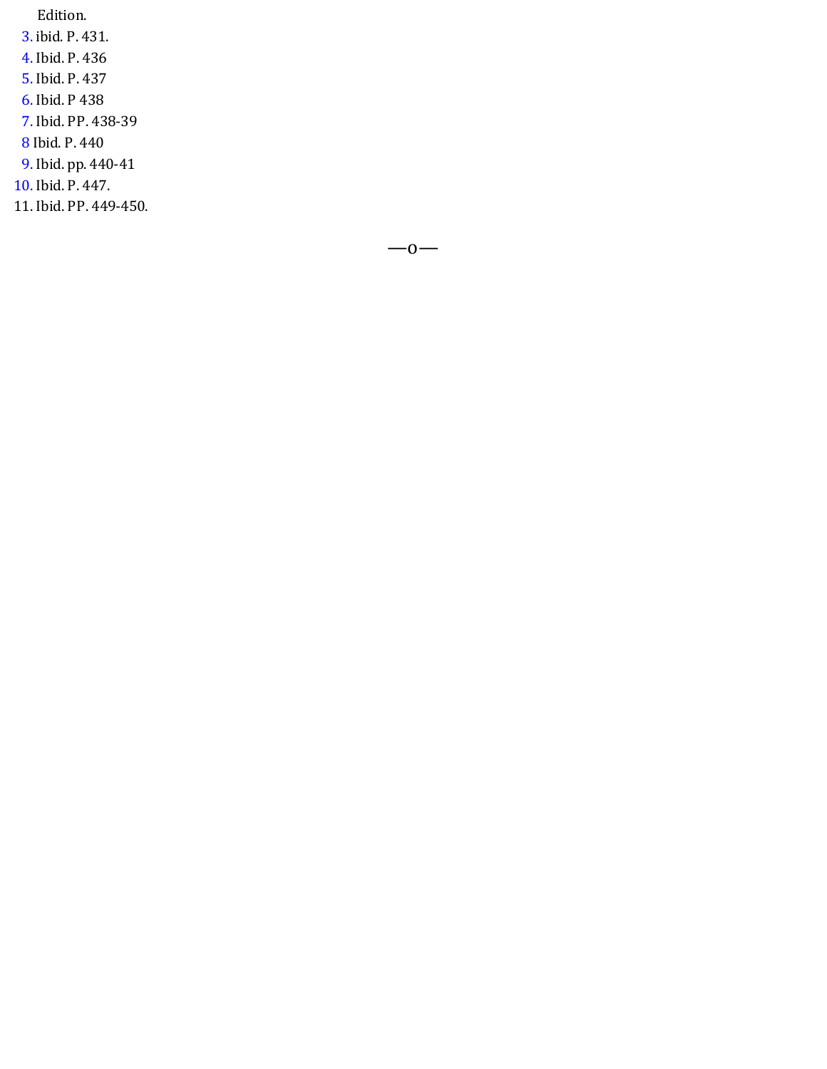Edition.

3. ibid. P. 431.
4. Ibid. P. 436
5. Ibid. P. 437
6. Ibid. P 438
7. Ibid. PP. 438-39

8 Ibid. P. 440

9. Ibid. pp. 440-41
10. Ibid. P. 447.
11. Ibid. PP. 449-450.

—o—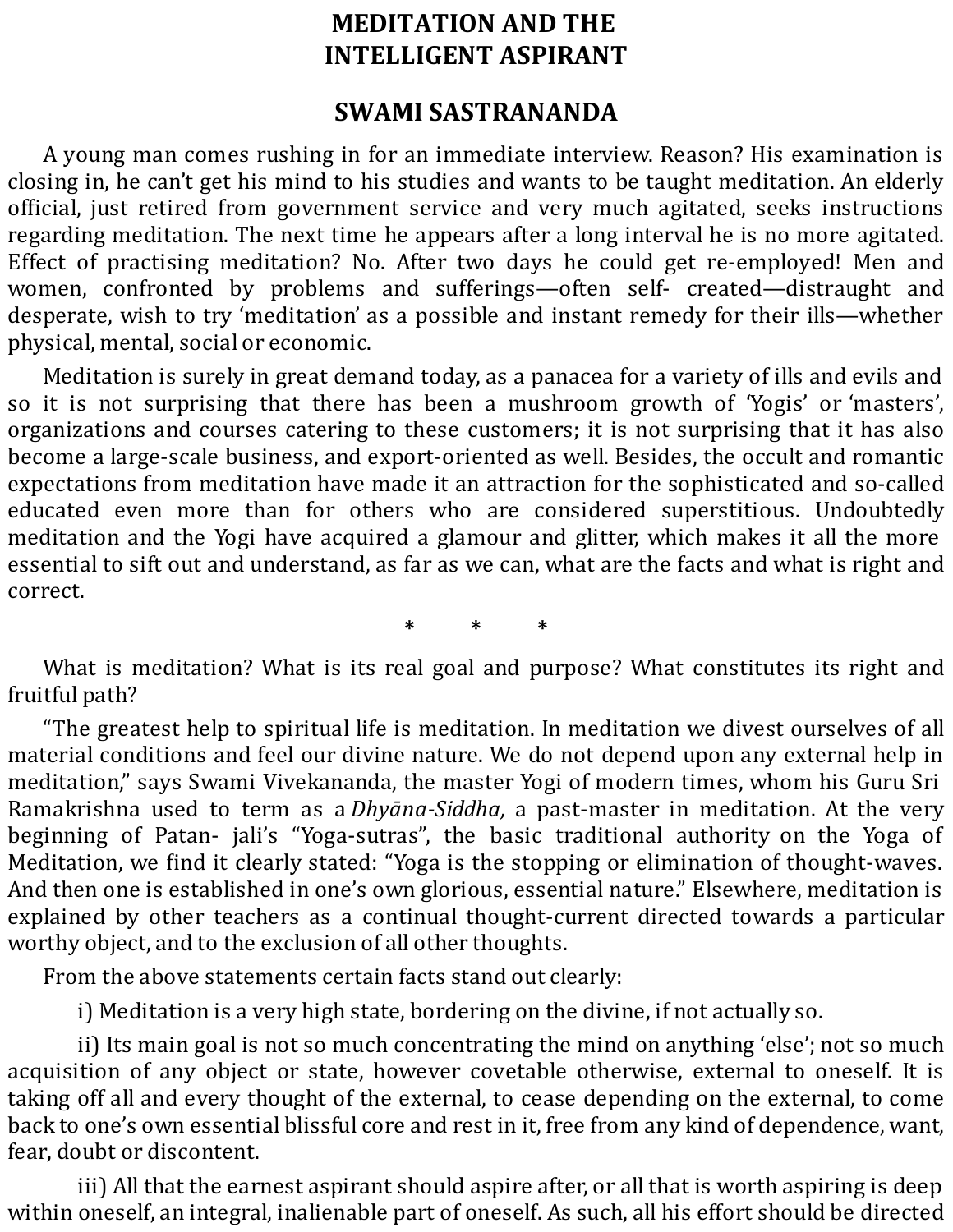# MEDITATION AND THE INTELLIGENT ASPIRANT

## SWAMI SASTRANANDA

A young man comes rushing in for an immediate interview. Reason? His examination is closing in, he can't get his mind to his studies and wants to be taught meditation. An elderly official, just retired from government service and very much agitated, seeks instructions regarding meditation. The next time he appears after a long interval he is no more agitated. Effect of practising meditation? No. After two days he could get re-employed! Men and women, confronted by problems and sufferings—often self- created—distraught and desperate, wish to try 'meditation' as a possible and instant remedy for their ills—whether physical, mental, social or economic.

Meditation is surely in great demand today, as a panacea for a variety of ills and evils and so it is not surprising that there has been a mushroom growth of 'Yogis' or 'masters', organizations and courses catering to these customers; it is not surprising that it has also become a large-scale business, and export-oriented as well. Besides, the occult and romantic expectations from meditation have made it an attraction for the sophisticated and so-called educated even more than for others who are considered superstitious. Undoubtedly meditation and the Yogi have acquired a glamour and glitter, which makes it all the more essential to sift out and understand, as far as we can, what are the facts and what is right and correct.

\* \* \*

What is meditation? What is its real goal and purpose? What constitutes its right and fruitful path?

"The greatest help to spiritual life is meditation. In meditation we divest ourselves of all material conditions and feel our divine nature. We do not depend upon any external help in meditation," says Swami Vivekananda, the master Yogi of modern times, whom his Guru Sri Ramakrishna used to term as a *Dhyāna-Siddha,* a past-master in meditation. At the very beginning of Patanjali's "Yoga-sutras", the basic traditional authority on the Yoga of Meditation, we find it clearly stated: "Yoga is the stopping or elimination of thought-waves. And then one is established in one's own glorious, essential nature." Elsewhere, meditation is explained by other teachers as a continual thought-current directed towards a particular worthy object, and to the exclusion of all other thoughts.

From the above statements certain facts stand out clearly:

i) Meditation is a very high state, bordering on the divine, if not actually so.

ii) Its main goal is not so much concentrating the mind on anything 'else'; not so much acquisition of any object or state, however covetable otherwise, external to oneself. It is taking off all and every thought of the external, to cease depending on the external, to come back to one's own essential blissful core and rest in it, free from any kind of dependence, want, fear, doubt or discontent.

iii) All that the earnest aspirant should aspire after, or all that is worth aspiring is deep within oneself, an integral, inalienable part of oneself. As such, all his effort should be directed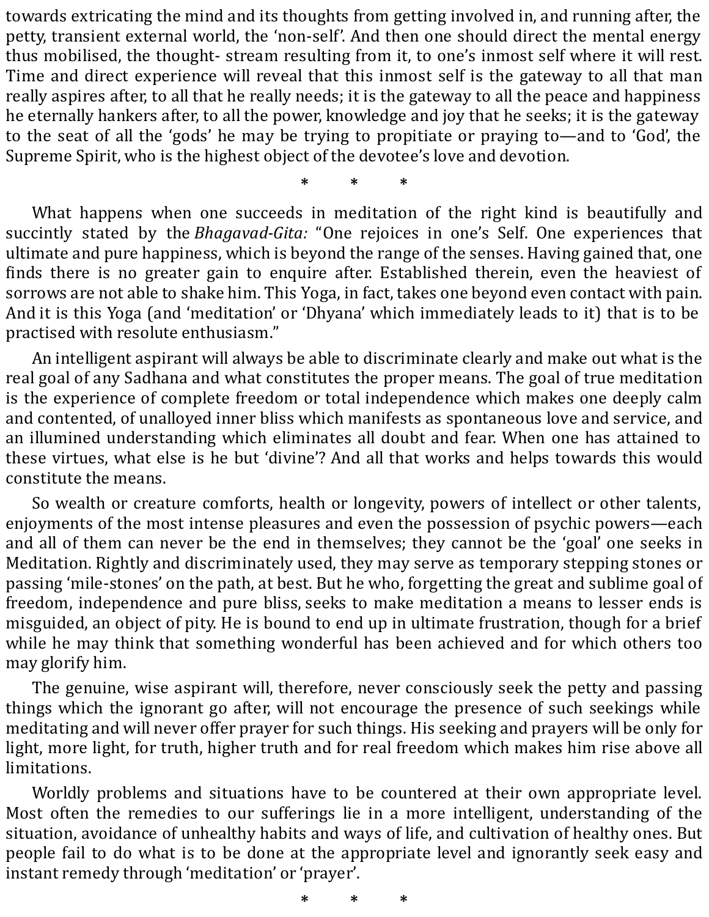towards extricating the mind and its thoughts from getting involved in, and running after, the petty, transient external world, the 'non-self'. And then one should direct the mental energy thus mobilised, the thought- stream resulting from it, to one's inmost self where it will rest. Time and direct experience will reveal that this inmost self is the gateway to all that man really aspires after, to all that he really needs; it is the gateway to all the peace and happiness he eternally hankers after, to all the power, knowledge and joy that he seeks; it is the gateway to the seat of all the 'gods' he may be trying to propitiate or praying to—and to 'God', the Supreme Spirit, who is the highest object of the devotee's love and devotion.

\* \* \*

What happens when one succeeds in meditation of the right kind is beautifully and succinctly stated by the *Bhagavad-Gita:* "One rejoices in one's Self. One experiences that ultimate and pure happiness, which is beyond the range of the senses. Having gained that, one finds there is no greater gain to enquire after. Established therein, even the heaviest of sorrows are not able to shake him. This Yoga, in fact, takes one beyond even contact with pain. And it is this Yoga (and 'meditation' or 'Dhyana' which immediately leads to it) that is to be practised with resolute enthusiasm."

An intelligent aspirant will always be able to discriminate clearly and make out what is the real goal of any Sadhana and what constitutes the proper means. The goal of true meditation is the experience of complete freedom or total independence which makes one deeply calm and contented, of unalloyed inner bliss which manifests as spontaneous love and service, and an illumined understanding which eliminates all doubt and fear. When one has attained to these virtues, what else is he but 'divine'? And all that works and helps towards this would constitute the means.

So wealth or creature comforts, health or longevity, powers of intellect or other talents, enjoyments of the most intense pleasures and even the possession of psychic powers—each and all of them can never be the end in themselves; they cannot be the 'goal' one seeks in Meditation. Rightly and discriminately used, they may serve as temporary stepping stones or passing 'mile-stones' on the path, at best. But he who, forgetting the great and sublime goal of freedom, independence and pure bliss, seeks to make meditation a means to lesser ends is misguided, an object of pity. He is bound to end up in ultimate frustration, though for a brief while he may think that something wonderful has been achieved and for which others too may glorify him.

The genuine, wise aspirant will, therefore, never consciously seek the petty and passing things which the ignorant go after, will not encourage the presence of such seekings while meditating and will never offer prayer for such things. His seeking and prayers will be only for light, more light, for truth, higher truth and for real freedom which makes him rise above all limitations.

Worldly problems and situations have to be countered at their own appropriate level. Most often the remedies to our sufferings lie in a more intelligent, understanding of the situation, avoidance of unhealthy habits and ways of life, and cultivation of healthy ones. But people fail to do what is to be done at the appropriate level and ignorantly seek easy and instant remedy through 'meditation' or 'prayer'.

\* \* \*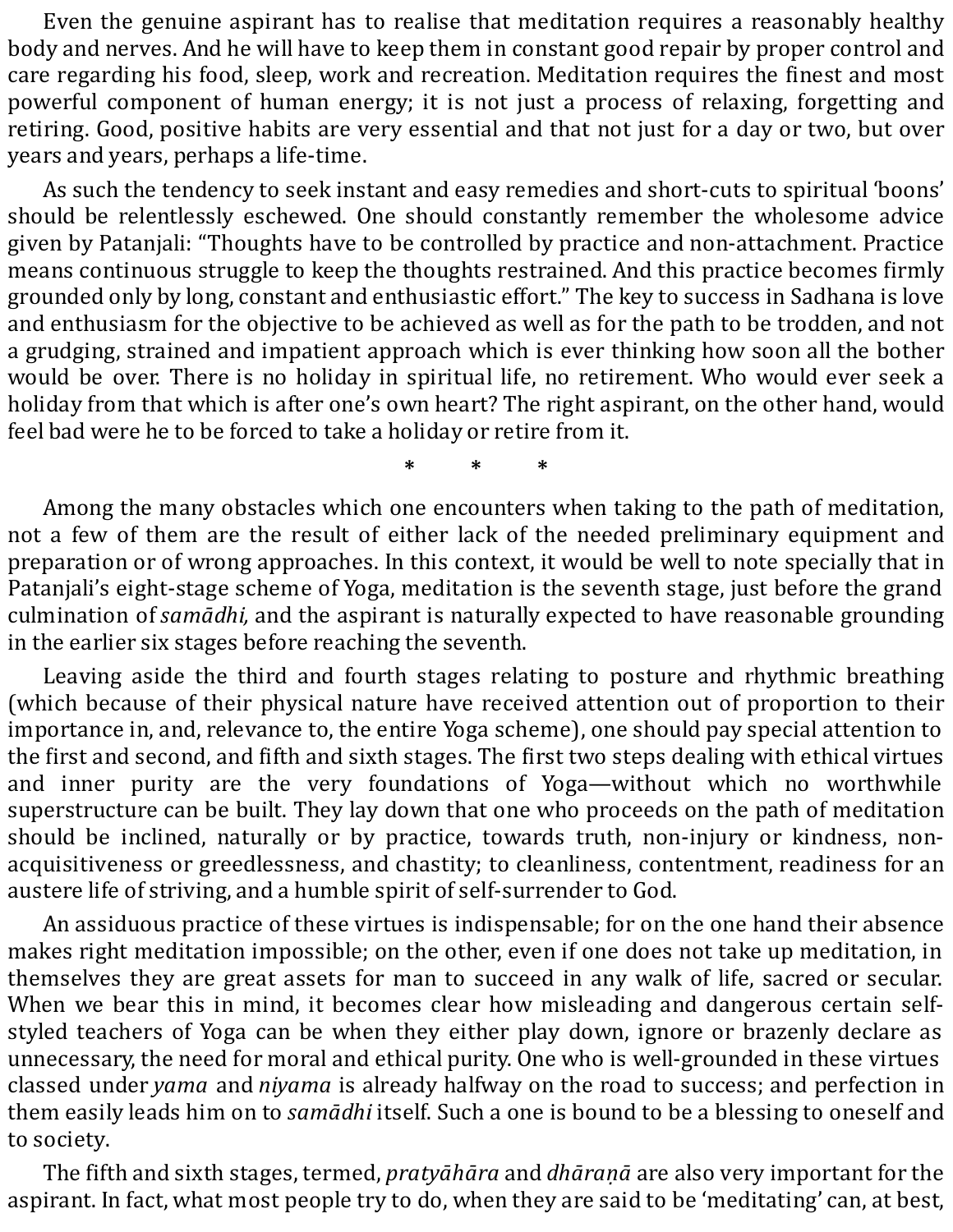Even the genuine aspirant has to realise that meditation requires a reasonably healthy body and nerves. And he will have to keep them in constant good repair by proper control and care regarding his food, sleep, work and recreation. Meditation requires the finest and most powerful component of human energy; it is not just a process of relaxing, forgetting and retiring. Good, positive habits are very essential and that not just for a day or two, but over years and years, perhaps a life-time.

As such the tendency to seek instant and easy remedies and short-cuts to spiritual 'boons' should be relentlessly eschewed. One should constantly remember the wholesome advice given by Patanjali: "Thoughts have to be controlled by practice and non-attachment. Practice means continuous struggle to keep the thoughts restrained. And this practice becomes firmly grounded only by long, constant and enthusiastic effort." The key to success in Sadhana is love and enthusiasm for the objective to be achieved as well as for the path to be trodden, and not a grudging, strained and impatient approach which is ever thinking how soon all the bother would be over. There is no holiday in spiritual life, no retirement. Who would ever seek a holiday from that which is after one's own heart? The right aspirant, on the other hand, would feel bad were he to be forced to take a holiday or retire from it.

\* \* \*

Among the many obstacles which one encounters when taking to the path of meditation, not a few of them are the result of either lack of the needed preliminary equipment and preparation or of wrong approaches. In this context, it would be well to note specially that in Patanjali's eight-stage scheme of Yoga, meditation is the seventh stage, just before the grand culmination of *samādhi,* and the aspirant is naturally expected to have reasonable grounding in the earlier six stages before reaching the seventh.

Leaving aside the third and fourth stages relating to posture and rhythmic breathing (which because of their physical nature have received attention out of proportion to their importance in, and, relevance to, the entire Yoga scheme), one should pay special attention to the first and second, and fifth and sixth stages. The first two steps dealing with ethical virtues and inner purity are the very foundations of Yoga—without which no worthwhile superstructure can be built. They lay down that one who proceeds on the path of meditation should be inclined, naturally or by practice, towards truth, non-injury or kindness, non-acquisitiveness or greedlessness, and chastity; to cleanliness, contentment, readiness for an austere life of striving, and a humble spirit of self-surrender to God.

An assiduous practice of these virtues is indispensable; for on the one hand their absence makes right meditation impossible; on the other, even if one does not take up meditation, in themselves they are great assets for man to succeed in any walk of life, sacred or secular. When we bear this in mind, it becomes clear how misleading and dangerous certain self-styled teachers of Yoga can be when they either play down, ignore or brazenly declare as unnecessary, the need for moral and ethical purity. One who is well-grounded in these virtues classed under *yama* and *niyama* is already halfway on the road to success; and perfection in them easily leads him on to *samādhi* itself. Such a one is bound to be a blessing to oneself and to society.

The fifth and sixth stages, termed, *pratyāhāra* and *dhāraṇā* are also very important for the aspirant. In fact, what most people try to do, when they are said to be 'meditating' can, at best,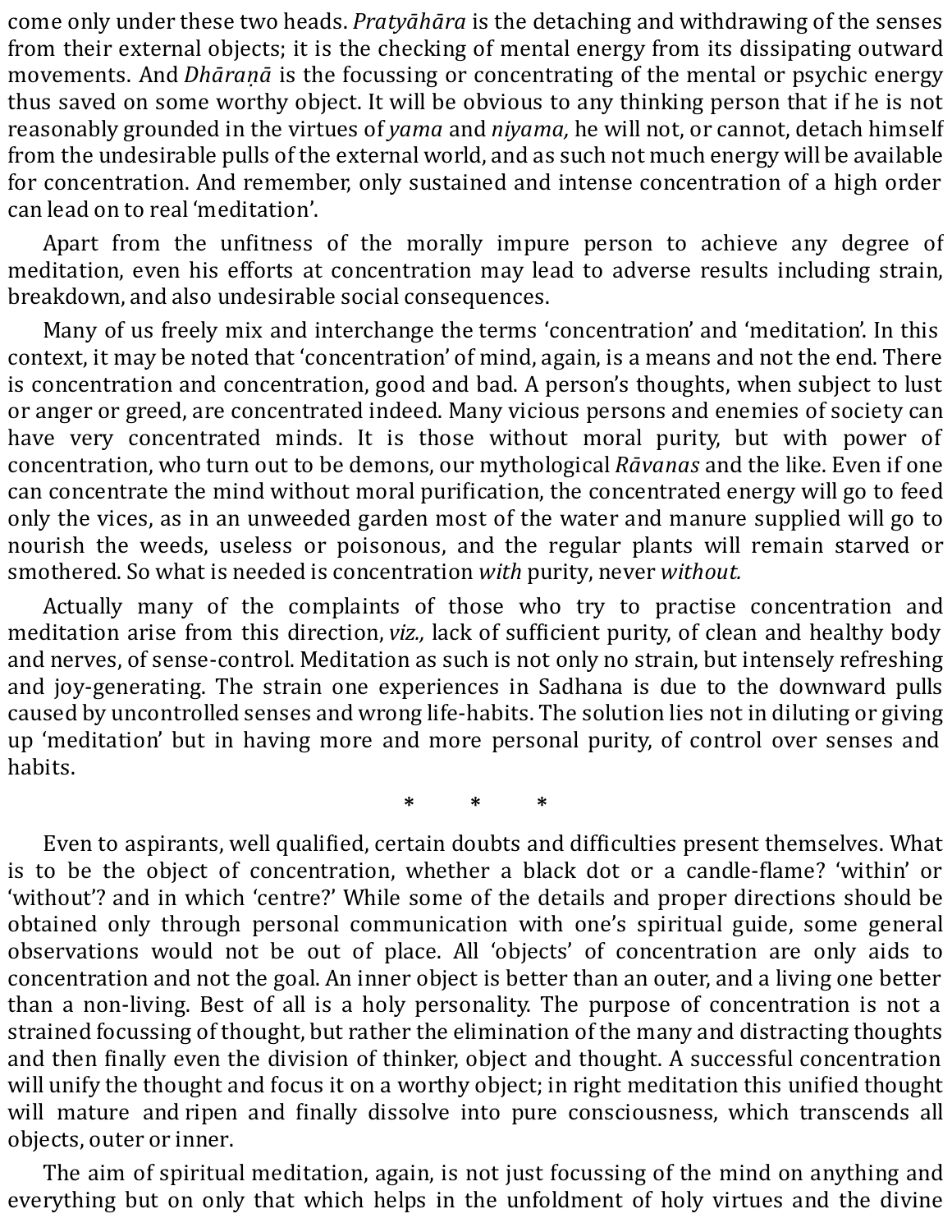come only under these two heads. *Pratyāhāra* is the detaching and withdrawing of the senses from their external objects; it is the checking of mental energy from its dissipating outward movements. And *Dhāraṇā* is the focussing or concentrating of the mental or psychic energy thus saved on some worthy object. It will be obvious to any thinking person that if he is not reasonably grounded in the virtues of *yama* and *niyama,* he will not, or cannot, detach himself from the undesirable pulls of the external world, and as such not much energy will be available for concentration. And remember, only sustained and intense concentration of a high order can lead on to real 'meditation'.

Apart from the unfitness of the morally impure person to achieve any degree of meditation, even his efforts at concentration may lead to adverse results including strain, breakdown, and also undesirable social consequences.

Many of us freely mix and interchange the terms 'concentration' and 'meditation'. In this context, it may be noted that 'concentration' of mind, again, is a means and not the end. There is concentration and concentration, good and bad. A person's thoughts, when subject to lust or anger or greed, are concentrated indeed. Many vicious persons and enemies of society can have very concentrated minds. It is those without moral purity, but with power of concentration, who turn out to be demons, our mythological *Rāvanas* and the like. Even if one can concentrate the mind without moral purification, the concentrated energy will go to feed only the vices, as in an unweeded garden most of the water and manure supplied will go to nourish the weeds, useless or poisonous, and the regular plants will remain starved or smothered. So what is needed is concentration *with* purity, never *without.*

Actually many of the complaints of those who try to practise concentration and meditation arise from this direction, *viz.,* lack of sufficient purity, of clean and healthy body and nerves, of sense-control. Meditation as such is not only no strain, but intensely refreshing and joy-generating. The strain one experiences in Sadhana is due to the downward pulls caused by uncontrolled senses and wrong life-habits. The solution lies not in diluting or giving up 'meditation' but in having more and more personal purity, of control over senses and habits.

\* \* \*

Even to aspirants, well qualified, certain doubts and difficulties present themselves. What is to be the object of concentration, whether a black dot or a candle-flame? 'within' or 'without'? and in which 'centre?' While some of the details and proper directions should be obtained only through personal communication with one's spiritual guide, some general observations would not be out of place. All 'objects' of concentration are only aids to concentration and not the goal. An inner object is better than an outer, and a living one better than a non-living. Best of all is a holy personality. The purpose of concentration is not a strained focussing of thought, but rather the elimination of the many and distracting thoughts and then finally even the division of thinker, object and thought. A successful concentration will unify the thought and focus it on a worthy object; in right meditation this unified thought will mature and ripen and finally dissolve into pure consciousness, which transcends all objects, outer or inner.

The aim of spiritual meditation, again, is not just focussing of the mind on anything and everything but on only that which helps in the unfoldment of holy virtues and the divine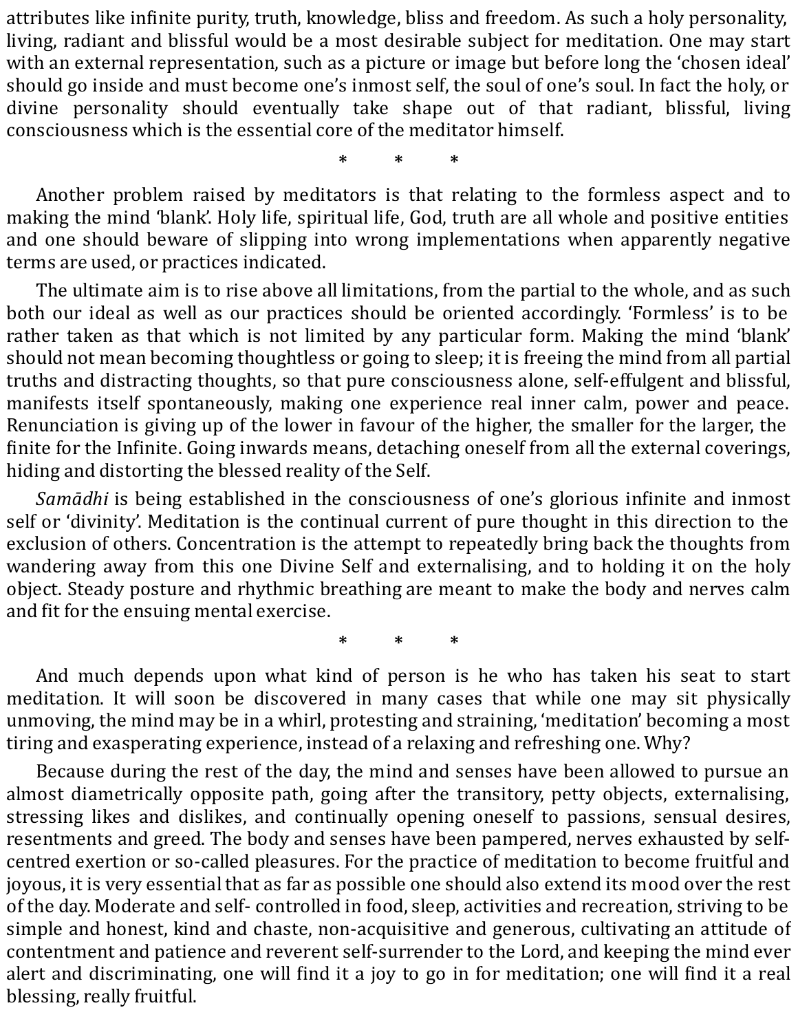attributes like infinite purity, truth, knowledge, bliss and freedom. As such a holy personality, living, radiant and blissful would be a most desirable subject for meditation. One may start with an external representation, such as a picture or image but before long the 'chosen ideal' should go inside and must become one's inmost self, the soul of one's soul. In fact the holy, or divine personality should eventually take shape out of that radiant, blissful, living consciousness which is the essential core of the meditator himself.

\* \* \*

Another problem raised by meditators is that relating to the formless aspect and to making the mind 'blank'. Holy life, spiritual life, God, truth are all whole and positive entities and one should beware of slipping into wrong implementations when apparently negative terms are used, or practices indicated.

The ultimate aim is to rise above all limitations, from the partial to the whole, and as such both our ideal as well as our practices should be oriented accordingly. 'Formless' is to be rather taken as that which is not limited by any particular form. Making the mind 'blank' should not mean becoming thoughtless or going to sleep; it is freeing the mind from all partial truths and distracting thoughts, so that pure consciousness alone, self-effulgent and blissful, manifests itself spontaneously, making one experience real inner calm, power and peace. Renunciation is giving up of the lower in favour of the higher, the smaller for the larger, the finite for the Infinite. Going inwards means, detaching oneself from all the external coverings, hiding and distorting the blessed reality of the Self.

*Samādhi* is being established in the consciousness of one's glorious infinite and inmost self or 'divinity'. Meditation is the continual current of pure thought in this direction to the exclusion of others. Concentration is the attempt to repeatedly bring back the thoughts from wandering away from this one Divine Self and externalising, and to holding it on the holy object. Steady posture and rhythmic breathing are meant to make the body and nerves calm and fit for the ensuing mental exercise.

\* \* \*

And much depends upon what kind of person is he who has taken his seat to start meditation. It will soon be discovered in many cases that while one may sit physically unmoving, the mind may be in a whirl, protesting and straining, 'meditation' becoming a most tiring and exasperating experience, instead of a relaxing and refreshing one. Why?

Because during the rest of the day, the mind and senses have been allowed to pursue an almost diametrically opposite path, going after the transitory, petty objects, externalising, stressing likes and dislikes, and continually opening oneself to passions, sensual desires, resentments and greed. The body and senses have been pampered, nerves exhausted by self-centred exertion or so-called pleasures. For the practice of meditation to become fruitful and joyous, it is very essential that as far as possible one should also extend its mood over the rest of the day. Moderate and self- controlled in food, sleep, activities and recreation, striving to be simple and honest, kind and chaste, non-acquisitive and generous, cultivating an attitude of contentment and patience and reverent self-surrender to the Lord, and keeping the mind ever alert and discriminating, one will find it a joy to go in for meditation; one will find it a real blessing, really fruitful.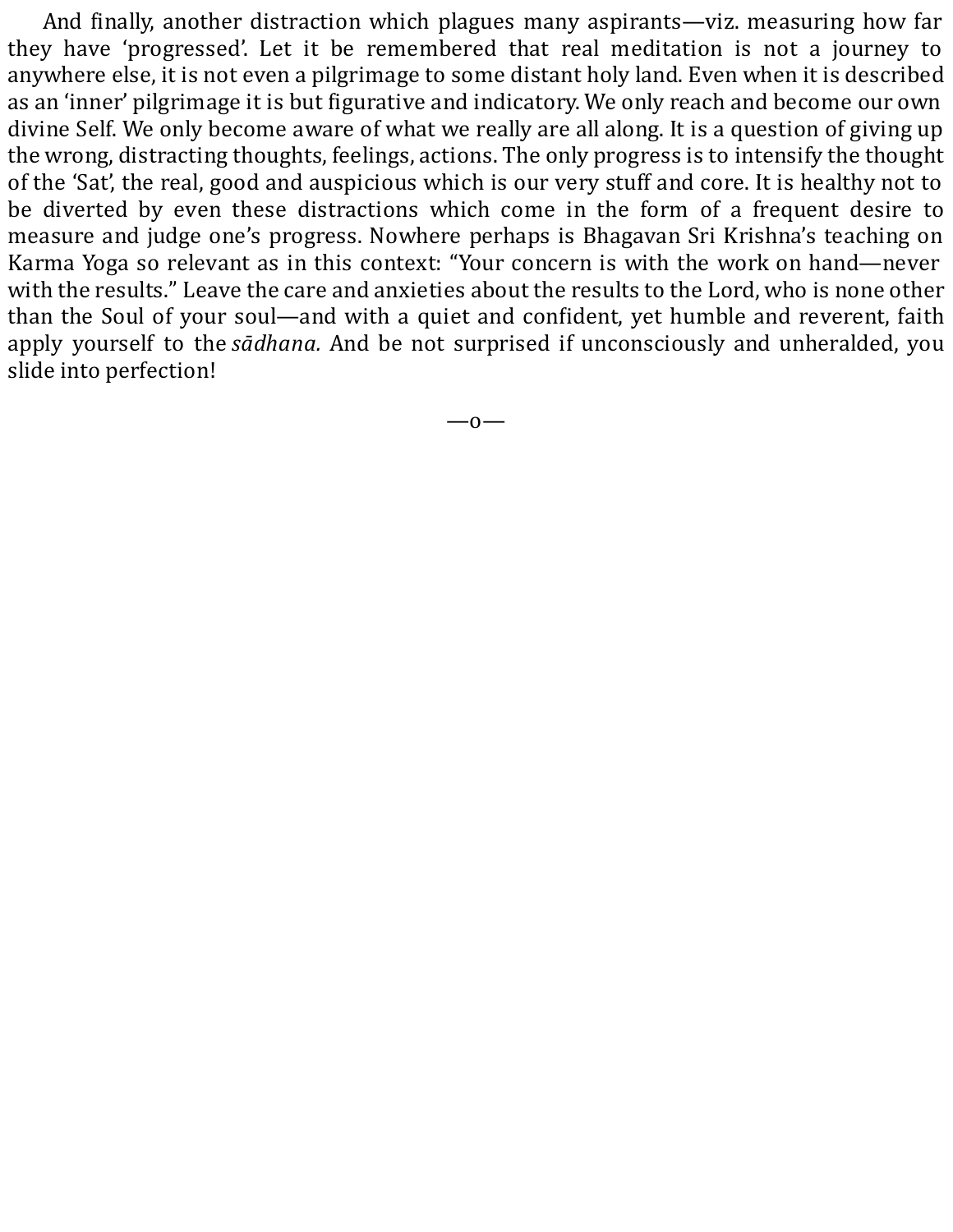And finally, another distraction which plagues many aspirants—viz. measuring how far they have 'progressed'. Let it be remembered that real meditation is not a journey to anywhere else, it is not even a pilgrimage to some distant holy land. Even when it is described as an 'inner' pilgrimage it is but figurative and indicatory. We only reach and become our own divine Self. We only become aware of what we really are all along. It is a question of giving up the wrong, distracting thoughts, feelings, actions. The only progress is to intensify the thought of the 'Sat', the real, good and auspicious which is our very stuff and core. It is healthy not to be diverted by even these distractions which come in the form of a frequent desire to measure and judge one's progress. Nowhere perhaps is Bhagavan Sri Krishna's teaching on Karma Yoga so relevant as in this context: "Your concern is with the work on hand—never with the results." Leave the care and anxieties about the results to the Lord, who is none other than the Soul of your soul—and with a quiet and confident, yet humble and reverent, faith apply yourself to the *sādhana.* And be not surprised if unconsciously and unheralded, you slide into perfection!

—o—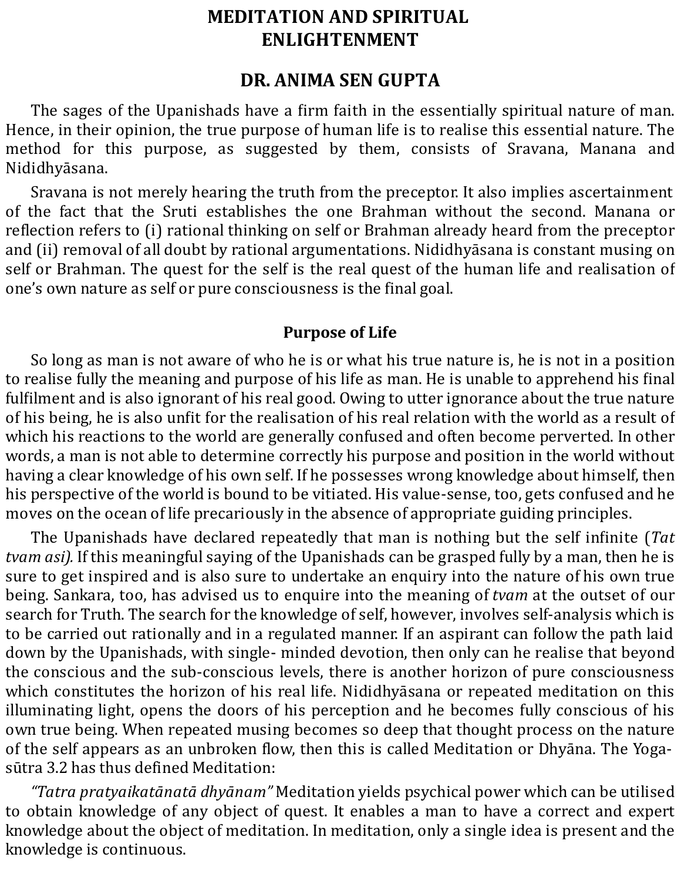# MEDITATION AND SPIRITUAL ENLIGHTENMENT

## DR. ANIMA SEN GUPTA

The sages of the Upanishads have a firm faith in the essentially spiritual nature of man. Hence, in their opinion, the true purpose of human life is to realise this essential nature. The method for this purpose, as suggested by them, consists of Sravana, Manana and Nididhyāsana.

Sravana is not merely hearing the truth from the preceptor. It also implies ascertainment of the fact that the Sruti establishes the one Brahman without the second. Manana or reflection refers to (i) rational thinking on self or Brahman already heard from the preceptor and (ii) removal of all doubt by rational argumentations. Nididhyāsana is constant musing on self or Brahman. The quest for the self is the real quest of the human life and realisation of one's own nature as self or pure consciousness is the final goal.

### Purpose of Life

So long as man is not aware of who he is or what his true nature is, he is not in a position to realise fully the meaning and purpose of his life as man. He is unable to apprehend his final fulfilment and is also ignorant of his real good. Owing to utter ignorance about the true nature of his being, he is also unfit for the realisation of his real relation with the world as a result of which his reactions to the world are generally confused and often become perverted. In other words, a man is not able to determine correctly his purpose and position in the world without having a clear knowledge of his own self. If he possesses wrong knowledge about himself, then his perspective of the world is bound to be vitiated. His value-sense, too, gets confused and he moves on the ocean of life precariously in the absence of appropriate guiding principles.

The Upanishads have declared repeatedly that man is nothing but the self infinite (*Tat tvam asi).* If this meaningful saying of the Upanishads can be grasped fully by a man, then he is sure to get inspired and is also sure to undertake an enquiry into the nature of his own true being. Sankara, too, has advised us to enquire into the meaning of *tvam* at the outset of our search for Truth. The search for the knowledge of self, however, involves self-analysis which is to be carried out rationally and in a regulated manner. If an aspirant can follow the path laid down by the Upanishads, with single- minded devotion, then only can he realise that beyond the conscious and the sub-conscious levels, there is another horizon of pure consciousness which constitutes the horizon of his real life. Nididhyāsana or repeated meditation on this illuminating light, opens the doors of his perception and he becomes fully conscious of his own true being. When repeated musing becomes so deep that thought process on the nature of the self appears as an unbroken flow, then this is called Meditation or Dhyāna. The Yoga-sūtra 3.2 has thus defined Meditation:

*"Tatra pratyaikatānatā dhyānam"* Meditation yields psychical power which can be utilised to obtain knowledge of any object of quest. It enables a man to have a correct and expert knowledge about the object of meditation. In meditation, only a single idea is present and the knowledge is continuous.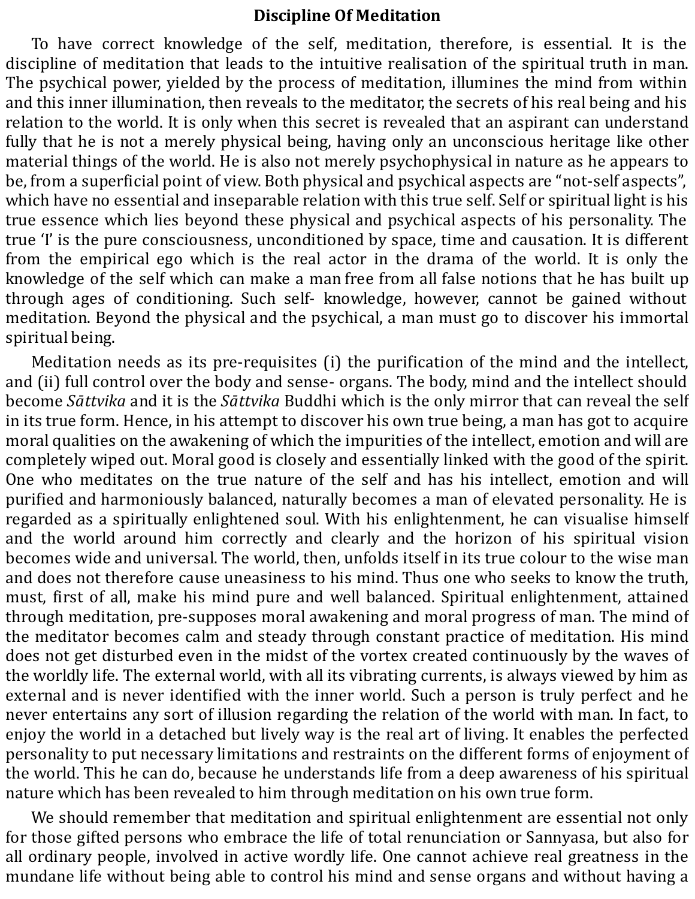## Discipline Of Meditation

To have correct knowledge of the self, meditation, therefore, is essential. It is the discipline of meditation that leads to the intuitive realisation of the spiritual truth in man. The psychical power, yielded by the process of meditation, illumines the mind from within and this inner illumination, then reveals to the meditator, the secrets of his real being and his relation to the world. It is only when this secret is revealed that an aspirant can understand fully that he is not a merely physical being, having only an unconscious heritage like other material things of the world. He is also not merely psychophysical in nature as he appears to be, from a superficial point of view. Both physical and psychical aspects are "not-self aspects", which have no essential and inseparable relation with this true self. Self or spiritual light is his true essence which lies beyond these physical and psychical aspects of his personality. The true 'I' is the pure consciousness, unconditioned by space, time and causation. It is different from the empirical ego which is the real actor in the drama of the world. It is only the knowledge of the self which can make a man free from all false notions that he has built up through ages of conditioning. Such self- knowledge, however, cannot be gained without meditation. Beyond the physical and the psychical, a man must go to discover his immortal spiritual being.

Meditation needs as its pre-requisites (i) the purification of the mind and the intellect, and (ii) full control over the body and sense- organs. The body, mind and the intellect should become *Sāttvika* and it is the *Sāttvika* Buddhi which is the only mirror that can reveal the self in its true form. Hence, in his attempt to discover his own true being, a man has got to acquire moral qualities on the awakening of which the impurities of the intellect, emotion and will are completely wiped out. Moral good is closely and essentially linked with the good of the spirit. One who meditates on the true nature of the self and has his intellect, emotion and will purified and harmoniously balanced, naturally becomes a man of elevated personality. He is regarded as a spiritually enlightened soul. With his enlightenment, he can visualise himself and the world around him correctly and clearly and the horizon of his spiritual vision becomes wide and universal. The world, then, unfolds itself in its true colour to the wise man and does not therefore cause uneasiness to his mind. Thus one who seeks to know the truth, must, first of all, make his mind pure and well balanced. Spiritual enlightenment, attained through meditation, pre-supposes moral awakening and moral progress of man. The mind of the meditator becomes calm and steady through constant practice of meditation. His mind does not get disturbed even in the midst of the vortex created continuously by the waves of the worldly life. The external world, with all its vibrating currents, is always viewed by him as external and is never identified with the inner world. Such a person is truly perfect and he never entertains any sort of illusion regarding the relation of the world with man. In fact, to enjoy the world in a detached but lively way is the real art of living. It enables the perfected personality to put necessary limitations and restraints on the different forms of enjoyment of the world. This he can do, because he understands life from a deep awareness of his spiritual nature which has been revealed to him through meditation on his own true form.

We should remember that meditation and spiritual enlightenment are essential not only for those gifted persons who embrace the life of total renunciation or Sannyasa, but also for all ordinary people, involved in active wordly life. One cannot achieve real greatness in the mundane life without being able to control his mind and sense organs and without having a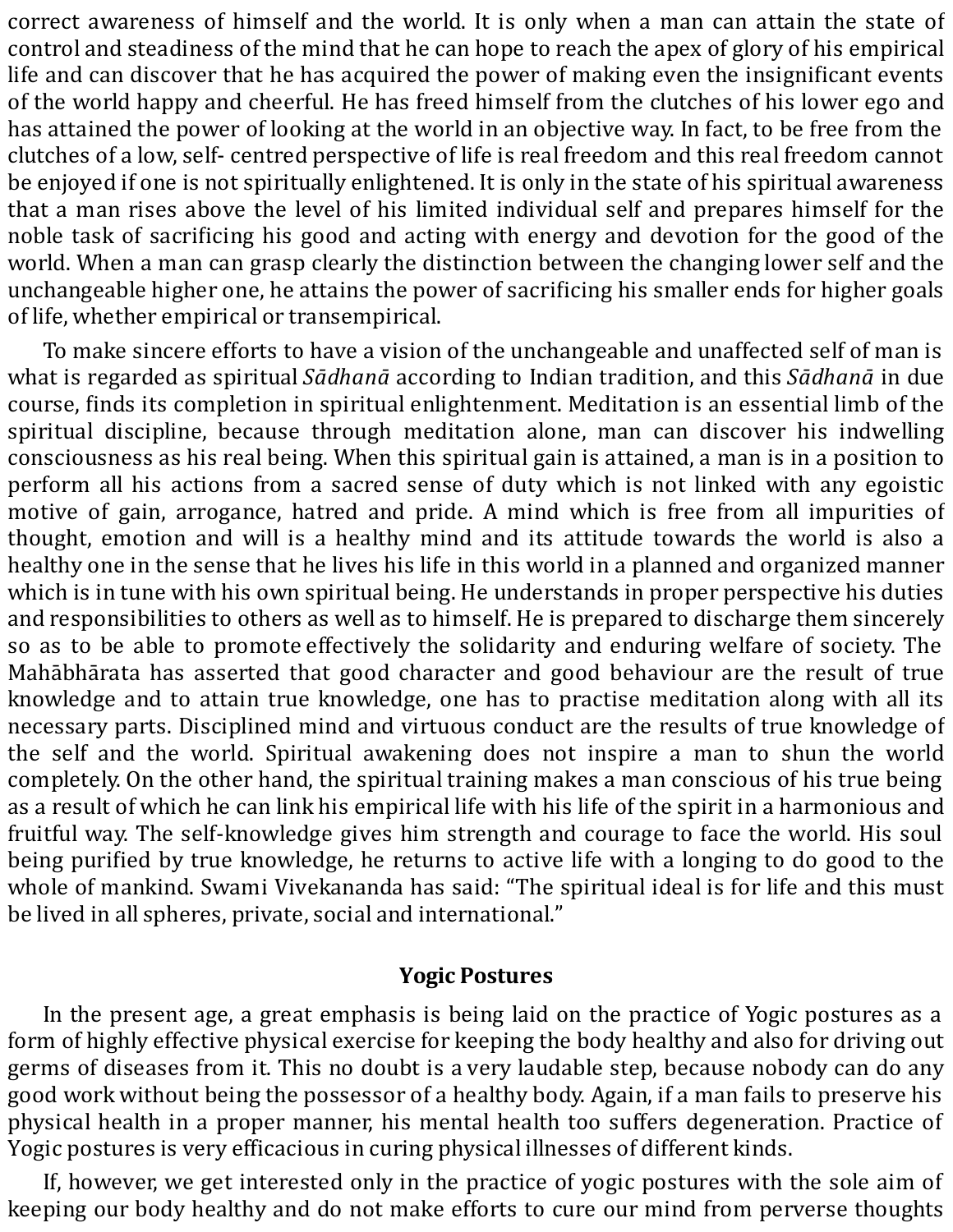correct awareness of himself and the world. It is only when a man can attain the state of control and steadiness of the mind that he can hope to reach the apex of glory of his empirical life and can discover that he has acquired the power of making even the insignificant events of the world happy and cheerful. He has freed himself from the clutches of his lower ego and has attained the power of looking at the world in an objective way. In fact, to be free from the clutches of a low, self- centred perspective of life is real freedom and this real freedom cannot be enjoyed if one is not spiritually enlightened. It is only in the state of his spiritual awareness that a man rises above the level of his limited individual self and prepares himself for the noble task of sacrificing his good and acting with energy and devotion for the good of the world. When a man can grasp clearly the distinction between the changing lower self and the unchangeable higher one, he attains the power of sacrificing his smaller ends for higher goals of life, whether empirical or transempirical.

To make sincere efforts to have a vision of the unchangeable and unaffected self of man is what is regarded as spiritual *Sādhanā* according to Indian tradition, and this *Sādhanā* in due course, finds its completion in spiritual enlightenment. Meditation is an essential limb of the spiritual discipline, because through meditation alone, man can discover his indwelling consciousness as his real being. When this spiritual gain is attained, a man is in a position to perform all his actions from a sacred sense of duty which is not linked with any egoistic motive of gain, arrogance, hatred and pride. A mind which is free from all impurities of thought, emotion and will is a healthy mind and its attitude towards the world is also a healthy one in the sense that he lives his life in this world in a planned and organized manner which is in tune with his own spiritual being. He understands in proper perspective his duties and responsibilities to others as well as to himself. He is prepared to discharge them sincerely so as to be able to promote effectively the solidarity and enduring welfare of society. The Mahābhārata has asserted that good character and good behaviour are the result of true knowledge and to attain true knowledge, one has to practise meditation along with all its necessary parts. Disciplined mind and virtuous conduct are the results of true knowledge of the self and the world. Spiritual awakening does not inspire a man to shun the world completely. On the other hand, the spiritual training makes a man conscious of his true being as a result of which he can link his empirical life with his life of the spirit in a harmonious and fruitful way. The self-knowledge gives him strength and courage to face the world. His soul being purified by true knowledge, he returns to active life with a longing to do good to the whole of mankind. Swami Vivekananda has said: "The spiritual ideal is for life and this must be lived in all spheres, private, social and international."

## Yogic Postures

In the present age, a great emphasis is being laid on the practice of Yogic postures as a form of highly effective physical exercise for keeping the body healthy and also for driving out germs of diseases from it. This no doubt is a very laudable step, because nobody can do any good work without being the possessor of a healthy body. Again, if a man fails to preserve his physical health in a proper manner, his mental health too suffers degeneration. Practice of Yogic postures is very efficacious in curing physical illnesses of different kinds.

If, however, we get interested only in the practice of yogic postures with the sole aim of keeping our body healthy and do not make efforts to cure our mind from perverse thoughts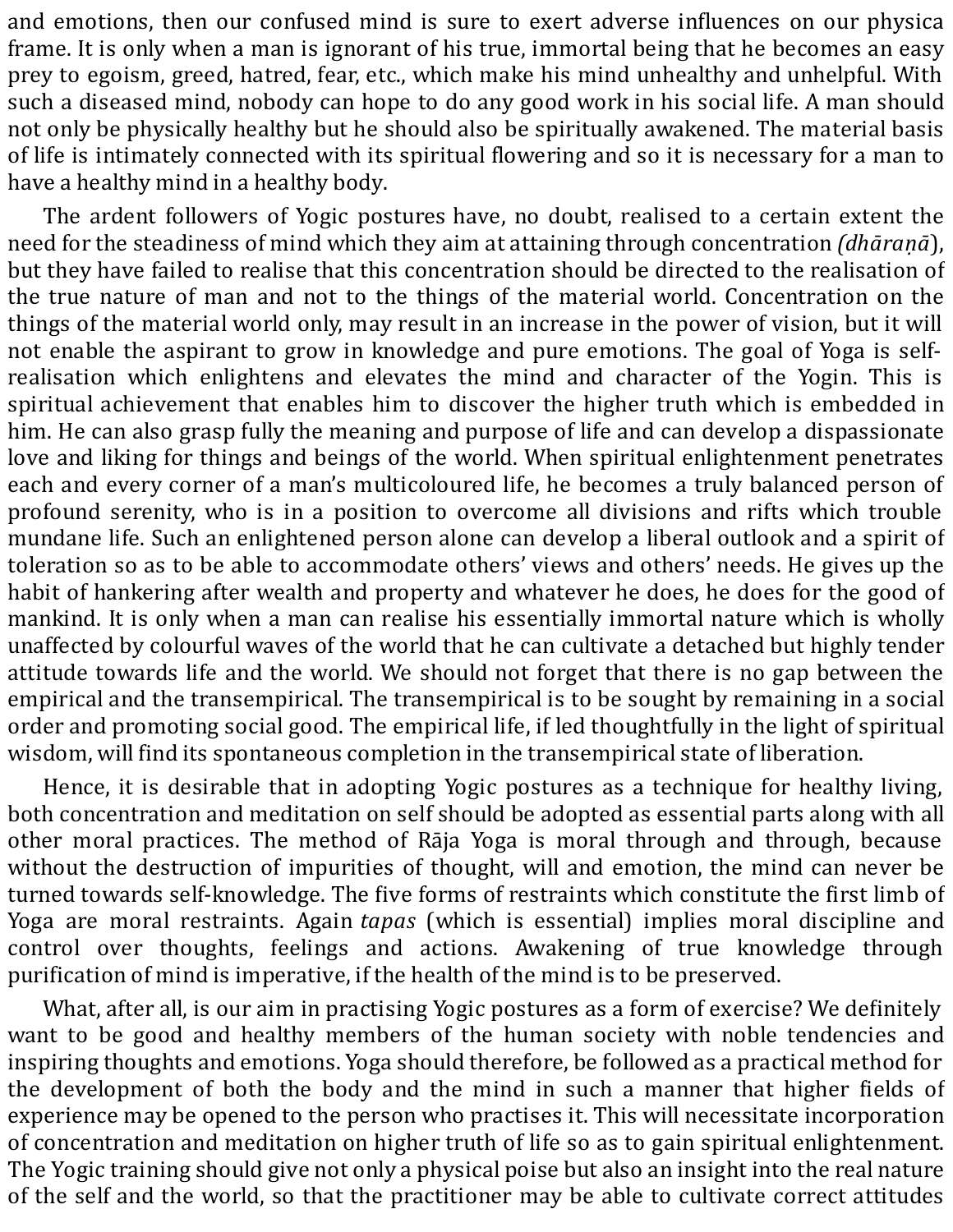and emotions, then our confused mind is sure to exert adverse influences on our physica frame. It is only when a man is ignorant of his true, immortal being that he becomes an easy prey to egoism, greed, hatred, fear, etc., which make his mind unhealthy and unhelpful. With such a diseased mind, nobody can hope to do any good work in his social life. A man should not only be physically healthy but he should also be spiritually awakened. The material basis of life is intimately connected with its spiritual flowering and so it is necessary for a man to have a healthy mind in a healthy body.

The ardent followers of Yogic postures have, no doubt, realised to a certain extent the need for the steadiness of mind which they aim at attaining through concentration *(dhāraṇā)*, but they have failed to realise that this concentration should be directed to the realisation of the true nature of man and not to the things of the material world. Concentration on the things of the material world only, may result in an increase in the power of vision, but it will not enable the aspirant to grow in knowledge and pure emotions. The goal of Yoga is self-realisation which enlightens and elevates the mind and character of the Yogin. This is spiritual achievement that enables him to discover the higher truth which is embedded in him. He can also grasp fully the meaning and purpose of life and can develop a dispassionate love and liking for things and beings of the world. When spiritual enlightenment penetrates each and every corner of a man's multicoloured life, he becomes a truly balanced person of profound serenity, who is in a position to overcome all divisions and rifts which trouble mundane life. Such an enlightened person alone can develop a liberal outlook and a spirit of toleration so as to be able to accommodate others' views and others' needs. He gives up the habit of hankering after wealth and property and whatever he does, he does for the good of mankind. It is only when a man can realise his essentially immortal nature which is wholly unaffected by colourful waves of the world that he can cultivate a detached but highly tender attitude towards life and the world. We should not forget that there is no gap between the empirical and the transempirical. The transempirical is to be sought by remaining in a social order and promoting social good. The empirical life, if led thoughtfully in the light of spiritual wisdom, will find its spontaneous completion in the transempirical state of liberation.

Hence, it is desirable that in adopting Yogic postures as a technique for healthy living, both concentration and meditation on self should be adopted as essential parts along with all other moral practices. The method of Rāja Yoga is moral through and through, because without the destruction of impurities of thought, will and emotion, the mind can never be turned towards self-knowledge. The five forms of restraints which constitute the first limb of Yoga are moral restraints. Again *tapas* (which is essential) implies moral discipline and control over thoughts, feelings and actions. Awakening of true knowledge through purification of mind is imperative, if the health of the mind is to be preserved.

What, after all, is our aim in practising Yogic postures as a form of exercise? We definitely want to be good and healthy members of the human society with noble tendencies and inspiring thoughts and emotions. Yoga should therefore, be followed as a practical method for the development of both the body and the mind in such a manner that higher fields of experience may be opened to the person who practises it. This will necessitate incorporation of concentration and meditation on higher truth of life so as to gain spiritual enlightenment. The Yogic training should give not only a physical poise but also an insight into the real nature of the self and the world, so that the practitioner may be able to cultivate correct attitudes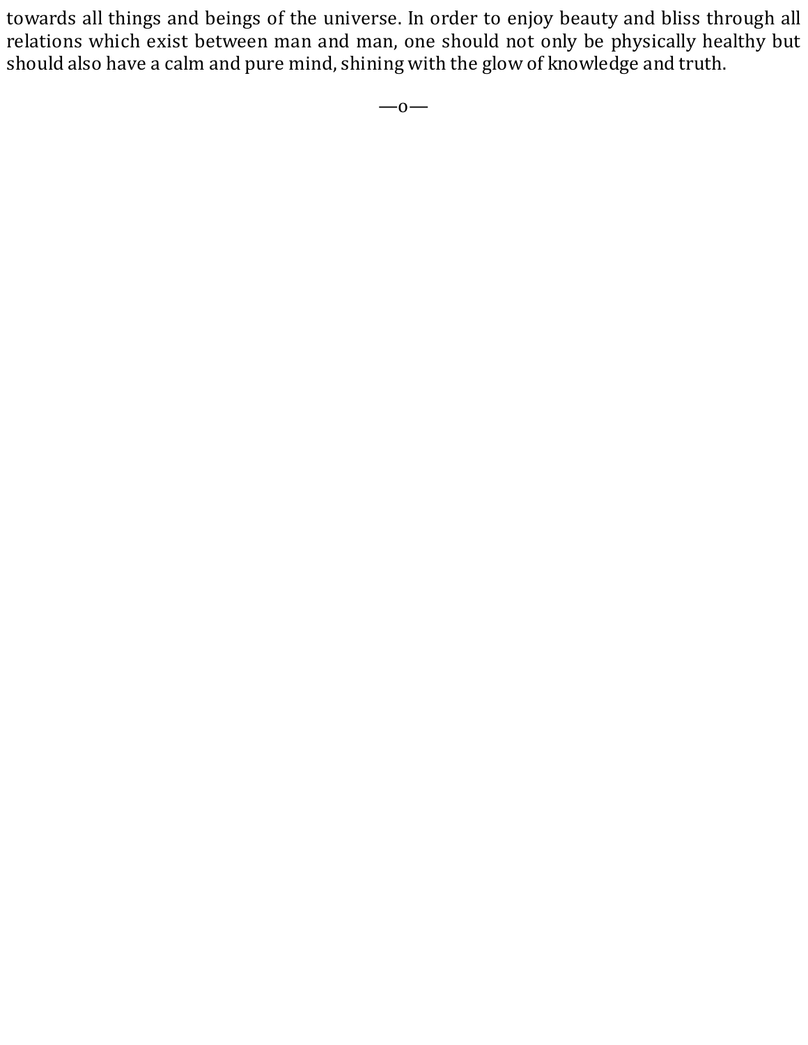towards all things and beings of the universe. In order to enjoy beauty and bliss through all relations which exist between man and man, one should not only be physically healthy but should also have a calm and pure mind, shining with the glow of knowledge and truth.

—o—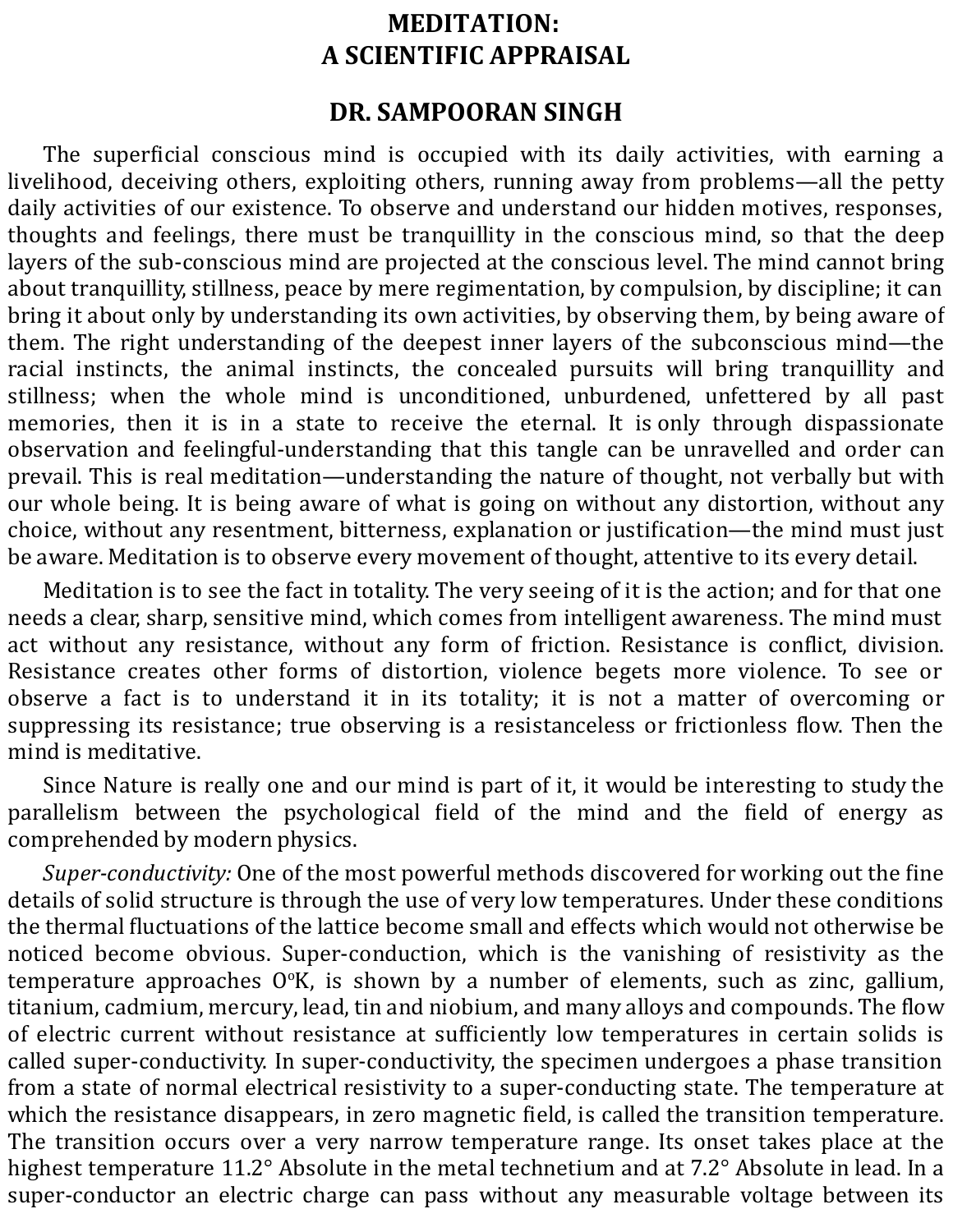# MEDITATION: A SCIENTIFIC APPRAISAL

## DR. SAMPOORAN SINGH

The superficial conscious mind is occupied with its daily activities, with earning a livelihood, deceiving others, exploiting others, running away from problems—all the petty daily activities of our existence. To observe and understand our hidden motives, responses, thoughts and feelings, there must be tranquillity in the conscious mind, so that the deep layers of the sub-conscious mind are projected at the conscious level. The mind cannot bring about tranquillity, stillness, peace by mere regimentation, by compulsion, by discipline; it can bring it about only by understanding its own activities, by observing them, by being aware of them. The right understanding of the deepest inner layers of the subconscious mind—the racial instincts, the animal instincts, the concealed pursuits will bring tranquillity and stillness; when the whole mind is unconditioned, unburdened, unfettered by all past memories, then it is in a state to receive the eternal. It is only through dispassionate observation and feelingful-understanding that this tangle can be unravelled and order can prevail. This is real meditation—understanding the nature of thought, not verbally but with our whole being. It is being aware of what is going on without any distortion, without any choice, without any resentment, bitterness, explanation or justification—the mind must just be aware. Meditation is to observe every movement of thought, attentive to its every detail.

Meditation is to see the fact in totality. The very seeing of it is the action; and for that one needs a clear, sharp, sensitive mind, which comes from intelligent awareness. The mind must act without any resistance, without any form of friction. Resistance is conflict, division. Resistance creates other forms of distortion, violence begets more violence. To see or observe a fact is to understand it in its totality; it is not a matter of overcoming or suppressing its resistance; true observing is a resistanceless or frictionless flow. Then the mind is meditative.

Since Nature is really one and our mind is part of it, it would be interesting to study the parallelism between the psychological field of the mind and the field of energy as comprehended by modern physics.

*Super-conductivity:* One of the most powerful methods discovered for working out the fine details of solid structure is through the use of very low temperatures. Under these conditions the thermal fluctuations of the lattice become small and effects which would not otherwise be noticed become obvious. Super-conduction, which is the vanishing of resistivity as the temperature approaches $0^{o}K$, is shown by a number of elements, such as zinc, gallium, titanium, cadmium, mercury, lead, tin and niobium, and many alloys and compounds. The flow of electric current without resistance at sufficiently low temperatures in certain solids is called super-conductivity. In super-conductivity, the specimen undergoes a phase transition from a state of normal electrical resistivity to a super-conducting state. The temperature at which the resistance disappears, in zero magnetic field, is called the transition temperature. The transition occurs over a very narrow temperature range. Its onset takes place at the highest temperature 11.2° Absolute in the metal technetium and at 7.2° Absolute in lead. In a super-conductor an electric charge can pass without any measurable voltage between its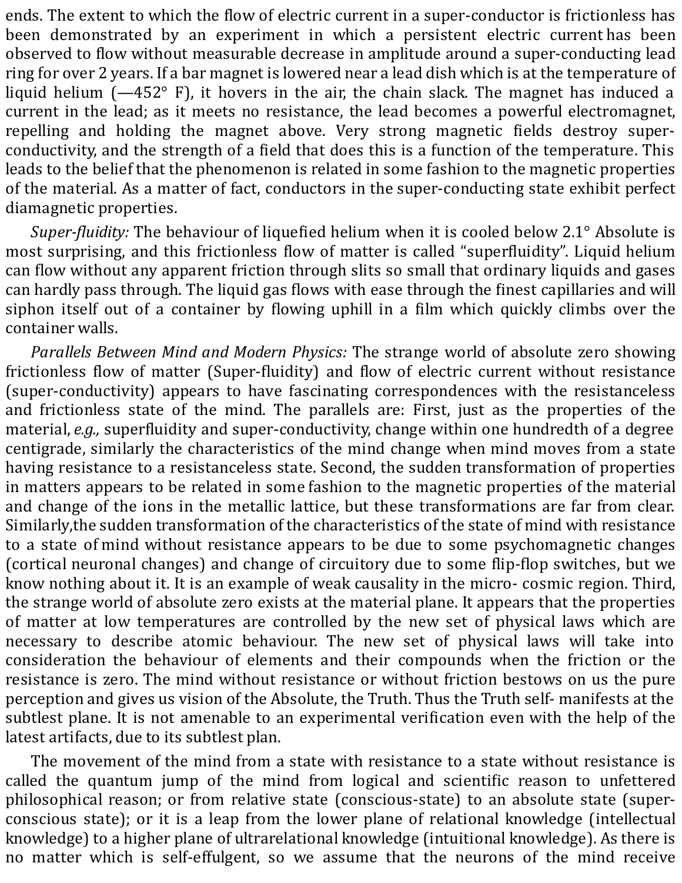ends. The extent to which the flow of electric current in a super-conductor is frictionless has been demonstrated by an experiment in which a persistent electric current has been observed to flow without measurable decrease in amplitude around a super-conducting lead ring for over 2 years. If a bar magnet is lowered near a lead dish which is at the temperature of liquid helium (—452° F), it hovers in the air, the chain slack. The magnet has induced a current in the lead; as it meets no resistance, the lead becomes a powerful electromagnet, repelling and holding the magnet above. Very strong magnetic fields destroy super-conductivity, and the strength of a field that does this is a function of the temperature. This leads to the belief that the phenomenon is related in some fashion to the magnetic properties of the material. As a matter of fact, conductors in the super-conducting state exhibit perfect diamagnetic properties.

*Super-fluidity:* The behaviour of liquefied helium when it is cooled below 2.1° Absolute is most surprising, and this frictionless flow of matter is called "superfluidity". Liquid helium can flow without any apparent friction through slits so small that ordinary liquids and gases can hardly pass through. The liquid gas flows with ease through the finest capillaries and will siphon itself out of a container by flowing uphill in a film which quickly climbs over the container walls.

*Parallels Between Mind and Modern Physics:* The strange world of absolute zero showing frictionless flow of matter (Super-fluidity) and flow of electric current without resistance (super-conductivity) appears to have fascinating correspondences with the resistanceless and frictionless state of the mind. The parallels are: First, just as the properties of the material, *e.g.,* superfluidity and super-conductivity, change within one hundredth of a degree centigrade, similarly the characteristics of the mind change when mind moves from a state having resistance to a resistanceless state. Second, the sudden transformation of properties in matters appears to be related in some fashion to the magnetic properties of the material and change of the ions in the metallic lattice, but these transformations are far from clear. Similarly,the sudden transformation of the characteristics of the state of mind with resistance to a state of mind without resistance appears to be due to some psychomagnetic changes (cortical neuronal changes) and change of circuitory due to some flip-flop switches, but we know nothing about it. It is an example of weak causality in the micro- cosmic region. Third, the strange world of absolute zero exists at the material plane. It appears that the properties of matter at low temperatures are controlled by the new set of physical laws which are necessary to describe atomic behaviour. The new set of physical laws will take into consideration the behaviour of elements and their compounds when the friction or the resistance is zero. The mind without resistance or without friction bestows on us the pure perception and gives us vision of the Absolute, the Truth. Thus the Truth self- manifests at the subtlest plane. It is not amenable to an experimental verification even with the help of the latest artifacts, due to its subtlest plan.

The movement of the mind from a state with resistance to a state without resistance is called the quantum jump of the mind from logical and scientific reason to unfettered philosophical reason; or from relative state (conscious-state) to an absolute state (super-conscious state); or it is a leap from the lower plane of relational knowledge (intellectual knowledge) to a higher plane of ultrarelational knowledge (intuitional knowledge). As there is no matter which is self-effulgent, so we assume that the neurons of the mind receive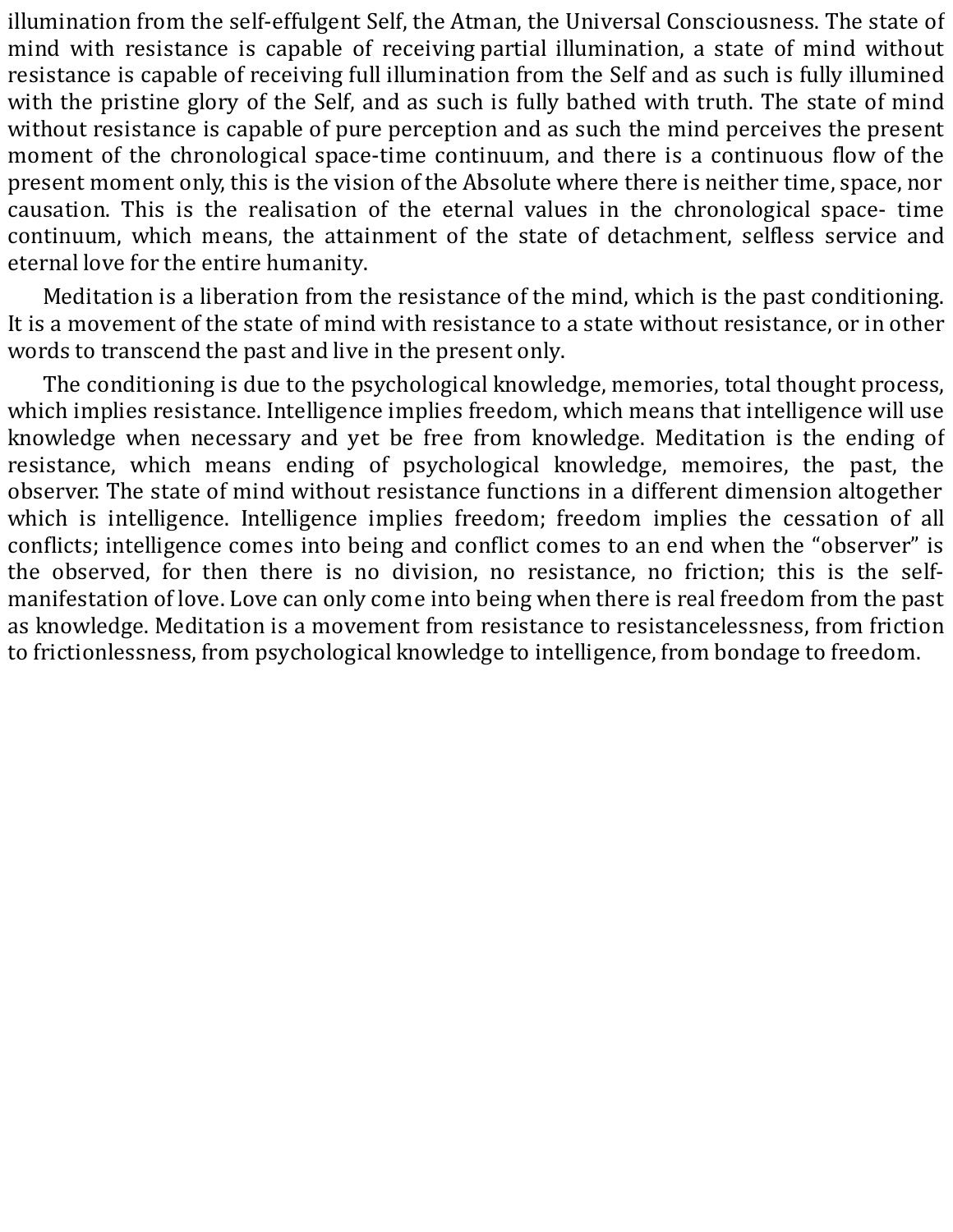illumination from the self-effulgent Self, the Atman, the Universal Consciousness. The state of mind with resistance is capable of receiving partial illumination, a state of mind without resistance is capable of receiving full illumination from the Self and as such is fully illumined with the pristine glory of the Self, and as such is fully bathed with truth. The state of mind without resistance is capable of pure perception and as such the mind perceives the present moment of the chronological space-time continuum, and there is a continuous flow of the present moment only, this is the vision of the Absolute where there is neither time, space, nor causation. This is the realisation of the eternal values in the chronological space- time continuum, which means, the attainment of the state of detachment, selfless service and eternal love for the entire humanity.

Meditation is a liberation from the resistance of the mind, which is the past conditioning. It is a movement of the state of mind with resistance to a state without resistance, or in other words to transcend the past and live in the present only.

The conditioning is due to the psychological knowledge, memories, total thought process, which implies resistance. Intelligence implies freedom, which means that intelligence will use knowledge when necessary and yet be free from knowledge. Meditation is the ending of resistance, which means ending of psychological knowledge, memoires, the past, the observer. The state of mind without resistance functions in a different dimension altogether which is intelligence. Intelligence implies freedom; freedom implies the cessation of all conflicts; intelligence comes into being and conflict comes to an end when the "observer" is the observed, for then there is no division, no resistance, no friction; this is the self-manifestation of love. Love can only come into being when there is real freedom from the past as knowledge. Meditation is a movement from resistance to resistancelessness, from friction to frictionlessness, from psychological knowledge to intelligence, from bondage to freedom.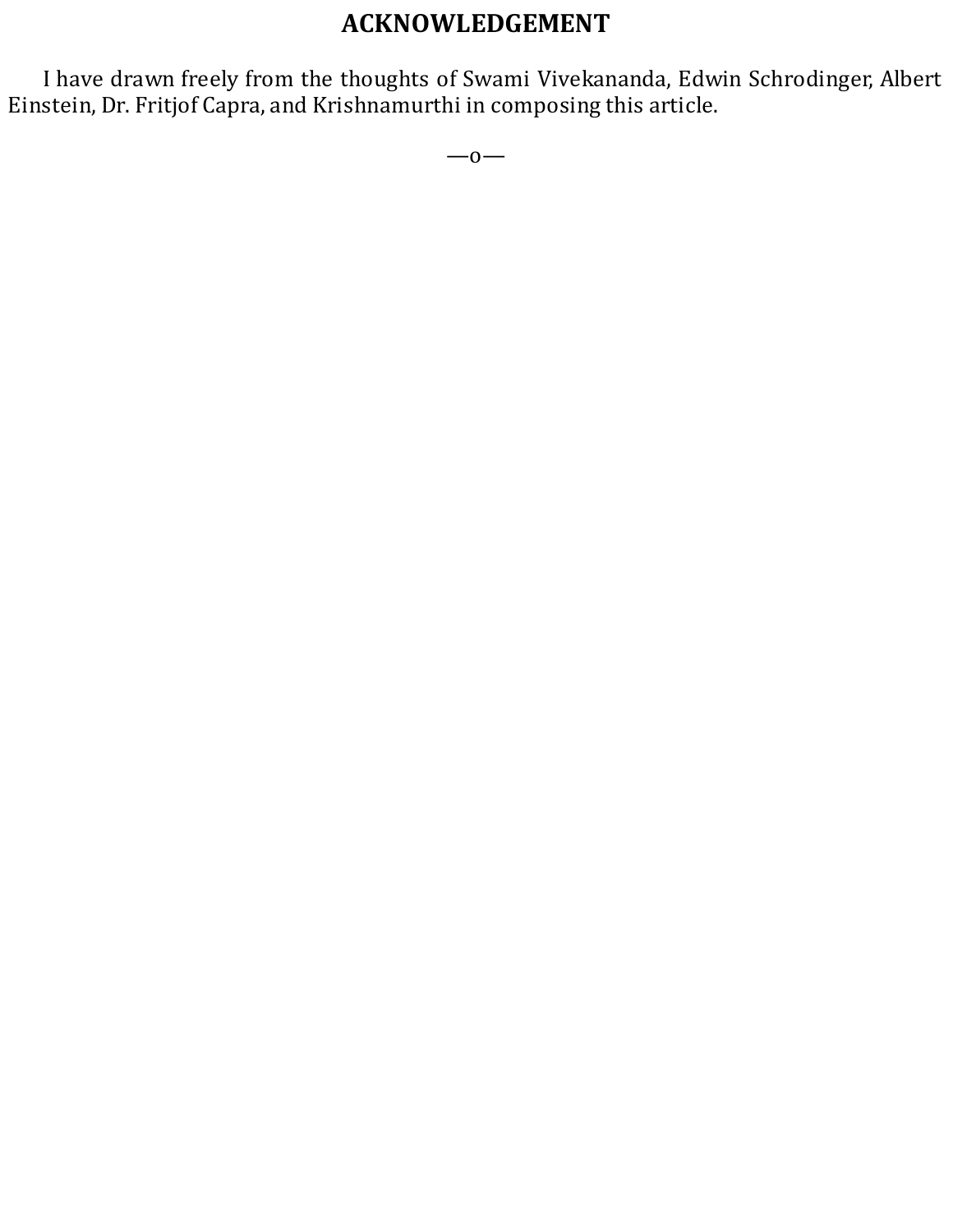# ACKNOWLEDGEMENT

I have drawn freely from the thoughts of Swami Vivekananda, Edwin Schrodinger, Albert Einstein, Dr. Fritjof Capra, and Krishnamurthi in composing this article.

—o—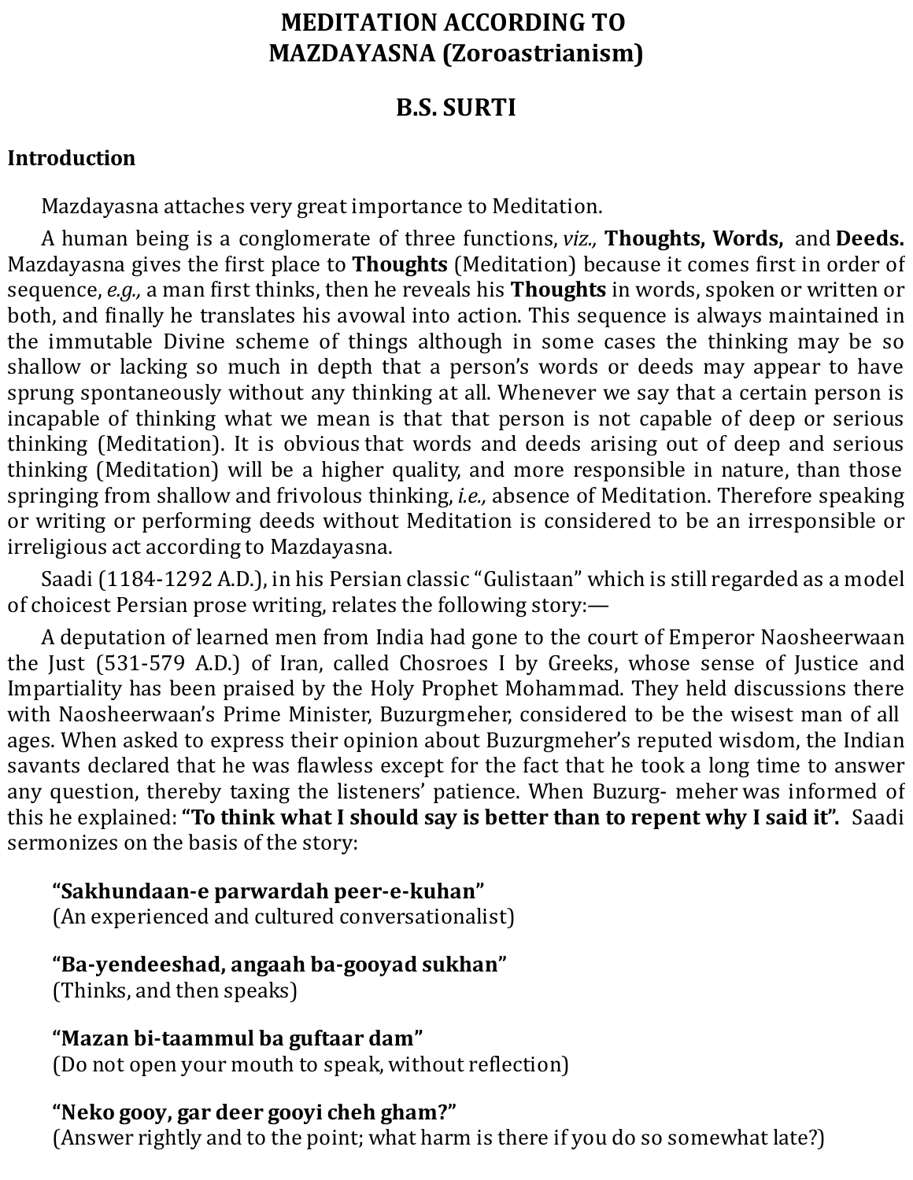# MEDITATION ACCORDING TO MAZDAYASNA (Zoroastrianism)

## B.S. SURTI

### Introduction

Mazdayasna attaches very great importance to Meditation.

A human being is a conglomerate of three functions, *viz.,* **Thoughts, Words,** and **Deeds.** Mazdayasna gives the first place to **Thoughts** (Meditation) because it comes first in order of sequence, *e.g.,* a man first thinks, then he reveals his **Thoughts** in words, spoken or written or both, and finally he translates his avowal into action. This sequence is always maintained in the immutable Divine scheme of things although in some cases the thinking may be so shallow or lacking so much in depth that a person's words or deeds may appear to have sprung spontaneously without any thinking at all. Whenever we say that a certain person is incapable of thinking what we mean is that that person is not capable of deep or serious thinking (Meditation). It is obvious that words and deeds arising out of deep and serious thinking (Meditation) will be a higher quality, and more responsible in nature, than those springing from shallow and frivolous thinking, *i.e.,* absence of Meditation. Therefore speaking or writing or performing deeds without Meditation is considered to be an irresponsible or irreligious act according to Mazdayasna.

Saadi (1184-1292 A.D.), in his Persian classic "Gulistaan" which is still regarded as a model of choicest Persian prose writing, relates the following story:—

A deputation of learned men from India had gone to the court of Emperor Naosheerwaan the Just (531-579 A.D.) of Iran, called Chosroes I by Greeks, whose sense of Justice and Impartiality has been praised by the Holy Prophet Mohammad. They held discussions there with Naosheerwaan's Prime Minister, Buzurgmeher, considered to be the wisest man of all ages. When asked to express their opinion about Buzurgmeher's reputed wisdom, the Indian savants declared that he was flawless except for the fact that he took a long time to answer any question, thereby taxing the listeners' patience. When Buzurg- meher was informed of this he explained: **"To think what I should say is better than to repent why I said it".** Saadi sermonizes on the basis of the story:

**"Sakhundaan-e parwardah peer-e-kuhan"**
(An experienced and cultured conversationalist)

**"Ba-yendeeshad, angaah ba-gooyad sukhan"**
(Thinks, and then speaks)

**"Mazan bi-taammul ba guftaar dam"**
(Do not open your mouth to speak, without reflection)

**"Neko gooy, gar deer gooyi cheh gham?"**
(Answer rightly and to the point; what harm is there if you do so somewhat late?)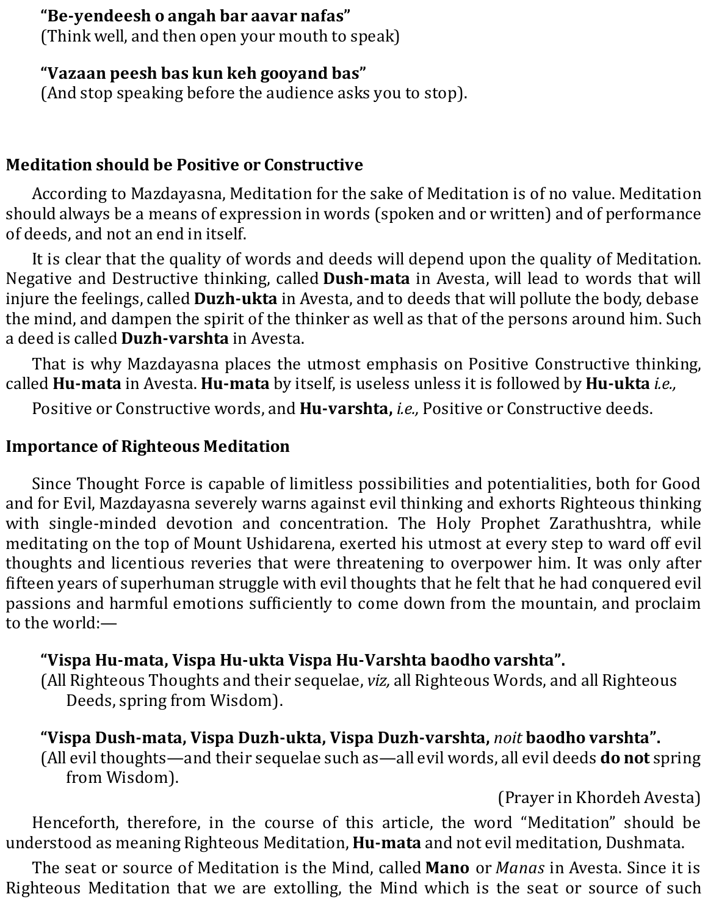**"Be-yendeesh o angah bar aavar nafas"**
(Think well, and then open your mouth to speak)

**"Vazaan peesh bas kun keh gooyand bas"**
(And stop speaking before the audience asks you to stop).

## Meditation should be Positive or Constructive

According to Mazdayasna, Meditation for the sake of Meditation is of no value. Meditation should always be a means of expression in words (spoken and or written) and of performance of deeds, and not an end in itself.

It is clear that the quality of words and deeds will depend upon the quality of Meditation. Negative and Destructive thinking, called **Dush-mata** in Avesta, will lead to words that will injure the feelings, called **Duzh-ukta** in Avesta, and to deeds that will pollute the body, debase the mind, and dampen the spirit of the thinker as well as that of the persons around him. Such a deed is called **Duzh-varshta** in Avesta.

That is why Mazdayasna places the utmost emphasis on Positive Constructive thinking, called **Hu-mata** in Avesta. **Hu-mata** by itself, is useless unless it is followed by **Hu-ukta** *i.e.,* Positive or Constructive words, and **Hu-varshta,** *i.e.,* Positive or Constructive deeds.

## Importance of Righteous Meditation

Since Thought Force is capable of limitless possibilities and potentialities, both for Good and for Evil, Mazdayasna severely warns against evil thinking and exhorts Righteous thinking with single-minded devotion and concentration. The Holy Prophet Zarathushtra, while meditating on the top of Mount Ushidarena, exerted his utmost at every step to ward off evil thoughts and licentious reveries that were threatening to overpower him. It was only after fifteen years of superhuman struggle with evil thoughts that he felt that he had conquered evil passions and harmful emotions sufficiently to come down from the mountain, and proclaim to the world:—

**"Vispa Hu-mata, Vispa Hu-ukta Vispa Hu-Varshta baodho varshta".**
(All Righteous Thoughts and their sequelae, *viz,* all Righteous Words, and all Righteous Deeds, spring from Wisdom).

**"Vispa Dush-mata, Vispa Duzh-ukta, Vispa Duzh-varshta,** *noit* **baodho varshta".**
(All evil thoughts—and their sequelae such as—all evil words, all evil deeds **do not** spring from Wisdom).

(Prayer in Khordeh Avesta)

Henceforth, therefore, in the course of this article, the word "Meditation" should be understood as meaning Righteous Meditation, **Hu-mata** and not evil meditation, Dushmata.

The seat or source of Meditation is the Mind, called **Mano** or *Manas* in Avesta. Since it is Righteous Meditation that we are extolling, the Mind which is the seat or source of such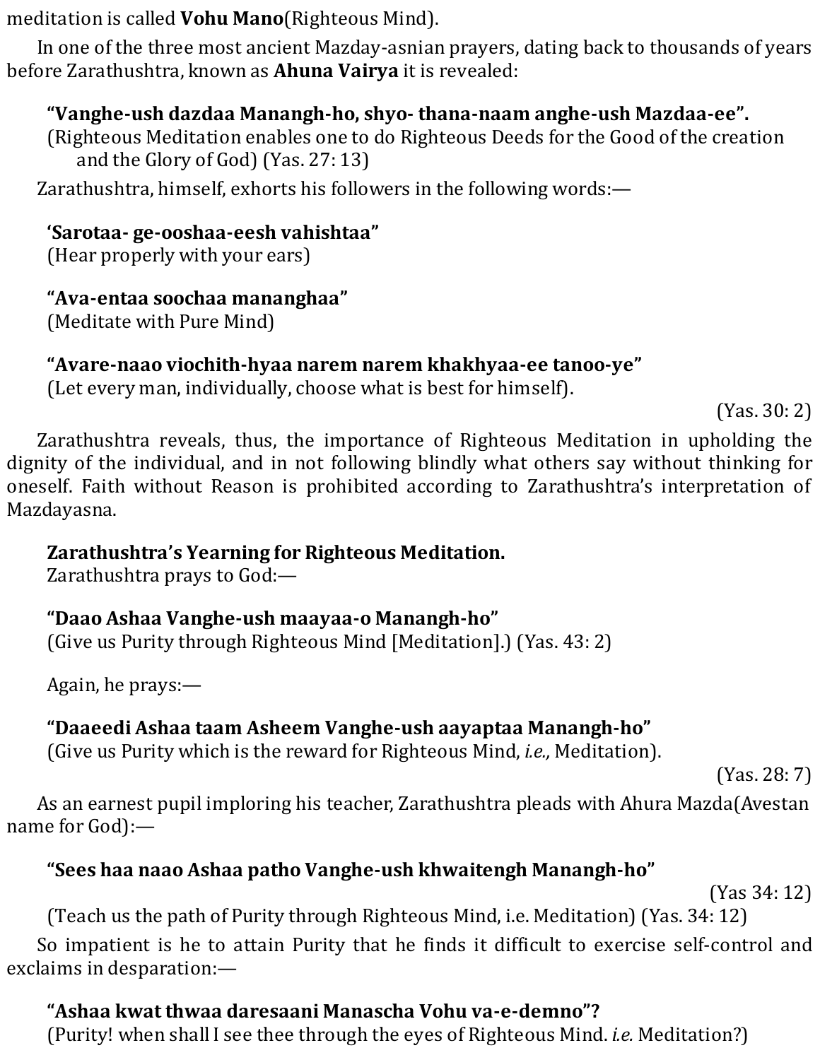meditation is called **Vohu Mano**(Righteous Mind).

In one of the three most ancient Mazday-asnian prayers, dating back to thousands of years before Zarathushtra, known as **Ahuna Vairya** it is revealed:

> **"Vanghe-ush dazdaa Manangh-ho, shyo- thana-naam anghe-ush Mazdaa-ee".**
> (Righteous Meditation enables one to do Righteous Deeds for the Good of the creation and the Glory of God) (Yas. 27: 13)

Zarathushtra, himself, exhorts his followers in the following words:—

> **'Sarotaa- ge-ooshaa-eesh vahishtaa"**
> (Hear properly with your ears)
>
> **"Ava-entaa soochaa mananghaa"**
> (Meditate with Pure Mind)
>
> **"Avare-naao viochith-hyaa narem narem khakhyaa-ee tanoo-ye"**
> (Let every man, individually, choose what is best for himself).
>
> (Yas. 30: 2)

Zarathushtra reveals, thus, the importance of Righteous Meditation in upholding the dignity of the individual, and in not following blindly what others say without thinking for oneself. Faith without Reason is prohibited according to Zarathushtra's interpretation of Mazdayasna.

**Zarathushtra's Yearning for Righteous Meditation.**

Zarathushtra prays to God:—

> **"Daao Ashaa Vanghe-ush maayaa-o Manangh-ho"**
> (Give us Purity through Righteous Mind [Meditation].) (Yas. 43: 2)

Again, he prays:—

> **"Daaeedi Ashaa taam Asheem Vanghe-ush aayaptaa Manangh-ho"**
> (Give us Purity which is the reward for Righteous Mind, *i.e.,* Meditation).
>
> (Yas. 28: 7)

As an earnest pupil imploring his teacher, Zarathushtra pleads with Ahura Mazda(Avestan name for God):—

> **"Sees haa naao Ashaa patho Vanghe-ush khwaitengh Manangh-ho"**
>
> (Yas 34: 12)
>
> (Teach us the path of Purity through Righteous Mind, i.e. Meditation) (Yas. 34: 12)

So impatient is he to attain Purity that he finds it difficult to exercise self-control and exclaims in desparation:—

> **"Ashaa kwat thwaa daresaani Manascha Vohu va-e-demno"?**
> (Purity! when shall I see thee through the eyes of Righteous Mind. *i.e.* Meditation?)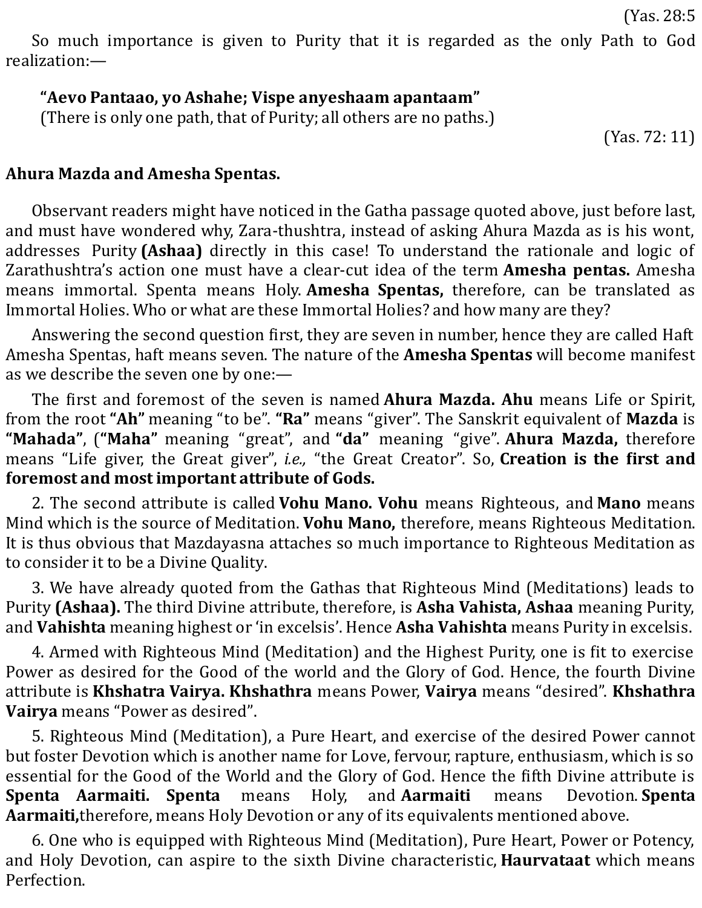(Yas. 28:5

So much importance is given to Purity that it is regarded as the only Path to God realization:—

> **"Aevo Pantaao, yo Ashahe; Vispe anyeshaam apantaam"**
> (There is only one path, that of Purity; all others are no paths.)

(Yas. 72: 11)

**Ahura Mazda and Amesha Spentas.**

Observant readers might have noticed in the Gatha passage quoted above, just before last, and must have wondered why, Zara-thushtra, instead of asking Ahura Mazda as is his wont, addresses Purity **(Ashaa)** directly in this case! To understand the rationale and logic of Zarathushtra's action one must have a clear-cut idea of the term **Amesha pentas.** Amesha means immortal. Spenta means Holy. **Amesha Spentas,** therefore, can be translated as Immortal Holies. Who or what are these Immortal Holies? and how many are they?

Answering the second question first, they are seven in number, hence they are called Haft Amesha Spentas, haft means seven. The nature of the **Amesha Spentas** will become manifest as we describe the seven one by one:—

The first and foremost of the seven is named **Ahura Mazda. Ahu** means Life or Spirit, from the root **"Ah"** meaning "to be". **"Ra"** means "giver". The Sanskrit equivalent of **Mazda** is **"Mahada"**, (**"Maha"** meaning "great", and **"da"** meaning "give". **Ahura Mazda,** therefore means "Life giver, the Great giver", *i.e.,* "the Great Creator". So, **Creation is the first and foremost and most important attribute of Gods.**

2. The second attribute is called **Vohu Mano. Vohu** means Righteous, and **Mano** means Mind which is the source of Meditation. **Vohu Mano,** therefore, means Righteous Meditation. It is thus obvious that Mazdayasna attaches so much importance to Righteous Meditation as to consider it to be a Divine Quality.

3. We have already quoted from the Gathas that Righteous Mind (Meditations) leads to Purity **(Ashaa).** The third Divine attribute, therefore, is **Asha Vahista, Ashaa** meaning Purity, and **Vahishta** meaning highest or 'in excelsis'. Hence **Asha Vahishta** means Purity in excelsis.

4. Armed with Righteous Mind (Meditation) and the Highest Purity, one is fit to exercise Power as desired for the Good of the world and the Glory of God. Hence, the fourth Divine attribute is **Khshatra Vairya. Khshathra** means Power, **Vairya** means "desired". **Khshathra Vairya** means "Power as desired".

5. Righteous Mind (Meditation), a Pure Heart, and exercise of the desired Power cannot but foster Devotion which is another name for Love, fervour, rapture, enthusiasm, which is so essential for the Good of the World and the Glory of God. Hence the fifth Divine attribute is **Spenta Aarmaiti. Spenta** means Holy, and **Aarmaiti** means Devotion. **Spenta Aarmaiti,**therefore, means Holy Devotion or any of its equivalents mentioned above.

6. One who is equipped with Righteous Mind (Meditation), Pure Heart, Power or Potency, and Holy Devotion, can aspire to the sixth Divine characteristic, **Haurvataat** which means Perfection.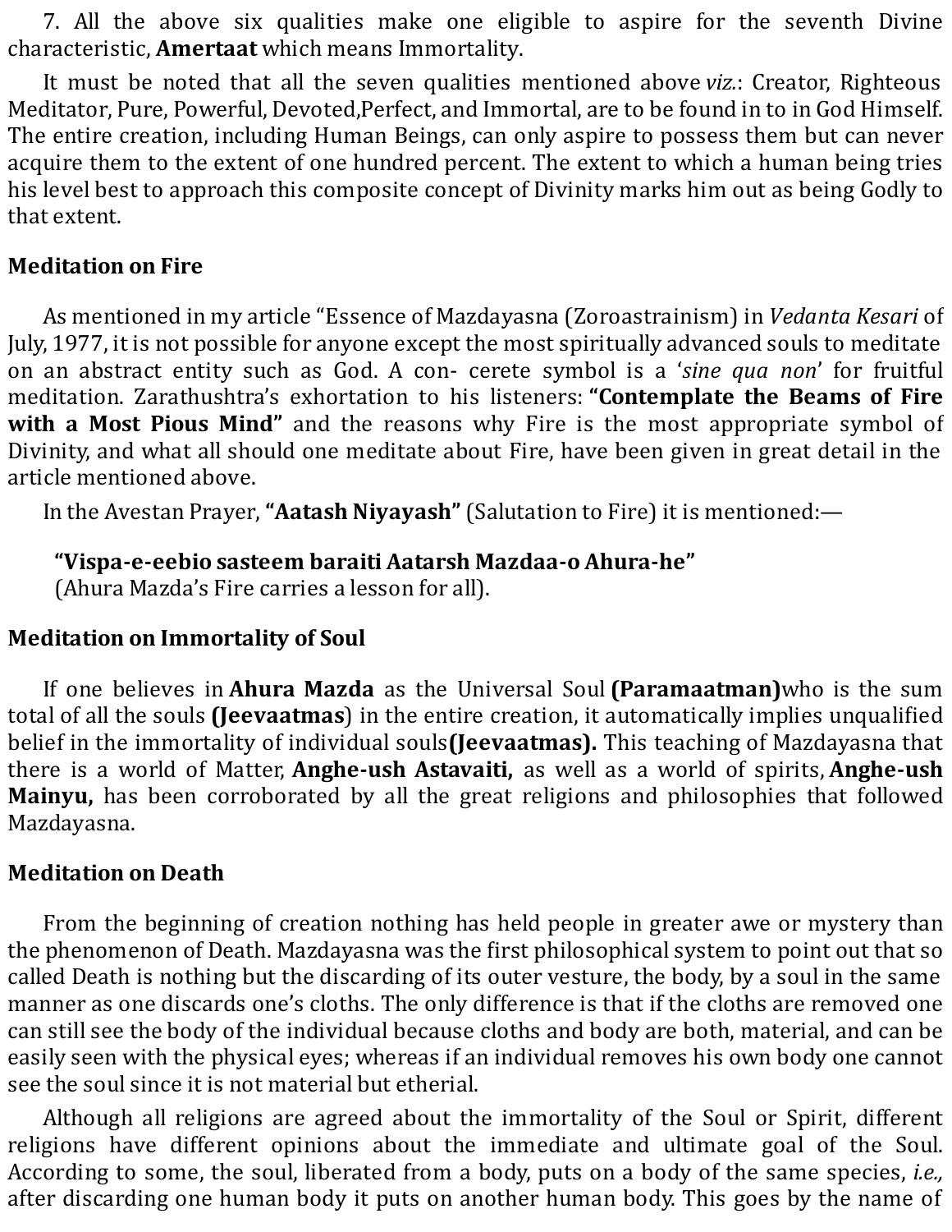7. All the above six qualities make one eligible to aspire for the seventh Divine characteristic, **Amertaat** which means Immortality.

It must be noted that all the seven qualities mentioned above *viz.*: Creator, Righteous Meditator, Pure, Powerful, Devoted,Perfect, and Immortal, are to be found in to in God Himself. The entire creation, including Human Beings, can only aspire to possess them but can never acquire them to the extent of one hundred percent. The extent to which a human being tries his level best to approach this composite concept of Divinity marks him out as being Godly to that extent.

### Meditation on Fire

As mentioned in my article "Essence of Mazdayasna (Zoroastrainism) in *Vedanta Kesari* of July, 1977, it is not possible for anyone except the most spiritually advanced souls to meditate on an abstract entity such as God. A con- cerete symbol is a '*sine qua non*' for fruitful meditation. Zarathushtra's exhortation to his listeners: **"Contemplate the Beams of Fire with a Most Pious Mind"** and the reasons why Fire is the most appropriate symbol of Divinity, and what all should one meditate about Fire, have been given in great detail in the article mentioned above.

In the Avestan Prayer, **"Aatash Niyayash"** (Salutation to Fire) it is mentioned:—

> **"Vispa-e-eebio sasteem baraiti Aatarsh Mazdaa-o Ahura-he"**
> (Ahura Mazda's Fire carries a lesson for all).

### Meditation on Immortality of Soul

If one believes in **Ahura Mazda** as the Universal Soul **(Paramaatman)**who is the sum total of all the souls **(Jeevaatmas**) in the entire creation, it automatically implies unqualified belief in the immortality of individual souls**(Jeevaatmas).** This teaching of Mazdayasna that there is a world of Matter, **Anghe-ush Astavaiti,** as well as a world of spirits, **Anghe-ush Mainyu,** has been corroborated by all the great religions and philosophies that followed Mazdayasna.

### Meditation on Death

From the beginning of creation nothing has held people in greater awe or mystery than the phenomenon of Death. Mazdayasna was the first philosophical system to point out that so called Death is nothing but the discarding of its outer vesture, the body, by a soul in the same manner as one discards one's cloths. The only difference is that if the cloths are removed one can still see the body of the individual because cloths and body are both, material, and can be easily seen with the physical eyes; whereas if an individual removes his own body one cannot see the soul since it is not material but etherial.

Although all religions are agreed about the immortality of the Soul or Spirit, different religions have different opinions about the immediate and ultimate goal of the Soul. According to some, the soul, liberated from a body, puts on a body of the same species, *i.e.,* after discarding one human body it puts on another human body. This goes by the name of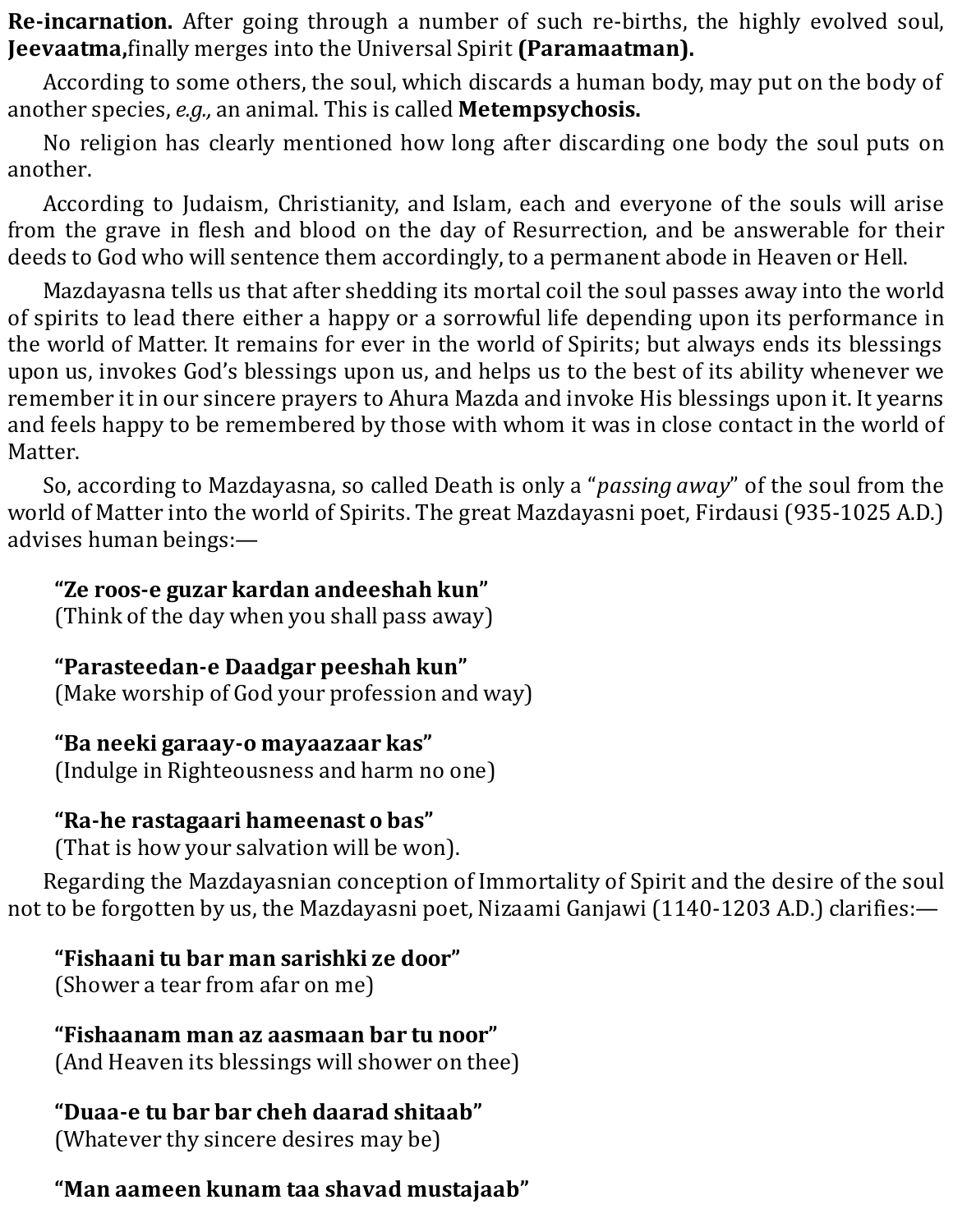**Re-incarnation.** After going through a number of such re-births, the highly evolved soul, **Jeevaatma,**finally merges into the Universal Spirit **(Paramaatman).**

According to some others, the soul, which discards a human body, may put on the body of another species, *e.g.,* an animal. This is called **Metempsychosis.**

No religion has clearly mentioned how long after discarding one body the soul puts on another.

According to Judaism, Christianity, and Islam, each and everyone of the souls will arise from the grave in flesh and blood on the day of Resurrection, and be answerable for their deeds to God who will sentence them accordingly, to a permanent abode in Heaven or Hell.

Mazdayasna tells us that after shedding its mortal coil the soul passes away into the world of spirits to lead there either a happy or a sorrowful life depending upon its performance in the world of Matter. It remains for ever in the world of Spirits; but always ends its blessings upon us, invokes God's blessings upon us, and helps us to the best of its ability whenever we remember it in our sincere prayers to Ahura Mazda and invoke His blessings upon it. It yearns and feels happy to be remembered by those with whom it was in close contact in the world of Matter.

So, according to Mazdayasna, so called Death is only a "*passing away*" of the soul from the world of Matter into the world of Spirits. The great Mazdayasni poet, Firdausi (935-1025 A.D.) advises human beings:—

> **"Ze roos-e guzar kardan andeeshah kun"**
> (Think of the day when you shall pass away)
>
> **"Parasteedan-e Daadgar peeshah kun"**
> (Make worship of God your profession and way)
>
> **"Ba neeki garaay-o mayaazaar kas"**
> (Indulge in Righteousness and harm no one)
>
> **"Ra-he rastagaari hameenast o bas"**
> (That is how your salvation will be won).

Regarding the Mazdayasnian conception of Immortality of Spirit and the desire of the soul not to be forgotten by us, the Mazdayasni poet, Nizaami Ganjawi (1140-1203 A.D.) clarifies:—

> **"Fishaani tu bar man sarishki ze door"**
> (Shower a tear from afar on me)
>
> **"Fishaanam man az aasmaan bar tu noor"**
> (And Heaven its blessings will shower on thee)
>
> **"Duaa-e tu bar bar cheh daarad shitaab"**
> (Whatever thy sincere desires may be)
>
> **"Man aameen kunam taa shavad mustajaab"**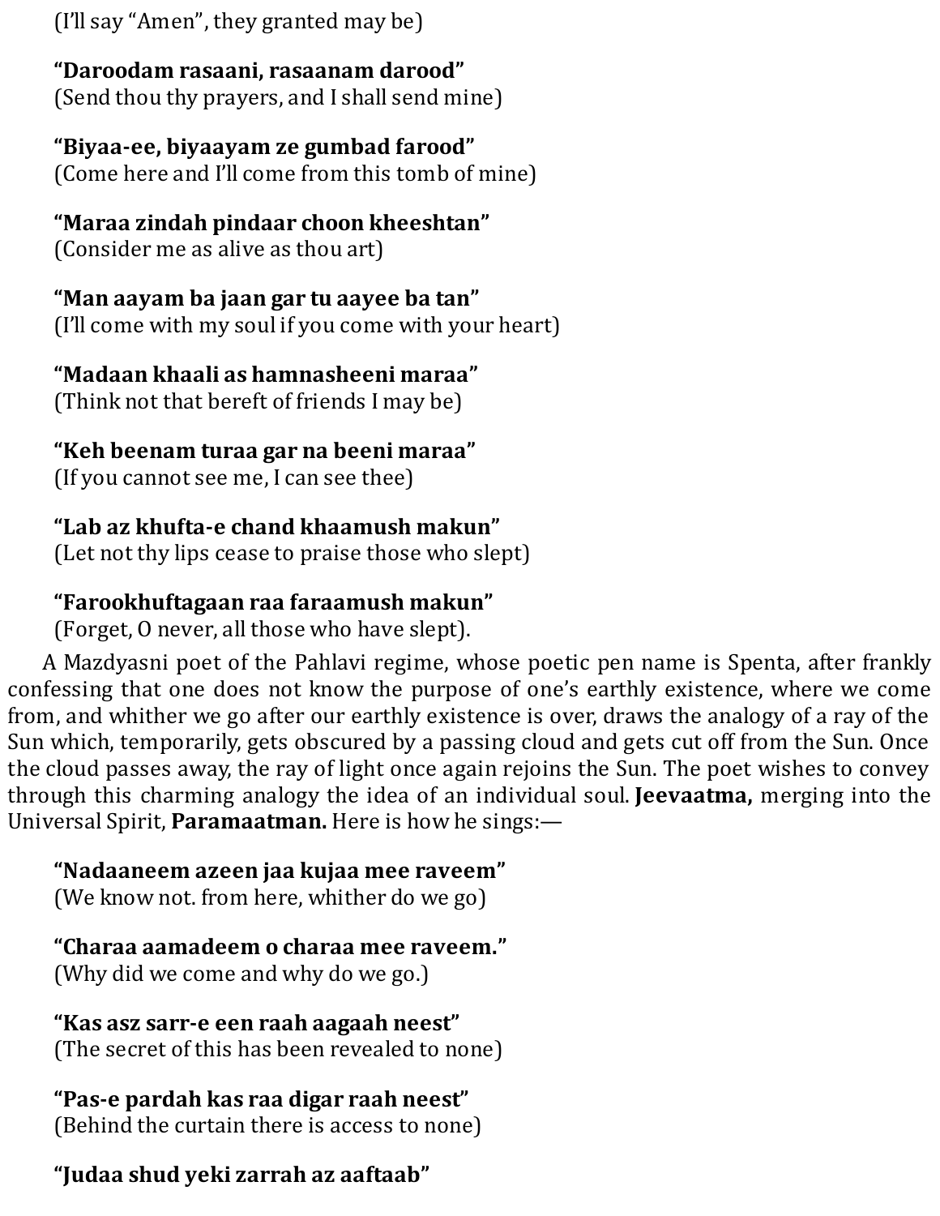(I'll say "Amen", they granted may be)

**"Daroodam rasaani, rasaanam darood"**
(Send thou thy prayers, and I shall send mine)

**"Biyaa-ee, biyaayam ze gumbad farood"**
(Come here and I'll come from this tomb of mine)

**"Maraa zindah pindaar choon kheeshtan"**
(Consider me as alive as thou art)

**"Man aayam ba jaan gar tu aayee ba tan"**
(I'll come with my soul if you come with your heart)

**"Madaan khaali as hamnasheeni maraa"**
(Think not that bereft of friends I may be)

**"Keh beenam turaa gar na beeni maraa"**
(If you cannot see me, I can see thee)

**"Lab az khufta-e chand khaamush makun"**
(Let not thy lips cease to praise those who slept)

**"Farookhuftagaan raa faraamush makun"**
(Forget, O never, all those who have slept).

A Mazdyasni poet of the Pahlavi regime, whose poetic pen name is Spenta, after frankly confessing that one does not know the purpose of one's earthly existence, where we come from, and whither we go after our earthly existence is over, draws the analogy of a ray of the Sun which, temporarily, gets obscured by a passing cloud and gets cut off from the Sun. Once the cloud passes away, the ray of light once again rejoins the Sun. The poet wishes to convey through this charming analogy the idea of an individual soul. **Jeevaatma,** merging into the Universal Spirit, **Paramaatman.** Here is how he sings:—

**"Nadaaneem azeen jaa kujaa mee raveem"**
(We know not. from here, whither do we go)

**"Charaa aamadeem o charaa mee raveem."**
(Why did we come and why do we go.)

**"Kas asz sarr-e een raah aagaah neest"**
(The secret of this has been revealed to none)

**"Pas-e pardah kas raa digar raah neest"**
(Behind the curtain there is access to none)

**"Judaa shud yeki zarrah az aaftaab"**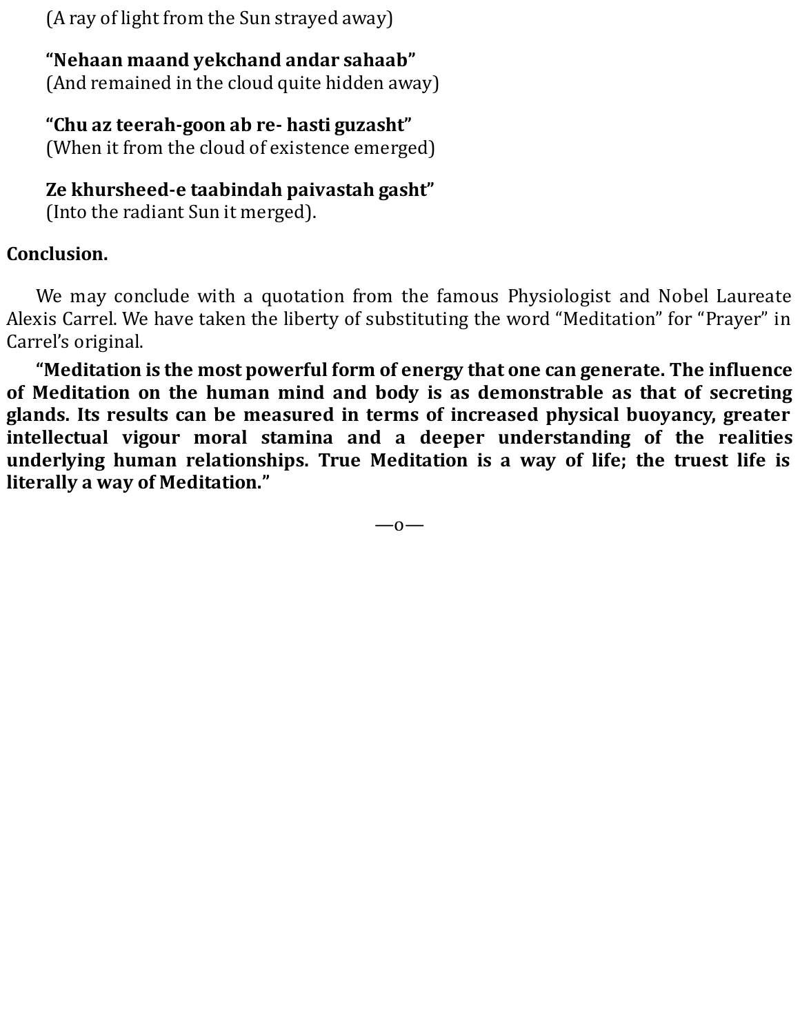(A ray of light from the Sun strayed away)

**“Nehaan maand yekchand andar sahaab”**
(And remained in the cloud quite hidden away)

**“Chu az teerah-goon ab re- hasti guzasht”**
(When it from the cloud of existence emerged)

**Ze khursheed-e taabindah paivastah gasht”**
(Into the radiant Sun it merged).

**Conclusion.**

We may conclude with a quotation from the famous Physiologist and Nobel Laureate Alexis Carrel. We have taken the liberty of substituting the word “Meditation” for “Prayer” in Carrel’s original.

**“Meditation is the most powerful form of energy that one can generate. The influence of Meditation on the human mind and body is as demonstrable as that of secreting glands. Its results can be measured in terms of increased physical buoyancy, greater intellectual vigour moral stamina and a deeper understanding of the realities underlying human relationships. True Meditation is a way of life; the truest life is literally a way of Meditation.”**

—o—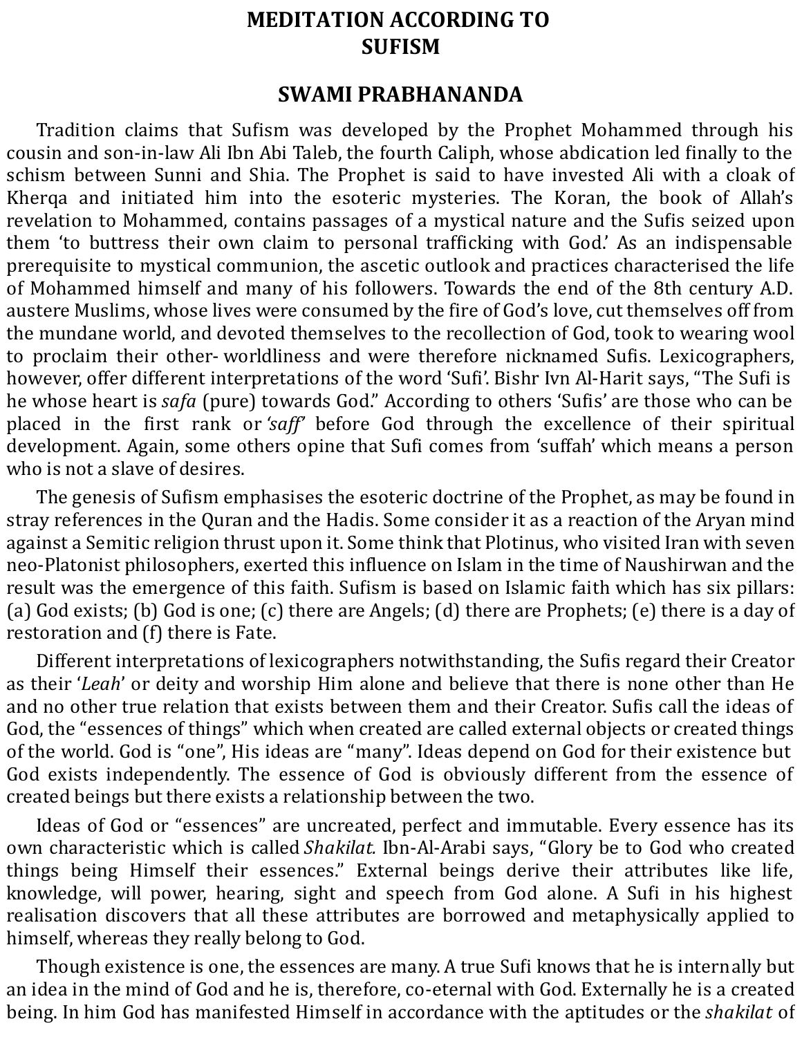# MEDITATION ACCORDING TO SUFISM

## SWAMI PRABHANANDA

Tradition claims that Sufism was developed by the Prophet Mohammed through his cousin and son-in-law Ali Ibn Abi Taleb, the fourth Caliph, whose abdication led finally to the schism between Sunni and Shia. The Prophet is said to have invested Ali with a cloak of Kherqa and initiated him into the esoteric mysteries. The Koran, the book of Allah's revelation to Mohammed, contains passages of a mystical nature and the Sufis seized upon them 'to buttress their own claim to personal trafficking with God.' As an indispensable prerequisite to mystical communion, the ascetic outlook and practices characterised the life of Mohammed himself and many of his followers. Towards the end of the 8th century A.D. austere Muslims, whose lives were consumed by the fire of God's love, cut themselves off from the mundane world, and devoted themselves to the recollection of God, took to wearing wool to proclaim their other- worldliness and were therefore nicknamed Sufis. Lexicographers, however, offer different interpretations of the word 'Sufi'. Bishr Ivn Al-Harit says, "The Sufi is he whose heart is *safa* (pure) towards God." According to others 'Sufis' are those who can be placed in the first rank or *'saff'* before God through the excellence of their spiritual development. Again, some others opine that Sufi comes from 'suffah' which means a person who is not a slave of desires.

The genesis of Sufism emphasises the esoteric doctrine of the Prophet, as may be found in stray references in the Quran and the Hadis. Some consider it as a reaction of the Aryan mind against a Semitic religion thrust upon it. Some think that Plotinus, who visited Iran with seven neo-Platonist philosophers, exerted this influence on Islam in the time of Naushirwan and the result was the emergence of this faith. Sufism is based on Islamic faith which has six pillars: (a) God exists; (b) God is one; (c) there are Angels; (d) there are Prophets; (e) there is a day of restoration and (f) there is Fate.

Different interpretations of lexicographers notwithstanding, the Sufis regard their Creator as their '*Leah*' or deity and worship Him alone and believe that there is none other than He and no other true relation that exists between them and their Creator. Sufis call the ideas of God, the "essences of things" which when created are called external objects or created things of the world. God is "one", His ideas are "many". Ideas depend on God for their existence but God exists independently. The essence of God is obviously different from the essence of created beings but there exists a relationship between the two.

Ideas of God or "essences" are uncreated, perfect and immutable. Every essence has its own characteristic which is called *Shakilat.* Ibn-Al-Arabi says, "Glory be to God who created things being Himself their essences." External beings derive their attributes like life, knowledge, will power, hearing, sight and speech from God alone. A Sufi in his highest realisation discovers that all these attributes are borrowed and metaphysically applied to himself, whereas they really belong to God.

Though existence is one, the essences are many. A true Sufi knows that he is internally but an idea in the mind of God and he is, therefore, co-eternal with God. Externally he is a created being. In him God has manifested Himself in accordance with the aptitudes or the *shakilat* of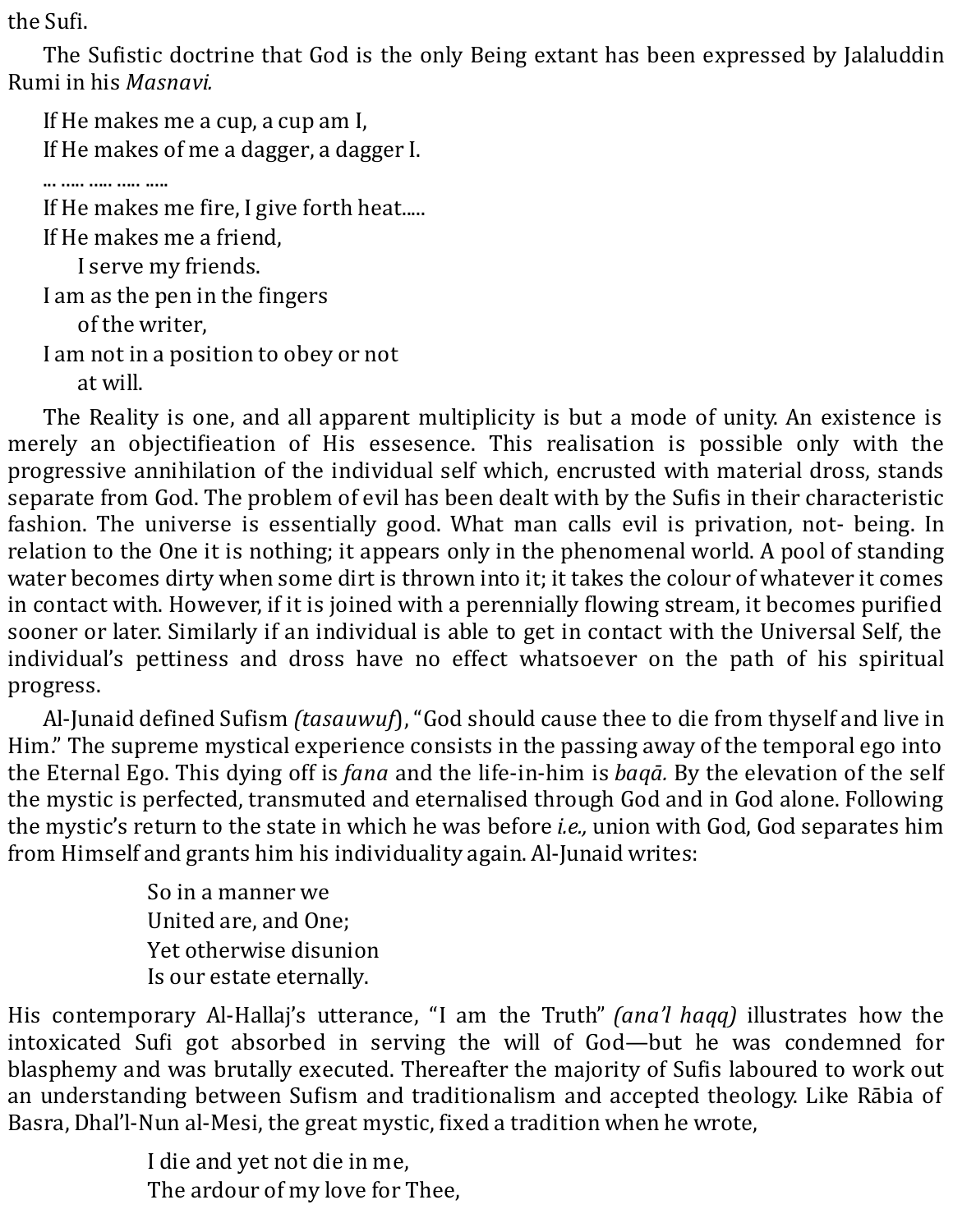the Sufi.

The Sufistic doctrine that God is the only Being extant has been expressed by Jalaluddin Rumi in his *Masnavi.*

> If He makes me a cup, a cup am I,  
> If He makes of me a dagger, a dagger I.  
> ... ..... ..... ..... .....  
> If He makes me fire, I give forth heat.....  
> If He makes me a friend,  
> I serve my friends.  
> I am as the pen in the fingers  
> of the writer,  
> I am not in a position to obey or not  
> at will.

The Reality is one, and all apparent multiplicity is but a mode of unity. An existence is merely an objectifieation of His essesence. This realisation is possible only with the progressive annihilation of the individual self which, encrusted with material dross, stands separate from God. The problem of evil has been dealt with by the Sufis in their characteristic fashion. The universe is essentially good. What man calls evil is privation, not- being. In relation to the One it is nothing; it appears only in the phenomenal world. A pool of standing water becomes dirty when some dirt is thrown into it; it takes the colour of whatever it comes in contact with. However, if it is joined with a perennially flowing stream, it becomes purified sooner or later. Similarly if an individual is able to get in contact with the Universal Self, the individual's pettiness and dross have no effect whatsoever on the path of his spiritual progress.

Al-Junaid defined Sufism *(tasauwuf*), "God should cause thee to die from thyself and live in Him." The supreme mystical experience consists in the passing away of the temporal ego into the Eternal Ego. This dying off is *fana* and the life-in-him is *baqā.* By the elevation of the self the mystic is perfected, transmuted and eternalised through God and in God alone. Following the mystic's return to the state in which he was before *i.e.,* union with God, God separates him from Himself and grants him his individuality again. Al-Junaid writes:

> So in a manner we  
> United are, and One;  
> Yet otherwise disunion  
> Is our estate eternally.

His contemporary Al-Hallaj's utterance, "I am the Truth" *(ana'l haqq)* illustrates how the intoxicated Sufi got absorbed in serving the will of God—but he was condemned for blasphemy and was brutally executed. Thereafter the majority of Sufis laboured to work out an understanding between Sufism and traditionalism and accepted theology. Like Rābia of Basra, Dhal'l-Nun al-Mesi, the great mystic, fixed a tradition when he wrote,

> I die and yet not die in me,  
> The ardour of my love for Thee,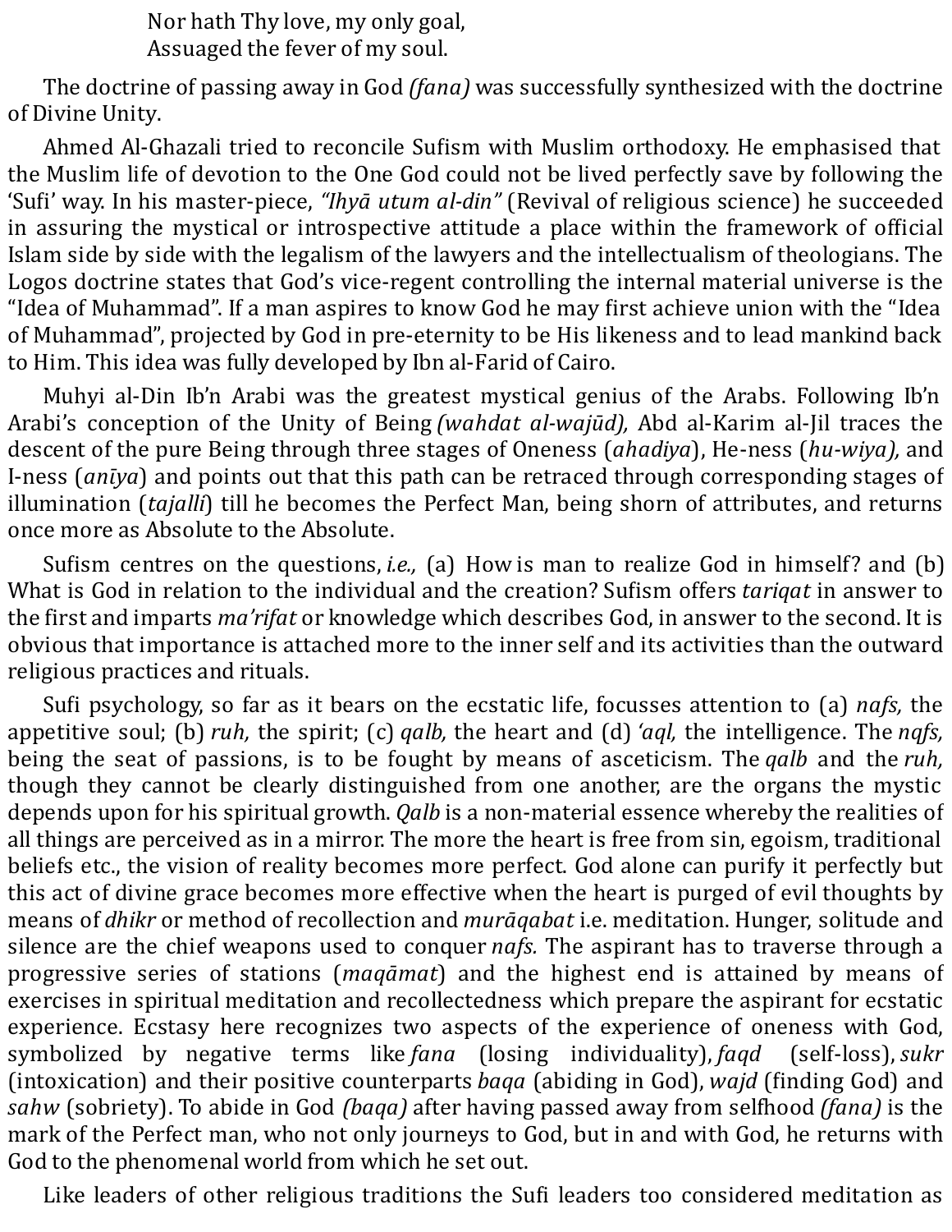Nor hath Thy love, my only goal,  
Assuaged the fever of my soul.

The doctrine of passing away in God *(fana)* was successfully synthesized with the doctrine of Divine Unity.

Ahmed Al-Ghazali tried to reconcile Sufism with Muslim orthodoxy. He emphasised that the Muslim life of devotion to the One God could not be lived perfectly save by following the 'Sufi' way. In his master-piece, *"Ihyā utum al-din"* (Revival of religious science) he succeeded in assuring the mystical or introspective attitude a place within the framework of official Islam side by side with the legalism of the lawyers and the intellectualism of theologians. The Logos doctrine states that God's vice-regent controlling the internal material universe is the "Idea of Muhammad". If a man aspires to know God he may first achieve union with the "Idea of Muhammad", projected by God in pre-eternity to be His likeness and to lead mankind back to Him. This idea was fully developed by Ibn al-Farid of Cairo.

Muhyi al-Din Ib'n Arabi was the greatest mystical genius of the Arabs. Following Ib'n Arabi's conception of the Unity of Being *(wahdat al-wajūd),* Abd al-Karim al-Jil traces the descent of the pure Being through three stages of Oneness (*ahadiya*), He-ness (*hu-wiya),* and I-ness (*anīya*) and points out that this path can be retraced through corresponding stages of illumination (*tajalli*) till he becomes the Perfect Man, being shorn of attributes, and returns once more as Absolute to the Absolute.

Sufism centres on the questions, *i.e.,* (a) How is man to realize God in himself? and (b) What is God in relation to the individual and the creation? Sufism offers *tariqat* in answer to the first and imparts *ma'rifat* or knowledge which describes God, in answer to the second. It is obvious that importance is attached more to the inner self and its activities than the outward religious practices and rituals.

Sufi psychology, so far as it bears on the ecstatic life, focusses attention to (a) *nafs,* the appetitive soul; (b) *ruh,* the spirit; (c) *qalb,* the heart and (d) *'aql,* the intelligence. The *nqfs,* being the seat of passions, is to be fought by means of asceticism. The *qalb* and the *ruh,* though they cannot be clearly distinguished from one another, are the organs the mystic depends upon for his spiritual growth. *Qalb* is a non-material essence whereby the realities of all things are perceived as in a mirror. The more the heart is free from sin, egoism, traditional beliefs etc., the vision of reality becomes more perfect. God alone can purify it perfectly but this act of divine grace becomes more effective when the heart is purged of evil thoughts by means of *dhikr* or method of recollection and *murāqabat* i.e. meditation. Hunger, solitude and silence are the chief weapons used to conquer *nafs.* The aspirant has to traverse through a progressive series of stations (*maqāmat*) and the highest end is attained by means of exercises in spiritual meditation and recollectedness which prepare the aspirant for ecstatic experience. Ecstasy here recognizes two aspects of the experience of oneness with God, symbolized by negative terms like *fana* (losing individuality), *faqd* (self-loss), *sukr* (intoxication) and their positive counterparts *baqa* (abiding in God), *wajd* (finding God) and *sahw* (sobriety). To abide in God *(baqa)* after having passed away from selfhood *(fana)* is the mark of the Perfect man, who not only journeys to God, but in and with God, he returns with God to the phenomenal world from which he set out.

Like leaders of other religious traditions the Sufi leaders too considered meditation as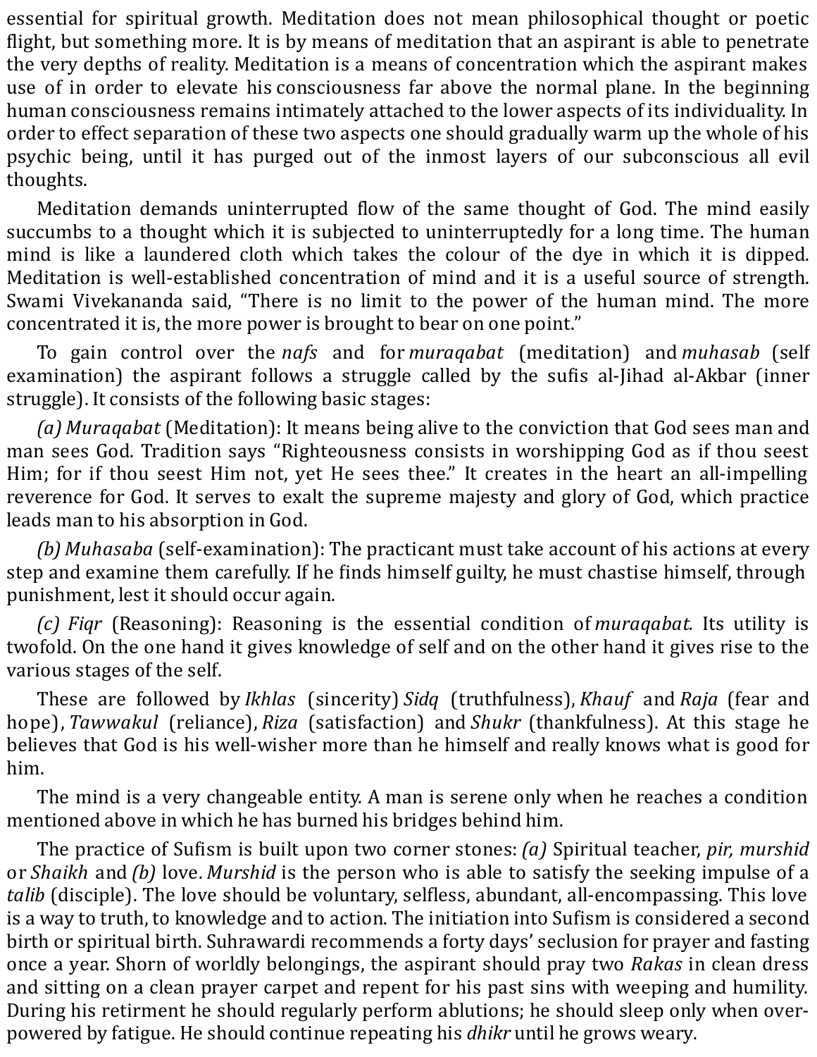essential for spiritual growth. Meditation does not mean philosophical thought or poetic flight, but something more. It is by means of meditation that an aspirant is able to penetrate the very depths of reality. Meditation is a means of concentration which the aspirant makes use of in order to elevate his consciousness far above the normal plane. In the beginning human consciousness remains intimately attached to the lower aspects of its individuality. In order to effect separation of these two aspects one should gradually warm up the whole of his psychic being, until it has purged out of the inmost layers of our subconscious all evil thoughts.

Meditation demands uninterrupted flow of the same thought of God. The mind easily succumbs to a thought which it is subjected to uninterruptedly for a long time. The human mind is like a laundered cloth which takes the colour of the dye in which it is dipped. Meditation is well-established concentration of mind and it is a useful source of strength. Swami Vivekananda said, "There is no limit to the power of the human mind. The more concentrated it is, the more power is brought to bear on one point."

To gain control over the *nafs* and for *muraqabat* (meditation) and *muhasab* (self examination) the aspirant follows a struggle called by the sufis al-Jihad al-Akbar (inner struggle). It consists of the following basic stages:

*(a) Muraqabat* (Meditation): It means being alive to the conviction that God sees man and man sees God. Tradition says "Righteousness consists in worshipping God as if thou seest Him; for if thou seest Him not, yet He sees thee." It creates in the heart an all-impelling reverence for God. It serves to exalt the supreme majesty and glory of God, which practice leads man to his absorption in God.

*(b) Muhasaba* (self-examination): The practicant must take account of his actions at every step and examine them carefully. If he finds himself guilty, he must chastise himself, through punishment, lest it should occur again.

*(c) Fiqr* (Reasoning): Reasoning is the essential condition of *muraqabat.* Its utility is twofold. On the one hand it gives knowledge of self and on the other hand it gives rise to the various stages of the self.

These are followed by *Ikhlas* (sincerity) *Sidq* (truthfulness), *Khauf* and *Raja* (fear and hope), *Tawwakul* (reliance), *Riza* (satisfaction) and *Shukr* (thankfulness). At this stage he believes that God is his well-wisher more than he himself and really knows what is good for him.

The mind is a very changeable entity. A man is serene only when he reaches a condition mentioned above in which he has burned his bridges behind him.

The practice of Sufism is built upon two corner stones: *(a)* Spiritual teacher, *pir, murshid* or *Shaikh* and *(b)* love. *Murshid* is the person who is able to satisfy the seeking impulse of a *talib* (disciple). The love should be voluntary, selfless, abundant, all-encompassing. This love is a way to truth, to knowledge and to action. The initiation into Sufism is considered a second birth or spiritual birth. Suhrawardi recommends a forty days' seclusion for prayer and fasting once a year. Shorn of worldly belongings, the aspirant should pray two *Rakas* in clean dress and sitting on a clean prayer carpet and repent for his past sins with weeping and humility. During his retirment he should regularly perform ablutions; he should sleep only when over-powered by fatigue. He should continue repeating his *dhikr* until he grows weary.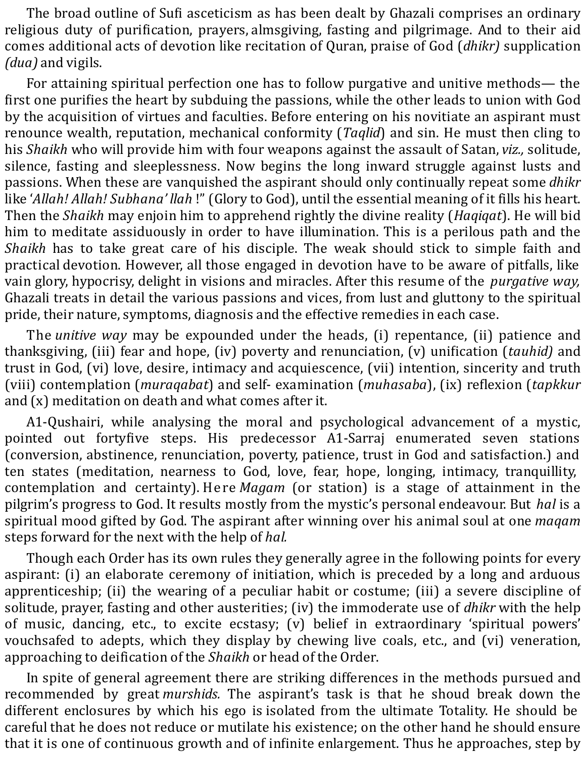The broad outline of Sufi asceticism as has been dealt by Ghazali comprises an ordinary religious duty of purification, prayers, almsgiving, fasting and pilgrimage. And to their aid comes additional acts of devotion like recitation of Quran, praise of God (*dhikr)* supplication *(dua)* and vigils.

For attaining spiritual perfection one has to follow purgative and unitive methods— the first one purifies the heart by subduing the passions, while the other leads to union with God by the acquisition of virtues and faculties. Before entering on his novitiate an aspirant must renounce wealth, reputation, mechanical conformity (*Taqlid*) and sin. He must then cling to his *Shaikh* who will provide him with four weapons against the assault of Satan, *viz.,* solitude, silence, fasting and sleeplessness. Now begins the long inward struggle against lusts and passions. When these are vanquished the aspirant should only continually repeat some *dhikr* like '*Allah! Allah! Subhana' llah* !" (Glory to God), until the essential meaning of it fills his heart. Then the *Shaikh* may enjoin him to apprehend rightly the divine reality (*Haqiqat*). He will bid him to meditate assiduously in order to have illumination. This is a perilous path and the *Shaikh* has to take great care of his disciple. The weak should stick to simple faith and practical devotion. However, all those engaged in devotion have to be aware of pitfalls, like vain glory, hypocrisy, delight in visions and miracles. After this resume of the *purgative way,* Ghazali treats in detail the various passions and vices, from lust and gluttony to the spiritual pride, their nature, symptoms, diagnosis and the effective remedies in each case.

The *unitive way* may be expounded under the heads, (i) repentance, (ii) patience and thanksgiving, (iii) fear and hope, (iv) poverty and renunciation, (v) unification (*tauhid)* and trust in God, (vi) love, desire, intimacy and acquiescence, (vii) intention, sincerity and truth (viii) contemplation (*muraqabat*) and self- examination (*muhasaba*), (ix) reflexion (*tapkkur* and (x) meditation on death and what comes after it.

A1-Qushairi, while analysing the moral and psychological advancement of a mystic, pointed out fortyfive steps. His predecessor A1-Sarraj enumerated seven stations (conversion, abstinence, renunciation, poverty, patience, trust in God and satisfaction.) and ten states (meditation, nearness to God, love, fear, hope, longing, intimacy, tranquillity, contemplation and certainty). Here *Magam* (or station) is a stage of attainment in the pilgrim's progress to God. It results mostly from the mystic's personal endeavour. But *hal* is a spiritual mood gifted by God. The aspirant after winning over his animal soul at one *maqam* steps forward for the next with the help of *hal.*

Though each Order has its own rules they generally agree in the following points for every aspirant: (i) an elaborate ceremony of initiation, which is preceded by a long and arduous apprenticeship; (ii) the wearing of a peculiar habit or costume; (iii) a severe discipline of solitude, prayer, fasting and other austerities; (iv) the immoderate use of *dhikr* with the help of music, dancing, etc., to excite ecstasy; (v) belief in extraordinary 'spiritual powers' vouchsafed to adepts, which they display by chewing live coals, etc., and (vi) veneration, approaching to deification of the *Shaikh* or head of the Order.

In spite of general agreement there are striking differences in the methods pursued and recommended by great *murshids.* The aspirant's task is that he shoud break down the different enclosures by which his ego is isolated from the ultimate Totality. He should be careful that he does not reduce or mutilate his existence; on the other hand he should ensure that it is one of continuous growth and of infinite enlargement. Thus he approaches, step by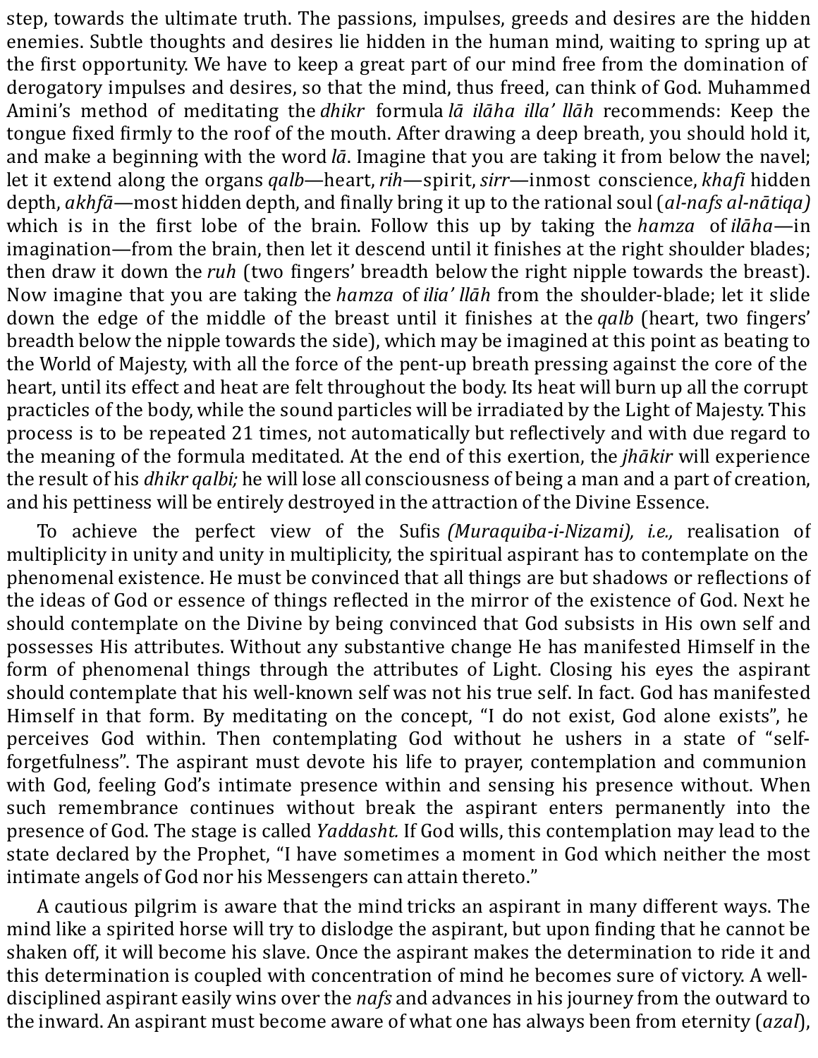step, towards the ultimate truth. The passions, impulses, greeds and desires are the hidden enemies. Subtle thoughts and desires lie hidden in the human mind, waiting to spring up at the first opportunity. We have to keep a great part of our mind free from the domination of derogatory impulses and desires, so that the mind, thus freed, can think of God. Muhammed Amini's method of meditating the *dhikr* formula *lā ilāha illa' llāh* recommends: Keep the tongue fixed firmly to the roof of the mouth. After drawing a deep breath, you should hold it, and make a beginning with the word *lā*. Imagine that you are taking it from below the navel; let it extend along the organs *qalb*—heart, *rih*—spirit, *sirr*—inmost conscience, *khafi* hidden depth, *akhfā*—most hidden depth, and finally bring it up to the rational soul (*al-nafs al-nātiqa)* which is in the first lobe of the brain. Follow this up by taking the *hamza* of *ilāha*—in imagination—from the brain, then let it descend until it finishes at the right shoulder blades; then draw it down the *ruh* (two fingers' breadth below the right nipple towards the breast). Now imagine that you are taking the *hamza* of *ilia' llāh* from the shoulder-blade; let it slide down the edge of the middle of the breast until it finishes at the *qalb* (heart, two fingers' breadth below the nipple towards the side), which may be imagined at this point as beating to the World of Majesty, with all the force of the pent-up breath pressing against the core of the heart, until its effect and heat are felt throughout the body. Its heat will burn up all the corrupt practicles of the body, while the sound particles will be irradiated by the Light of Majesty. This process is to be repeated 21 times, not automatically but reflectively and with due regard to the meaning of the formula meditated. At the end of this exertion, the *jhākir* will experience the result of his *dhikr qalbi;* he will lose all consciousness of being a man and a part of creation, and his pettiness will be entirely destroyed in the attraction of the Divine Essence.

To achieve the perfect view of the Sufis *(Muraquiba-i-Nizami), i.e.,* realisation of multiplicity in unity and unity in multiplicity, the spiritual aspirant has to contemplate on the phenomenal existence. He must be convinced that all things are but shadows or reflections of the ideas of God or essence of things reflected in the mirror of the existence of God. Next he should contemplate on the Divine by being convinced that God subsists in His own self and possesses His attributes. Without any substantive change He has manifested Himself in the form of phenomenal things through the attributes of Light. Closing his eyes the aspirant should contemplate that his well-known self was not his true self. In fact. God has manifested Himself in that form. By meditating on the concept, "I do not exist, God alone exists", he perceives God within. Then contemplating God without he ushers in a state of "self-forgetfulness". The aspirant must devote his life to prayer, contemplation and communion with God, feeling God's intimate presence within and sensing his presence without. When such remembrance continues without break the aspirant enters permanently into the presence of God. The stage is called *Yaddasht.* If God wills, this contemplation may lead to the state declared by the Prophet, "I have sometimes a moment in God which neither the most intimate angels of God nor his Messengers can attain thereto."

A cautious pilgrim is aware that the mind tricks an aspirant in many different ways. The mind like a spirited horse will try to dislodge the aspirant, but upon finding that he cannot be shaken off, it will become his slave. Once the aspirant makes the determination to ride it and this determination is coupled with concentration of mind he becomes sure of victory. A well-disciplined aspirant easily wins over the *nafs* and advances in his journey from the outward to the inward. An aspirant must become aware of what one has always been from eternity (*azal*),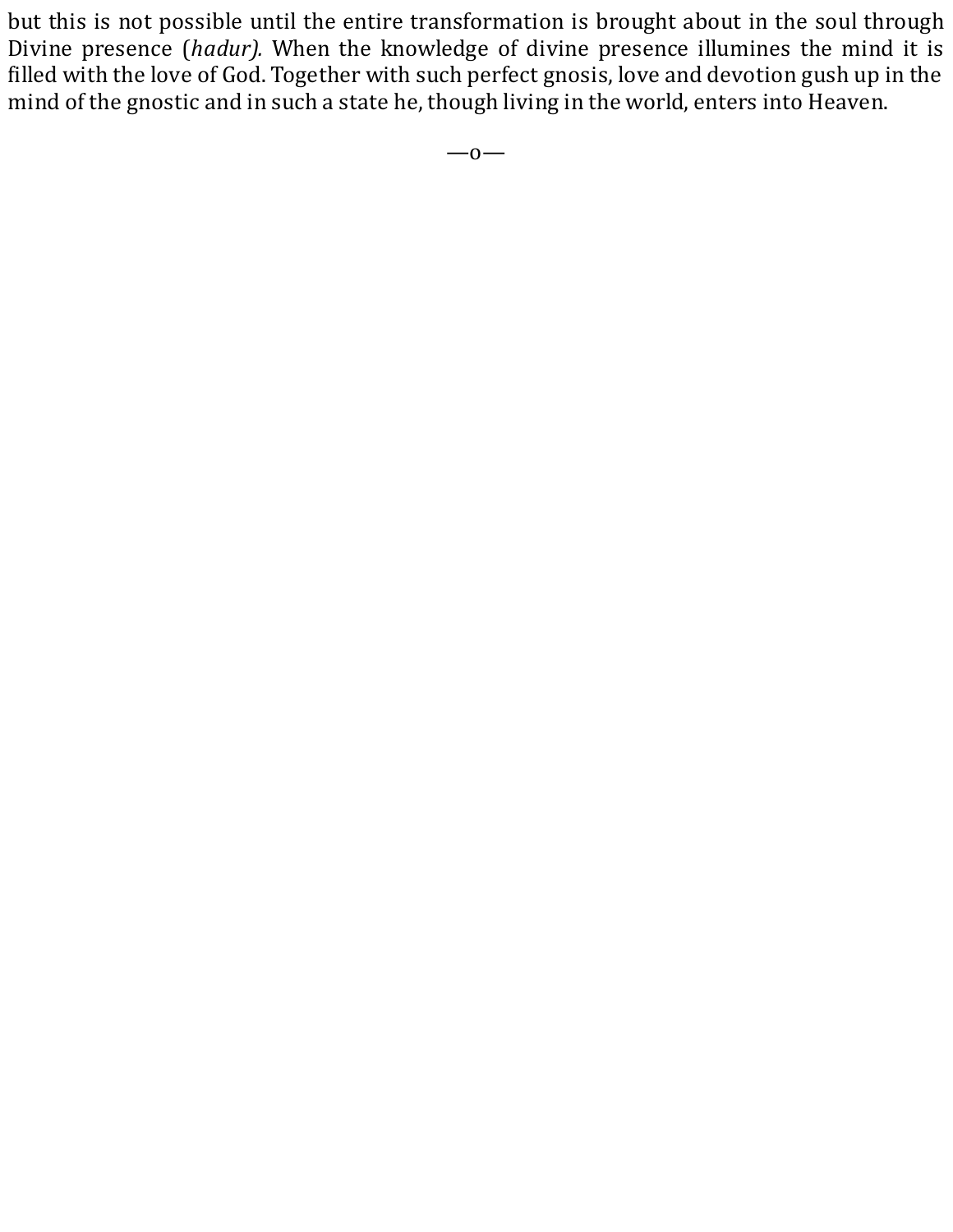but this is not possible until the entire transformation is brought about in the soul through Divine presence (*hadur).* When the knowledge of divine presence illumines the mind it is filled with the love of God. Together with such perfect gnosis, love and devotion gush up in the mind of the gnostic and in such a state he, though living in the world, enters into Heaven.

—o—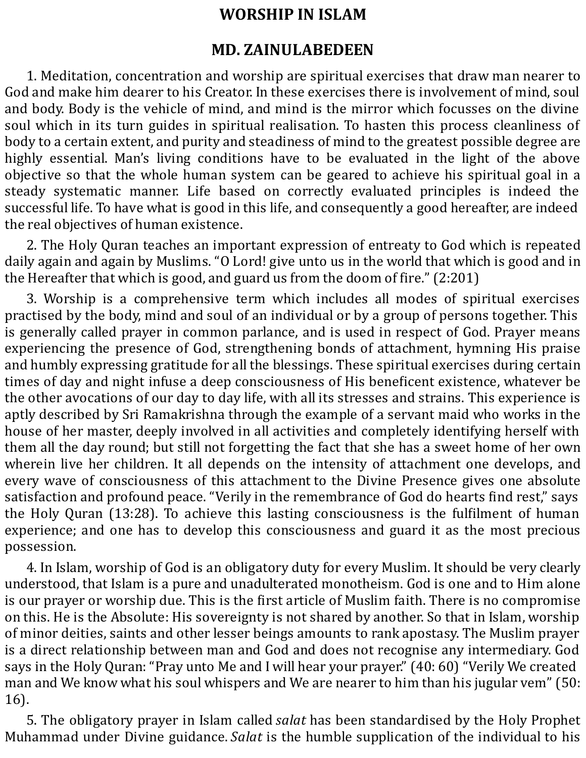# WORSHIP IN ISLAM

## MD. ZAINULABEDEEN

1. Meditation, concentration and worship are spiritual exercises that draw man nearer to God and make him dearer to his Creator. In these exercises there is involvement of mind, soul and body. Body is the vehicle of mind, and mind is the mirror which focusses on the divine soul which in its turn guides in spiritual realisation. To hasten this process cleanliness of body to a certain extent, and purity and steadiness of mind to the greatest possible degree are highly essential. Man's living conditions have to be evaluated in the light of the above objective so that the whole human system can be geared to achieve his spiritual goal in a steady systematic manner. Life based on correctly evaluated principles is indeed the successful life. To have what is good in this life, and consequently a good hereafter, are indeed the real objectives of human existence.

2. The Holy Quran teaches an important expression of entreaty to God which is repeated daily again and again by Muslims. "O Lord! give unto us in the world that which is good and in the Hereafter that which is good, and guard us from the doom of fire." (2:201)

3. Worship is a comprehensive term which includes all modes of spiritual exercises practised by the body, mind and soul of an individual or by a group of persons together. This is generally called prayer in common parlance, and is used in respect of God. Prayer means experiencing the presence of God, strengthening bonds of attachment, hymning His praise and humbly expressing gratitude for all the blessings. These spiritual exercises during certain times of day and night infuse a deep consciousness of His beneficent existence, whatever be the other avocations of our day to day life, with all its stresses and strains. This experience is aptly described by Sri Ramakrishna through the example of a servant maid who works in the house of her master, deeply involved in all activities and completely identifying herself with them all the day round; but still not forgetting the fact that she has a sweet home of her own wherein live her children. It all depends on the intensity of attachment one develops, and every wave of consciousness of this attachment to the Divine Presence gives one absolute satisfaction and profound peace. "Verily in the remembrance of God do hearts find rest," says the Holy Quran (13:28). To achieve this lasting consciousness is the fulfilment of human experience; and one has to develop this consciousness and guard it as the most precious possession.

4. In Islam, worship of God is an obligatory duty for every Muslim. It should be very clearly understood, that Islam is a pure and unadulterated monotheism. God is one and to Him alone is our prayer or worship due. This is the first article of Muslim faith. There is no compromise on this. He is the Absolute: His sovereignty is not shared by another. So that in Islam, worship of minor deities, saints and other lesser beings amounts to rank apostasy. The Muslim prayer is a direct relationship between man and God and does not recognise any intermediary. God says in the Holy Quran: "Pray unto Me and I will hear your prayer." (40: 60) "Verily We created man and We know what his soul whispers and We are nearer to him than his jugular vem" (50: 16).

5. The obligatory prayer in Islam called *salat* has been standardised by the Holy Prophet Muhammad under Divine guidance. *Salat* is the humble supplication of the individual to his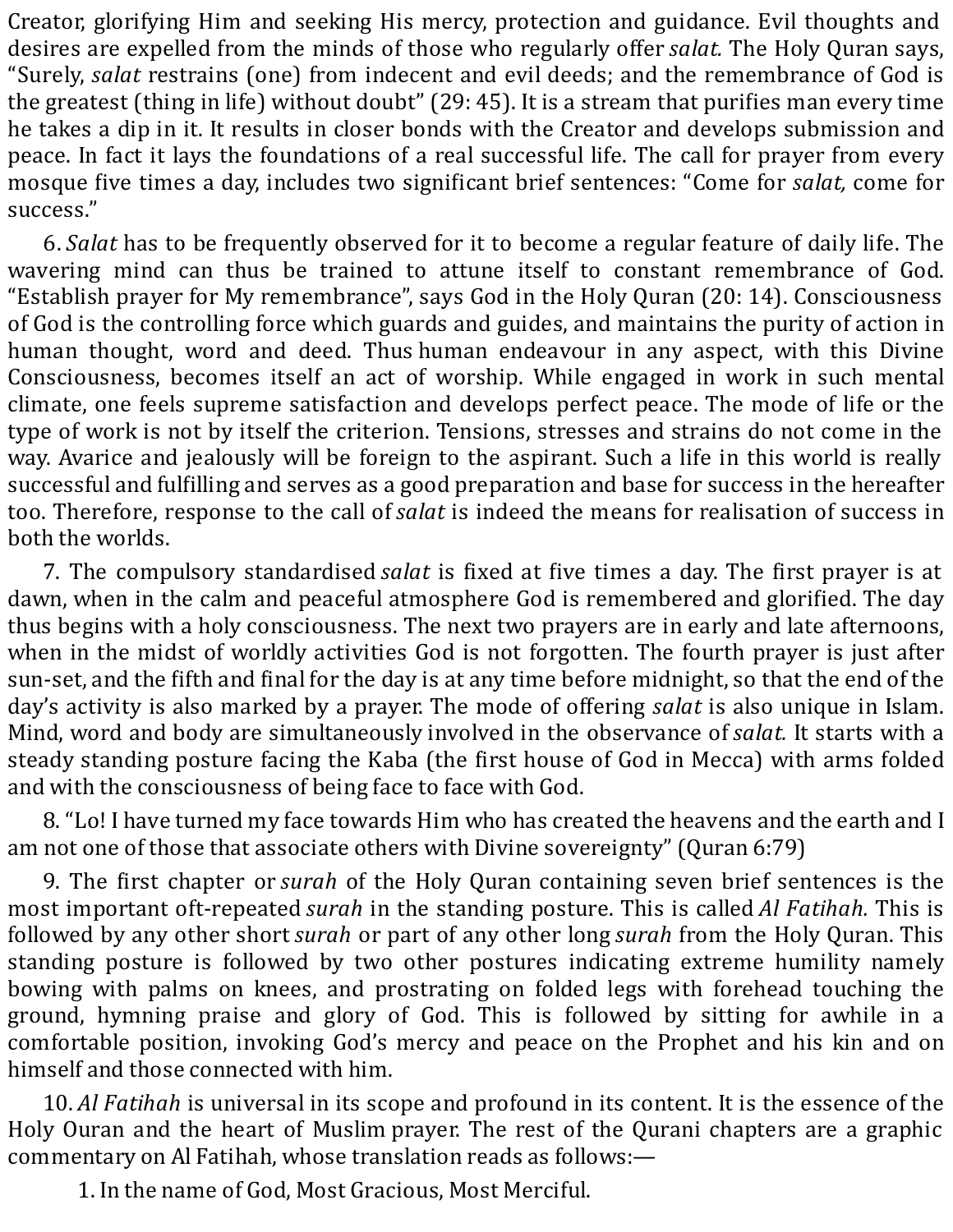Creator, glorifying Him and seeking His mercy, protection and guidance. Evil thoughts and desires are expelled from the minds of those who regularly offer *salat.* The Holy Quran says, "Surely, *salat* restrains (one) from indecent and evil deeds; and the remembrance of God is the greatest (thing in life) without doubt" (29: 45). It is a stream that purifies man every time he takes a dip in it. It results in closer bonds with the Creator and develops submission and peace. In fact it lays the foundations of a real successful life. The call for prayer from every mosque five times a day, includes two significant brief sentences: "Come for *salat,* come for success."

6. *Salat* has to be frequently observed for it to become a regular feature of daily life. The wavering mind can thus be trained to attune itself to constant remembrance of God. "Establish prayer for My remembrance", says God in the Holy Quran (20: 14). Consciousness of God is the controlling force which guards and guides, and maintains the purity of action in human thought, word and deed. Thus human endeavour in any aspect, with this Divine Consciousness, becomes itself an act of worship. While engaged in work in such mental climate, one feels supreme satisfaction and develops perfect peace. The mode of life or the type of work is not by itself the criterion. Tensions, stresses and strains do not come in the way. Avarice and jealously will be foreign to the aspirant. Such a life in this world is really successful and fulfilling and serves as a good preparation and base for success in the hereafter too. Therefore, response to the call of *salat* is indeed the means for realisation of success in both the worlds.

7. The compulsory standardised *salat* is fixed at five times a day. The first prayer is at dawn, when in the calm and peaceful atmosphere God is remembered and glorified. The day thus begins with a holy consciousness. The next two prayers are in early and late afternoons, when in the midst of worldly activities God is not forgotten. The fourth prayer is just after sun-set, and the fifth and final for the day is at any time before midnight, so that the end of the day's activity is also marked by a prayer. The mode of offering *salat* is also unique in Islam. Mind, word and body are simultaneously involved in the observance of *salat.* It starts with a steady standing posture facing the Kaba (the first house of God in Mecca) with arms folded and with the consciousness of being face to face with God.

8. "Lo! I have turned my face towards Him who has created the heavens and the earth and I am not one of those that associate others with Divine sovereignty" (Quran 6:79)

9. The first chapter or *surah* of the Holy Quran containing seven brief sentences is the most important oft-repeated *surah* in the standing posture. This is called *Al Fatihah.* This is followed by any other short *surah* or part of any other long *surah* from the Holy Quran. This standing posture is followed by two other postures indicating extreme humility namely bowing with palms on knees, and prostrating on folded legs with forehead touching the ground, hymning praise and glory of God. This is followed by sitting for awhile in a comfortable position, invoking God's mercy and peace on the Prophet and his kin and on himself and those connected with him.

10. *Al Fatihah* is universal in its scope and profound in its content. It is the essence of the Holy Ouran and the heart of Muslim prayer. The rest of the Qurani chapters are a graphic commentary on Al Fatihah, whose translation reads as follows:—

1. In the name of God, Most Gracious, Most Merciful.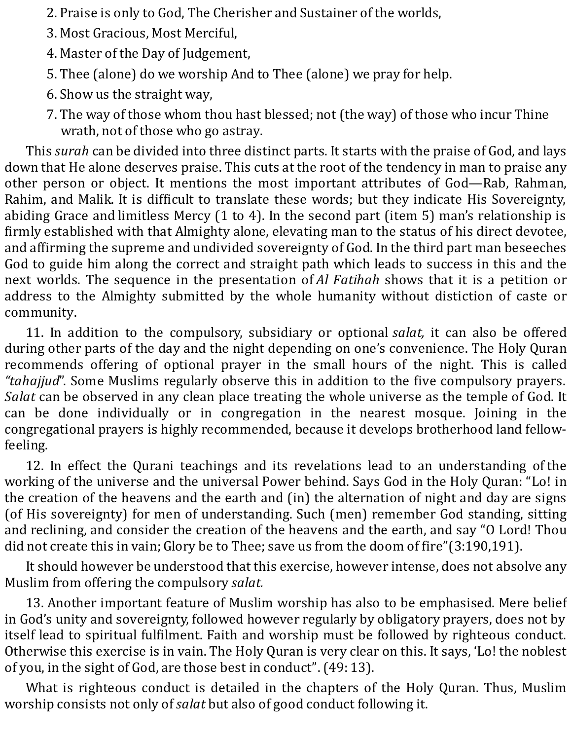2. Praise is only to God, The Cherisher and Sustainer of the worlds,
3. Most Gracious, Most Merciful,
4. Master of the Day of Judgement,
5. Thee (alone) do we worship And to Thee (alone) we pray for help.
6. Show us the straight way,
7. The way of those whom thou hast blessed; not (the way) of those who incur Thine wrath, not of those who go astray.

This *surah* can be divided into three distinct parts. It starts with the praise of God, and lays down that He alone deserves praise. This cuts at the root of the tendency in man to praise any other person or object. It mentions the most important attributes of God—Rab, Rahman, Rahim, and Malik. It is difficult to translate these words; but they indicate His Sovereignty, abiding Grace and limitless Mercy (1 to 4). In the second part (item 5) man's relationship is firmly established with that Almighty alone, elevating man to the status of his direct devotee, and affirming the supreme and undivided sovereignty of God. In the third part man beseeches God to guide him along the correct and straight path which leads to success in this and the next worlds. The sequence in the presentation of *Al Fatihah* shows that it is a petition or address to the Almighty submitted by the whole humanity without distiction of caste or community.

11. In addition to the compulsory, subsidiary or optional *salat,* it can also be offered during other parts of the day and the night depending on one's convenience. The Holy Quran recommends offering of optional prayer in the small hours of the night. This is called *"tahajjud*". Some Muslims regularly observe this in addition to the five compulsory prayers. *Salat* can be observed in any clean place treating the whole universe as the temple of God. It can be done individually or in congregation in the nearest mosque. Joining in the congregational prayers is highly recommended, because it develops brotherhood land fellow-feeling.

12. In effect the Qurani teachings and its revelations lead to an understanding of the working of the universe and the universal Power behind. Says God in the Holy Quran: "Lo! in the creation of the heavens and the earth and (in) the alternation of night and day are signs (of His sovereignty) for men of understanding. Such (men) remember God standing, sitting and reclining, and consider the creation of the heavens and the earth, and say "O Lord! Thou did not create this in vain; Glory be to Thee; save us from the doom of fire"(3:190,191).

It should however be understood that this exercise, however intense, does not absolve any Muslim from offering the compulsory *salat.*

13. Another important feature of Muslim worship has also to be emphasised. Mere belief in God's unity and sovereignty, followed however regularly by obligatory prayers, does not by itself lead to spiritual fulfilment. Faith and worship must be followed by righteous conduct. Otherwise this exercise is in vain. The Holy Quran is very clear on this. It says, 'Lo! the noblest of you, in the sight of God, are those best in conduct". (49: 13).

What is righteous conduct is detailed in the chapters of the Holy Quran. Thus, Muslim worship consists not only of *salat* but also of good conduct following it.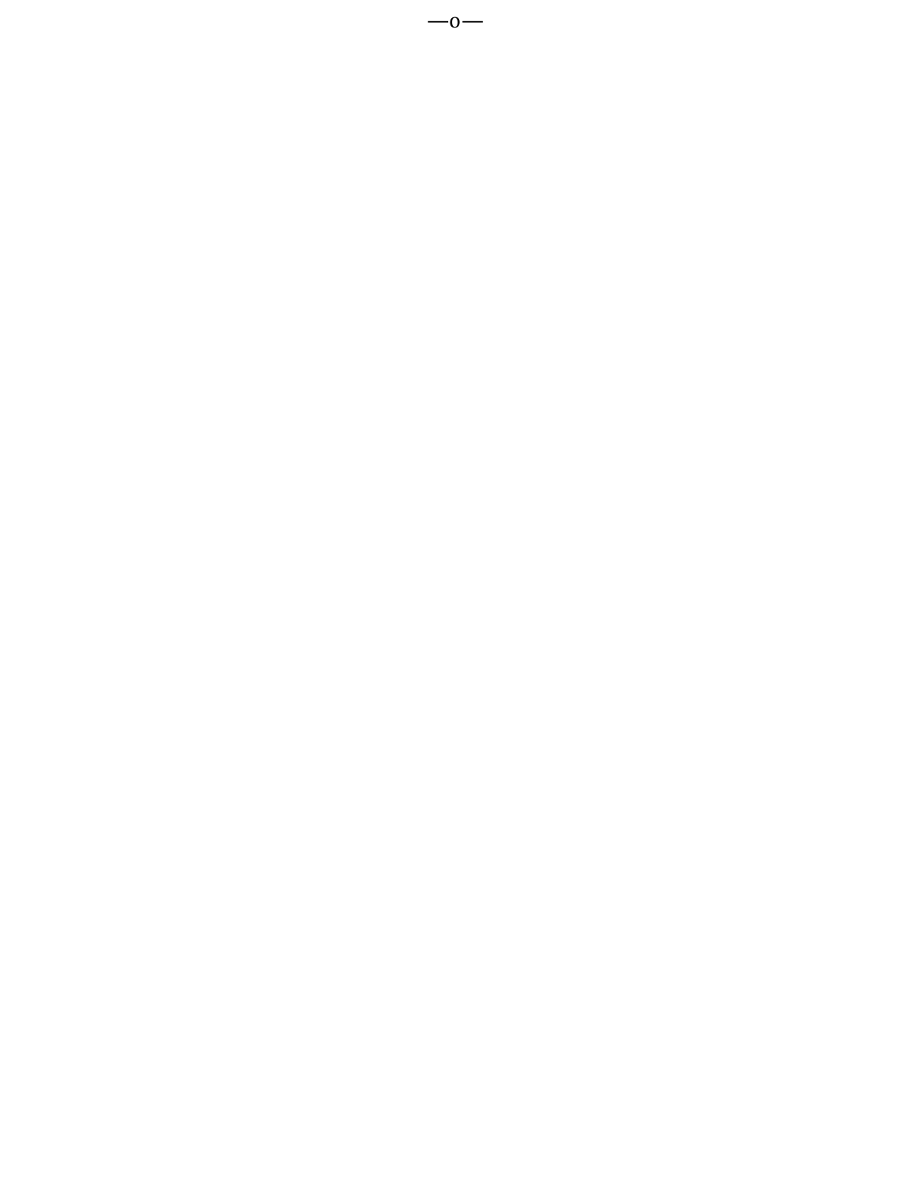—o—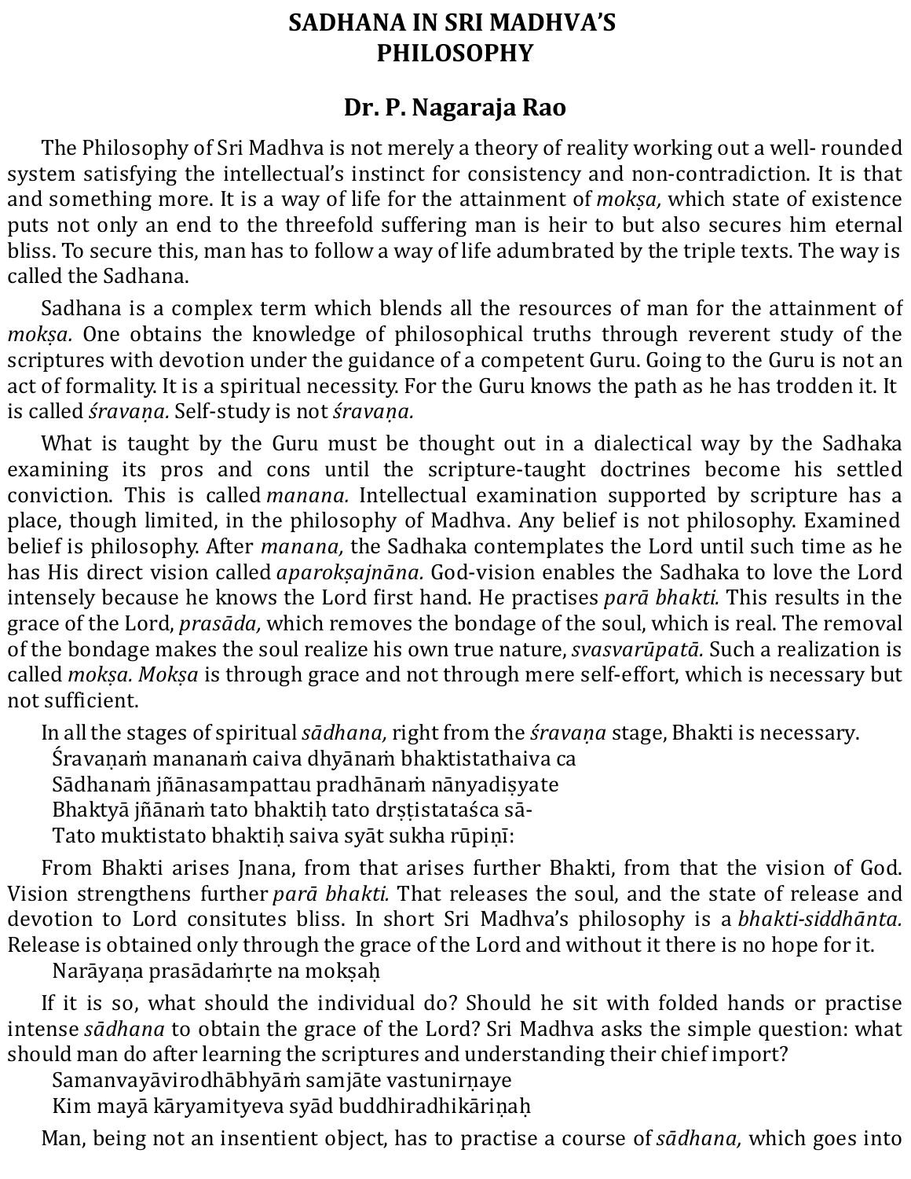# SADHANA IN SRI MADHVA'S PHILOSOPHY

## Dr. P. Nagaraja Rao

The Philosophy of Sri Madhva is not merely a theory of reality working out a well- rounded system satisfying the intellectual's instinct for consistency and non-contradiction. It is that and something more. It is a way of life for the attainment of *mokṣa,* which state of existence puts not only an end to the threefold suffering man is heir to but also secures him eternal bliss. To secure this, man has to follow a way of life adumbrated by the triple texts. The way is called the Sadhana.

Sadhana is a complex term which blends all the resources of man for the attainment of *mokṣa.* One obtains the knowledge of philosophical truths through reverent study of the scriptures with devotion under the guidance of a competent Guru. Going to the Guru is not an act of formality. It is a spiritual necessity. For the Guru knows the path as he has trodden it. It is called *śravaṇa.* Self-study is not *śravaṇa.*

What is taught by the Guru must be thought out in a dialectical way by the Sadhaka examining its pros and cons until the scripture-taught doctrines become his settled conviction. This is called *manana.* Intellectual examination supported by scripture has a place, though limited, in the philosophy of Madhva. Any belief is not philosophy. Examined belief is philosophy. After *manana,* the Sadhaka contemplates the Lord until such time as he has His direct vision called *aparokṣajnāna.* God-vision enables the Sadhaka to love the Lord intensely because he knows the Lord first hand. He practises *parā bhakti.* This results in the grace of the Lord, *prasāda,* which removes the bondage of the soul, which is real. The removal of the bondage makes the soul realize his own true nature, *svasvarūpatā.* Such a realization is called *mokṣa. Mokṣa* is through grace and not through mere self-effort, which is necessary but not sufficient.

In all the stages of spiritual *sādhana,* right from the *śravaṇa* stage, Bhakti is necessary.

Śravaṇaṁ mananaṁ caiva dhyānaṁ bhaktistathaiva ca  
Sādhanaṁ jñānasampattau pradhānaṁ nānyadiṣyate  
Bhaktyā jñānaṁ tato bhaktiḥ tato drṣṭistataśca sā-  
Tato muktistato bhaktiḥ saiva syāt sukha rūpiṇī:

From Bhakti arises Jnana, from that arises further Bhakti, from that the vision of God. Vision strengthens further *parā bhakti.* That releases the soul, and the state of release and devotion to Lord consitutes bliss. In short Sri Madhva's philosophy is a *bhakti-siddhānta.* Release is obtained only through the grace of the Lord and without it there is no hope for it.

Narāyaṇa prasādamṛte na mokṣaḥ

If it is so, what should the individual do? Should he sit with folded hands or practise intense *sādhana* to obtain the grace of the Lord? Sri Madhva asks the simple question: what should man do after learning the scriptures and understanding their chief import?

Samanvayāvirodhābhyāṁ samjāte vastunirṇaye  
Kim mayā kāryamityeva syād buddhiradhikāriṇaḥ

Man, being not an insentient object, has to practise a course of *sādhana,* which goes into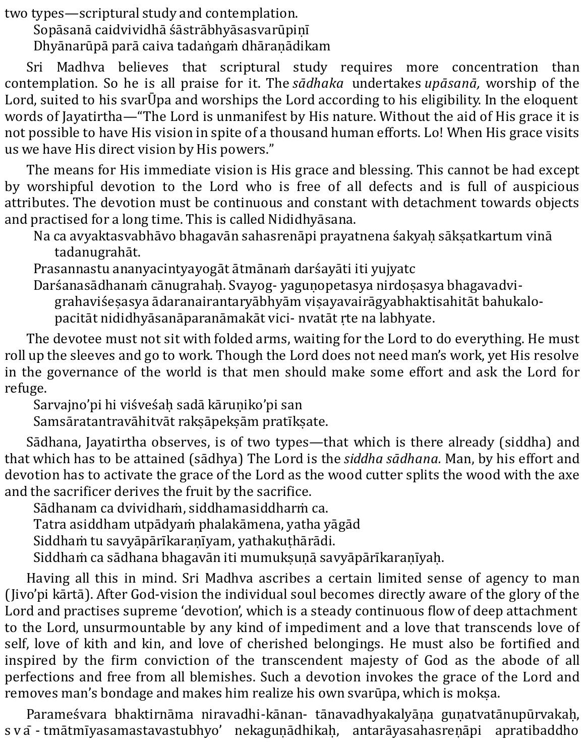two types—scriptural study and contemplation.

> Sopāsanā caidvividhā śāstrābhyāsasvarūpiṇī
> Dhyānarūpā parā caiva tadaṅgaṁ dhāraṇādikam

Sri Madhva believes that scriptural study requires more concentration than contemplation. So he is all praise for it. The *sādhaka* undertakes *upāsanā,* worship of the Lord, suited to his svarŪpa and worships the Lord according to his eligibility. In the eloquent words of Jayatirtha—"The Lord is unmanifest by His nature. Without the aid of His grace it is not possible to have His vision in spite of a thousand human efforts. Lo! When His grace visits us we have His direct vision by His powers."

The means for His immediate vision is His grace and blessing. This cannot be had except by worshipful devotion to the Lord who is free of all defects and is full of auspicious attributes. The devotion must be continuous and constant with detachment towards objects and practised for a long time. This is called Nididhyāsana.

> Na ca avyaktasvabhāvo bhagavān sahasrenāpi prayatnena śakyaḥ sākṣatkartum vinā tadanugrahāt.
> Prasannastu ananyacintyayogāt ātmānaṁ darśayāti iti yujyatc
> Darśanasādhanaṁ cānugrahaḥ. Svayog- yaguṇopetasya nirdoṣasya bhagavadvigrahaviśeṣasya ādaranairantaryābhyām viṣayavairāgyabhaktisahitāt bahukalopacitāt nididhyāsanāparanāmakāt vici- nvatāt ṛte na labhyate.

The devotee must not sit with folded arms, waiting for the Lord to do everything. He must roll up the sleeves and go to work. Though the Lord does not need man's work, yet His resolve in the governance of the world is that men should make some effort and ask the Lord for refuge.

> Sarvajno'pi hi viśveśaḥ sadā kāruṇiko'pi san
> Samsāratantravāhitvāt rakṣāpekṣām pratīkṣate.

Sādhana, Jayatirtha observes, is of two types—that which is there already (siddha) and that which has to be attained (sādhya) The Lord is the *siddha sādhana.* Man, by his effort and devotion has to activate the grace of the Lord as the wood cutter splits the wood with the axe and the sacrificer derives the fruit by the sacrifice.

> Sādhanam ca dvividhaṁ, siddhamasiddharṁ ca.
> Tatra asiddham utpādyaṁ phalakāmena, yatha yāgād
> Siddhaṁ tu savyāpārīkaraṇīyam, yathakuṭhārādi.
> Siddhaṁ ca sādhana bhagavān iti mumukṣuṇā savyāpārīkaraṇīyaḥ.

Having all this in mind. Sri Madhva ascribes a certain limited sense of agency to man (Jivo'pi kārtā). After God-vision the individual soul becomes directly aware of the glory of the Lord and practises supreme 'devotion', which is a steady continuous flow of deep attachment to the Lord, unsurmountable by any kind of impediment and a love that transcends love of self, love of kith and kin, and love of cherished belongings. He must also be fortified and inspired by the firm conviction of the transcendent majesty of God as the abode of all perfections and free from all blemishes. Such a devotion invokes the grace of the Lord and removes man's bondage and makes him realize his own svarūpa, which is mokṣa.

Parameśvara bhaktirnāma niravadhi-kānan- tānavadhyakalyāṇa guṇatvatānupūrvakaḥ, svā - tmātmīyasamastavastubhyo' nekaguṇādhikaḥ, antarāyasahasreṇāpi apratibaddho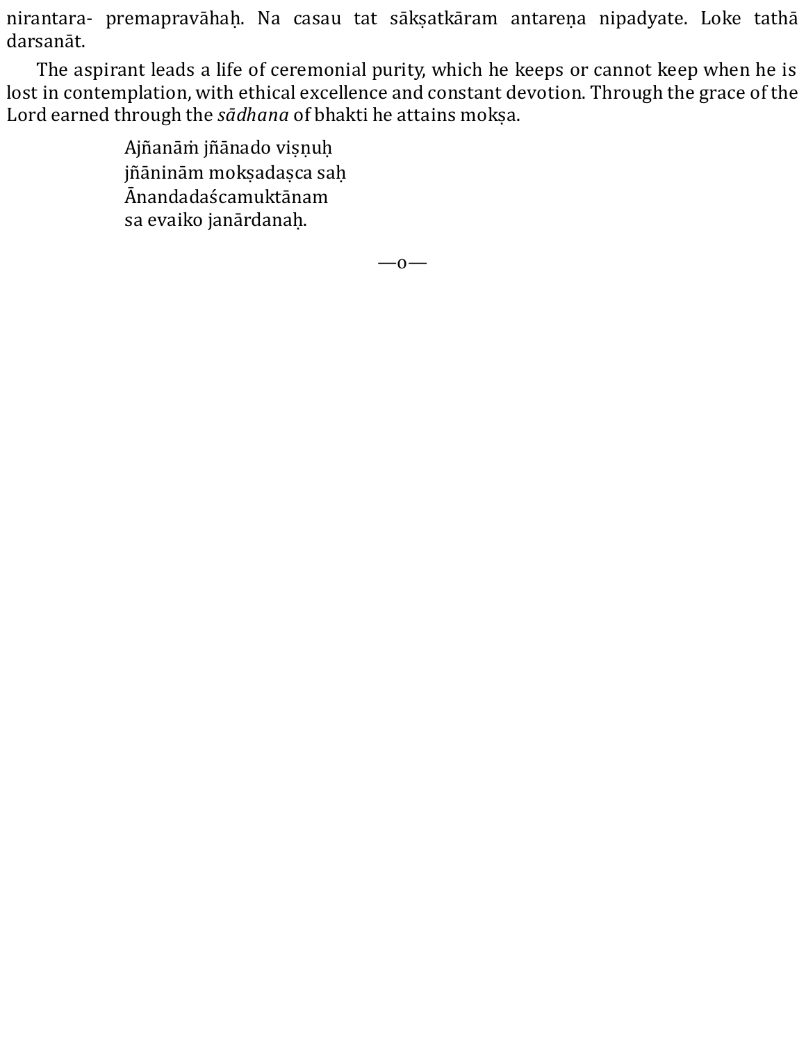nirantara- premapravāhaḥ. Na casau tat sākṣatkāram antareṇa nipadyate. Loke tathā darsanāt.

The aspirant leads a life of ceremonial purity, which he keeps or cannot keep when he is lost in contemplation, with ethical excellence and constant devotion. Through the grace of the Lord earned through the *sādhana* of bhakti he attains mokṣa.

> Ajñanāṁ jñānado viṣṇuḥ
> jñāninām mokṣadaṣca saḥ
> Ānandadaścamuktānam
> sa evaiko janārdanaḥ.

—o—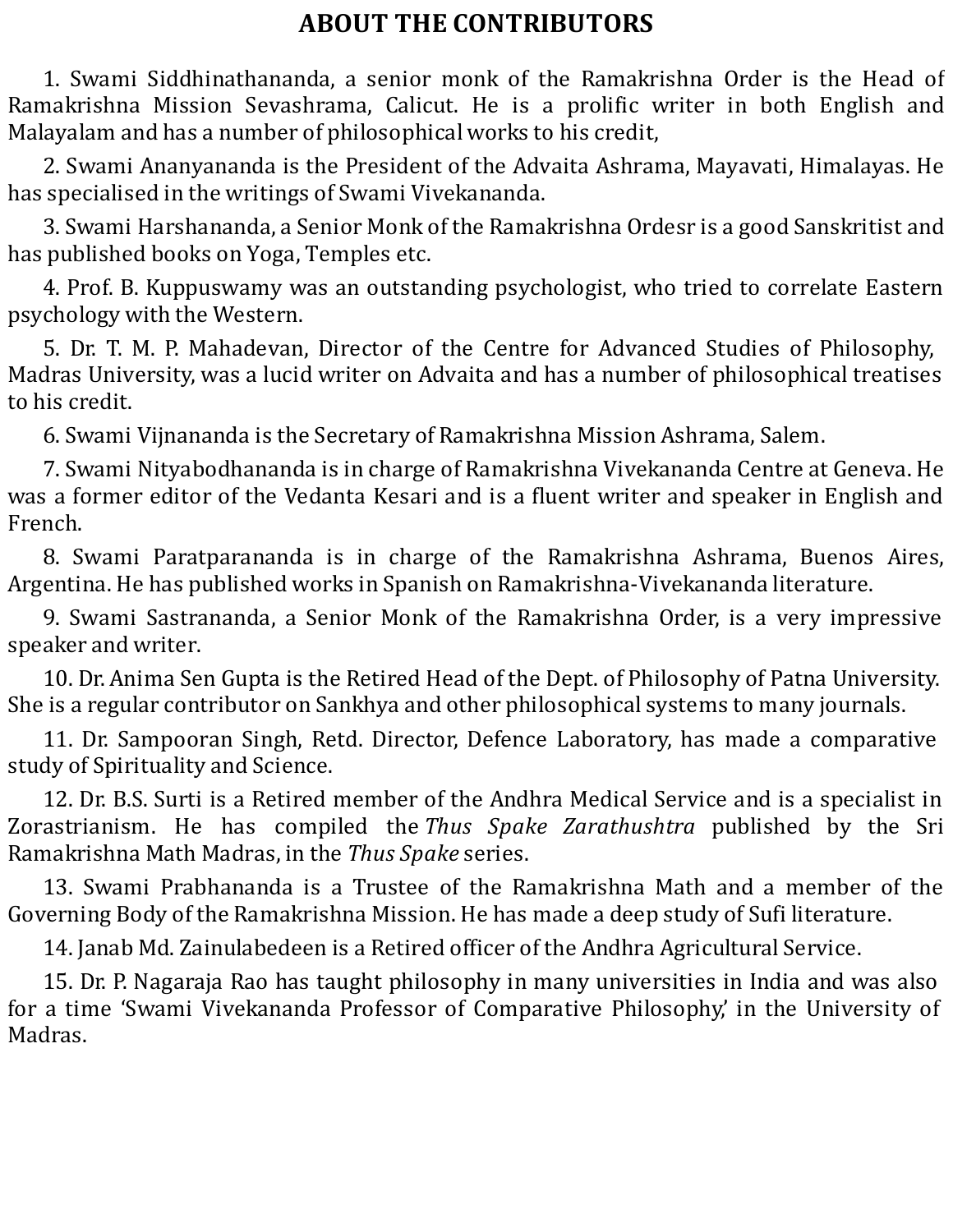# ABOUT THE CONTRIBUTORS

1. Swami Siddhinathananda, a senior monk of the Ramakrishna Order is the Head of Ramakrishna Mission Sevashrama, Calicut. He is a prolific writer in both English and Malayalam and has a number of philosophical works to his credit,

2. Swami Ananyananda is the President of the Advaita Ashrama, Mayavati, Himalayas. He has specialised in the writings of Swami Vivekananda.

3. Swami Harshananda, a Senior Monk of the Ramakrishna Ordesr is a good Sanskritist and has published books on Yoga, Temples etc.

4. Prof. B. Kuppuswamy was an outstanding psychologist, who tried to correlate Eastern psychology with the Western.

5. Dr. T. M. P. Mahadevan, Director of the Centre for Advanced Studies of Philosophy, Madras University, was a lucid writer on Advaita and has a number of philosophical treatises to his credit.

6. Swami Vijnananda is the Secretary of Ramakrishna Mission Ashrama, Salem.

7. Swami Nityabodhananda is in charge of Ramakrishna Vivekananda Centre at Geneva. He was a former editor of the Vedanta Kesari and is a fluent writer and speaker in English and French.

8. Swami Paratparananda is in charge of the Ramakrishna Ashrama, Buenos Aires, Argentina. He has published works in Spanish on Ramakrishna-Vivekananda literature.

9. Swami Sastrananda, a Senior Monk of the Ramakrishna Order, is a very impressive speaker and writer.

10. Dr. Anima Sen Gupta is the Retired Head of the Dept. of Philosophy of Patna University. She is a regular contributor on Sankhya and other philosophical systems to many journals.

11. Dr. Sampooran Singh, Retd. Director, Defence Laboratory, has made a comparative study of Spirituality and Science.

12. Dr. B.S. Surti is a Retired member of the Andhra Medical Service and is a specialist in Zorastrianism. He has compiled the *Thus Spake Zarathushtra* published by the Sri Ramakrishna Math Madras, in the *Thus Spake* series.

13. Swami Prabhananda is a Trustee of the Ramakrishna Math and a member of the Governing Body of the Ramakrishna Mission. He has made a deep study of Sufi literature.

14. Janab Md. Zainulabedeen is a Retired officer of the Andhra Agricultural Service.

15. Dr. P. Nagaraja Rao has taught philosophy in many universities in India and was also for a time 'Swami Vivekananda Professor of Comparative Philosophy,' in the University of Madras.